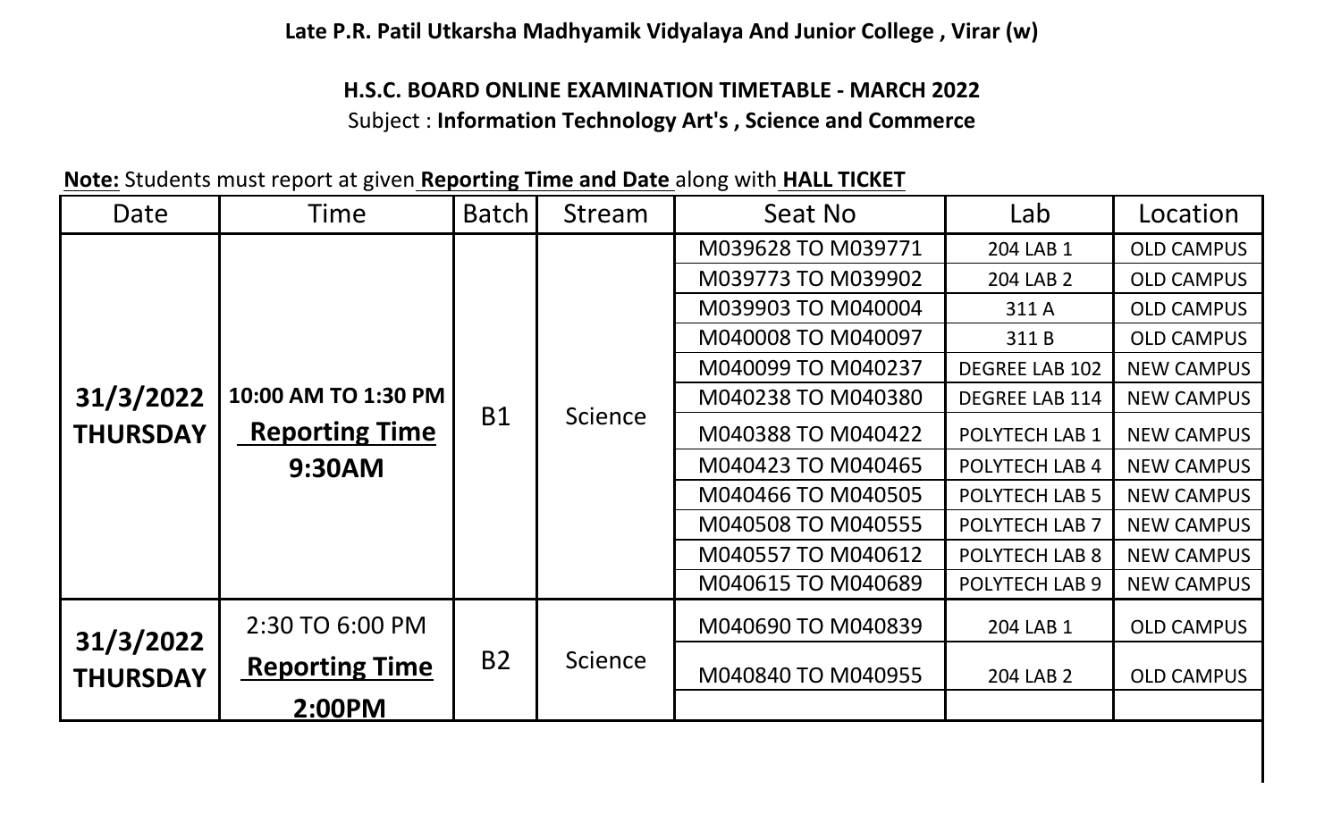**Late P.R. Patil Utkarsha Madhyamik Vidyalaya And Junior College , Virar (w)**

**H.S.C. BOARD ONLINE EXAMINATION TIMETABLE - MARCH 2022**

Subject : **Information Technology Art's , Science and Commerce**

**Note:** Students must report at given **Reporting Time and Date** along with **HALL TICKET**

| Date | Time | Batch | Stream | Seat No | Lab | Location |
|---|---|---|---|---|---|---|
| **31/3/2022 THURSDAY** | **10:00 AM TO 1:30 PM** **Reporting Time** **9:30AM** | B1 | Science | M039628 TO M039771 | 204 LAB 1 | OLD CAMPUS |
| | | | | M039773 TO M039902 | 204 LAB 2 | OLD CAMPUS |
| | | | | M039903 TO M040004 | 311 A | OLD CAMPUS |
| | | | | M040008 TO M040097 | 311 B | OLD CAMPUS |
| | | | | M040099 TO M040237 | DEGREE LAB 102 | NEW CAMPUS |
| | | | | M040238 TO M040380 | DEGREE LAB 114 | NEW CAMPUS |
| | | | | M040388 TO M040422 | POLYTECH LAB 1 | NEW CAMPUS |
| | | | | M040423 TO M040465 | POLYTECH LAB 4 | NEW CAMPUS |
| | | | | M040466 TO M040505 | POLYTECH LAB 5 | NEW CAMPUS |
| | | | | M040508 TO M040555 | POLYTECH LAB 7 | NEW CAMPUS |
| | | | | M040557 TO M040612 | POLYTECH LAB 8 | NEW CAMPUS |
| | | | | M040615 TO M040689 | POLYTECH LAB 9 | NEW CAMPUS |
| **31/3/2022 THURSDAY** | 2:30 TO 6:00 PM **Reporting Time** **2:00PM** | B2 | Science | M040690 TO M040839 | 204 LAB 1 | OLD CAMPUS |
| | | | | M040840 TO M040955 | 204 LAB 2 | OLD CAMPUS |
| | | | | | | |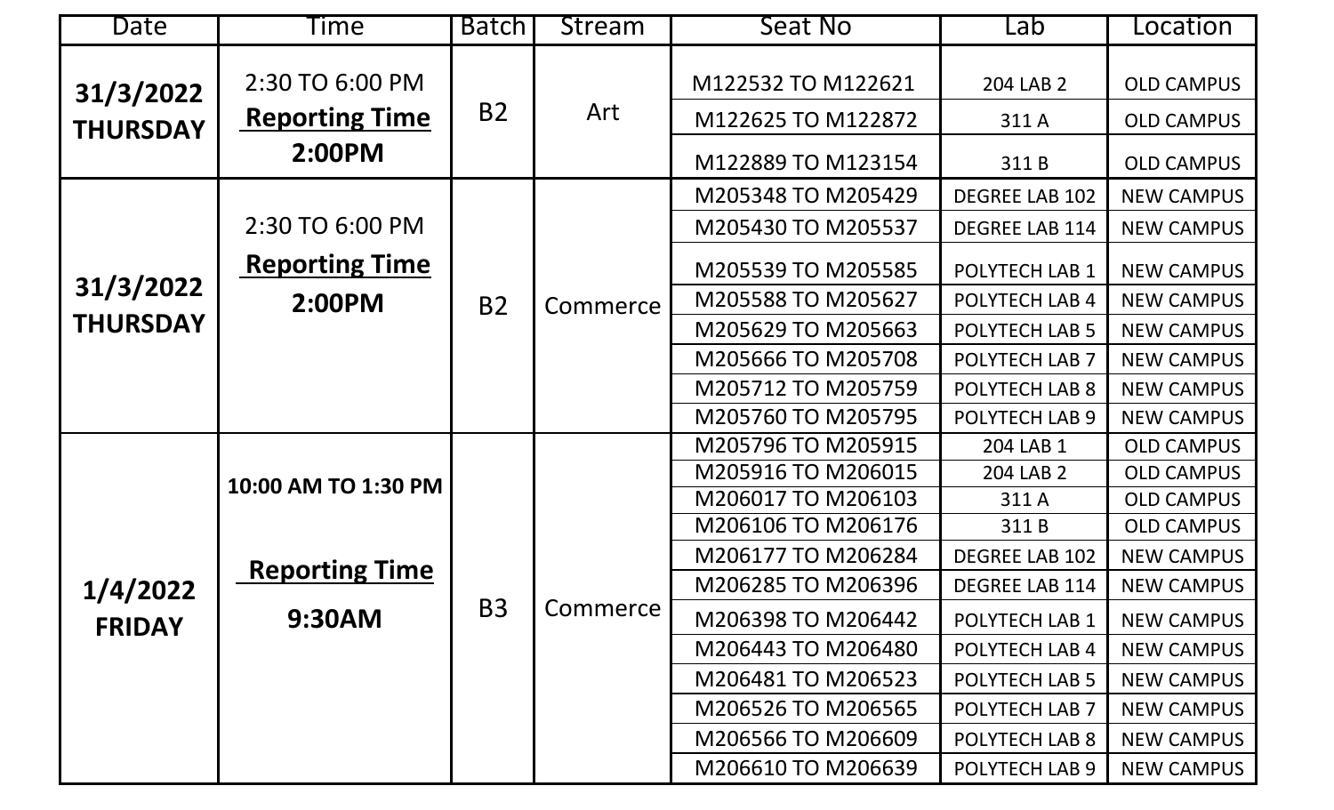| Date | Time | Batch | Stream | Seat No | Lab | Location |
|---|---|---|---|---|---|---|
| **31/3/2022 THURSDAY** | 2:30 TO 6:00 PM **Reporting Time 2:00PM** | B2 | Art | M122532 TO M122621 | 204 LAB 2 | OLD CAMPUS |
| | | | | M122625 TO M122872 | 311 A | OLD CAMPUS |
| | | | | M122889 TO M123154 | 311 B | OLD CAMPUS |
| **31/3/2022 THURSDAY** | 2:30 TO 6:00 PM **Reporting Time 2:00PM** | B2 | Commerce | M205348 TO M205429 | DEGREE LAB 102 | NEW CAMPUS |
| | | | | M205430 TO M205537 | DEGREE LAB 114 | NEW CAMPUS |
| | | | | M205539 TO M205585 | POLYTECH LAB 1 | NEW CAMPUS |
| | | | | M205588 TO M205627 | POLYTECH LAB 4 | NEW CAMPUS |
| | | | | M205629 TO M205663 | POLYTECH LAB 5 | NEW CAMPUS |
| | | | | M205666 TO M205708 | POLYTECH LAB 7 | NEW CAMPUS |
| | | | | M205712 TO M205759 | POLYTECH LAB 8 | NEW CAMPUS |
| | | | | M205760 TO M205795 | POLYTECH LAB 9 | NEW CAMPUS |
| **1/4/2022 FRIDAY** | **10:00 AM TO 1:30 PM** **Reporting Time 9:30AM** | B3 | Commerce | M205796 TO M205915 | 204 LAB 1 | OLD CAMPUS |
| | | | | M205916 TO M206015 | 204 LAB 2 | OLD CAMPUS |
| | | | | M206017 TO M206103 | 311 A | OLD CAMPUS |
| | | | | M206106 TO M206176 | 311 B | OLD CAMPUS |
| | | | | M206177 TO M206284 | DEGREE LAB 102 | NEW CAMPUS |
| | | | | M206285 TO M206396 | DEGREE LAB 114 | NEW CAMPUS |
| | | | | M206398 TO M206442 | POLYTECH LAB 1 | NEW CAMPUS |
| | | | | M206443 TO M206480 | POLYTECH LAB 4 | NEW CAMPUS |
| | | | | M206481 TO M206523 | POLYTECH LAB 5 | NEW CAMPUS |
| | | | | M206526 TO M206565 | POLYTECH LAB 7 | NEW CAMPUS |
| | | | | M206566 TO M206609 | POLYTECH LAB 8 | NEW CAMPUS |
| | | | | M206610 TO M206639 | POLYTECH LAB 9 | NEW CAMPUS |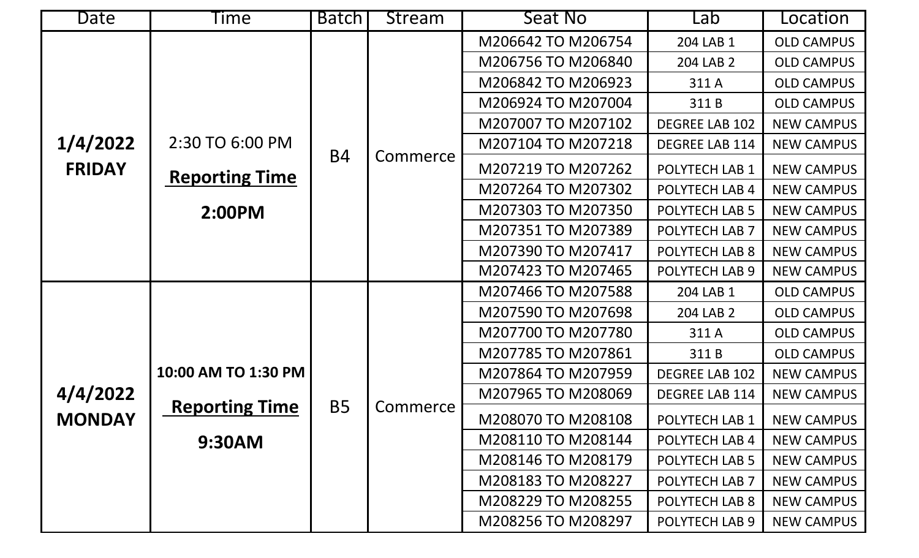| Date | Time | Batch | Stream | Seat No | Lab | Location |
|---|---|---|---|---|---|---|
| **1/4/2022 FRIDAY** | 2:30 TO 6:00 PM **Reporting Time** **2:00PM** | B4 | Commerce | M206642 TO M206754 | 204 LAB 1 | OLD CAMPUS |
| | | | | M206756 TO M206840 | 204 LAB 2 | OLD CAMPUS |
| | | | | M206842 TO M206923 | 311 A | OLD CAMPUS |
| | | | | M206924 TO M207004 | 311 B | OLD CAMPUS |
| | | | | M207007 TO M207102 | DEGREE LAB 102 | NEW CAMPUS |
| | | | | M207104 TO M207218 | DEGREE LAB 114 | NEW CAMPUS |
| | | | | M207219 TO M207262 | POLYTECH LAB 1 | NEW CAMPUS |
| | | | | M207264 TO M207302 | POLYTECH LAB 4 | NEW CAMPUS |
| | | | | M207303 TO M207350 | POLYTECH LAB 5 | NEW CAMPUS |
| | | | | M207351 TO M207389 | POLYTECH LAB 7 | NEW CAMPUS |
| | | | | M207390 TO M207417 | POLYTECH LAB 8 | NEW CAMPUS |
| | | | | M207423 TO M207465 | POLYTECH LAB 9 | NEW CAMPUS |
| **4/4/2022 MONDAY** | **10:00 AM TO 1:30 PM** **Reporting Time** **9:30AM** | B5 | Commerce | M207466 TO M207588 | 204 LAB 1 | OLD CAMPUS |
| | | | | M207590 TO M207698 | 204 LAB 2 | OLD CAMPUS |
| | | | | M207700 TO M207780 | 311 A | OLD CAMPUS |
| | | | | M207785 TO M207861 | 311 B | OLD CAMPUS |
| | | | | M207864 TO M207959 | DEGREE LAB 102 | NEW CAMPUS |
| | | | | M207965 TO M208069 | DEGREE LAB 114 | NEW CAMPUS |
| | | | | M208070 TO M208108 | POLYTECH LAB 1 | NEW CAMPUS |
| | | | | M208110 TO M208144 | POLYTECH LAB 4 | NEW CAMPUS |
| | | | | M208146 TO M208179 | POLYTECH LAB 5 | NEW CAMPUS |
| | | | | M208183 TO M208227 | POLYTECH LAB 7 | NEW CAMPUS |
| | | | | M208229 TO M208255 | POLYTECH LAB 8 | NEW CAMPUS |
| | | | | M208256 TO M208297 | POLYTECH LAB 9 | NEW CAMPUS |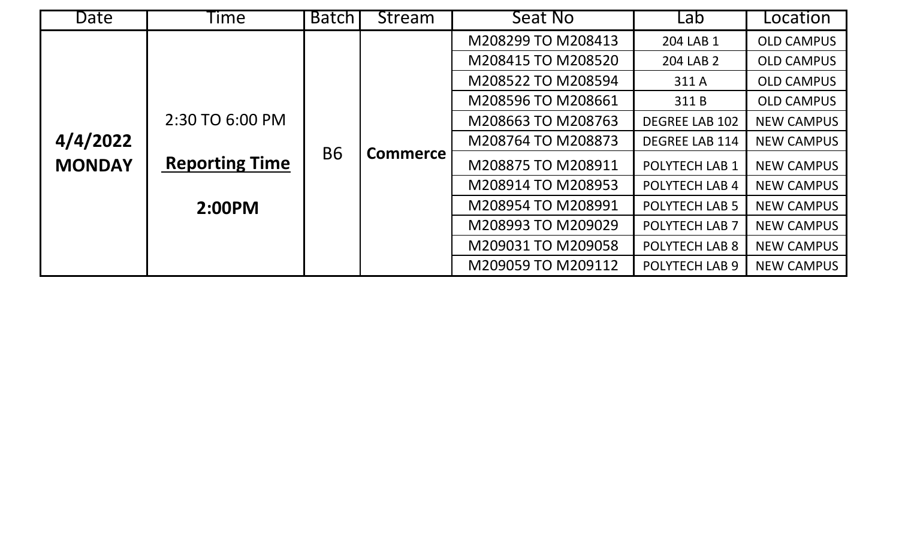| Date | Time | Batch | Stream | Seat No | Lab | Location |
|---|---|---|---|---|---|---|
| **4/4/2022 MONDAY** | 2:30 TO 6:00 PM **Reporting Time** **2:00PM** | B6 | **Commerce** | M208299 TO M208413 | 204 LAB 1 | OLD CAMPUS |
| | | | | M208415 TO M208520 | 204 LAB 2 | OLD CAMPUS |
| | | | | M208522 TO M208594 | 311 A | OLD CAMPUS |
| | | | | M208596 TO M208661 | 311 B | OLD CAMPUS |
| | | | | M208663 TO M208763 | DEGREE LAB 102 | NEW CAMPUS |
| | | | | M208764 TO M208873 | DEGREE LAB 114 | NEW CAMPUS |
| | | | | M208875 TO M208911 | POLYTECH LAB 1 | NEW CAMPUS |
| | | | | M208914 TO M208953 | POLYTECH LAB 4 | NEW CAMPUS |
| | | | | M208954 TO M208991 | POLYTECH LAB 5 | NEW CAMPUS |
| | | | | M208993 TO M209029 | POLYTECH LAB 7 | NEW CAMPUS |
| | | | | M209031 TO M209058 | POLYTECH LAB 8 | NEW CAMPUS |
| | | | | M209059 TO M209112 | POLYTECH LAB 9 | NEW CAMPUS |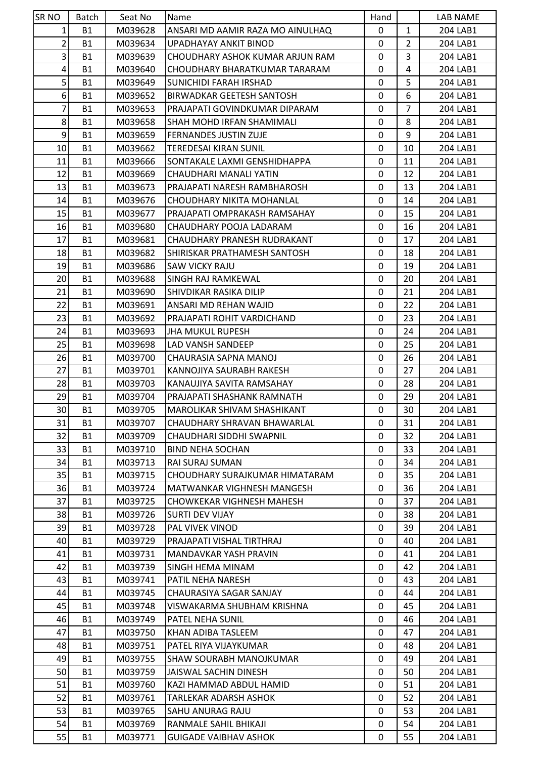| SR NO | Batch | Seat No | Name | Hand | | LAB NAME |
|---|---|---|---|---|---|---|
| 1 | B1 | M039628 | ANSARI MD AAMIR RAZA MO AINULHAQ | 0 | 1 | 204 LAB1 |
| 2 | B1 | M039634 | UPADHAYAY ANKIT BINOD | 0 | 2 | 204 LAB1 |
| 3 | B1 | M039639 | CHOUDHARY ASHOK KUMAR ARJUN RAM | 0 | 3 | 204 LAB1 |
| 4 | B1 | M039640 | CHOUDHARY BHARATKUMAR TARARAM | 0 | 4 | 204 LAB1 |
| 5 | B1 | M039649 | SUNICHIDI FARAH IRSHAD | 0 | 5 | 204 LAB1 |
| 6 | B1 | M039652 | BIRWADKAR GEETESH SANTOSH | 0 | 6 | 204 LAB1 |
| 7 | B1 | M039653 | PRAJAPATI GOVINDKUMAR DIPARAM | 0 | 7 | 204 LAB1 |
| 8 | B1 | M039658 | SHAH MOHD IRFAN SHAMIMALI | 0 | 8 | 204 LAB1 |
| 9 | B1 | M039659 | FERNANDES JUSTIN ZUJE | 0 | 9 | 204 LAB1 |
| 10 | B1 | M039662 | TEREDESAI KIRAN SUNIL | 0 | 10 | 204 LAB1 |
| 11 | B1 | M039666 | SONTAKALE LAXMI GENSHIDHAPPA | 0 | 11 | 204 LAB1 |
| 12 | B1 | M039669 | CHAUDHARI MANALI YATIN | 0 | 12 | 204 LAB1 |
| 13 | B1 | M039673 | PRAJAPATI NARESH RAMBHAROSH | 0 | 13 | 204 LAB1 |
| 14 | B1 | M039676 | CHOUDHARY NIKITA MOHANLAL | 0 | 14 | 204 LAB1 |
| 15 | B1 | M039677 | PRAJAPATI OMPRAKASH RAMSAHAY | 0 | 15 | 204 LAB1 |
| 16 | B1 | M039680 | CHAUDHARY POOJA LADARAM | 0 | 16 | 204 LAB1 |
| 17 | B1 | M039681 | CHAUDHARY PRANESH RUDRAKANT | 0 | 17 | 204 LAB1 |
| 18 | B1 | M039682 | SHIRISKAR PRATHAMESH SANTOSH | 0 | 18 | 204 LAB1 |
| 19 | B1 | M039686 | SAW VICKY RAJU | 0 | 19 | 204 LAB1 |
| 20 | B1 | M039688 | SINGH RAJ RAMKEWAL | 0 | 20 | 204 LAB1 |
| 21 | B1 | M039690 | SHIVDIKAR RASIKA DILIP | 0 | 21 | 204 LAB1 |
| 22 | B1 | M039691 | ANSARI MD REHAN WAJID | 0 | 22 | 204 LAB1 |
| 23 | B1 | M039692 | PRAJAPATI ROHIT VARDICHAND | 0 | 23 | 204 LAB1 |
| 24 | B1 | M039693 | JHA MUKUL RUPESH | 0 | 24 | 204 LAB1 |
| 25 | B1 | M039698 | LAD VANSH SANDEEP | 0 | 25 | 204 LAB1 |
| 26 | B1 | M039700 | CHAURASIA SAPNA MANOJ | 0 | 26 | 204 LAB1 |
| 27 | B1 | M039701 | KANNOJIYA SAURABH RAKESH | 0 | 27 | 204 LAB1 |
| 28 | B1 | M039703 | KANAUJIYA SAVITA RAMSAHAY | 0 | 28 | 204 LAB1 |
| 29 | B1 | M039704 | PRAJAPATI SHASHANK RAMNATH | 0 | 29 | 204 LAB1 |
| 30 | B1 | M039705 | MAROLIKAR SHIVAM SHASHIKANT | 0 | 30 | 204 LAB1 |
| 31 | B1 | M039707 | CHAUDHARY SHRAVAN BHAWARLAL | 0 | 31 | 204 LAB1 |
| 32 | B1 | M039709 | CHAUDHARI SIDDHI SWAPNIL | 0 | 32 | 204 LAB1 |
| 33 | B1 | M039710 | BIND NEHA SOCHAN | 0 | 33 | 204 LAB1 |
| 34 | B1 | M039713 | RAI SURAJ SUMAN | 0 | 34 | 204 LAB1 |
| 35 | B1 | M039715 | CHOUDHARY SURAJKUMAR HIMATARAM | 0 | 35 | 204 LAB1 |
| 36 | B1 | M039724 | MATWANKAR VIGHNESH MANGESH | 0 | 36 | 204 LAB1 |
| 37 | B1 | M039725 | CHOWKEKAR VIGHNESH MAHESH | 0 | 37 | 204 LAB1 |
| 38 | B1 | M039726 | SURTI DEV VIJAY | 0 | 38 | 204 LAB1 |
| 39 | B1 | M039728 | PAL VIVEK VINOD | 0 | 39 | 204 LAB1 |
| 40 | B1 | M039729 | PRAJAPATI VISHAL TIRTHRAJ | 0 | 40 | 204 LAB1 |
| 41 | B1 | M039731 | MANDAVKAR YASH PRAVIN | 0 | 41 | 204 LAB1 |
| 42 | B1 | M039739 | SINGH HEMA MINAM | 0 | 42 | 204 LAB1 |
| 43 | B1 | M039741 | PATIL NEHA NARESH | 0 | 43 | 204 LAB1 |
| 44 | B1 | M039745 | CHAURASIYA SAGAR SANJAY | 0 | 44 | 204 LAB1 |
| 45 | B1 | M039748 | VISWAKARMA SHUBHAM KRISHNA | 0 | 45 | 204 LAB1 |
| 46 | B1 | M039749 | PATEL NEHA SUNIL | 0 | 46 | 204 LAB1 |
| 47 | B1 | M039750 | KHAN ADIBA TASLEEM | 0 | 47 | 204 LAB1 |
| 48 | B1 | M039751 | PATEL RIYA VIJAYKUMAR | 0 | 48 | 204 LAB1 |
| 49 | B1 | M039755 | SHAW SOURABH MANOJKUMAR | 0 | 49 | 204 LAB1 |
| 50 | B1 | M039759 | JAISWAL SACHIN DINESH | 0 | 50 | 204 LAB1 |
| 51 | B1 | M039760 | KAZI HAMMAD ABDUL HAMID | 0 | 51 | 204 LAB1 |
| 52 | B1 | M039761 | TARLEKAR ADARSH ASHOK | 0 | 52 | 204 LAB1 |
| 53 | B1 | M039765 | SAHU ANURAG RAJU | 0 | 53 | 204 LAB1 |
| 54 | B1 | M039769 | RANMALE SAHIL BHIKAJI | 0 | 54 | 204 LAB1 |
| 55 | B1 | M039771 | GUIGADE VAIBHAV ASHOK | 0 | 55 | 204 LAB1 |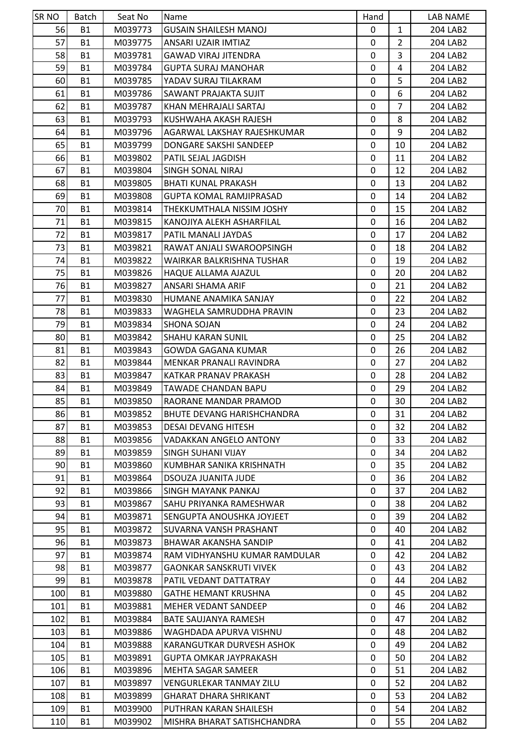| SR NO | Batch | Seat No | Name | Hand | | LAB NAME |
|---|---|---|---|---|---|---|
| 56 | B1 | M039773 | GUSAIN SHAILESH MANOJ | 0 | 1 | 204 LAB2 |
| 57 | B1 | M039775 | ANSARI UZAIR IMTIAZ | 0 | 2 | 204 LAB2 |
| 58 | B1 | M039781 | GAWAD VIRAJ JITENDRA | 0 | 3 | 204 LAB2 |
| 59 | B1 | M039784 | GUPTA SURAJ MANOHAR | 0 | 4 | 204 LAB2 |
| 60 | B1 | M039785 | YADAV SURAJ TILAKRAM | 0 | 5 | 204 LAB2 |
| 61 | B1 | M039786 | SAWANT PRAJAKTA SUJIT | 0 | 6 | 204 LAB2 |
| 62 | B1 | M039787 | KHAN MEHRAJALI SARTAJ | 0 | 7 | 204 LAB2 |
| 63 | B1 | M039793 | KUSHWAHA AKASH RAJESH | 0 | 8 | 204 LAB2 |
| 64 | B1 | M039796 | AGARWAL LAKSHAY RAJESHKUMAR | 0 | 9 | 204 LAB2 |
| 65 | B1 | M039799 | DONGARE SAKSHI SANDEEP | 0 | 10 | 204 LAB2 |
| 66 | B1 | M039802 | PATIL SEJAL JAGDISH | 0 | 11 | 204 LAB2 |
| 67 | B1 | M039804 | SINGH SONAL NIRAJ | 0 | 12 | 204 LAB2 |
| 68 | B1 | M039805 | BHATI KUNAL PRAKASH | 0 | 13 | 204 LAB2 |
| 69 | B1 | M039808 | GUPTA KOMAL RAMJIPRASAD | 0 | 14 | 204 LAB2 |
| 70 | B1 | M039814 | THEKKUMTHALA NISSIM JOSHY | 0 | 15 | 204 LAB2 |
| 71 | B1 | M039815 | KANOJIYA ALEKH ASHARFILAL | 0 | 16 | 204 LAB2 |
| 72 | B1 | M039817 | PATIL MANALI JAYDAS | 0 | 17 | 204 LAB2 |
| 73 | B1 | M039821 | RAWAT ANJALI SWAROOPSINGH | 0 | 18 | 204 LAB2 |
| 74 | B1 | M039822 | WAIRKAR BALKRISHNA TUSHAR | 0 | 19 | 204 LAB2 |
| 75 | B1 | M039826 | HAQUE ALLAMA AJAZUL | 0 | 20 | 204 LAB2 |
| 76 | B1 | M039827 | ANSARI SHAMA ARIF | 0 | 21 | 204 LAB2 |
| 77 | B1 | M039830 | HUMANE ANAMIKA SANJAY | 0 | 22 | 204 LAB2 |
| 78 | B1 | M039833 | WAGHELA SAMRUDDHA PRAVIN | 0 | 23 | 204 LAB2 |
| 79 | B1 | M039834 | SHONA SOJAN | 0 | 24 | 204 LAB2 |
| 80 | B1 | M039842 | SHAHU KARAN SUNIL | 0 | 25 | 204 LAB2 |
| 81 | B1 | M039843 | GOWDA GAGANA KUMAR | 0 | 26 | 204 LAB2 |
| 82 | B1 | M039844 | MENKAR PRANALI RAVINDRA | 0 | 27 | 204 LAB2 |
| 83 | B1 | M039847 | KATKAR PRANAV PRAKASH | 0 | 28 | 204 LAB2 |
| 84 | B1 | M039849 | TAWADE CHANDAN BAPU | 0 | 29 | 204 LAB2 |
| 85 | B1 | M039850 | RAORANE MANDAR PRAMOD | 0 | 30 | 204 LAB2 |
| 86 | B1 | M039852 | BHUTE DEVANG HARISHCHANDRA | 0 | 31 | 204 LAB2 |
| 87 | B1 | M039853 | DESAI DEVANG HITESH | 0 | 32 | 204 LAB2 |
| 88 | B1 | M039856 | VADAKKAN ANGELO ANTONY | 0 | 33 | 204 LAB2 |
| 89 | B1 | M039859 | SINGH SUHANI VIJAY | 0 | 34 | 204 LAB2 |
| 90 | B1 | M039860 | KUMBHAR SANIKA KRISHNATH | 0 | 35 | 204 LAB2 |
| 91 | B1 | M039864 | DSOUZA JUANITA JUDE | 0 | 36 | 204 LAB2 |
| 92 | B1 | M039866 | SINGH MAYANK PANKAJ | 0 | 37 | 204 LAB2 |
| 93 | B1 | M039867 | SAHU PRIYANKA RAMESHWAR | 0 | 38 | 204 LAB2 |
| 94 | B1 | M039871 | SENGUPTA ANOUSHKA JOYJEET | 0 | 39 | 204 LAB2 |
| 95 | B1 | M039872 | SUVARNA VANSH PRASHANT | 0 | 40 | 204 LAB2 |
| 96 | B1 | M039873 | BHAWAR AKANSHA SANDIP | 0 | 41 | 204 LAB2 |
| 97 | B1 | M039874 | RAM VIDHYANSHU KUMAR RAMDULAR | 0 | 42 | 204 LAB2 |
| 98 | B1 | M039877 | GAONKAR SANSKRUTI VIVEK | 0 | 43 | 204 LAB2 |
| 99 | B1 | M039878 | PATIL VEDANT DATTATRAY | 0 | 44 | 204 LAB2 |
| 100 | B1 | M039880 | GATHE HEMANT KRUSHNA | 0 | 45 | 204 LAB2 |
| 101 | B1 | M039881 | MEHER VEDANT SANDEEP | 0 | 46 | 204 LAB2 |
| 102 | B1 | M039884 | BATE SAUJANYA RAMESH | 0 | 47 | 204 LAB2 |
| 103 | B1 | M039886 | WAGHDADA APURVA VISHNU | 0 | 48 | 204 LAB2 |
| 104 | B1 | M039888 | KARANGUTKAR DURVESH ASHOK | 0 | 49 | 204 LAB2 |
| 105 | B1 | M039891 | GUPTA OMKAR JAYPRAKASH | 0 | 50 | 204 LAB2 |
| 106 | B1 | M039896 | MEHTA SAGAR SAMEER | 0 | 51 | 204 LAB2 |
| 107 | B1 | M039897 | VENGURLEKAR TANMAY ZILU | 0 | 52 | 204 LAB2 |
| 108 | B1 | M039899 | GHARAT DHARA SHRIKANT | 0 | 53 | 204 LAB2 |
| 109 | B1 | M039900 | PUTHRAN KARAN SHAILESH | 0 | 54 | 204 LAB2 |
| 110 | B1 | M039902 | MISHRA BHARAT SATISHCHANDRA | 0 | 55 | 204 LAB2 |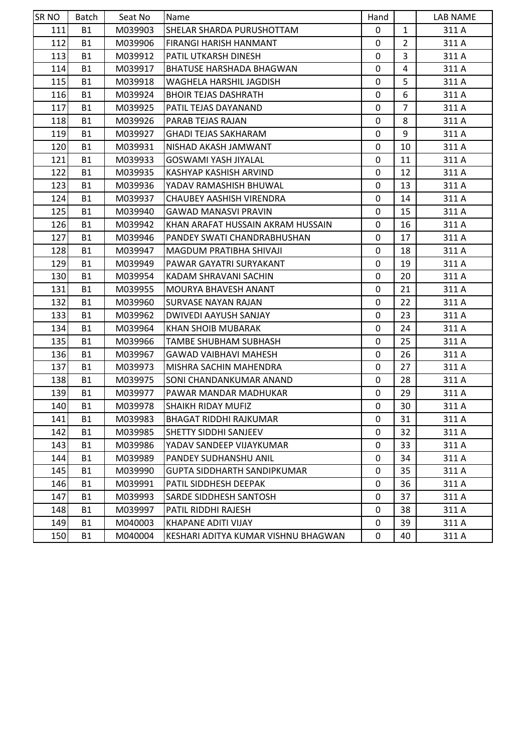| SR NO | Batch | Seat No | Name | Hand | | LAB NAME |
|---|---|---|---|---|---|---|
| 111 | B1 | M039903 | SHELAR SHARDA PURUSHOTTAM | 0 | 1 | 311 A |
| 112 | B1 | M039906 | FIRANGI HARISH HANMANT | 0 | 2 | 311 A |
| 113 | B1 | M039912 | PATIL UTKARSH DINESH | 0 | 3 | 311 A |
| 114 | B1 | M039917 | BHATUSE HARSHADA BHAGWAN | 0 | 4 | 311 A |
| 115 | B1 | M039918 | WAGHELA HARSHIL JAGDISH | 0 | 5 | 311 A |
| 116 | B1 | M039924 | BHOIR TEJAS DASHRATH | 0 | 6 | 311 A |
| 117 | B1 | M039925 | PATIL TEJAS DAYANAND | 0 | 7 | 311 A |
| 118 | B1 | M039926 | PARAB TEJAS RAJAN | 0 | 8 | 311 A |
| 119 | B1 | M039927 | GHADI TEJAS SAKHARAM | 0 | 9 | 311 A |
| 120 | B1 | M039931 | NISHAD AKASH JAMWANT | 0 | 10 | 311 A |
| 121 | B1 | M039933 | GOSWAMI YASH JIYALAL | 0 | 11 | 311 A |
| 122 | B1 | M039935 | KASHYAP KASHISH ARVIND | 0 | 12 | 311 A |
| 123 | B1 | M039936 | YADAV RAMASHISH BHUWAL | 0 | 13 | 311 A |
| 124 | B1 | M039937 | CHAUBEY AASHISH VIRENDRA | 0 | 14 | 311 A |
| 125 | B1 | M039940 | GAWAD MANASVI PRAVIN | 0 | 15 | 311 A |
| 126 | B1 | M039942 | KHAN ARAFAT HUSSAIN AKRAM HUSSAIN | 0 | 16 | 311 A |
| 127 | B1 | M039946 | PANDEY SWATI CHANDRABHUSHAN | 0 | 17 | 311 A |
| 128 | B1 | M039947 | MAGDUM PRATIBHA SHIVAJI | 0 | 18 | 311 A |
| 129 | B1 | M039949 | PAWAR GAYATRI SURYAKANT | 0 | 19 | 311 A |
| 130 | B1 | M039954 | KADAM SHRAVANI SACHIN | 0 | 20 | 311 A |
| 131 | B1 | M039955 | MOURYA BHAVESH ANANT | 0 | 21 | 311 A |
| 132 | B1 | M039960 | SURVASE NAYAN RAJAN | 0 | 22 | 311 A |
| 133 | B1 | M039962 | DWIVEDI AAYUSH SANJAY | 0 | 23 | 311 A |
| 134 | B1 | M039964 | KHAN SHOIB MUBARAK | 0 | 24 | 311 A |
| 135 | B1 | M039966 | TAMBE SHUBHAM SUBHASH | 0 | 25 | 311 A |
| 136 | B1 | M039967 | GAWAD VAIBHAVI MAHESH | 0 | 26 | 311 A |
| 137 | B1 | M039973 | MISHRA SACHIN MAHENDRA | 0 | 27 | 311 A |
| 138 | B1 | M039975 | SONI CHANDANKUMAR ANAND | 0 | 28 | 311 A |
| 139 | B1 | M039977 | PAWAR MANDAR MADHUKAR | 0 | 29 | 311 A |
| 140 | B1 | M039978 | SHAIKH RIDAY MUFIZ | 0 | 30 | 311 A |
| 141 | B1 | M039983 | BHAGAT RIDDHI RAJKUMAR | 0 | 31 | 311 A |
| 142 | B1 | M039985 | SHETTY SIDDHI SANJEEV | 0 | 32 | 311 A |
| 143 | B1 | M039986 | YADAV SANDEEP VIJAYKUMAR | 0 | 33 | 311 A |
| 144 | B1 | M039989 | PANDEY SUDHANSHU ANIL | 0 | 34 | 311 A |
| 145 | B1 | M039990 | GUPTA SIDDHARTH SANDIPKUMAR | 0 | 35 | 311 A |
| 146 | B1 | M039991 | PATIL SIDDHESH DEEPAK | 0 | 36 | 311 A |
| 147 | B1 | M039993 | SARDE SIDDHESH SANTOSH | 0 | 37 | 311 A |
| 148 | B1 | M039997 | PATIL RIDDHI RAJESH | 0 | 38 | 311 A |
| 149 | B1 | M040003 | KHAPANE ADITI VIJAY | 0 | 39 | 311 A |
| 150 | B1 | M040004 | KESHARI ADITYA KUMAR VISHNU BHAGWAN | 0 | 40 | 311 A |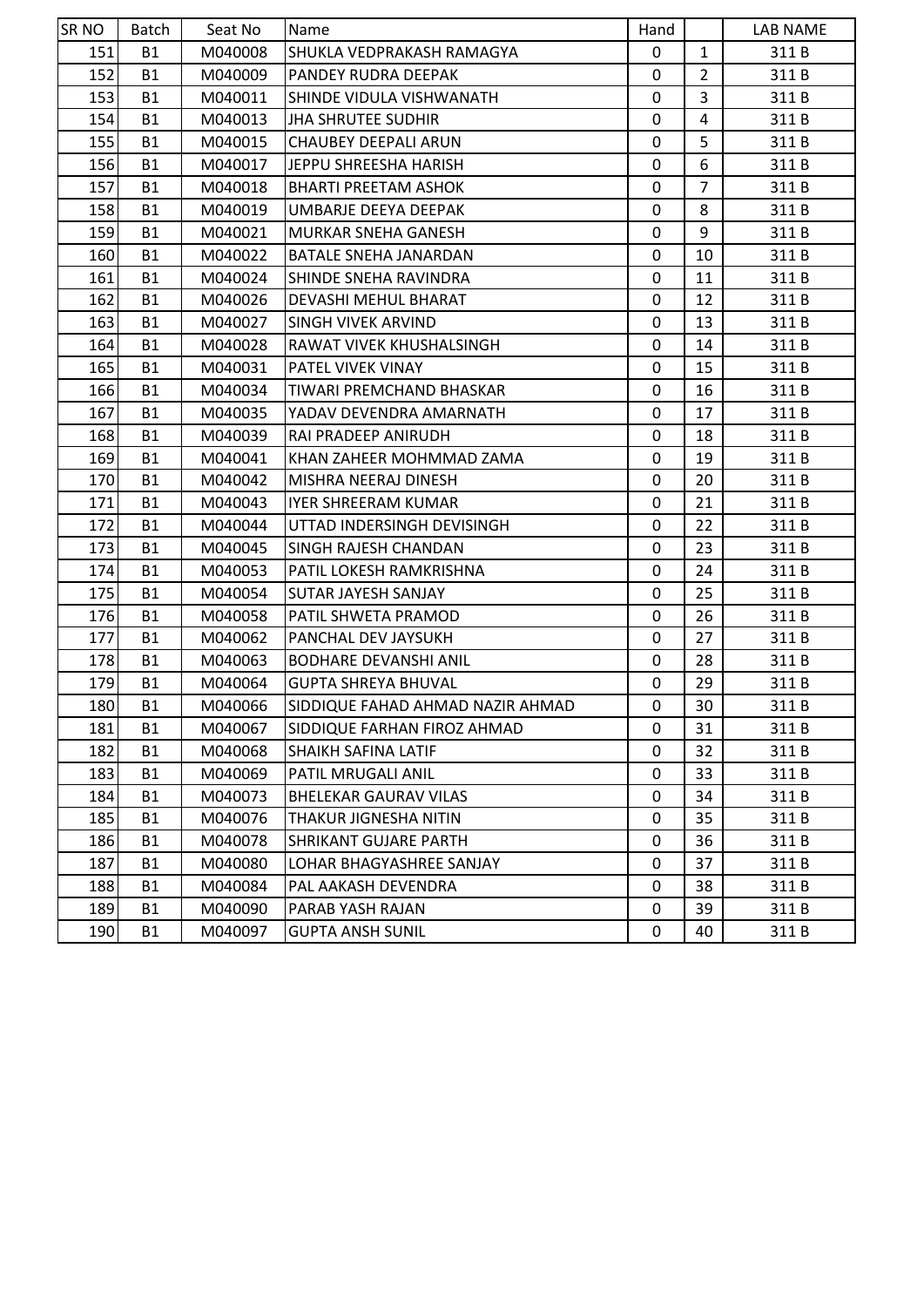| SR NO | Batch | Seat No | Name | Hand | | LAB NAME |
|---|---|---|---|---|---|---|
| 151 | B1 | M040008 | SHUKLA VEDPRAKASH RAMAGYA | 0 | 1 | 311 B |
| 152 | B1 | M040009 | PANDEY RUDRA DEEPAK | 0 | 2 | 311 B |
| 153 | B1 | M040011 | SHINDE VIDULA VISHWANATH | 0 | 3 | 311 B |
| 154 | B1 | M040013 | JHA SHRUTEE SUDHIR | 0 | 4 | 311 B |
| 155 | B1 | M040015 | CHAUBEY DEEPALI ARUN | 0 | 5 | 311 B |
| 156 | B1 | M040017 | JEPPU SHREESHA HARISH | 0 | 6 | 311 B |
| 157 | B1 | M040018 | BHARTI PREETAM ASHOK | 0 | 7 | 311 B |
| 158 | B1 | M040019 | UMBARJE DEEYA DEEPAK | 0 | 8 | 311 B |
| 159 | B1 | M040021 | MURKAR SNEHA GANESH | 0 | 9 | 311 B |
| 160 | B1 | M040022 | BATALE SNEHA JANARDAN | 0 | 10 | 311 B |
| 161 | B1 | M040024 | SHINDE SNEHA RAVINDRA | 0 | 11 | 311 B |
| 162 | B1 | M040026 | DEVASHI MEHUL BHARAT | 0 | 12 | 311 B |
| 163 | B1 | M040027 | SINGH VIVEK ARVIND | 0 | 13 | 311 B |
| 164 | B1 | M040028 | RAWAT VIVEK KHUSHALSINGH | 0 | 14 | 311 B |
| 165 | B1 | M040031 | PATEL VIVEK VINAY | 0 | 15 | 311 B |
| 166 | B1 | M040034 | TIWARI PREMCHAND BHASKAR | 0 | 16 | 311 B |
| 167 | B1 | M040035 | YADAV DEVENDRA AMARNATH | 0 | 17 | 311 B |
| 168 | B1 | M040039 | RAI PRADEEP ANIRUDH | 0 | 18 | 311 B |
| 169 | B1 | M040041 | KHAN ZAHEER MOHMMAD ZAMA | 0 | 19 | 311 B |
| 170 | B1 | M040042 | MISHRA NEERAJ DINESH | 0 | 20 | 311 B |
| 171 | B1 | M040043 | IYER SHREERAM KUMAR | 0 | 21 | 311 B |
| 172 | B1 | M040044 | UTTAD INDERSINGH DEVISINGH | 0 | 22 | 311 B |
| 173 | B1 | M040045 | SINGH RAJESH CHANDAN | 0 | 23 | 311 B |
| 174 | B1 | M040053 | PATIL LOKESH RAMKRISHNA | 0 | 24 | 311 B |
| 175 | B1 | M040054 | SUTAR JAYESH SANJAY | 0 | 25 | 311 B |
| 176 | B1 | M040058 | PATIL SHWETA PRAMOD | 0 | 26 | 311 B |
| 177 | B1 | M040062 | PANCHAL DEV JAYSUKH | 0 | 27 | 311 B |
| 178 | B1 | M040063 | BODHARE DEVANSHI ANIL | 0 | 28 | 311 B |
| 179 | B1 | M040064 | GUPTA SHREYA BHUVAL | 0 | 29 | 311 B |
| 180 | B1 | M040066 | SIDDIQUE FAHAD AHMAD NAZIR AHMAD | 0 | 30 | 311 B |
| 181 | B1 | M040067 | SIDDIQUE FARHAN FIROZ AHMAD | 0 | 31 | 311 B |
| 182 | B1 | M040068 | SHAIKH SAFINA LATIF | 0 | 32 | 311 B |
| 183 | B1 | M040069 | PATIL MRUGALI ANIL | 0 | 33 | 311 B |
| 184 | B1 | M040073 | BHELEKAR GAURAV VILAS | 0 | 34 | 311 B |
| 185 | B1 | M040076 | THAKUR JIGNESHA NITIN | 0 | 35 | 311 B |
| 186 | B1 | M040078 | SHRIKANT GUJARE PARTH | 0 | 36 | 311 B |
| 187 | B1 | M040080 | LOHAR BHAGYASHREE SANJAY | 0 | 37 | 311 B |
| 188 | B1 | M040084 | PAL AAKASH DEVENDRA | 0 | 38 | 311 B |
| 189 | B1 | M040090 | PARAB YASH RAJAN | 0 | 39 | 311 B |
| 190 | B1 | M040097 | GUPTA ANSH SUNIL | 0 | 40 | 311 B |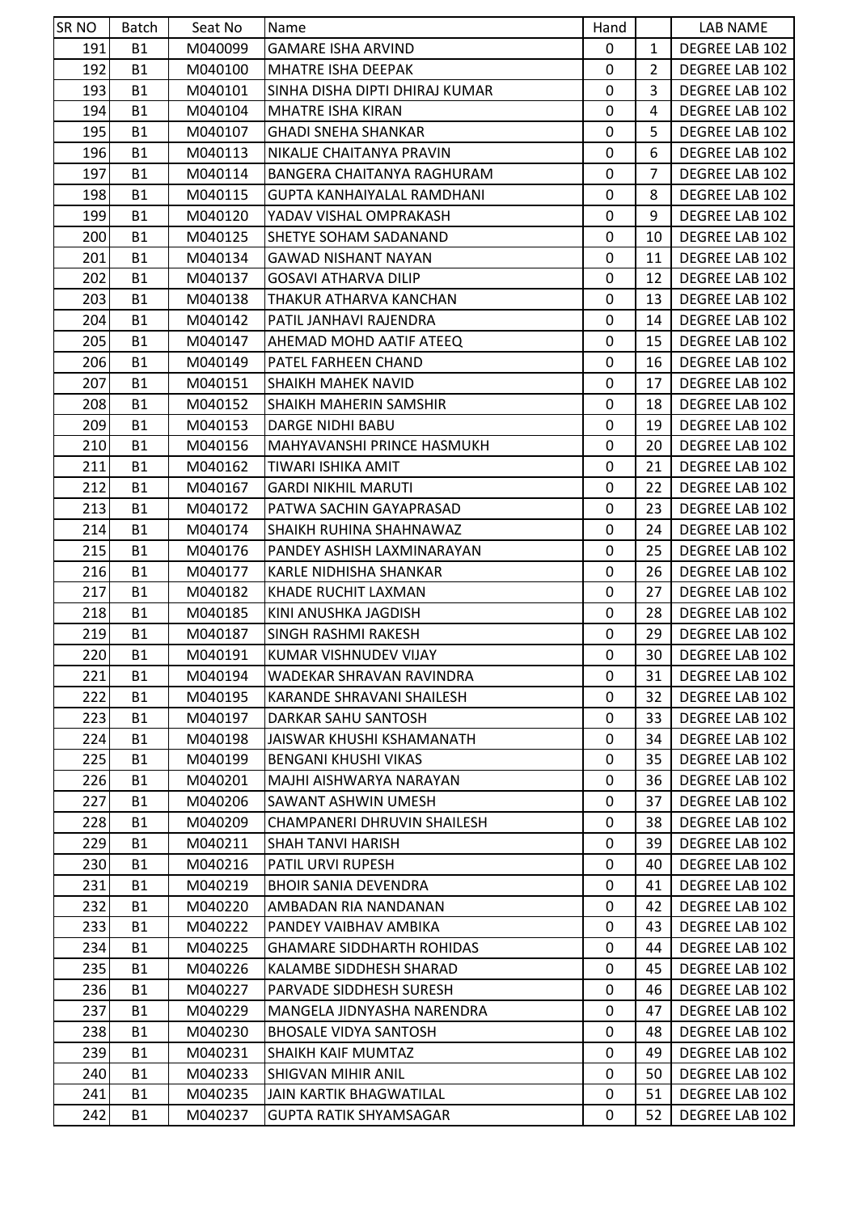| SR NO | Batch | Seat No | Name | Hand | | LAB NAME |
|---|---|---|---|---|---|---|
| 191 | B1 | M040099 | GAMARE ISHA ARVIND | 0 | 1 | DEGREE LAB 102 |
| 192 | B1 | M040100 | MHATRE ISHA DEEPAK | 0 | 2 | DEGREE LAB 102 |
| 193 | B1 | M040101 | SINHA DISHA DIPTI DHIRAJ KUMAR | 0 | 3 | DEGREE LAB 102 |
| 194 | B1 | M040104 | MHATRE ISHA KIRAN | 0 | 4 | DEGREE LAB 102 |
| 195 | B1 | M040107 | GHADI SNEHA SHANKAR | 0 | 5 | DEGREE LAB 102 |
| 196 | B1 | M040113 | NIKALJE CHAITANYA PRAVIN | 0 | 6 | DEGREE LAB 102 |
| 197 | B1 | M040114 | BANGERA CHAITANYA RAGHURAM | 0 | 7 | DEGREE LAB 102 |
| 198 | B1 | M040115 | GUPTA KANHAIYALAL RAMDHANI | 0 | 8 | DEGREE LAB 102 |
| 199 | B1 | M040120 | YADAV VISHAL OMPRAKASH | 0 | 9 | DEGREE LAB 102 |
| 200 | B1 | M040125 | SHETYE SOHAM SADANAND | 0 | 10 | DEGREE LAB 102 |
| 201 | B1 | M040134 | GAWAD NISHANT NAYAN | 0 | 11 | DEGREE LAB 102 |
| 202 | B1 | M040137 | GOSAVI ATHARVA DILIP | 0 | 12 | DEGREE LAB 102 |
| 203 | B1 | M040138 | THAKUR ATHARVA KANCHAN | 0 | 13 | DEGREE LAB 102 |
| 204 | B1 | M040142 | PATIL JANHAVI RAJENDRA | 0 | 14 | DEGREE LAB 102 |
| 205 | B1 | M040147 | AHEMAD MOHD AATIF ATEEQ | 0 | 15 | DEGREE LAB 102 |
| 206 | B1 | M040149 | PATEL FARHEEN CHAND | 0 | 16 | DEGREE LAB 102 |
| 207 | B1 | M040151 | SHAIKH MAHEK NAVID | 0 | 17 | DEGREE LAB 102 |
| 208 | B1 | M040152 | SHAIKH MAHERIN SAMSHIR | 0 | 18 | DEGREE LAB 102 |
| 209 | B1 | M040153 | DARGE NIDHI BABU | 0 | 19 | DEGREE LAB 102 |
| 210 | B1 | M040156 | MAHYAVANSHI PRINCE HASMUKH | 0 | 20 | DEGREE LAB 102 |
| 211 | B1 | M040162 | TIWARI ISHIKA AMIT | 0 | 21 | DEGREE LAB 102 |
| 212 | B1 | M040167 | GARDI NIKHIL MARUTI | 0 | 22 | DEGREE LAB 102 |
| 213 | B1 | M040172 | PATWA SACHIN GAYAPRASAD | 0 | 23 | DEGREE LAB 102 |
| 214 | B1 | M040174 | SHAIKH RUHINA SHAHNAWAZ | 0 | 24 | DEGREE LAB 102 |
| 215 | B1 | M040176 | PANDEY ASHISH LAXMINARAYAN | 0 | 25 | DEGREE LAB 102 |
| 216 | B1 | M040177 | KARLE NIDHISHA SHANKAR | 0 | 26 | DEGREE LAB 102 |
| 217 | B1 | M040182 | KHADE RUCHIT LAXMAN | 0 | 27 | DEGREE LAB 102 |
| 218 | B1 | M040185 | KINI ANUSHKA JAGDISH | 0 | 28 | DEGREE LAB 102 |
| 219 | B1 | M040187 | SINGH RASHMI RAKESH | 0 | 29 | DEGREE LAB 102 |
| 220 | B1 | M040191 | KUMAR VISHNUDEV VIJAY | 0 | 30 | DEGREE LAB 102 |
| 221 | B1 | M040194 | WADEKAR SHRAVAN RAVINDRA | 0 | 31 | DEGREE LAB 102 |
| 222 | B1 | M040195 | KARANDE SHRAVANI SHAILESH | 0 | 32 | DEGREE LAB 102 |
| 223 | B1 | M040197 | DARKAR SAHU SANTOSH | 0 | 33 | DEGREE LAB 102 |
| 224 | B1 | M040198 | JAISWAR KHUSHI KSHAMANATH | 0 | 34 | DEGREE LAB 102 |
| 225 | B1 | M040199 | BENGANI KHUSHI VIKAS | 0 | 35 | DEGREE LAB 102 |
| 226 | B1 | M040201 | MAJHI AISHWARYA NARAYAN | 0 | 36 | DEGREE LAB 102 |
| 227 | B1 | M040206 | SAWANT ASHWIN UMESH | 0 | 37 | DEGREE LAB 102 |
| 228 | B1 | M040209 | CHAMPANERI DHRUVIN SHAILESH | 0 | 38 | DEGREE LAB 102 |
| 229 | B1 | M040211 | SHAH TANVI HARISH | 0 | 39 | DEGREE LAB 102 |
| 230 | B1 | M040216 | PATIL URVI RUPESH | 0 | 40 | DEGREE LAB 102 |
| 231 | B1 | M040219 | BHOIR SANIA DEVENDRA | 0 | 41 | DEGREE LAB 102 |
| 232 | B1 | M040220 | AMBADAN RIA NANDANAN | 0 | 42 | DEGREE LAB 102 |
| 233 | B1 | M040222 | PANDEY VAIBHAV AMBIKA | 0 | 43 | DEGREE LAB 102 |
| 234 | B1 | M040225 | GHAMARE SIDDHARTH ROHIDAS | 0 | 44 | DEGREE LAB 102 |
| 235 | B1 | M040226 | KALAMBE SIDDHESH SHARAD | 0 | 45 | DEGREE LAB 102 |
| 236 | B1 | M040227 | PARVADE SIDDHESH SURESH | 0 | 46 | DEGREE LAB 102 |
| 237 | B1 | M040229 | MANGELA JIDNYASHA NARENDRA | 0 | 47 | DEGREE LAB 102 |
| 238 | B1 | M040230 | BHOSALE VIDYA SANTOSH | 0 | 48 | DEGREE LAB 102 |
| 239 | B1 | M040231 | SHAIKH KAIF MUMTAZ | 0 | 49 | DEGREE LAB 102 |
| 240 | B1 | M040233 | SHIGVAN MIHIR ANIL | 0 | 50 | DEGREE LAB 102 |
| 241 | B1 | M040235 | JAIN KARTIK BHAGWATILAL | 0 | 51 | DEGREE LAB 102 |
| 242 | B1 | M040237 | GUPTA RATIK SHYAMSAGAR | 0 | 52 | DEGREE LAB 102 |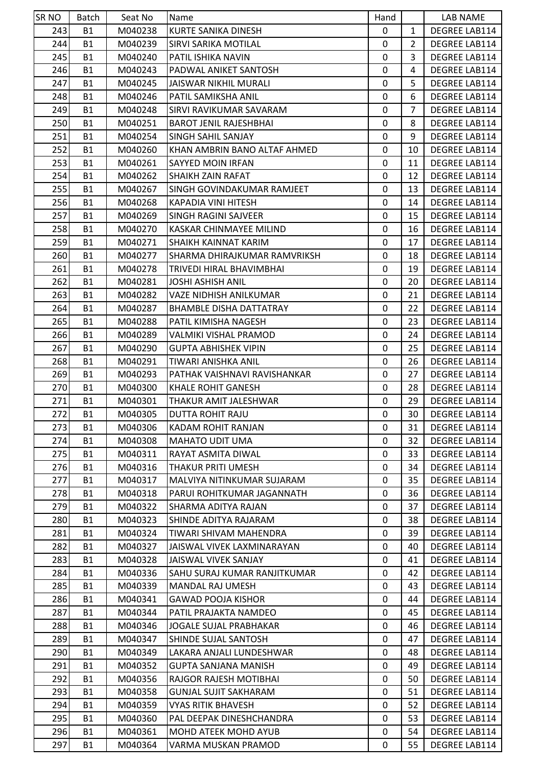| SR NO | Batch | Seat No | Name | Hand | | LAB NAME |
|---|---|---|---|---|---|---|
| 243 | B1 | M040238 | KURTE SANIKA DINESH | 0 | 1 | DEGREE LAB114 |
| 244 | B1 | M040239 | SIRVI SARIKA MOTILAL | 0 | 2 | DEGREE LAB114 |
| 245 | B1 | M040240 | PATIL ISHIKA NAVIN | 0 | 3 | DEGREE LAB114 |
| 246 | B1 | M040243 | PADWAL ANIKET SANTOSH | 0 | 4 | DEGREE LAB114 |
| 247 | B1 | M040245 | JAISWAR NIKHIL MURALI | 0 | 5 | DEGREE LAB114 |
| 248 | B1 | M040246 | PATIL SAMIKSHA ANIL | 0 | 6 | DEGREE LAB114 |
| 249 | B1 | M040248 | SIRVI RAVIKUMAR SAVARAM | 0 | 7 | DEGREE LAB114 |
| 250 | B1 | M040251 | BAROT JENIL RAJESHBHAI | 0 | 8 | DEGREE LAB114 |
| 251 | B1 | M040254 | SINGH SAHIL SANJAY | 0 | 9 | DEGREE LAB114 |
| 252 | B1 | M040260 | KHAN AMBRIN BANO ALTAF AHMED | 0 | 10 | DEGREE LAB114 |
| 253 | B1 | M040261 | SAYYED MOIN IRFAN | 0 | 11 | DEGREE LAB114 |
| 254 | B1 | M040262 | SHAIKH ZAIN RAFAT | 0 | 12 | DEGREE LAB114 |
| 255 | B1 | M040267 | SINGH GOVINDAKUMAR RAMJEET | 0 | 13 | DEGREE LAB114 |
| 256 | B1 | M040268 | KAPADIA VINI HITESH | 0 | 14 | DEGREE LAB114 |
| 257 | B1 | M040269 | SINGH RAGINI SAJVEER | 0 | 15 | DEGREE LAB114 |
| 258 | B1 | M040270 | KASKAR CHINMAYEE MILIND | 0 | 16 | DEGREE LAB114 |
| 259 | B1 | M040271 | SHAIKH KAINNAT KARIM | 0 | 17 | DEGREE LAB114 |
| 260 | B1 | M040277 | SHARMA DHIRAJKUMAR RAMVRIKSH | 0 | 18 | DEGREE LAB114 |
| 261 | B1 | M040278 | TRIVEDI HIRAL BHAVIMBHAI | 0 | 19 | DEGREE LAB114 |
| 262 | B1 | M040281 | JOSHI ASHISH ANIL | 0 | 20 | DEGREE LAB114 |
| 263 | B1 | M040282 | VAZE NIDHISH ANILKUMAR | 0 | 21 | DEGREE LAB114 |
| 264 | B1 | M040287 | BHAMBLE DISHA DATTATRAY | 0 | 22 | DEGREE LAB114 |
| 265 | B1 | M040288 | PATIL KIMISHA NAGESH | 0 | 23 | DEGREE LAB114 |
| 266 | B1 | M040289 | VALMIKI VISHAL PRAMOD | 0 | 24 | DEGREE LAB114 |
| 267 | B1 | M040290 | GUPTA ABHISHEK VIPIN | 0 | 25 | DEGREE LAB114 |
| 268 | B1 | M040291 | TIWARI ANISHKA ANIL | 0 | 26 | DEGREE LAB114 |
| 269 | B1 | M040293 | PATHAK VAISHNAVI RAVISHANKAR | 0 | 27 | DEGREE LAB114 |
| 270 | B1 | M040300 | KHALE ROHIT GANESH | 0 | 28 | DEGREE LAB114 |
| 271 | B1 | M040301 | THAKUR AMIT JALESHWAR | 0 | 29 | DEGREE LAB114 |
| 272 | B1 | M040305 | DUTTA ROHIT RAJU | 0 | 30 | DEGREE LAB114 |
| 273 | B1 | M040306 | KADAM ROHIT RANJAN | 0 | 31 | DEGREE LAB114 |
| 274 | B1 | M040308 | MAHATO UDIT UMA | 0 | 32 | DEGREE LAB114 |
| 275 | B1 | M040311 | RAYAT ASMITA DIWAL | 0 | 33 | DEGREE LAB114 |
| 276 | B1 | M040316 | THAKUR PRITI UMESH | 0 | 34 | DEGREE LAB114 |
| 277 | B1 | M040317 | MALVIYA NITINKUMAR SUJARAM | 0 | 35 | DEGREE LAB114 |
| 278 | B1 | M040318 | PARUI ROHITKUMAR JAGANNATH | 0 | 36 | DEGREE LAB114 |
| 279 | B1 | M040322 | SHARMA ADITYA RAJAN | 0 | 37 | DEGREE LAB114 |
| 280 | B1 | M040323 | SHINDE ADITYA RAJARAM | 0 | 38 | DEGREE LAB114 |
| 281 | B1 | M040324 | TIWARI SHIVAM MAHENDRA | 0 | 39 | DEGREE LAB114 |
| 282 | B1 | M040327 | JAISWAL VIVEK LAXMINARAYAN | 0 | 40 | DEGREE LAB114 |
| 283 | B1 | M040328 | JAISWAL VIVEK SANJAY | 0 | 41 | DEGREE LAB114 |
| 284 | B1 | M040336 | SAHU SURAJ KUMAR RANJITKUMAR | 0 | 42 | DEGREE LAB114 |
| 285 | B1 | M040339 | MANDAL RAJ UMESH | 0 | 43 | DEGREE LAB114 |
| 286 | B1 | M040341 | GAWAD POOJA KISHOR | 0 | 44 | DEGREE LAB114 |
| 287 | B1 | M040344 | PATIL PRAJAKTA NAMDEO | 0 | 45 | DEGREE LAB114 |
| 288 | B1 | M040346 | JOGALE SUJAL PRABHAKAR | 0 | 46 | DEGREE LAB114 |
| 289 | B1 | M040347 | SHINDE SUJAL SANTOSH | 0 | 47 | DEGREE LAB114 |
| 290 | B1 | M040349 | LAKARA ANJALI LUNDESHWAR | 0 | 48 | DEGREE LAB114 |
| 291 | B1 | M040352 | GUPTA SANJANA MANISH | 0 | 49 | DEGREE LAB114 |
| 292 | B1 | M040356 | RAJGOR RAJESH MOTIBHAI | 0 | 50 | DEGREE LAB114 |
| 293 | B1 | M040358 | GUNJAL SUJIT SAKHARAM | 0 | 51 | DEGREE LAB114 |
| 294 | B1 | M040359 | VYAS RITIK BHAVESH | 0 | 52 | DEGREE LAB114 |
| 295 | B1 | M040360 | PAL DEEPAK DINESHCHANDRA | 0 | 53 | DEGREE LAB114 |
| 296 | B1 | M040361 | MOHD ATEEK MOHD AYUB | 0 | 54 | DEGREE LAB114 |
| 297 | B1 | M040364 | VARMA MUSKAN PRAMOD | 0 | 55 | DEGREE LAB114 |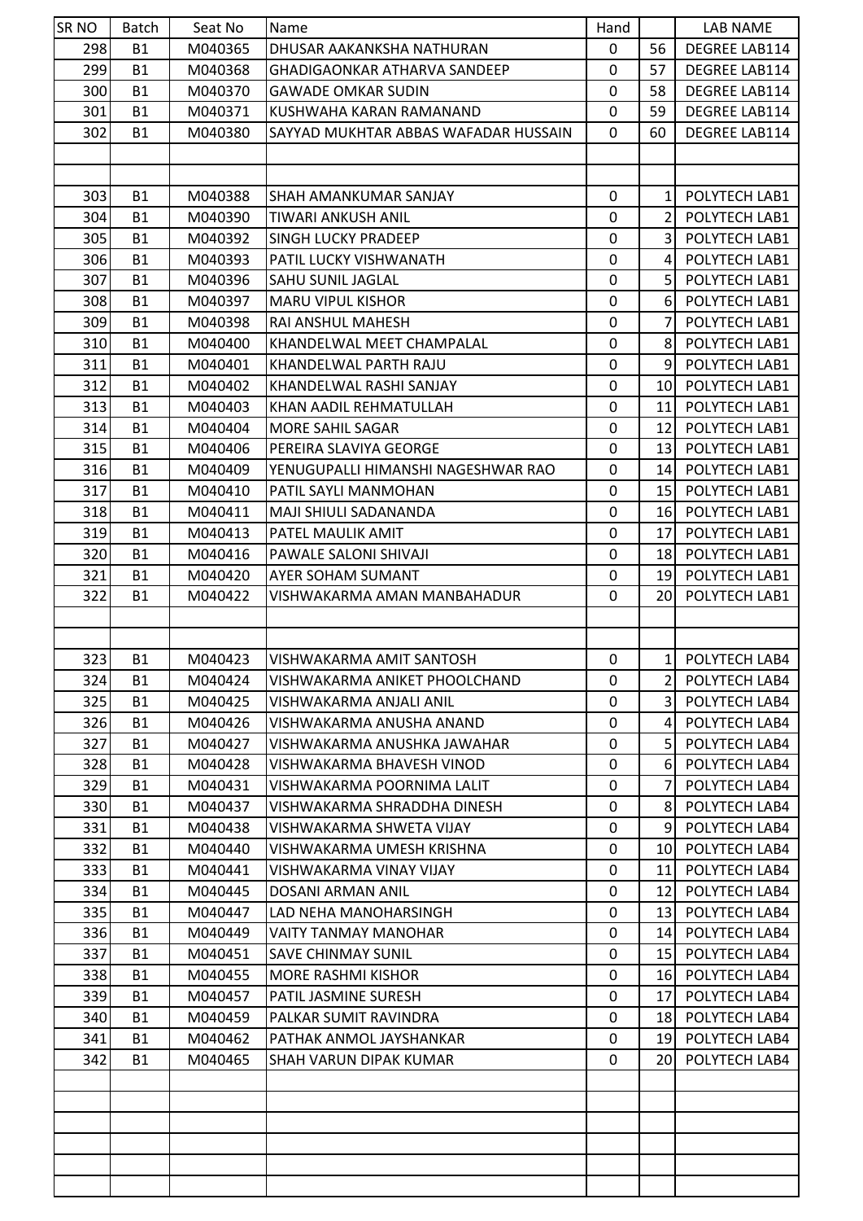| SR NO | Batch | Seat No | Name | Hand | | LAB NAME |
|---|---|---|---|---|---|---|
| 298 | B1 | M040365 | DHUSAR AAKANKSHA NATHURAN | 0 | 56 | DEGREE LAB114 |
| 299 | B1 | M040368 | GHADIGAONKAR ATHARVA SANDEEP | 0 | 57 | DEGREE LAB114 |
| 300 | B1 | M040370 | GAWADE OMKAR SUDIN | 0 | 58 | DEGREE LAB114 |
| 301 | B1 | M040371 | KUSHWAHA KARAN RAMANAND | 0 | 59 | DEGREE LAB114 |
| 302 | B1 | M040380 | SAYYAD MUKHTAR ABBAS WAFADAR HUSSAIN | 0 | 60 | DEGREE LAB114 |
| | | | | | | |
| | | | | | | |
| 303 | B1 | M040388 | SHAH AMANKUMAR SANJAY | 0 | 1 | POLYTECH LAB1 |
| 304 | B1 | M040390 | TIWARI ANKUSH ANIL | 0 | 2 | POLYTECH LAB1 |
| 305 | B1 | M040392 | SINGH LUCKY PRADEEP | 0 | 3 | POLYTECH LAB1 |
| 306 | B1 | M040393 | PATIL LUCKY VISHWANATH | 0 | 4 | POLYTECH LAB1 |
| 307 | B1 | M040396 | SAHU SUNIL JAGLAL | 0 | 5 | POLYTECH LAB1 |
| 308 | B1 | M040397 | MARU VIPUL KISHOR | 0 | 6 | POLYTECH LAB1 |
| 309 | B1 | M040398 | RAI ANSHUL MAHESH | 0 | 7 | POLYTECH LAB1 |
| 310 | B1 | M040400 | KHANDELWAL MEET CHAMPALAL | 0 | 8 | POLYTECH LAB1 |
| 311 | B1 | M040401 | KHANDELWAL PARTH RAJU | 0 | 9 | POLYTECH LAB1 |
| 312 | B1 | M040402 | KHANDELWAL RASHI SANJAY | 0 | 10 | POLYTECH LAB1 |
| 313 | B1 | M040403 | KHAN AADIL REHMATULLAH | 0 | 11 | POLYTECH LAB1 |
| 314 | B1 | M040404 | MORE SAHIL SAGAR | 0 | 12 | POLYTECH LAB1 |
| 315 | B1 | M040406 | PEREIRA SLAVIYA GEORGE | 0 | 13 | POLYTECH LAB1 |
| 316 | B1 | M040409 | YENUGUPALLI HIMANSHI NAGESHWAR RAO | 0 | 14 | POLYTECH LAB1 |
| 317 | B1 | M040410 | PATIL SAYLI MANMOHAN | 0 | 15 | POLYTECH LAB1 |
| 318 | B1 | M040411 | MAJI SHIULI SADANANDA | 0 | 16 | POLYTECH LAB1 |
| 319 | B1 | M040413 | PATEL MAULIK AMIT | 0 | 17 | POLYTECH LAB1 |
| 320 | B1 | M040416 | PAWALE SALONI SHIVAJI | 0 | 18 | POLYTECH LAB1 |
| 321 | B1 | M040420 | AYER SOHAM SUMANT | 0 | 19 | POLYTECH LAB1 |
| 322 | B1 | M040422 | VISHWAKARMA AMAN MANBAHADUR | 0 | 20 | POLYTECH LAB1 |
| | | | | | | |
| | | | | | | |
| 323 | B1 | M040423 | VISHWAKARMA AMIT SANTOSH | 0 | 1 | POLYTECH LAB4 |
| 324 | B1 | M040424 | VISHWAKARMA ANIKET PHOOLCHAND | 0 | 2 | POLYTECH LAB4 |
| 325 | B1 | M040425 | VISHWAKARMA ANJALI ANIL | 0 | 3 | POLYTECH LAB4 |
| 326 | B1 | M040426 | VISHWAKARMA ANUSHA ANAND | 0 | 4 | POLYTECH LAB4 |
| 327 | B1 | M040427 | VISHWAKARMA ANUSHKA JAWAHAR | 0 | 5 | POLYTECH LAB4 |
| 328 | B1 | M040428 | VISHWAKARMA BHAVESH VINOD | 0 | 6 | POLYTECH LAB4 |
| 329 | B1 | M040431 | VISHWAKARMA POORNIMA LALIT | 0 | 7 | POLYTECH LAB4 |
| 330 | B1 | M040437 | VISHWAKARMA SHRADDHA DINESH | 0 | 8 | POLYTECH LAB4 |
| 331 | B1 | M040438 | VISHWAKARMA SHWETA VIJAY | 0 | 9 | POLYTECH LAB4 |
| 332 | B1 | M040440 | VISHWAKARMA UMESH KRISHNA | 0 | 10 | POLYTECH LAB4 |
| 333 | B1 | M040441 | VISHWAKARMA VINAY VIJAY | 0 | 11 | POLYTECH LAB4 |
| 334 | B1 | M040445 | DOSANI ARMAN ANIL | 0 | 12 | POLYTECH LAB4 |
| 335 | B1 | M040447 | LAD NEHA MANOHARSINGH | 0 | 13 | POLYTECH LAB4 |
| 336 | B1 | M040449 | VAITY TANMAY MANOHAR | 0 | 14 | POLYTECH LAB4 |
| 337 | B1 | M040451 | SAVE CHINMAY SUNIL | 0 | 15 | POLYTECH LAB4 |
| 338 | B1 | M040455 | MORE RASHMI KISHOR | 0 | 16 | POLYTECH LAB4 |
| 339 | B1 | M040457 | PATIL JASMINE SURESH | 0 | 17 | POLYTECH LAB4 |
| 340 | B1 | M040459 | PALKAR SUMIT RAVINDRA | 0 | 18 | POLYTECH LAB4 |
| 341 | B1 | M040462 | PATHAK ANMOL JAYSHANKAR | 0 | 19 | POLYTECH LAB4 |
| 342 | B1 | M040465 | SHAH VARUN DIPAK KUMAR | 0 | 20 | POLYTECH LAB4 |
| | | | | | | |
| | | | | | | |
| | | | | | | |
| | | | | | | |
| | | | | | | |
| | | | | | | |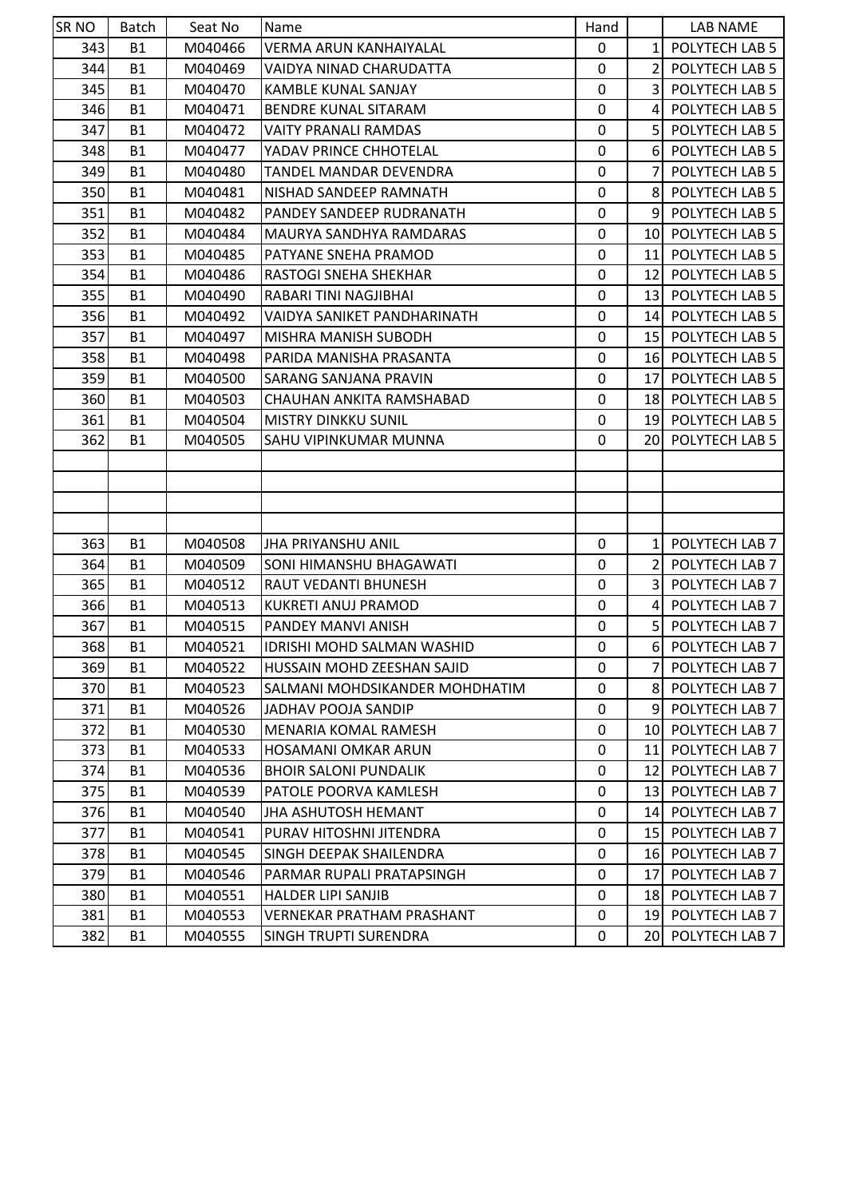| SR NO | Batch | Seat No | Name | Hand | | LAB NAME |
|---|---|---|---|---|---|---|
| 343 | B1 | M040466 | VERMA ARUN KANHAIYALAL | 0 | 1 | POLYTECH LAB 5 |
| 344 | B1 | M040469 | VAIDYA NINAD CHARUDATTA | 0 | 2 | POLYTECH LAB 5 |
| 345 | B1 | M040470 | KAMBLE KUNAL SANJAY | 0 | 3 | POLYTECH LAB 5 |
| 346 | B1 | M040471 | BENDRE KUNAL SITARAM | 0 | 4 | POLYTECH LAB 5 |
| 347 | B1 | M040472 | VAITY PRANALI RAMDAS | 0 | 5 | POLYTECH LAB 5 |
| 348 | B1 | M040477 | YADAV PRINCE CHHOTELAL | 0 | 6 | POLYTECH LAB 5 |
| 349 | B1 | M040480 | TANDEL MANDAR DEVENDRA | 0 | 7 | POLYTECH LAB 5 |
| 350 | B1 | M040481 | NISHAD SANDEEP RAMNATH | 0 | 8 | POLYTECH LAB 5 |
| 351 | B1 | M040482 | PANDEY SANDEEP RUDRANATH | 0 | 9 | POLYTECH LAB 5 |
| 352 | B1 | M040484 | MAURYA SANDHYA RAMDARAS | 0 | 10 | POLYTECH LAB 5 |
| 353 | B1 | M040485 | PATYANE SNEHA PRAMOD | 0 | 11 | POLYTECH LAB 5 |
| 354 | B1 | M040486 | RASTOGI SNEHA SHEKHAR | 0 | 12 | POLYTECH LAB 5 |
| 355 | B1 | M040490 | RABARI TINI NAGJIBHAI | 0 | 13 | POLYTECH LAB 5 |
| 356 | B1 | M040492 | VAIDYA SANIKET PANDHARINATH | 0 | 14 | POLYTECH LAB 5 |
| 357 | B1 | M040497 | MISHRA MANISH SUBODH | 0 | 15 | POLYTECH LAB 5 |
| 358 | B1 | M040498 | PARIDA MANISHA PRASANTA | 0 | 16 | POLYTECH LAB 5 |
| 359 | B1 | M040500 | SARANG SANJANA PRAVIN | 0 | 17 | POLYTECH LAB 5 |
| 360 | B1 | M040503 | CHAUHAN ANKITA RAMSHABAD | 0 | 18 | POLYTECH LAB 5 |
| 361 | B1 | M040504 | MISTRY DINKKU SUNIL | 0 | 19 | POLYTECH LAB 5 |
| 362 | B1 | M040505 | SAHU VIPINKUMAR MUNNA | 0 | 20 | POLYTECH LAB 5 |
| | | | | | | |
| | | | | | | |
| | | | | | | |
| | | | | | | |
| 363 | B1 | M040508 | JHA PRIYANSHU ANIL | 0 | 1 | POLYTECH LAB 7 |
| 364 | B1 | M040509 | SONI HIMANSHU BHAGAWATI | 0 | 2 | POLYTECH LAB 7 |
| 365 | B1 | M040512 | RAUT VEDANTI BHUNESH | 0 | 3 | POLYTECH LAB 7 |
| 366 | B1 | M040513 | KUKRETI ANUJ PRAMOD | 0 | 4 | POLYTECH LAB 7 |
| 367 | B1 | M040515 | PANDEY MANVI ANISH | 0 | 5 | POLYTECH LAB 7 |
| 368 | B1 | M040521 | IDRISHI MOHD SALMAN WASHID | 0 | 6 | POLYTECH LAB 7 |
| 369 | B1 | M040522 | HUSSAIN MOHD ZEESHAN SAJID | 0 | 7 | POLYTECH LAB 7 |
| 370 | B1 | M040523 | SALMANI MOHDSIKANDER MOHDHATIM | 0 | 8 | POLYTECH LAB 7 |
| 371 | B1 | M040526 | JADHAV POOJA SANDIP | 0 | 9 | POLYTECH LAB 7 |
| 372 | B1 | M040530 | MENARIA KOMAL RAMESH | 0 | 10 | POLYTECH LAB 7 |
| 373 | B1 | M040533 | HOSAMANI OMKAR ARUN | 0 | 11 | POLYTECH LAB 7 |
| 374 | B1 | M040536 | BHOIR SALONI PUNDALIK | 0 | 12 | POLYTECH LAB 7 |
| 375 | B1 | M040539 | PATOLE POORVA KAMLESH | 0 | 13 | POLYTECH LAB 7 |
| 376 | B1 | M040540 | JHA ASHUTOSH HEMANT | 0 | 14 | POLYTECH LAB 7 |
| 377 | B1 | M040541 | PURAV HITOSHNI JITENDRA | 0 | 15 | POLYTECH LAB 7 |
| 378 | B1 | M040545 | SINGH DEEPAK SHAILENDRA | 0 | 16 | POLYTECH LAB 7 |
| 379 | B1 | M040546 | PARMAR RUPALI PRATAPSINGH | 0 | 17 | POLYTECH LAB 7 |
| 380 | B1 | M040551 | HALDER LIPI SANJIB | 0 | 18 | POLYTECH LAB 7 |
| 381 | B1 | M040553 | VERNEKAR PRATHAM PRASHANT | 0 | 19 | POLYTECH LAB 7 |
| 382 | B1 | M040555 | SINGH TRUPTI SURENDRA | 0 | 20 | POLYTECH LAB 7 |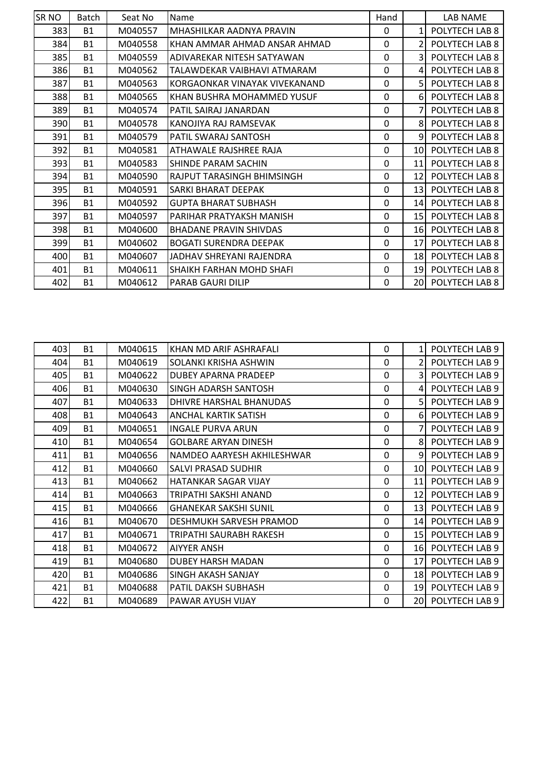| SR NO | Batch | Seat No | Name | Hand | | LAB NAME |
|---|---|---|---|---|---|---|
| 383 | B1 | M040557 | MHASHILKAR AADNYA PRAVIN | 0 | 1 | POLYTECH LAB 8 |
| 384 | B1 | M040558 | KHAN AMMAR AHMAD ANSAR AHMAD | 0 | 2 | POLYTECH LAB 8 |
| 385 | B1 | M040559 | ADIVAREKAR NITESH SATYAWAN | 0 | 3 | POLYTECH LAB 8 |
| 386 | B1 | M040562 | TALAWDEKAR VAIBHAVI ATMARAM | 0 | 4 | POLYTECH LAB 8 |
| 387 | B1 | M040563 | KORGAONKAR VINAYAK VIVEKANAND | 0 | 5 | POLYTECH LAB 8 |
| 388 | B1 | M040565 | KHAN BUSHRA MOHAMMED YUSUF | 0 | 6 | POLYTECH LAB 8 |
| 389 | B1 | M040574 | PATIL SAIRAJ JANARDAN | 0 | 7 | POLYTECH LAB 8 |
| 390 | B1 | M040578 | KANOJIYA RAJ RAMSEVAK | 0 | 8 | POLYTECH LAB 8 |
| 391 | B1 | M040579 | PATIL SWARAJ SANTOSH | 0 | 9 | POLYTECH LAB 8 |
| 392 | B1 | M040581 | ATHAWALE RAJSHREE RAJA | 0 | 10 | POLYTECH LAB 8 |
| 393 | B1 | M040583 | SHINDE PARAM SACHIN | 0 | 11 | POLYTECH LAB 8 |
| 394 | B1 | M040590 | RAJPUT TARASINGH BHIMSINGH | 0 | 12 | POLYTECH LAB 8 |
| 395 | B1 | M040591 | SARKI BHARAT DEEPAK | 0 | 13 | POLYTECH LAB 8 |
| 396 | B1 | M040592 | GUPTA BHARAT SUBHASH | 0 | 14 | POLYTECH LAB 8 |
| 397 | B1 | M040597 | PARIHAR PRATYAKSH MANISH | 0 | 15 | POLYTECH LAB 8 |
| 398 | B1 | M040600 | BHADANE PRAVIN SHIVDAS | 0 | 16 | POLYTECH LAB 8 |
| 399 | B1 | M040602 | BOGATI SURENDRA DEEPAK | 0 | 17 | POLYTECH LAB 8 |
| 400 | B1 | M040607 | JADHAV SHREYANI RAJENDRA | 0 | 18 | POLYTECH LAB 8 |
| 401 | B1 | M040611 | SHAIKH FARHAN MOHD SHAFI | 0 | 19 | POLYTECH LAB 8 |
| 402 | B1 | M040612 | PARAB GAURI DILIP | 0 | 20 | POLYTECH LAB 8 |

| SR NO | Batch | Seat No | Name | Hand | | LAB NAME |
|---|---|---|---|---|---|---|
| 403 | B1 | M040615 | KHAN MD ARIF ASHRAFALI | 0 | 1 | POLYTECH LAB 9 |
| 404 | B1 | M040619 | SOLANKI KRISHA ASHWIN | 0 | 2 | POLYTECH LAB 9 |
| 405 | B1 | M040622 | DUBEY APARNA PRADEEP | 0 | 3 | POLYTECH LAB 9 |
| 406 | B1 | M040630 | SINGH ADARSH SANTOSH | 0 | 4 | POLYTECH LAB 9 |
| 407 | B1 | M040633 | DHIVRE HARSHAL BHANUDAS | 0 | 5 | POLYTECH LAB 9 |
| 408 | B1 | M040643 | ANCHAL KARTIK SATISH | 0 | 6 | POLYTECH LAB 9 |
| 409 | B1 | M040651 | INGALE PURVA ARUN | 0 | 7 | POLYTECH LAB 9 |
| 410 | B1 | M040654 | GOLBARE ARYAN DINESH | 0 | 8 | POLYTECH LAB 9 |
| 411 | B1 | M040656 | NAMDEO AARYESH AKHILESHWAR | 0 | 9 | POLYTECH LAB 9 |
| 412 | B1 | M040660 | SALVI PRASAD SUDHIR | 0 | 10 | POLYTECH LAB 9 |
| 413 | B1 | M040662 | HATANKAR SAGAR VIJAY | 0 | 11 | POLYTECH LAB 9 |
| 414 | B1 | M040663 | TRIPATHI SAKSHI ANAND | 0 | 12 | POLYTECH LAB 9 |
| 415 | B1 | M040666 | GHANEKAR SAKSHI SUNIL | 0 | 13 | POLYTECH LAB 9 |
| 416 | B1 | M040670 | DESHMUKH SARVESH PRAMOD | 0 | 14 | POLYTECH LAB 9 |
| 417 | B1 | M040671 | TRIPATHI SAURABH RAKESH | 0 | 15 | POLYTECH LAB 9 |
| 418 | B1 | M040672 | AIYYER ANSH | 0 | 16 | POLYTECH LAB 9 |
| 419 | B1 | M040680 | DUBEY HARSH MADAN | 0 | 17 | POLYTECH LAB 9 |
| 420 | B1 | M040686 | SINGH AKASH SANJAY | 0 | 18 | POLYTECH LAB 9 |
| 421 | B1 | M040688 | PATIL DAKSH SUBHASH | 0 | 19 | POLYTECH LAB 9 |
| 422 | B1 | M040689 | PAWAR AYUSH VIJAY | 0 | 20 | POLYTECH LAB 9 |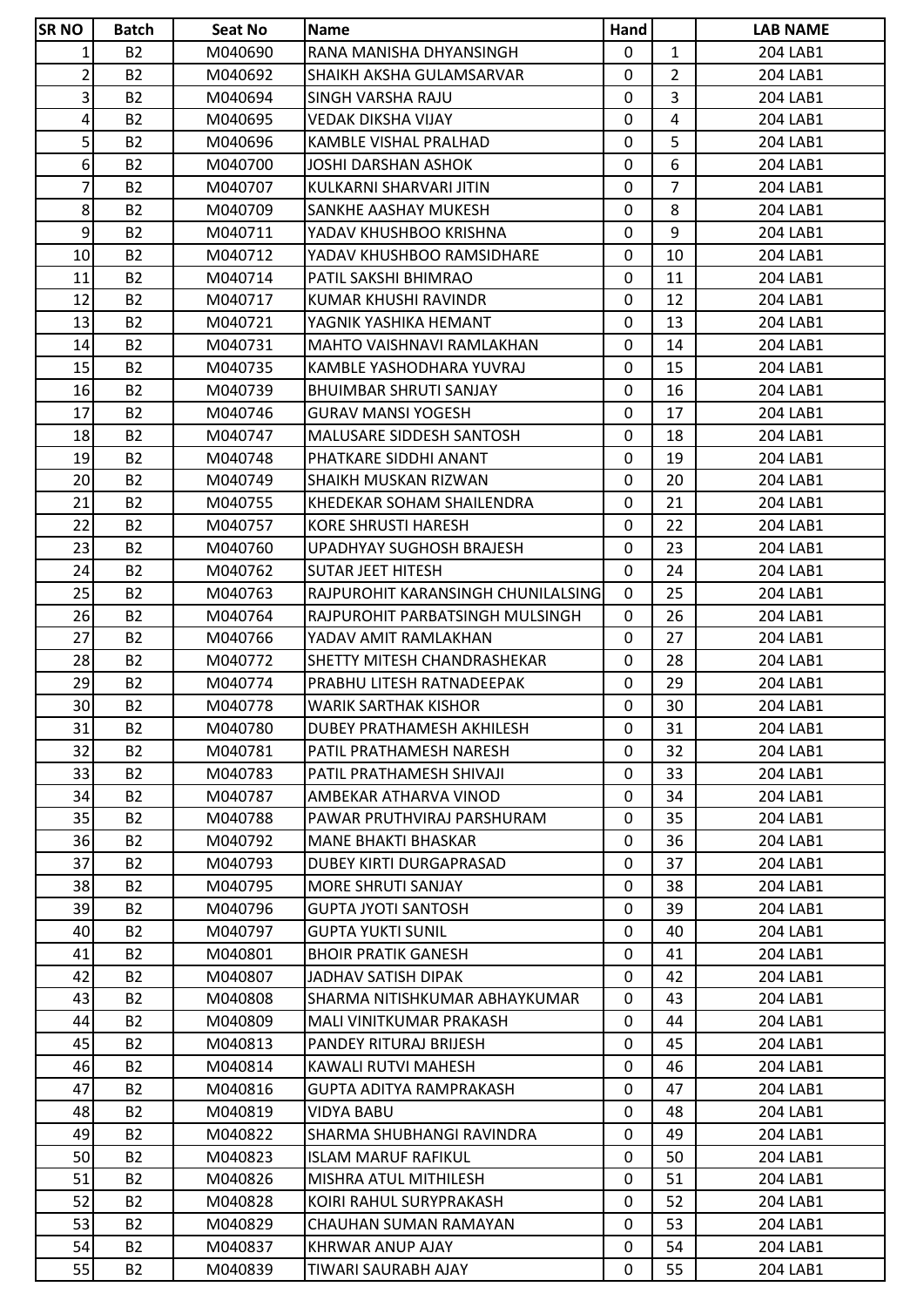| SR NO | Batch | Seat No | Name | Hand | | LAB NAME |
|---|---|---|---|---|---|---|
| 1 | B2 | M040690 | RANA MANISHA DHYANSINGH | 0 | 1 | 204 LAB1 |
| 2 | B2 | M040692 | SHAIKH AKSHA GULAMSARVAR | 0 | 2 | 204 LAB1 |
| 3 | B2 | M040694 | SINGH VARSHA RAJU | 0 | 3 | 204 LAB1 |
| 4 | B2 | M040695 | VEDAK DIKSHA VIJAY | 0 | 4 | 204 LAB1 |
| 5 | B2 | M040696 | KAMBLE VISHAL PRALHAD | 0 | 5 | 204 LAB1 |
| 6 | B2 | M040700 | JOSHI DARSHAN ASHOK | 0 | 6 | 204 LAB1 |
| 7 | B2 | M040707 | KULKARNI SHARVARI JITIN | 0 | 7 | 204 LAB1 |
| 8 | B2 | M040709 | SANKHE AASHAY MUKESH | 0 | 8 | 204 LAB1 |
| 9 | B2 | M040711 | YADAV KHUSHBOO KRISHNA | 0 | 9 | 204 LAB1 |
| 10 | B2 | M040712 | YADAV KHUSHBOO RAMSIDHARE | 0 | 10 | 204 LAB1 |
| 11 | B2 | M040714 | PATIL SAKSHI BHIMRAO | 0 | 11 | 204 LAB1 |
| 12 | B2 | M040717 | KUMAR KHUSHI RAVINDR | 0 | 12 | 204 LAB1 |
| 13 | B2 | M040721 | YAGNIK YASHIKA HEMANT | 0 | 13 | 204 LAB1 |
| 14 | B2 | M040731 | MAHTO VAISHNAVI RAMLAKHAN | 0 | 14 | 204 LAB1 |
| 15 | B2 | M040735 | KAMBLE YASHODHARA YUVRAJ | 0 | 15 | 204 LAB1 |
| 16 | B2 | M040739 | BHUIMBAR SHRUTI SANJAY | 0 | 16 | 204 LAB1 |
| 17 | B2 | M040746 | GURAV MANSI YOGESH | 0 | 17 | 204 LAB1 |
| 18 | B2 | M040747 | MALUSARE SIDDESH SANTOSH | 0 | 18 | 204 LAB1 |
| 19 | B2 | M040748 | PHATKARE SIDDHI ANANT | 0 | 19 | 204 LAB1 |
| 20 | B2 | M040749 | SHAIKH MUSKAN RIZWAN | 0 | 20 | 204 LAB1 |
| 21 | B2 | M040755 | KHEDEKAR SOHAM SHAILENDRA | 0 | 21 | 204 LAB1 |
| 22 | B2 | M040757 | KORE SHRUSTI HARESH | 0 | 22 | 204 LAB1 |
| 23 | B2 | M040760 | UPADHYAY SUGHOSH BRAJESH | 0 | 23 | 204 LAB1 |
| 24 | B2 | M040762 | SUTAR JEET HITESH | 0 | 24 | 204 LAB1 |
| 25 | B2 | M040763 | RAJPUROHIT KARANSINGH CHUNILALSING | 0 | 25 | 204 LAB1 |
| 26 | B2 | M040764 | RAJPUROHIT PARBATSINGH MULSINGH | 0 | 26 | 204 LAB1 |
| 27 | B2 | M040766 | YADAV AMIT RAMLAKHAN | 0 | 27 | 204 LAB1 |
| 28 | B2 | M040772 | SHETTY MITESH CHANDRASHEKAR | 0 | 28 | 204 LAB1 |
| 29 | B2 | M040774 | PRABHU LITESH RATNADEEPAK | 0 | 29 | 204 LAB1 |
| 30 | B2 | M040778 | WARIK SARTHAK KISHOR | 0 | 30 | 204 LAB1 |
| 31 | B2 | M040780 | DUBEY PRATHAMESH AKHILESH | 0 | 31 | 204 LAB1 |
| 32 | B2 | M040781 | PATIL PRATHAMESH NARESH | 0 | 32 | 204 LAB1 |
| 33 | B2 | M040783 | PATIL PRATHAMESH SHIVAJI | 0 | 33 | 204 LAB1 |
| 34 | B2 | M040787 | AMBEKAR ATHARVA VINOD | 0 | 34 | 204 LAB1 |
| 35 | B2 | M040788 | PAWAR PRUTHVIRAJ PARSHURAM | 0 | 35 | 204 LAB1 |
| 36 | B2 | M040792 | MANE BHAKTI BHASKAR | 0 | 36 | 204 LAB1 |
| 37 | B2 | M040793 | DUBEY KIRTI DURGAPRASAD | 0 | 37 | 204 LAB1 |
| 38 | B2 | M040795 | MORE SHRUTI SANJAY | 0 | 38 | 204 LAB1 |
| 39 | B2 | M040796 | GUPTA JYOTI SANTOSH | 0 | 39 | 204 LAB1 |
| 40 | B2 | M040797 | GUPTA YUKTI SUNIL | 0 | 40 | 204 LAB1 |
| 41 | B2 | M040801 | BHOIR PRATIK GANESH | 0 | 41 | 204 LAB1 |
| 42 | B2 | M040807 | JADHAV SATISH DIPAK | 0 | 42 | 204 LAB1 |
| 43 | B2 | M040808 | SHARMA NITISHKUMAR ABHAYKUMAR | 0 | 43 | 204 LAB1 |
| 44 | B2 | M040809 | MALI VINITKUMAR PRAKASH | 0 | 44 | 204 LAB1 |
| 45 | B2 | M040813 | PANDEY RITURAJ BRIJESH | 0 | 45 | 204 LAB1 |
| 46 | B2 | M040814 | KAWALI RUTVI MAHESH | 0 | 46 | 204 LAB1 |
| 47 | B2 | M040816 | GUPTA ADITYA RAMPRAKASH | 0 | 47 | 204 LAB1 |
| 48 | B2 | M040819 | VIDYA BABU | 0 | 48 | 204 LAB1 |
| 49 | B2 | M040822 | SHARMA SHUBHANGI RAVINDRA | 0 | 49 | 204 LAB1 |
| 50 | B2 | M040823 | ISLAM MARUF RAFIKUL | 0 | 50 | 204 LAB1 |
| 51 | B2 | M040826 | MISHRA ATUL MITHILESH | 0 | 51 | 204 LAB1 |
| 52 | B2 | M040828 | KOIRI RAHUL SURYPRAKASH | 0 | 52 | 204 LAB1 |
| 53 | B2 | M040829 | CHAUHAN SUMAN RAMAYAN | 0 | 53 | 204 LAB1 |
| 54 | B2 | M040837 | KHRWAR ANUP AJAY | 0 | 54 | 204 LAB1 |
| 55 | B2 | M040839 | TIWARI SAURABH AJAY | 0 | 55 | 204 LAB1 |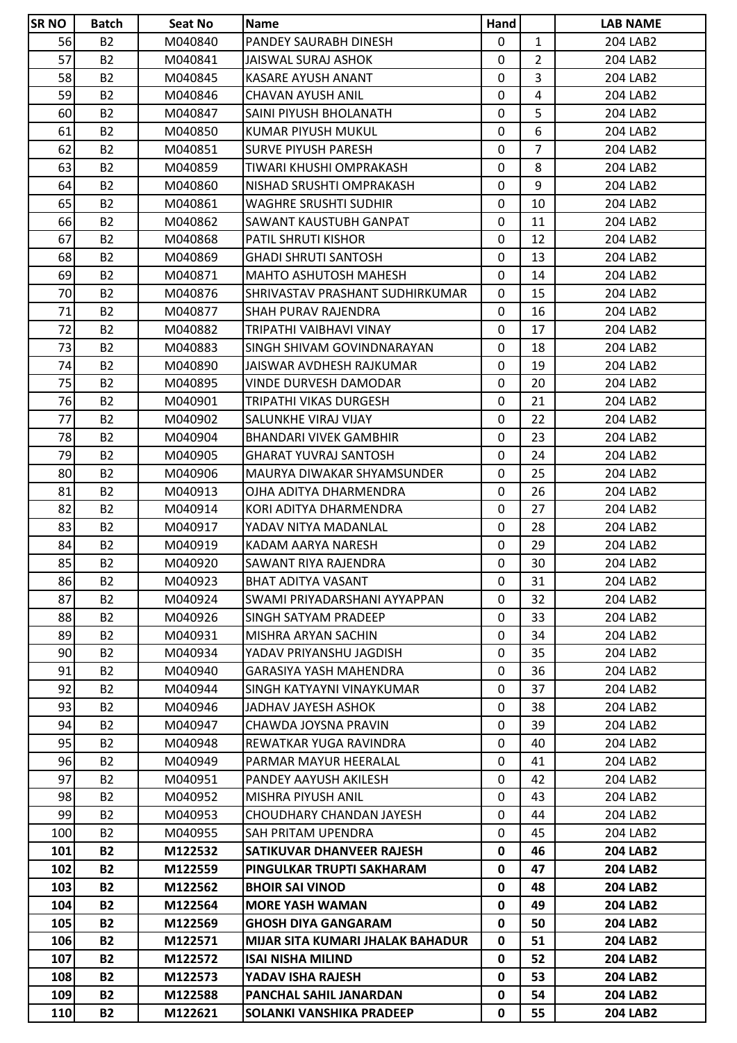| SR NO | Batch | Seat No | Name | Hand | | LAB NAME |
|---|---|---|---|---|---|---|
| 56 | B2 | M040840 | PANDEY SAURABH DINESH | 0 | 1 | 204 LAB2 |
| 57 | B2 | M040841 | JAISWAL SURAJ ASHOK | 0 | 2 | 204 LAB2 |
| 58 | B2 | M040845 | KASARE AYUSH ANANT | 0 | 3 | 204 LAB2 |
| 59 | B2 | M040846 | CHAVAN AYUSH ANIL | 0 | 4 | 204 LAB2 |
| 60 | B2 | M040847 | SAINI PIYUSH BHOLANATH | 0 | 5 | 204 LAB2 |
| 61 | B2 | M040850 | KUMAR PIYUSH MUKUL | 0 | 6 | 204 LAB2 |
| 62 | B2 | M040851 | SURVE PIYUSH PARESH | 0 | 7 | 204 LAB2 |
| 63 | B2 | M040859 | TIWARI KHUSHI OMPRAKASH | 0 | 8 | 204 LAB2 |
| 64 | B2 | M040860 | NISHAD SRUSHTI OMPRAKASH | 0 | 9 | 204 LAB2 |
| 65 | B2 | M040861 | WAGHRE SRUSHTI SUDHIR | 0 | 10 | 204 LAB2 |
| 66 | B2 | M040862 | SAWANT KAUSTUBH GANPAT | 0 | 11 | 204 LAB2 |
| 67 | B2 | M040868 | PATIL SHRUTI KISHOR | 0 | 12 | 204 LAB2 |
| 68 | B2 | M040869 | GHADI SHRUTI SANTOSH | 0 | 13 | 204 LAB2 |
| 69 | B2 | M040871 | MAHTO ASHUTOSH MAHESH | 0 | 14 | 204 LAB2 |
| 70 | B2 | M040876 | SHRIVASTAV PRASHANT SUDHIRKUMAR | 0 | 15 | 204 LAB2 |
| 71 | B2 | M040877 | SHAH PURAV RAJENDRA | 0 | 16 | 204 LAB2 |
| 72 | B2 | M040882 | TRIPATHI VAIBHAVI VINAY | 0 | 17 | 204 LAB2 |
| 73 | B2 | M040883 | SINGH SHIVAM GOVINDNARAYAN | 0 | 18 | 204 LAB2 |
| 74 | B2 | M040890 | JAISWAR AVDHESH RAJKUMAR | 0 | 19 | 204 LAB2 |
| 75 | B2 | M040895 | VINDE DURVESH DAMODAR | 0 | 20 | 204 LAB2 |
| 76 | B2 | M040901 | TRIPATHI VIKAS DURGESH | 0 | 21 | 204 LAB2 |
| 77 | B2 | M040902 | SALUNKHE VIRAJ VIJAY | 0 | 22 | 204 LAB2 |
| 78 | B2 | M040904 | BHANDARI VIVEK GAMBHIR | 0 | 23 | 204 LAB2 |
| 79 | B2 | M040905 | GHARAT YUVRAJ SANTOSH | 0 | 24 | 204 LAB2 |
| 80 | B2 | M040906 | MAURYA DIWAKAR SHYAMSUNDER | 0 | 25 | 204 LAB2 |
| 81 | B2 | M040913 | OJHA ADITYA DHARMENDRA | 0 | 26 | 204 LAB2 |
| 82 | B2 | M040914 | KORI ADITYA DHARMENDRA | 0 | 27 | 204 LAB2 |
| 83 | B2 | M040917 | YADAV NITYA MADANLAL | 0 | 28 | 204 LAB2 |
| 84 | B2 | M040919 | KADAM AARYA NARESH | 0 | 29 | 204 LAB2 |
| 85 | B2 | M040920 | SAWANT RIYA RAJENDRA | 0 | 30 | 204 LAB2 |
| 86 | B2 | M040923 | BHAT ADITYA VASANT | 0 | 31 | 204 LAB2 |
| 87 | B2 | M040924 | SWAMI PRIYADARSHANI AYYAPPAN | 0 | 32 | 204 LAB2 |
| 88 | B2 | M040926 | SINGH SATYAM PRADEEP | 0 | 33 | 204 LAB2 |
| 89 | B2 | M040931 | MISHRA ARYAN SACHIN | 0 | 34 | 204 LAB2 |
| 90 | B2 | M040934 | YADAV PRIYANSHU JAGDISH | 0 | 35 | 204 LAB2 |
| 91 | B2 | M040940 | GARASIYA YASH MAHENDRA | 0 | 36 | 204 LAB2 |
| 92 | B2 | M040944 | SINGH KATYAYNI VINAYKUMAR | 0 | 37 | 204 LAB2 |
| 93 | B2 | M040946 | JADHAV JAYESH ASHOK | 0 | 38 | 204 LAB2 |
| 94 | B2 | M040947 | CHAWDA JOYSNA PRAVIN | 0 | 39 | 204 LAB2 |
| 95 | B2 | M040948 | REWATKAR YUGA RAVINDRA | 0 | 40 | 204 LAB2 |
| 96 | B2 | M040949 | PARMAR MAYUR HEERALAL | 0 | 41 | 204 LAB2 |
| 97 | B2 | M040951 | PANDEY AAYUSH AKILESH | 0 | 42 | 204 LAB2 |
| 98 | B2 | M040952 | MISHRA PIYUSH ANIL | 0 | 43 | 204 LAB2 |
| 99 | B2 | M040953 | CHOUDHARY CHANDAN JAYESH | 0 | 44 | 204 LAB2 |
| 100 | B2 | M040955 | SAH PRITAM UPENDRA | 0 | 45 | 204 LAB2 |
| **101** | **B2** | **M122532** | **SATIKUVAR DHANVEER RAJESH** | **0** | **46** | **204 LAB2** |
| **102** | **B2** | **M122559** | **PINGULKAR TRUPTI SAKHARAM** | **0** | **47** | **204 LAB2** |
| **103** | **B2** | **M122562** | **BHOIR SAI VINOD** | **0** | **48** | **204 LAB2** |
| **104** | **B2** | **M122564** | **MORE YASH WAMAN** | **0** | **49** | **204 LAB2** |
| **105** | **B2** | **M122569** | **GHOSH DIYA GANGARAM** | **0** | **50** | **204 LAB2** |
| **106** | **B2** | **M122571** | **MIJAR SITA KUMARI JHALAK BAHADUR** | **0** | **51** | **204 LAB2** |
| **107** | **B2** | **M122572** | **ISAI NISHA MILIND** | **0** | **52** | **204 LAB2** |
| **108** | **B2** | **M122573** | **YADAV ISHA RAJESH** | **0** | **53** | **204 LAB2** |
| **109** | **B2** | **M122588** | **PANCHAL SAHIL JANARDAN** | **0** | **54** | **204 LAB2** |
| **110** | **B2** | **M122621** | **SOLANKI VANSHIKA PRADEEP** | **0** | **55** | **204 LAB2** |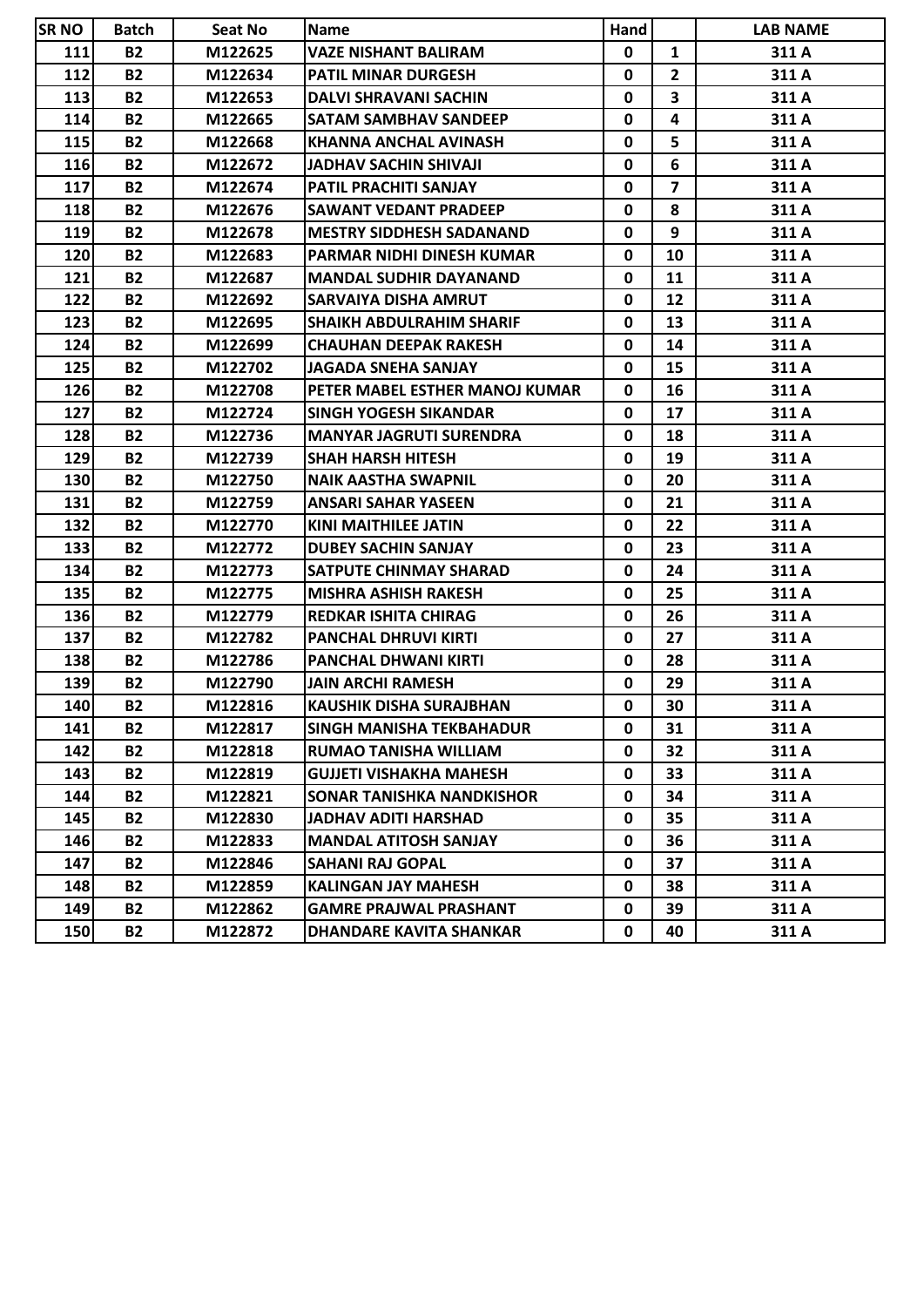| SR NO | Batch | Seat No | Name | Hand | | LAB NAME |
|---|---|---|---|---|---|---|
| 111 | B2 | M122625 | VAZE NISHANT BALIRAM | 0 | 1 | 311 A |
| 112 | B2 | M122634 | PATIL MINAR DURGESH | 0 | 2 | 311 A |
| 113 | B2 | M122653 | DALVI SHRAVANI SACHIN | 0 | 3 | 311 A |
| 114 | B2 | M122665 | SATAM SAMBHAV SANDEEP | 0 | 4 | 311 A |
| 115 | B2 | M122668 | KHANNA ANCHAL AVINASH | 0 | 5 | 311 A |
| 116 | B2 | M122672 | JADHAV SACHIN SHIVAJI | 0 | 6 | 311 A |
| 117 | B2 | M122674 | PATIL PRACHITI SANJAY | 0 | 7 | 311 A |
| 118 | B2 | M122676 | SAWANT VEDANT PRADEEP | 0 | 8 | 311 A |
| 119 | B2 | M122678 | MESTRY SIDDHESH SADANAND | 0 | 9 | 311 A |
| 120 | B2 | M122683 | PARMAR NIDHI DINESH KUMAR | 0 | 10 | 311 A |
| 121 | B2 | M122687 | MANDAL SUDHIR DAYANAND | 0 | 11 | 311 A |
| 122 | B2 | M122692 | SARVAIYA DISHA AMRUT | 0 | 12 | 311 A |
| 123 | B2 | M122695 | SHAIKH ABDULRAHIM SHARIF | 0 | 13 | 311 A |
| 124 | B2 | M122699 | CHAUHAN DEEPAK RAKESH | 0 | 14 | 311 A |
| 125 | B2 | M122702 | JAGADA SNEHA SANJAY | 0 | 15 | 311 A |
| 126 | B2 | M122708 | PETER MABEL ESTHER MANOJ KUMAR | 0 | 16 | 311 A |
| 127 | B2 | M122724 | SINGH YOGESH SIKANDAR | 0 | 17 | 311 A |
| 128 | B2 | M122736 | MANYAR JAGRUTI SURENDRA | 0 | 18 | 311 A |
| 129 | B2 | M122739 | SHAH HARSH HITESH | 0 | 19 | 311 A |
| 130 | B2 | M122750 | NAIK AASTHA SWAPNIL | 0 | 20 | 311 A |
| 131 | B2 | M122759 | ANSARI SAHAR YASEEN | 0 | 21 | 311 A |
| 132 | B2 | M122770 | KINI MAITHILEE JATIN | 0 | 22 | 311 A |
| 133 | B2 | M122772 | DUBEY SACHIN SANJAY | 0 | 23 | 311 A |
| 134 | B2 | M122773 | SATPUTE CHINMAY SHARAD | 0 | 24 | 311 A |
| 135 | B2 | M122775 | MISHRA ASHISH RAKESH | 0 | 25 | 311 A |
| 136 | B2 | M122779 | REDKAR ISHITA CHIRAG | 0 | 26 | 311 A |
| 137 | B2 | M122782 | PANCHAL DHRUVI KIRTI | 0 | 27 | 311 A |
| 138 | B2 | M122786 | PANCHAL DHWANI KIRTI | 0 | 28 | 311 A |
| 139 | B2 | M122790 | JAIN ARCHI RAMESH | 0 | 29 | 311 A |
| 140 | B2 | M122816 | KAUSHIK DISHA SURAJBHAN | 0 | 30 | 311 A |
| 141 | B2 | M122817 | SINGH MANISHA TEKBAHADUR | 0 | 31 | 311 A |
| 142 | B2 | M122818 | RUMAO TANISHA WILLIAM | 0 | 32 | 311 A |
| 143 | B2 | M122819 | GUJJETI VISHAKHA MAHESH | 0 | 33 | 311 A |
| 144 | B2 | M122821 | SONAR TANISHKA NANDKISHOR | 0 | 34 | 311 A |
| 145 | B2 | M122830 | JADHAV ADITI HARSHAD | 0 | 35 | 311 A |
| 146 | B2 | M122833 | MANDAL ATITOSH SANJAY | 0 | 36 | 311 A |
| 147 | B2 | M122846 | SAHANI RAJ GOPAL | 0 | 37 | 311 A |
| 148 | B2 | M122859 | KALINGAN JAY MAHESH | 0 | 38 | 311 A |
| 149 | B2 | M122862 | GAMRE PRAJWAL PRASHANT | 0 | 39 | 311 A |
| 150 | B2 | M122872 | DHANDARE KAVITA SHANKAR | 0 | 40 | 311 A |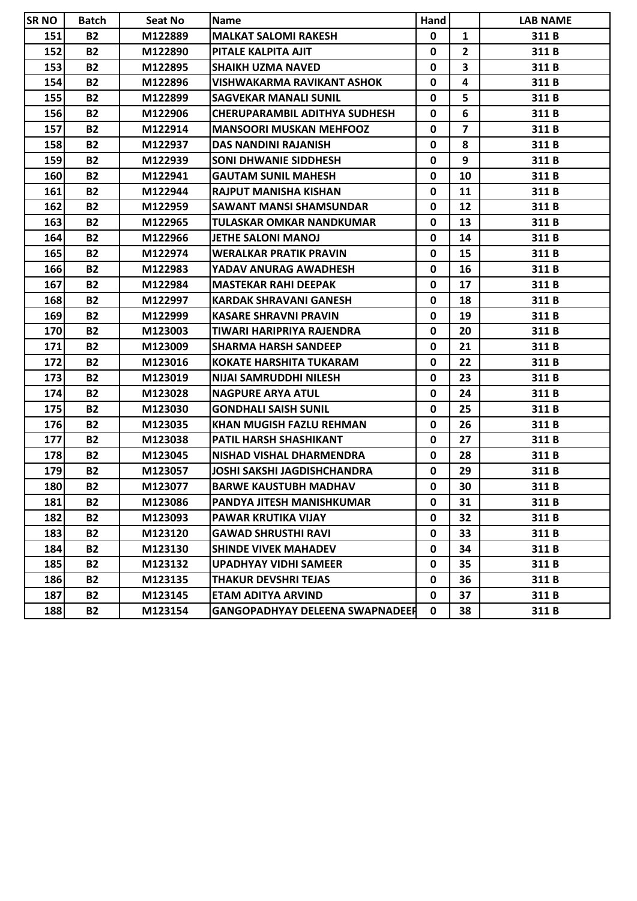| SR NO | Batch | Seat No | Name | Hand | | LAB NAME |
|---|---|---|---|---|---|---|
| 151 | B2 | M122889 | MALKAT SALOMI RAKESH | 0 | 1 | 311 B |
| 152 | B2 | M122890 | PITALE KALPITA AJIT | 0 | 2 | 311 B |
| 153 | B2 | M122895 | SHAIKH UZMA NAVED | 0 | 3 | 311 B |
| 154 | B2 | M122896 | VISHWAKARMA RAVIKANT ASHOK | 0 | 4 | 311 B |
| 155 | B2 | M122899 | SAGVEKAR MANALI SUNIL | 0 | 5 | 311 B |
| 156 | B2 | M122906 | CHERUPARAMBIL ADITHYA SUDHESH | 0 | 6 | 311 B |
| 157 | B2 | M122914 | MANSOORI MUSKAN MEHFOOZ | 0 | 7 | 311 B |
| 158 | B2 | M122937 | DAS NANDINI RAJANISH | 0 | 8 | 311 B |
| 159 | B2 | M122939 | SONI DHWANIE SIDDHESH | 0 | 9 | 311 B |
| 160 | B2 | M122941 | GAUTAM SUNIL MAHESH | 0 | 10 | 311 B |
| 161 | B2 | M122944 | RAJPUT MANISHA KISHAN | 0 | 11 | 311 B |
| 162 | B2 | M122959 | SAWANT MANSI SHAMSUNDAR | 0 | 12 | 311 B |
| 163 | B2 | M122965 | TULASKAR OMKAR NANDKUMAR | 0 | 13 | 311 B |
| 164 | B2 | M122966 | JETHE SALONI MANOJ | 0 | 14 | 311 B |
| 165 | B2 | M122974 | WERALKAR PRATIK PRAVIN | 0 | 15 | 311 B |
| 166 | B2 | M122983 | YADAV ANURAG AWADHESH | 0 | 16 | 311 B |
| 167 | B2 | M122984 | MASTEKAR RAHI DEEPAK | 0 | 17 | 311 B |
| 168 | B2 | M122997 | KARDAK SHRAVANI GANESH | 0 | 18 | 311 B |
| 169 | B2 | M122999 | KASARE SHRAVNI PRAVIN | 0 | 19 | 311 B |
| 170 | B2 | M123003 | TIWARI HARIPRIYA RAJENDRA | 0 | 20 | 311 B |
| 171 | B2 | M123009 | SHARMA HARSH SANDEEP | 0 | 21 | 311 B |
| 172 | B2 | M123016 | KOKATE HARSHITA TUKARAM | 0 | 22 | 311 B |
| 173 | B2 | M123019 | NIJAI SAMRUDDHI NILESH | 0 | 23 | 311 B |
| 174 | B2 | M123028 | NAGPURE ARYA ATUL | 0 | 24 | 311 B |
| 175 | B2 | M123030 | GONDHALI SAISH SUNIL | 0 | 25 | 311 B |
| 176 | B2 | M123035 | KHAN MUGISH FAZLU REHMAN | 0 | 26 | 311 B |
| 177 | B2 | M123038 | PATIL HARSH SHASHIKANT | 0 | 27 | 311 B |
| 178 | B2 | M123045 | NISHAD VISHAL DHARMENDRA | 0 | 28 | 311 B |
| 179 | B2 | M123057 | JOSHI SAKSHI JAGDISHCHANDRA | 0 | 29 | 311 B |
| 180 | B2 | M123077 | BARWE KAUSTUBH MADHAV | 0 | 30 | 311 B |
| 181 | B2 | M123086 | PANDYA JITESH MANISHKUMAR | 0 | 31 | 311 B |
| 182 | B2 | M123093 | PAWAR KRUTIKA VIJAY | 0 | 32 | 311 B |
| 183 | B2 | M123120 | GAWAD SHRUSTHI RAVI | 0 | 33 | 311 B |
| 184 | B2 | M123130 | SHINDE VIVEK MAHADEV | 0 | 34 | 311 B |
| 185 | B2 | M123132 | UPADHYAY VIDHI SAMEER | 0 | 35 | 311 B |
| 186 | B2 | M123135 | THAKUR DEVSHRI TEJAS | 0 | 36 | 311 B |
| 187 | B2 | M123145 | ETAM ADITYA ARVIND | 0 | 37 | 311 B |
| 188 | B2 | M123154 | GANGOPADHYAY DELEENA SWAPNADEEF | 0 | 38 | 311 B |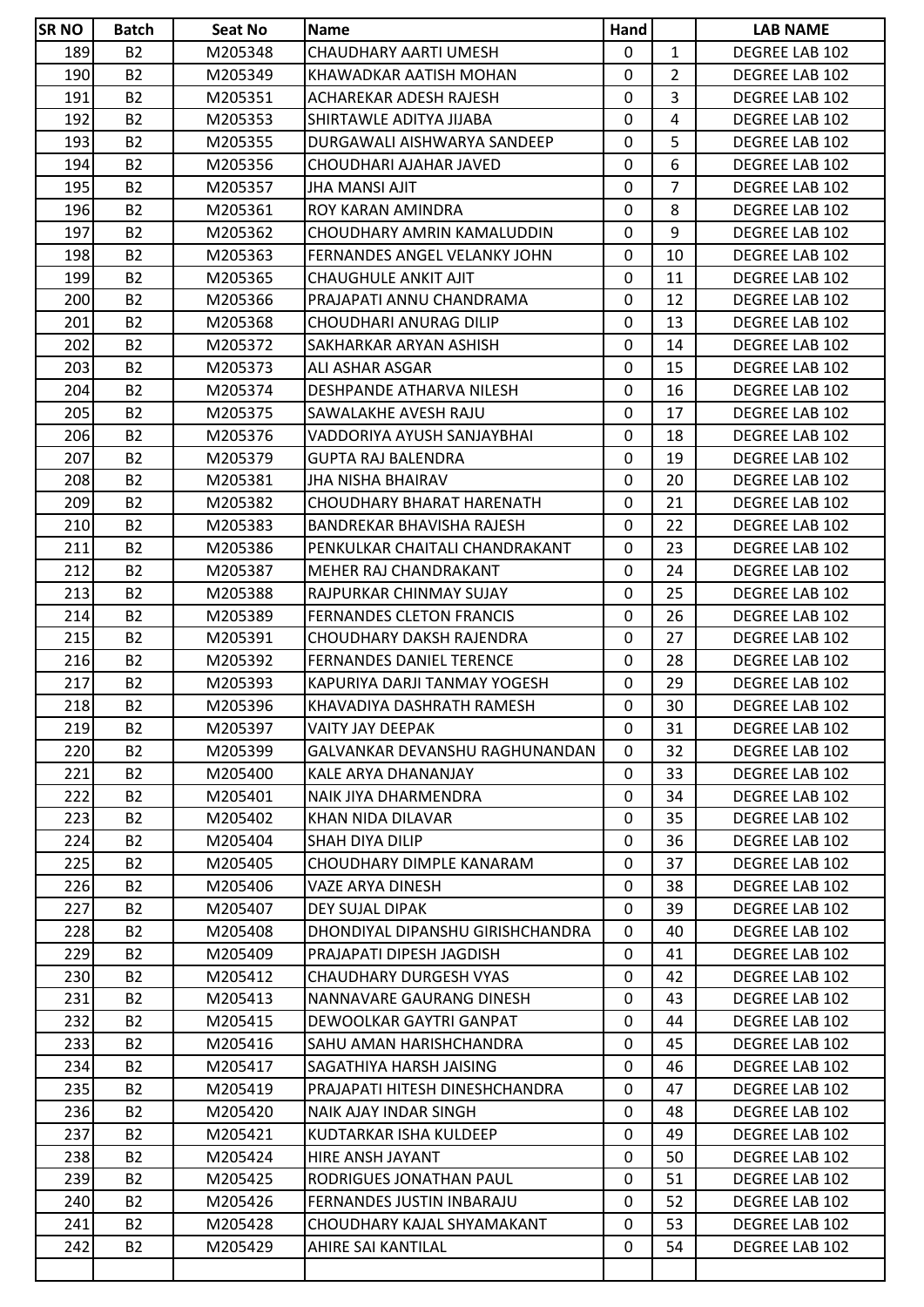| SR NO | Batch | Seat No | Name | Hand | | LAB NAME |
|---|---|---|---|---|---|---|
| 189 | B2 | M205348 | CHAUDHARY AARTI UMESH | 0 | 1 | DEGREE LAB 102 |
| 190 | B2 | M205349 | KHAWADKAR AATISH MOHAN | 0 | 2 | DEGREE LAB 102 |
| 191 | B2 | M205351 | ACHAREKAR ADESH RAJESH | 0 | 3 | DEGREE LAB 102 |
| 192 | B2 | M205353 | SHIRTAWLE ADITYA JIJABA | 0 | 4 | DEGREE LAB 102 |
| 193 | B2 | M205355 | DURGAWALI AISHWARYA SANDEEP | 0 | 5 | DEGREE LAB 102 |
| 194 | B2 | M205356 | CHOUDHARI AJAHAR JAVED | 0 | 6 | DEGREE LAB 102 |
| 195 | B2 | M205357 | JHA MANSI AJIT | 0 | 7 | DEGREE LAB 102 |
| 196 | B2 | M205361 | ROY KARAN AMINDRA | 0 | 8 | DEGREE LAB 102 |
| 197 | B2 | M205362 | CHOUDHARY AMRIN KAMALUDDIN | 0 | 9 | DEGREE LAB 102 |
| 198 | B2 | M205363 | FERNANDES ANGEL VELANKY JOHN | 0 | 10 | DEGREE LAB 102 |
| 199 | B2 | M205365 | CHAUGHULE ANKIT AJIT | 0 | 11 | DEGREE LAB 102 |
| 200 | B2 | M205366 | PRAJAPATI ANNU CHANDRAMA | 0 | 12 | DEGREE LAB 102 |
| 201 | B2 | M205368 | CHOUDHARI ANURAG DILIP | 0 | 13 | DEGREE LAB 102 |
| 202 | B2 | M205372 | SAKHARKAR ARYAN ASHISH | 0 | 14 | DEGREE LAB 102 |
| 203 | B2 | M205373 | ALI ASHAR ASGAR | 0 | 15 | DEGREE LAB 102 |
| 204 | B2 | M205374 | DESHPANDE ATHARVA NILESH | 0 | 16 | DEGREE LAB 102 |
| 205 | B2 | M205375 | SAWALAKHE AVESH RAJU | 0 | 17 | DEGREE LAB 102 |
| 206 | B2 | M205376 | VADDORIYA AYUSH SANJAYBHAI | 0 | 18 | DEGREE LAB 102 |
| 207 | B2 | M205379 | GUPTA RAJ BALENDRA | 0 | 19 | DEGREE LAB 102 |
| 208 | B2 | M205381 | JHA NISHA BHAIRAV | 0 | 20 | DEGREE LAB 102 |
| 209 | B2 | M205382 | CHOUDHARY BHARAT HARENATH | 0 | 21 | DEGREE LAB 102 |
| 210 | B2 | M205383 | BANDREKAR BHAVISHA RAJESH | 0 | 22 | DEGREE LAB 102 |
| 211 | B2 | M205386 | PENKULKAR CHAITALI CHANDRAKANT | 0 | 23 | DEGREE LAB 102 |
| 212 | B2 | M205387 | MEHER RAJ CHANDRAKANT | 0 | 24 | DEGREE LAB 102 |
| 213 | B2 | M205388 | RAJPURKAR CHINMAY SUJAY | 0 | 25 | DEGREE LAB 102 |
| 214 | B2 | M205389 | FERNANDES CLETON FRANCIS | 0 | 26 | DEGREE LAB 102 |
| 215 | B2 | M205391 | CHOUDHARY DAKSH RAJENDRA | 0 | 27 | DEGREE LAB 102 |
| 216 | B2 | M205392 | FERNANDES DANIEL TERENCE | 0 | 28 | DEGREE LAB 102 |
| 217 | B2 | M205393 | KAPURIYA DARJI TANMAY YOGESH | 0 | 29 | DEGREE LAB 102 |
| 218 | B2 | M205396 | KHAVADIYA DASHRATH RAMESH | 0 | 30 | DEGREE LAB 102 |
| 219 | B2 | M205397 | VAITY JAY DEEPAK | 0 | 31 | DEGREE LAB 102 |
| 220 | B2 | M205399 | GALVANKAR DEVANSHU RAGHUNANDAN | 0 | 32 | DEGREE LAB 102 |
| 221 | B2 | M205400 | KALE ARYA DHANANJAY | 0 | 33 | DEGREE LAB 102 |
| 222 | B2 | M205401 | NAIK JIYA DHARMENDRA | 0 | 34 | DEGREE LAB 102 |
| 223 | B2 | M205402 | KHAN NIDA DILAVAR | 0 | 35 | DEGREE LAB 102 |
| 224 | B2 | M205404 | SHAH DIYA DILIP | 0 | 36 | DEGREE LAB 102 |
| 225 | B2 | M205405 | CHOUDHARY DIMPLE KANARAM | 0 | 37 | DEGREE LAB 102 |
| 226 | B2 | M205406 | VAZE ARYA DINESH | 0 | 38 | DEGREE LAB 102 |
| 227 | B2 | M205407 | DEY SUJAL DIPAK | 0 | 39 | DEGREE LAB 102 |
| 228 | B2 | M205408 | DHONDIYAL DIPANSHU GIRISHCHANDRA | 0 | 40 | DEGREE LAB 102 |
| 229 | B2 | M205409 | PRAJAPATI DIPESH JAGDISH | 0 | 41 | DEGREE LAB 102 |
| 230 | B2 | M205412 | CHAUDHARY DURGESH VYAS | 0 | 42 | DEGREE LAB 102 |
| 231 | B2 | M205413 | NANNAVARE GAURANG DINESH | 0 | 43 | DEGREE LAB 102 |
| 232 | B2 | M205415 | DEWOOLKAR GAYTRI GANPAT | 0 | 44 | DEGREE LAB 102 |
| 233 | B2 | M205416 | SAHU AMAN HARISHCHANDRA | 0 | 45 | DEGREE LAB 102 |
| 234 | B2 | M205417 | SAGATHIYA HARSH JAISING | 0 | 46 | DEGREE LAB 102 |
| 235 | B2 | M205419 | PRAJAPATI HITESH DINESHCHANDRA | 0 | 47 | DEGREE LAB 102 |
| 236 | B2 | M205420 | NAIK AJAY INDAR SINGH | 0 | 48 | DEGREE LAB 102 |
| 237 | B2 | M205421 | KUDTARKAR ISHA KULDEEP | 0 | 49 | DEGREE LAB 102 |
| 238 | B2 | M205424 | HIRE ANSH JAYANT | 0 | 50 | DEGREE LAB 102 |
| 239 | B2 | M205425 | RODRIGUES JONATHAN PAUL | 0 | 51 | DEGREE LAB 102 |
| 240 | B2 | M205426 | FERNANDES JUSTIN INBARAJU | 0 | 52 | DEGREE LAB 102 |
| 241 | B2 | M205428 | CHOUDHARY KAJAL SHYAMAKANT | 0 | 53 | DEGREE LAB 102 |
| 242 | B2 | M205429 | AHIRE SAI KANTILAL | 0 | 54 | DEGREE LAB 102 |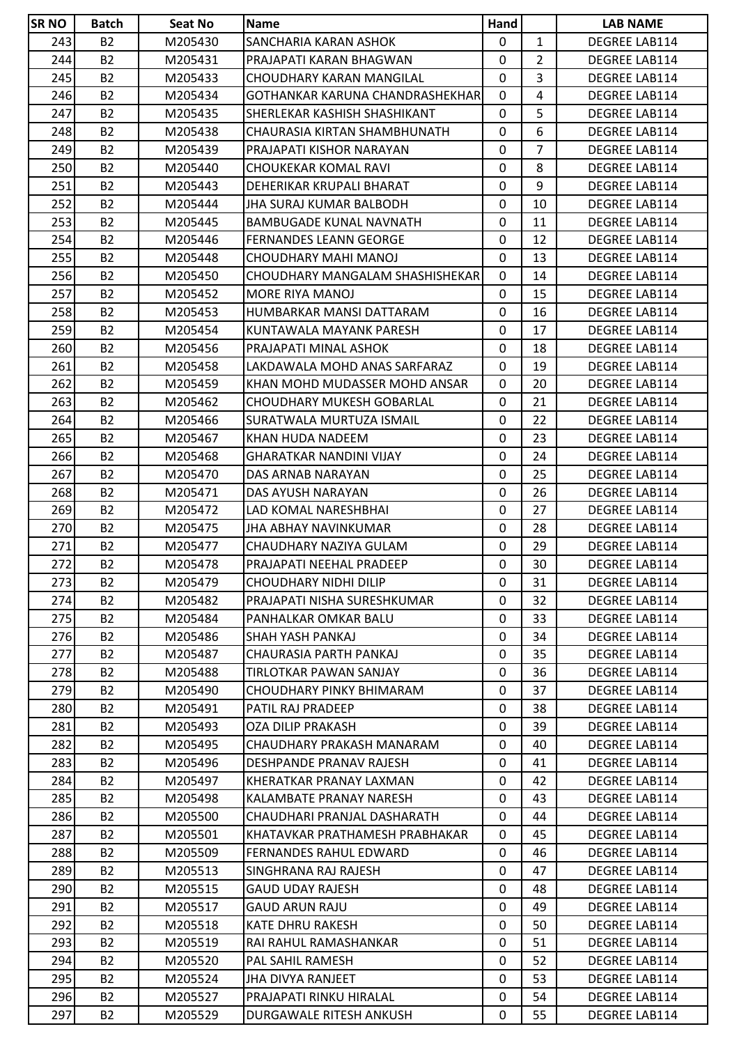| SR NO | Batch | Seat No | Name | Hand | | LAB NAME |
|---|---|---|---|---|---|---|
| 243 | B2 | M205430 | SANCHARIA KARAN ASHOK | 0 | 1 | DEGREE LAB114 |
| 244 | B2 | M205431 | PRAJAPATI KARAN BHAGWAN | 0 | 2 | DEGREE LAB114 |
| 245 | B2 | M205433 | CHOUDHARY KARAN MANGILAL | 0 | 3 | DEGREE LAB114 |
| 246 | B2 | M205434 | GOTHANKAR KARUNA CHANDRASHEKHAR | 0 | 4 | DEGREE LAB114 |
| 247 | B2 | M205435 | SHERLEKAR KASHISH SHASHIKANT | 0 | 5 | DEGREE LAB114 |
| 248 | B2 | M205438 | CHAURASIA KIRTAN SHAMBHUNATH | 0 | 6 | DEGREE LAB114 |
| 249 | B2 | M205439 | PRAJAPATI KISHOR NARAYAN | 0 | 7 | DEGREE LAB114 |
| 250 | B2 | M205440 | CHOUKEKAR KOMAL RAVI | 0 | 8 | DEGREE LAB114 |
| 251 | B2 | M205443 | DEHERIKAR KRUPALI BHARAT | 0 | 9 | DEGREE LAB114 |
| 252 | B2 | M205444 | JHA SURAJ KUMAR BALBODH | 0 | 10 | DEGREE LAB114 |
| 253 | B2 | M205445 | BAMBUGADE KUNAL NAVNATH | 0 | 11 | DEGREE LAB114 |
| 254 | B2 | M205446 | FERNANDES LEANN GEORGE | 0 | 12 | DEGREE LAB114 |
| 255 | B2 | M205448 | CHOUDHARY MAHI MANOJ | 0 | 13 | DEGREE LAB114 |
| 256 | B2 | M205450 | CHOUDHARY MANGALAM SHASHISHEKAR | 0 | 14 | DEGREE LAB114 |
| 257 | B2 | M205452 | MORE RIYA MANOJ | 0 | 15 | DEGREE LAB114 |
| 258 | B2 | M205453 | HUMBARKAR MANSI DATTARAM | 0 | 16 | DEGREE LAB114 |
| 259 | B2 | M205454 | KUNTAWALA MAYANK PARESH | 0 | 17 | DEGREE LAB114 |
| 260 | B2 | M205456 | PRAJAPATI MINAL ASHOK | 0 | 18 | DEGREE LAB114 |
| 261 | B2 | M205458 | LAKDAWALA MOHD ANAS SARFARAZ | 0 | 19 | DEGREE LAB114 |
| 262 | B2 | M205459 | KHAN MOHD MUDASSER MOHD ANSAR | 0 | 20 | DEGREE LAB114 |
| 263 | B2 | M205462 | CHOUDHARY MUKESH GOBARLAL | 0 | 21 | DEGREE LAB114 |
| 264 | B2 | M205466 | SURATWALA MURTUZA ISMAIL | 0 | 22 | DEGREE LAB114 |
| 265 | B2 | M205467 | KHAN HUDA NADEEM | 0 | 23 | DEGREE LAB114 |
| 266 | B2 | M205468 | GHARATKAR NANDINI VIJAY | 0 | 24 | DEGREE LAB114 |
| 267 | B2 | M205470 | DAS ARNAB NARAYAN | 0 | 25 | DEGREE LAB114 |
| 268 | B2 | M205471 | DAS AYUSH NARAYAN | 0 | 26 | DEGREE LAB114 |
| 269 | B2 | M205472 | LAD KOMAL NARESHBHAI | 0 | 27 | DEGREE LAB114 |
| 270 | B2 | M205475 | JHA ABHAY NAVINKUMAR | 0 | 28 | DEGREE LAB114 |
| 271 | B2 | M205477 | CHAUDHARY NAZIYA GULAM | 0 | 29 | DEGREE LAB114 |
| 272 | B2 | M205478 | PRAJAPATI NEEHAL PRADEEP | 0 | 30 | DEGREE LAB114 |
| 273 | B2 | M205479 | CHOUDHARY NIDHI DILIP | 0 | 31 | DEGREE LAB114 |
| 274 | B2 | M205482 | PRAJAPATI NISHA SURESHKUMAR | 0 | 32 | DEGREE LAB114 |
| 275 | B2 | M205484 | PANHALKAR OMKAR BALU | 0 | 33 | DEGREE LAB114 |
| 276 | B2 | M205486 | SHAH YASH PANKAJ | 0 | 34 | DEGREE LAB114 |
| 277 | B2 | M205487 | CHAURASIA PARTH PANKAJ | 0 | 35 | DEGREE LAB114 |
| 278 | B2 | M205488 | TIRLOTKAR PAWAN SANJAY | 0 | 36 | DEGREE LAB114 |
| 279 | B2 | M205490 | CHOUDHARY PINKY BHIMARAM | 0 | 37 | DEGREE LAB114 |
| 280 | B2 | M205491 | PATIL RAJ PRADEEP | 0 | 38 | DEGREE LAB114 |
| 281 | B2 | M205493 | OZA DILIP PRAKASH | 0 | 39 | DEGREE LAB114 |
| 282 | B2 | M205495 | CHAUDHARY PRAKASH MANARAM | 0 | 40 | DEGREE LAB114 |
| 283 | B2 | M205496 | DESHPANDE PRANAV RAJESH | 0 | 41 | DEGREE LAB114 |
| 284 | B2 | M205497 | KHERATKAR PRANAY LAXMAN | 0 | 42 | DEGREE LAB114 |
| 285 | B2 | M205498 | KALAMBATE PRANAY NARESH | 0 | 43 | DEGREE LAB114 |
| 286 | B2 | M205500 | CHAUDHARI PRANJAL DASHARATH | 0 | 44 | DEGREE LAB114 |
| 287 | B2 | M205501 | KHATAVKAR PRATHAMESH PRABHAKAR | 0 | 45 | DEGREE LAB114 |
| 288 | B2 | M205509 | FERNANDES RAHUL EDWARD | 0 | 46 | DEGREE LAB114 |
| 289 | B2 | M205513 | SINGHRANA RAJ RAJESH | 0 | 47 | DEGREE LAB114 |
| 290 | B2 | M205515 | GAUD UDAY RAJESH | 0 | 48 | DEGREE LAB114 |
| 291 | B2 | M205517 | GAUD ARUN RAJU | 0 | 49 | DEGREE LAB114 |
| 292 | B2 | M205518 | KATE DHRU RAKESH | 0 | 50 | DEGREE LAB114 |
| 293 | B2 | M205519 | RAI RAHUL RAMASHANKAR | 0 | 51 | DEGREE LAB114 |
| 294 | B2 | M205520 | PAL SAHIL RAMESH | 0 | 52 | DEGREE LAB114 |
| 295 | B2 | M205524 | JHA DIVYA RANJEET | 0 | 53 | DEGREE LAB114 |
| 296 | B2 | M205527 | PRAJAPATI RINKU HIRALAL | 0 | 54 | DEGREE LAB114 |
| 297 | B2 | M205529 | DURGAWALE RITESH ANKUSH | 0 | 55 | DEGREE LAB114 |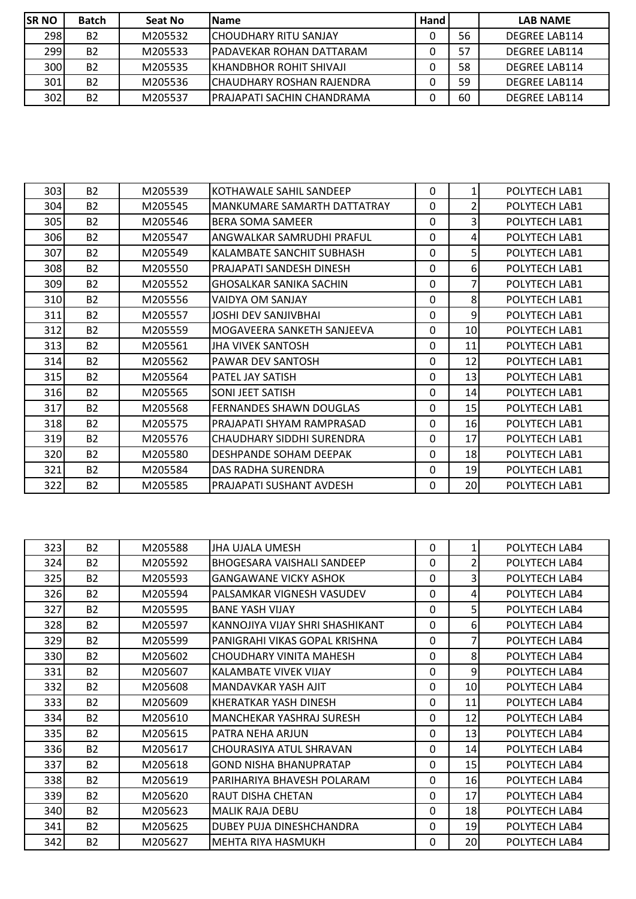| SR NO | Batch | Seat No | Name | Hand | | LAB NAME |
|---|---|---|---|---|---|---|
| 298 | B2 | M205532 | CHOUDHARY RITU SANJAY | 0 | 56 | DEGREE LAB114 |
| 299 | B2 | M205533 | PADAVEKAR ROHAN DATTARAM | 0 | 57 | DEGREE LAB114 |
| 300 | B2 | M205535 | KHANDBHOR ROHIT SHIVAJI | 0 | 58 | DEGREE LAB114 |
| 301 | B2 | M205536 | CHAUDHARY ROSHAN RAJENDRA | 0 | 59 | DEGREE LAB114 |
| 302 | B2 | M205537 | PRAJAPATI SACHIN CHANDRAMA | 0 | 60 | DEGREE LAB114 |

| SR NO | Batch | Seat No | Name | Hand | | LAB NAME |
|---|---|---|---|---|---|---|
| 303 | B2 | M205539 | KOTHAWALE SAHIL SANDEEP | 0 | 1 | POLYTECH LAB1 |
| 304 | B2 | M205545 | MANKUMARE SAMARTH DATTATRAY | 0 | 2 | POLYTECH LAB1 |
| 305 | B2 | M205546 | BERA SOMA SAMEER | 0 | 3 | POLYTECH LAB1 |
| 306 | B2 | M205547 | ANGWALKAR SAMRUDHI PRAFUL | 0 | 4 | POLYTECH LAB1 |
| 307 | B2 | M205549 | KALAMBATE SANCHIT SUBHASH | 0 | 5 | POLYTECH LAB1 |
| 308 | B2 | M205550 | PRAJAPATI SANDESH DINESH | 0 | 6 | POLYTECH LAB1 |
| 309 | B2 | M205552 | GHOSALKAR SANIKA SACHIN | 0 | 7 | POLYTECH LAB1 |
| 310 | B2 | M205556 | VAIDYA OM SANJAY | 0 | 8 | POLYTECH LAB1 |
| 311 | B2 | M205557 | JOSHI DEV SANJIVBHAI | 0 | 9 | POLYTECH LAB1 |
| 312 | B2 | M205559 | MOGAVEERA SANKETH SANJEEVA | 0 | 10 | POLYTECH LAB1 |
| 313 | B2 | M205561 | JHA VIVEK SANTOSH | 0 | 11 | POLYTECH LAB1 |
| 314 | B2 | M205562 | PAWAR DEV SANTOSH | 0 | 12 | POLYTECH LAB1 |
| 315 | B2 | M205564 | PATEL JAY SATISH | 0 | 13 | POLYTECH LAB1 |
| 316 | B2 | M205565 | SONI JEET SATISH | 0 | 14 | POLYTECH LAB1 |
| 317 | B2 | M205568 | FERNANDES SHAWN DOUGLAS | 0 | 15 | POLYTECH LAB1 |
| 318 | B2 | M205575 | PRAJAPATI SHYAM RAMPRASAD | 0 | 16 | POLYTECH LAB1 |
| 319 | B2 | M205576 | CHAUDHARY SIDDHI SURENDRA | 0 | 17 | POLYTECH LAB1 |
| 320 | B2 | M205580 | DESHPANDE SOHAM DEEPAK | 0 | 18 | POLYTECH LAB1 |
| 321 | B2 | M205584 | DAS RADHA SURENDRA | 0 | 19 | POLYTECH LAB1 |
| 322 | B2 | M205585 | PRAJAPATI SUSHANT AVDESH | 0 | 20 | POLYTECH LAB1 |

| SR NO | Batch | Seat No | Name | Hand | | LAB NAME |
|---|---|---|---|---|---|---|
| 323 | B2 | M205588 | JHA UJALA UMESH | 0 | 1 | POLYTECH LAB4 |
| 324 | B2 | M205592 | BHOGESARA VAISHALI SANDEEP | 0 | 2 | POLYTECH LAB4 |
| 325 | B2 | M205593 | GANGAWANE VICKY ASHOK | 0 | 3 | POLYTECH LAB4 |
| 326 | B2 | M205594 | PALSAMKAR VIGNESH VASUDEV | 0 | 4 | POLYTECH LAB4 |
| 327 | B2 | M205595 | BANE YASH VIJAY | 0 | 5 | POLYTECH LAB4 |
| 328 | B2 | M205597 | KANNOJIYA VIJAY SHRI SHASHIKANT | 0 | 6 | POLYTECH LAB4 |
| 329 | B2 | M205599 | PANIGRAHI VIKAS GOPAL KRISHNA | 0 | 7 | POLYTECH LAB4 |
| 330 | B2 | M205602 | CHOUDHARY VINITA MAHESH | 0 | 8 | POLYTECH LAB4 |
| 331 | B2 | M205607 | KALAMBATE VIVEK VIJAY | 0 | 9 | POLYTECH LAB4 |
| 332 | B2 | M205608 | MANDAVKAR YASH AJIT | 0 | 10 | POLYTECH LAB4 |
| 333 | B2 | M205609 | KHERATKAR YASH DINESH | 0 | 11 | POLYTECH LAB4 |
| 334 | B2 | M205610 | MANCHEKAR YASHRAJ SURESH | 0 | 12 | POLYTECH LAB4 |
| 335 | B2 | M205615 | PATRA NEHA ARJUN | 0 | 13 | POLYTECH LAB4 |
| 336 | B2 | M205617 | CHOURASIYA ATUL SHRAVAN | 0 | 14 | POLYTECH LAB4 |
| 337 | B2 | M205618 | GOND NISHA BHANUPRATAP | 0 | 15 | POLYTECH LAB4 |
| 338 | B2 | M205619 | PARIHARIYA BHAVESH POLARAM | 0 | 16 | POLYTECH LAB4 |
| 339 | B2 | M205620 | RAUT DISHA CHETAN | 0 | 17 | POLYTECH LAB4 |
| 340 | B2 | M205623 | MALIK RAJA DEBU | 0 | 18 | POLYTECH LAB4 |
| 341 | B2 | M205625 | DUBEY PUJA DINESHCHANDRA | 0 | 19 | POLYTECH LAB4 |
| 342 | B2 | M205627 | MEHTA RIYA HASMUKH | 0 | 20 | POLYTECH LAB4 |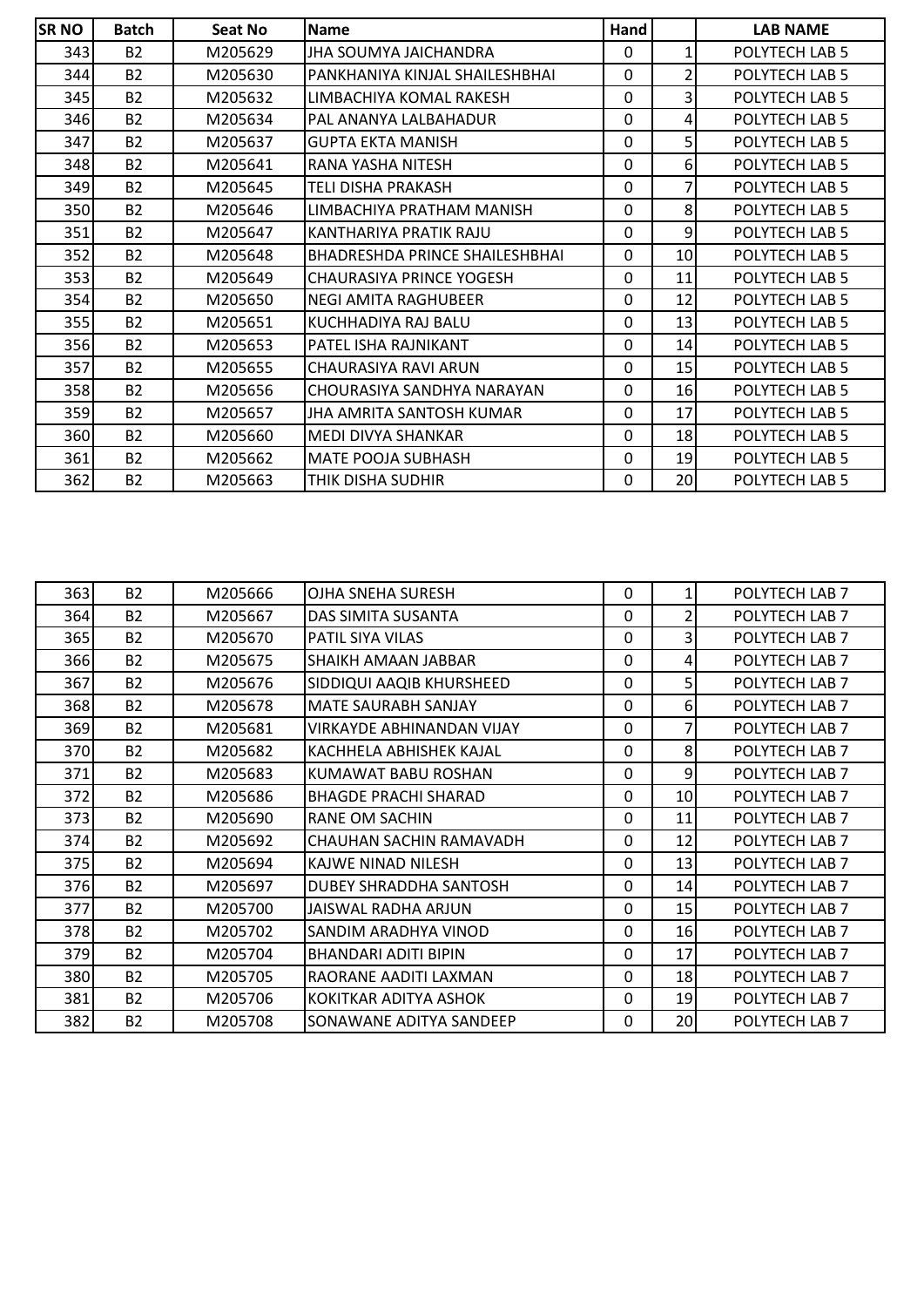| SR NO | Batch | Seat No | Name | Hand | | LAB NAME |
|---|---|---|---|---|---|---|
| 343 | B2 | M205629 | JHA SOUMYA JAICHANDRA | 0 | 1 | POLYTECH LAB 5 |
| 344 | B2 | M205630 | PANKHANIYA KINJAL SHAILESHBHAI | 0 | 2 | POLYTECH LAB 5 |
| 345 | B2 | M205632 | LIMBACHIYA KOMAL RAKESH | 0 | 3 | POLYTECH LAB 5 |
| 346 | B2 | M205634 | PAL ANANYA LALBAHADUR | 0 | 4 | POLYTECH LAB 5 |
| 347 | B2 | M205637 | GUPTA EKTA MANISH | 0 | 5 | POLYTECH LAB 5 |
| 348 | B2 | M205641 | RANA YASHA NITESH | 0 | 6 | POLYTECH LAB 5 |
| 349 | B2 | M205645 | TELI DISHA PRAKASH | 0 | 7 | POLYTECH LAB 5 |
| 350 | B2 | M205646 | LIMBACHIYA PRATHAM MANISH | 0 | 8 | POLYTECH LAB 5 |
| 351 | B2 | M205647 | KANTHARIYA PRATIK RAJU | 0 | 9 | POLYTECH LAB 5 |
| 352 | B2 | M205648 | BHADRESHDA PRINCE SHAILESHBHAI | 0 | 10 | POLYTECH LAB 5 |
| 353 | B2 | M205649 | CHAURASIYA PRINCE YOGESH | 0 | 11 | POLYTECH LAB 5 |
| 354 | B2 | M205650 | NEGI AMITA RAGHUBEER | 0 | 12 | POLYTECH LAB 5 |
| 355 | B2 | M205651 | KUCHHADIYA RAJ BALU | 0 | 13 | POLYTECH LAB 5 |
| 356 | B2 | M205653 | PATEL ISHA RAJNIKANT | 0 | 14 | POLYTECH LAB 5 |
| 357 | B2 | M205655 | CHAURASIYA RAVI ARUN | 0 | 15 | POLYTECH LAB 5 |
| 358 | B2 | M205656 | CHOURASIYA SANDHYA NARAYAN | 0 | 16 | POLYTECH LAB 5 |
| 359 | B2 | M205657 | JHA AMRITA SANTOSH KUMAR | 0 | 17 | POLYTECH LAB 5 |
| 360 | B2 | M205660 | MEDI DIVYA SHANKAR | 0 | 18 | POLYTECH LAB 5 |
| 361 | B2 | M205662 | MATE POOJA SUBHASH | 0 | 19 | POLYTECH LAB 5 |
| 362 | B2 | M205663 | THIK DISHA SUDHIR | 0 | 20 | POLYTECH LAB 5 |

| SR NO | Batch | Seat No | Name | Hand | | LAB NAME |
|---|---|---|---|---|---|---|
| 363 | B2 | M205666 | OJHA SNEHA SURESH | 0 | 1 | POLYTECH LAB 7 |
| 364 | B2 | M205667 | DAS SIMITA SUSANTA | 0 | 2 | POLYTECH LAB 7 |
| 365 | B2 | M205670 | PATIL SIYA VILAS | 0 | 3 | POLYTECH LAB 7 |
| 366 | B2 | M205675 | SHAIKH AMAAN JABBAR | 0 | 4 | POLYTECH LAB 7 |
| 367 | B2 | M205676 | SIDDIQUI AAQIB KHURSHEED | 0 | 5 | POLYTECH LAB 7 |
| 368 | B2 | M205678 | MATE SAURABH SANJAY | 0 | 6 | POLYTECH LAB 7 |
| 369 | B2 | M205681 | VIRKAYDE ABHINANDAN VIJAY | 0 | 7 | POLYTECH LAB 7 |
| 370 | B2 | M205682 | KACHHELA ABHISHEK KAJAL | 0 | 8 | POLYTECH LAB 7 |
| 371 | B2 | M205683 | KUMAWAT BABU ROSHAN | 0 | 9 | POLYTECH LAB 7 |
| 372 | B2 | M205686 | BHAGDE PRACHI SHARAD | 0 | 10 | POLYTECH LAB 7 |
| 373 | B2 | M205690 | RANE OM SACHIN | 0 | 11 | POLYTECH LAB 7 |
| 374 | B2 | M205692 | CHAUHAN SACHIN RAMAVADH | 0 | 12 | POLYTECH LAB 7 |
| 375 | B2 | M205694 | KAJWE NINAD NILESH | 0 | 13 | POLYTECH LAB 7 |
| 376 | B2 | M205697 | DUBEY SHRADDHA SANTOSH | 0 | 14 | POLYTECH LAB 7 |
| 377 | B2 | M205700 | JAISWAL RADHA ARJUN | 0 | 15 | POLYTECH LAB 7 |
| 378 | B2 | M205702 | SANDIM ARADHYA VINOD | 0 | 16 | POLYTECH LAB 7 |
| 379 | B2 | M205704 | BHANDARI ADITI BIPIN | 0 | 17 | POLYTECH LAB 7 |
| 380 | B2 | M205705 | RAORANE AADITI LAXMAN | 0 | 18 | POLYTECH LAB 7 |
| 381 | B2 | M205706 | KOKITKAR ADITYA ASHOK | 0 | 19 | POLYTECH LAB 7 |
| 382 | B2 | M205708 | SONAWANE ADITYA SANDEEP | 0 | 20 | POLYTECH LAB 7 |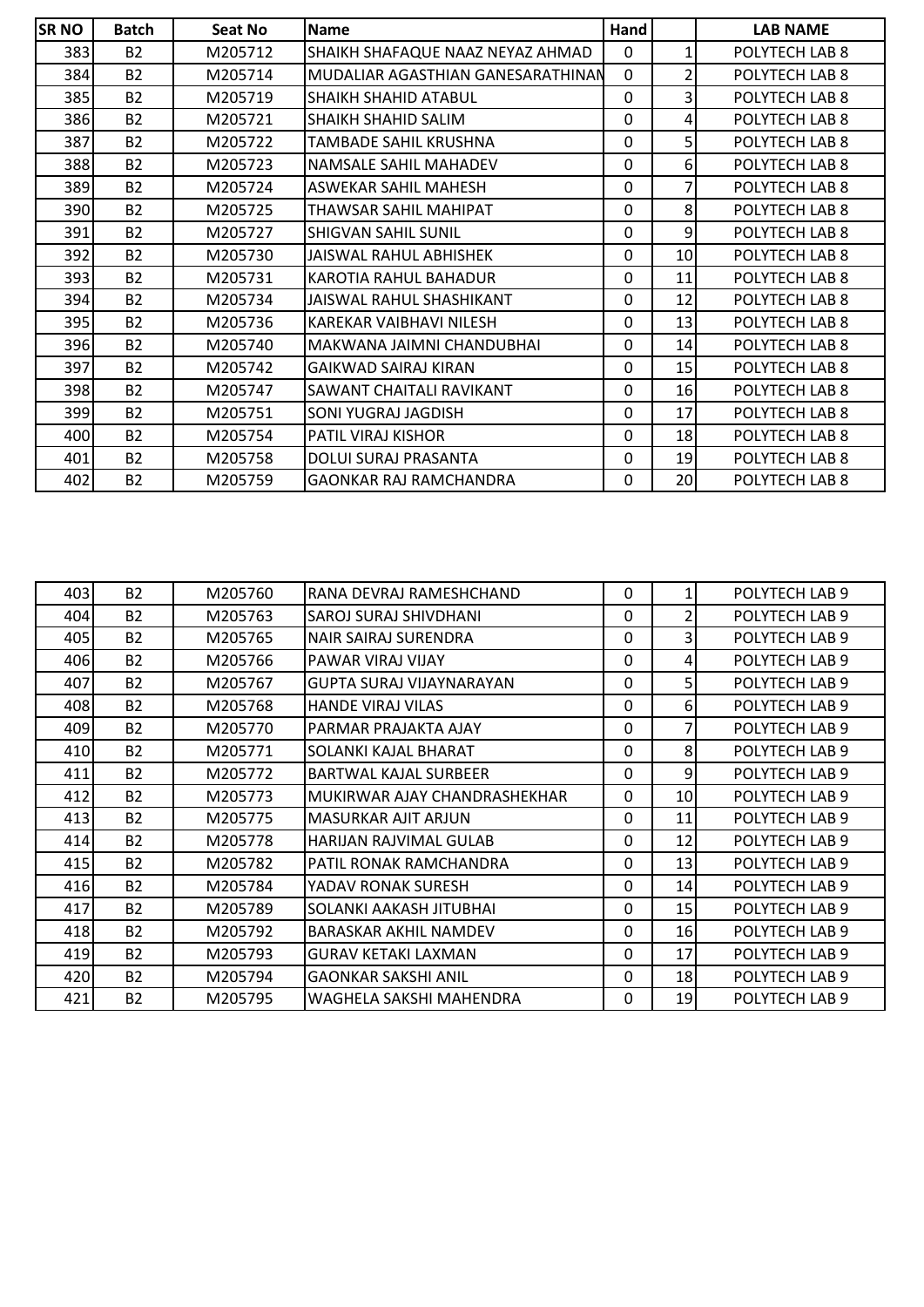| SR NO | Batch | Seat No | Name | Hand | | LAB NAME |
|---|---|---|---|---|---|---|
| 383 | B2 | M205712 | SHAIKH SHAFAQUE NAAZ NEYAZ AHMAD | 0 | 1 | POLYTECH LAB 8 |
| 384 | B2 | M205714 | MUDALIAR AGASTHIAN GANESARATHINAN | 0 | 2 | POLYTECH LAB 8 |
| 385 | B2 | M205719 | SHAIKH SHAHID ATABUL | 0 | 3 | POLYTECH LAB 8 |
| 386 | B2 | M205721 | SHAIKH SHAHID SALIM | 0 | 4 | POLYTECH LAB 8 |
| 387 | B2 | M205722 | TAMBADE SAHIL KRUSHNA | 0 | 5 | POLYTECH LAB 8 |
| 388 | B2 | M205723 | NAMSALE SAHIL MAHADEV | 0 | 6 | POLYTECH LAB 8 |
| 389 | B2 | M205724 | ASWEKAR SAHIL MAHESH | 0 | 7 | POLYTECH LAB 8 |
| 390 | B2 | M205725 | THAWSAR SAHIL MAHIPAT | 0 | 8 | POLYTECH LAB 8 |
| 391 | B2 | M205727 | SHIGVAN SAHIL SUNIL | 0 | 9 | POLYTECH LAB 8 |
| 392 | B2 | M205730 | JAISWAL RAHUL ABHISHEK | 0 | 10 | POLYTECH LAB 8 |
| 393 | B2 | M205731 | KAROTIA RAHUL BAHADUR | 0 | 11 | POLYTECH LAB 8 |
| 394 | B2 | M205734 | JAISWAL RAHUL SHASHIKANT | 0 | 12 | POLYTECH LAB 8 |
| 395 | B2 | M205736 | KAREKAR VAIBHAVI NILESH | 0 | 13 | POLYTECH LAB 8 |
| 396 | B2 | M205740 | MAKWANA JAIMNI CHANDUBHAI | 0 | 14 | POLYTECH LAB 8 |
| 397 | B2 | M205742 | GAIKWAD SAIRAJ KIRAN | 0 | 15 | POLYTECH LAB 8 |
| 398 | B2 | M205747 | SAWANT CHAITALI RAVIKANT | 0 | 16 | POLYTECH LAB 8 |
| 399 | B2 | M205751 | SONI YUGRAJ JAGDISH | 0 | 17 | POLYTECH LAB 8 |
| 400 | B2 | M205754 | PATIL VIRAJ KISHOR | 0 | 18 | POLYTECH LAB 8 |
| 401 | B2 | M205758 | DOLUI SURAJ PRASANTA | 0 | 19 | POLYTECH LAB 8 |
| 402 | B2 | M205759 | GAONKAR RAJ RAMCHANDRA | 0 | 20 | POLYTECH LAB 8 |

| SR NO | Batch | Seat No | Name | Hand | | LAB NAME |
|---|---|---|---|---|---|---|
| 403 | B2 | M205760 | RANA DEVRAJ RAMESHCHAND | 0 | 1 | POLYTECH LAB 9 |
| 404 | B2 | M205763 | SAROJ SURAJ SHIVDHANI | 0 | 2 | POLYTECH LAB 9 |
| 405 | B2 | M205765 | NAIR SAIRAJ SURENDRA | 0 | 3 | POLYTECH LAB 9 |
| 406 | B2 | M205766 | PAWAR VIRAJ VIJAY | 0 | 4 | POLYTECH LAB 9 |
| 407 | B2 | M205767 | GUPTA SURAJ VIJAYNARAYAN | 0 | 5 | POLYTECH LAB 9 |
| 408 | B2 | M205768 | HANDE VIRAJ VILAS | 0 | 6 | POLYTECH LAB 9 |
| 409 | B2 | M205770 | PARMAR PRAJAKTA AJAY | 0 | 7 | POLYTECH LAB 9 |
| 410 | B2 | M205771 | SOLANKI KAJAL BHARAT | 0 | 8 | POLYTECH LAB 9 |
| 411 | B2 | M205772 | BARTWAL KAJAL SURBEER | 0 | 9 | POLYTECH LAB 9 |
| 412 | B2 | M205773 | MUKIRWAR AJAY CHANDRASHEKHAR | 0 | 10 | POLYTECH LAB 9 |
| 413 | B2 | M205775 | MASURKAR AJIT ARJUN | 0 | 11 | POLYTECH LAB 9 |
| 414 | B2 | M205778 | HARIJAN RAJVIMAL GULAB | 0 | 12 | POLYTECH LAB 9 |
| 415 | B2 | M205782 | PATIL RONAK RAMCHANDRA | 0 | 13 | POLYTECH LAB 9 |
| 416 | B2 | M205784 | YADAV RONAK SURESH | 0 | 14 | POLYTECH LAB 9 |
| 417 | B2 | M205789 | SOLANKI AAKASH JITUBHAI | 0 | 15 | POLYTECH LAB 9 |
| 418 | B2 | M205792 | BARASKAR AKHIL NAMDEV | 0 | 16 | POLYTECH LAB 9 |
| 419 | B2 | M205793 | GURAV KETAKI LAXMAN | 0 | 17 | POLYTECH LAB 9 |
| 420 | B2 | M205794 | GAONKAR SAKSHI ANIL | 0 | 18 | POLYTECH LAB 9 |
| 421 | B2 | M205795 | WAGHELA SAKSHI MAHENDRA | 0 | 19 | POLYTECH LAB 9 |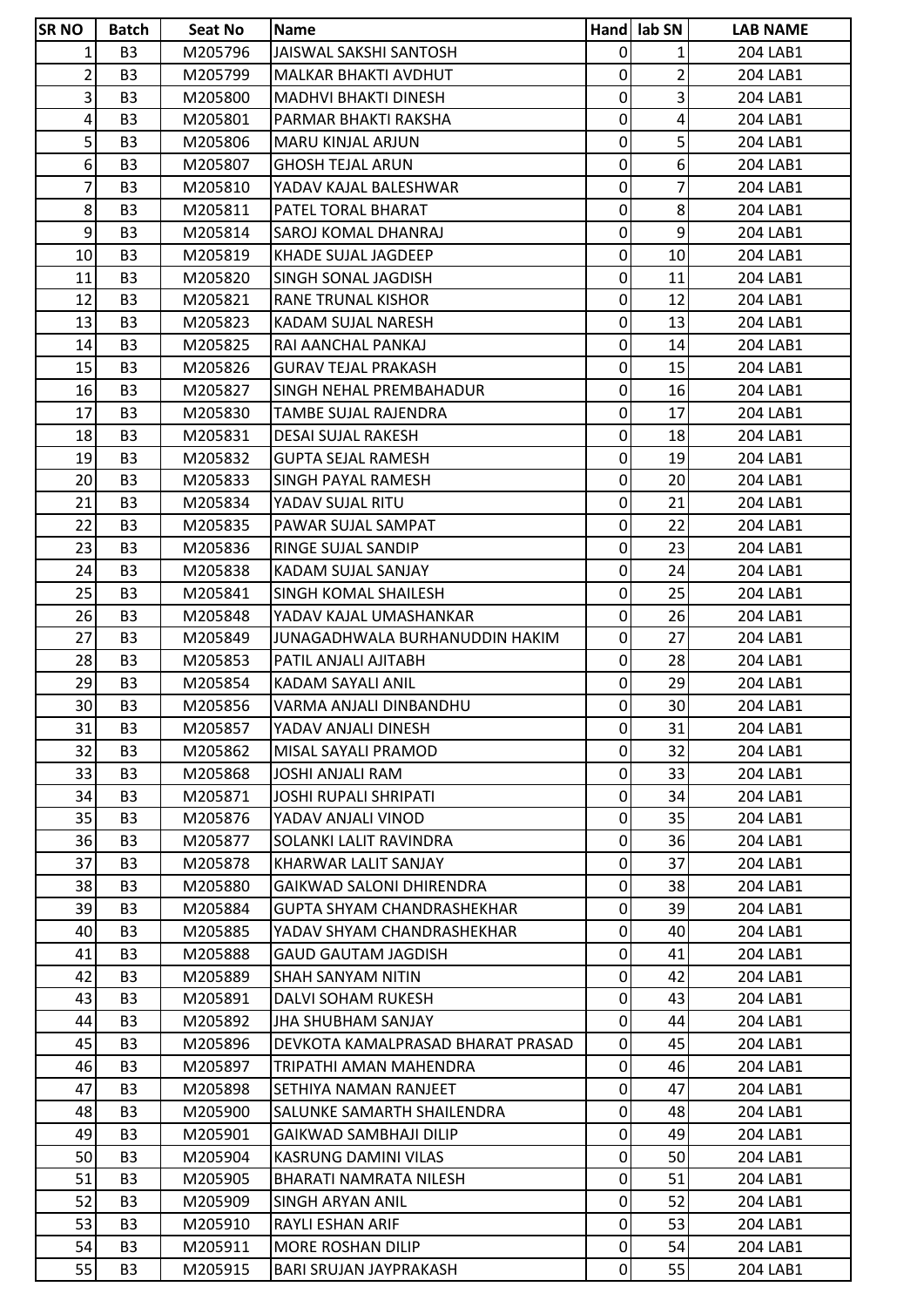| SR NO | Batch | Seat No | Name | Hand | lab SN | LAB NAME |
|---|---|---|---|---|---|---|
| 1 | B3 | M205796 | JAISWAL SAKSHI SANTOSH | 0 | 1 | 204 LAB1 |
| 2 | B3 | M205799 | MALKAR BHAKTI AVDHUT | 0 | 2 | 204 LAB1 |
| 3 | B3 | M205800 | MADHVI BHAKTI DINESH | 0 | 3 | 204 LAB1 |
| 4 | B3 | M205801 | PARMAR BHAKTI RAKSHA | 0 | 4 | 204 LAB1 |
| 5 | B3 | M205806 | MARU KINJAL ARJUN | 0 | 5 | 204 LAB1 |
| 6 | B3 | M205807 | GHOSH TEJAL ARUN | 0 | 6 | 204 LAB1 |
| 7 | B3 | M205810 | YADAV KAJAL BALESHWAR | 0 | 7 | 204 LAB1 |
| 8 | B3 | M205811 | PATEL TORAL BHARAT | 0 | 8 | 204 LAB1 |
| 9 | B3 | M205814 | SAROJ KOMAL DHANRAJ | 0 | 9 | 204 LAB1 |
| 10 | B3 | M205819 | KHADE SUJAL JAGDEEP | 0 | 10 | 204 LAB1 |
| 11 | B3 | M205820 | SINGH SONAL JAGDISH | 0 | 11 | 204 LAB1 |
| 12 | B3 | M205821 | RANE TRUNAL KISHOR | 0 | 12 | 204 LAB1 |
| 13 | B3 | M205823 | KADAM SUJAL NARESH | 0 | 13 | 204 LAB1 |
| 14 | B3 | M205825 | RAI AANCHAL PANKAJ | 0 | 14 | 204 LAB1 |
| 15 | B3 | M205826 | GURAV TEJAL PRAKASH | 0 | 15 | 204 LAB1 |
| 16 | B3 | M205827 | SINGH NEHAL PREMBAHADUR | 0 | 16 | 204 LAB1 |
| 17 | B3 | M205830 | TAMBE SUJAL RAJENDRA | 0 | 17 | 204 LAB1 |
| 18 | B3 | M205831 | DESAI SUJAL RAKESH | 0 | 18 | 204 LAB1 |
| 19 | B3 | M205832 | GUPTA SEJAL RAMESH | 0 | 19 | 204 LAB1 |
| 20 | B3 | M205833 | SINGH PAYAL RAMESH | 0 | 20 | 204 LAB1 |
| 21 | B3 | M205834 | YADAV SUJAL RITU | 0 | 21 | 204 LAB1 |
| 22 | B3 | M205835 | PAWAR SUJAL SAMPAT | 0 | 22 | 204 LAB1 |
| 23 | B3 | M205836 | RINGE SUJAL SANDIP | 0 | 23 | 204 LAB1 |
| 24 | B3 | M205838 | KADAM SUJAL SANJAY | 0 | 24 | 204 LAB1 |
| 25 | B3 | M205841 | SINGH KOMAL SHAILESH | 0 | 25 | 204 LAB1 |
| 26 | B3 | M205848 | YADAV KAJAL UMASHANKAR | 0 | 26 | 204 LAB1 |
| 27 | B3 | M205849 | JUNAGADHWALA BURHANUDDIN HAKIM | 0 | 27 | 204 LAB1 |
| 28 | B3 | M205853 | PATIL ANJALI AJITABH | 0 | 28 | 204 LAB1 |
| 29 | B3 | M205854 | KADAM SAYALI ANIL | 0 | 29 | 204 LAB1 |
| 30 | B3 | M205856 | VARMA ANJALI DINBANDHU | 0 | 30 | 204 LAB1 |
| 31 | B3 | M205857 | YADAV ANJALI DINESH | 0 | 31 | 204 LAB1 |
| 32 | B3 | M205862 | MISAL SAYALI PRAMOD | 0 | 32 | 204 LAB1 |
| 33 | B3 | M205868 | JOSHI ANJALI RAM | 0 | 33 | 204 LAB1 |
| 34 | B3 | M205871 | JOSHI RUPALI SHRIPATI | 0 | 34 | 204 LAB1 |
| 35 | B3 | M205876 | YADAV ANJALI VINOD | 0 | 35 | 204 LAB1 |
| 36 | B3 | M205877 | SOLANKI LALIT RAVINDRA | 0 | 36 | 204 LAB1 |
| 37 | B3 | M205878 | KHARWAR LALIT SANJAY | 0 | 37 | 204 LAB1 |
| 38 | B3 | M205880 | GAIKWAD SALONI DHIRENDRA | 0 | 38 | 204 LAB1 |
| 39 | B3 | M205884 | GUPTA SHYAM CHANDRASHEKHAR | 0 | 39 | 204 LAB1 |
| 40 | B3 | M205885 | YADAV SHYAM CHANDRASHEKHAR | 0 | 40 | 204 LAB1 |
| 41 | B3 | M205888 | GAUD GAUTAM JAGDISH | 0 | 41 | 204 LAB1 |
| 42 | B3 | M205889 | SHAH SANYAM NITIN | 0 | 42 | 204 LAB1 |
| 43 | B3 | M205891 | DALVI SOHAM RUKESH | 0 | 43 | 204 LAB1 |
| 44 | B3 | M205892 | JHA SHUBHAM SANJAY | 0 | 44 | 204 LAB1 |
| 45 | B3 | M205896 | DEVKOTA KAMALPRASAD BHARAT PRASAD | 0 | 45 | 204 LAB1 |
| 46 | B3 | M205897 | TRIPATHI AMAN MAHENDRA | 0 | 46 | 204 LAB1 |
| 47 | B3 | M205898 | SETHIYA NAMAN RANJEET | 0 | 47 | 204 LAB1 |
| 48 | B3 | M205900 | SALUNKE SAMARTH SHAILENDRA | 0 | 48 | 204 LAB1 |
| 49 | B3 | M205901 | GAIKWAD SAMBHAJI DILIP | 0 | 49 | 204 LAB1 |
| 50 | B3 | M205904 | KASRUNG DAMINI VILAS | 0 | 50 | 204 LAB1 |
| 51 | B3 | M205905 | BHARATI NAMRATA NILESH | 0 | 51 | 204 LAB1 |
| 52 | B3 | M205909 | SINGH ARYAN ANIL | 0 | 52 | 204 LAB1 |
| 53 | B3 | M205910 | RAYLI ESHAN ARIF | 0 | 53 | 204 LAB1 |
| 54 | B3 | M205911 | MORE ROSHAN DILIP | 0 | 54 | 204 LAB1 |
| 55 | B3 | M205915 | BARI SRUJAN JAYPRAKASH | 0 | 55 | 204 LAB1 |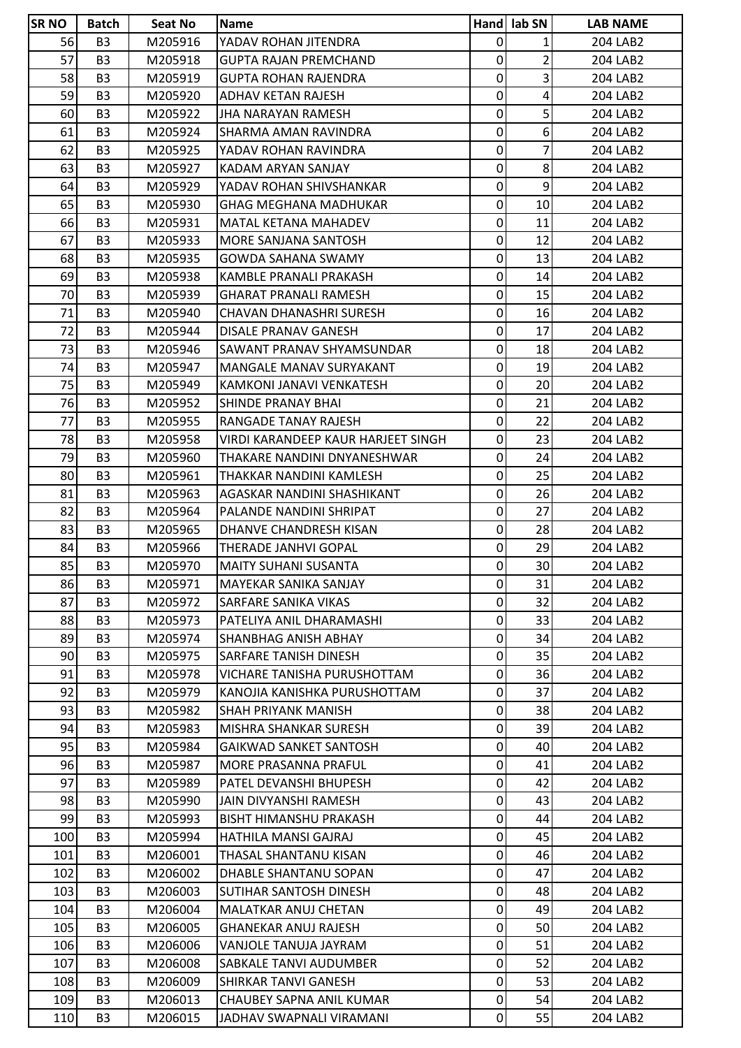| SR NO | Batch | Seat No | Name | Hand | lab SN | LAB NAME |
|---|---|---|---|---|---|---|
| 56 | B3 | M205916 | YADAV ROHAN JITENDRA | 0 | 1 | 204 LAB2 |
| 57 | B3 | M205918 | GUPTA RAJAN PREMCHAND | 0 | 2 | 204 LAB2 |
| 58 | B3 | M205919 | GUPTA ROHAN RAJENDRA | 0 | 3 | 204 LAB2 |
| 59 | B3 | M205920 | ADHAV KETAN RAJESH | 0 | 4 | 204 LAB2 |
| 60 | B3 | M205922 | JHA NARAYAN RAMESH | 0 | 5 | 204 LAB2 |
| 61 | B3 | M205924 | SHARMA AMAN RAVINDRA | 0 | 6 | 204 LAB2 |
| 62 | B3 | M205925 | YADAV ROHAN RAVINDRA | 0 | 7 | 204 LAB2 |
| 63 | B3 | M205927 | KADAM ARYAN SANJAY | 0 | 8 | 204 LAB2 |
| 64 | B3 | M205929 | YADAV ROHAN SHIVSHANKAR | 0 | 9 | 204 LAB2 |
| 65 | B3 | M205930 | GHAG MEGHANA MADHUKAR | 0 | 10 | 204 LAB2 |
| 66 | B3 | M205931 | MATAL KETANA MAHADEV | 0 | 11 | 204 LAB2 |
| 67 | B3 | M205933 | MORE SANJANA SANTOSH | 0 | 12 | 204 LAB2 |
| 68 | B3 | M205935 | GOWDA SAHANA SWAMY | 0 | 13 | 204 LAB2 |
| 69 | B3 | M205938 | KAMBLE PRANALI PRAKASH | 0 | 14 | 204 LAB2 |
| 70 | B3 | M205939 | GHARAT PRANALI RAMESH | 0 | 15 | 204 LAB2 |
| 71 | B3 | M205940 | CHAVAN DHANASHRI SURESH | 0 | 16 | 204 LAB2 |
| 72 | B3 | M205944 | DISALE PRANAV GANESH | 0 | 17 | 204 LAB2 |
| 73 | B3 | M205946 | SAWANT PRANAV SHYAMSUNDAR | 0 | 18 | 204 LAB2 |
| 74 | B3 | M205947 | MANGALE MANAV SURYAKANT | 0 | 19 | 204 LAB2 |
| 75 | B3 | M205949 | KAMKONI JANAVI VENKATESH | 0 | 20 | 204 LAB2 |
| 76 | B3 | M205952 | SHINDE PRANAY BHAI | 0 | 21 | 204 LAB2 |
| 77 | B3 | M205955 | RANGADE TANAY RAJESH | 0 | 22 | 204 LAB2 |
| 78 | B3 | M205958 | VIRDI KARANDEEP KAUR HARJEET SINGH | 0 | 23 | 204 LAB2 |
| 79 | B3 | M205960 | THAKARE NANDINI DNYANESHWAR | 0 | 24 | 204 LAB2 |
| 80 | B3 | M205961 | THAKKAR NANDINI KAMLESH | 0 | 25 | 204 LAB2 |
| 81 | B3 | M205963 | AGASKAR NANDINI SHASHIKANT | 0 | 26 | 204 LAB2 |
| 82 | B3 | M205964 | PALANDE NANDINI SHRIPAT | 0 | 27 | 204 LAB2 |
| 83 | B3 | M205965 | DHANVE CHANDRESH KISAN | 0 | 28 | 204 LAB2 |
| 84 | B3 | M205966 | THERADE JANHVI GOPAL | 0 | 29 | 204 LAB2 |
| 85 | B3 | M205970 | MAITY SUHANI SUSANTA | 0 | 30 | 204 LAB2 |
| 86 | B3 | M205971 | MAYEKAR SANIKA SANJAY | 0 | 31 | 204 LAB2 |
| 87 | B3 | M205972 | SARFARE SANIKA VIKAS | 0 | 32 | 204 LAB2 |
| 88 | B3 | M205973 | PATELIYA ANIL DHARAMASHI | 0 | 33 | 204 LAB2 |
| 89 | B3 | M205974 | SHANBHAG ANISH ABHAY | 0 | 34 | 204 LAB2 |
| 90 | B3 | M205975 | SARFARE TANISH DINESH | 0 | 35 | 204 LAB2 |
| 91 | B3 | M205978 | VICHARE TANISHA PURUSHOTTAM | 0 | 36 | 204 LAB2 |
| 92 | B3 | M205979 | KANOJIA KANISHKA PURUSHOTTAM | 0 | 37 | 204 LAB2 |
| 93 | B3 | M205982 | SHAH PRIYANK MANISH | 0 | 38 | 204 LAB2 |
| 94 | B3 | M205983 | MISHRA SHANKAR SURESH | 0 | 39 | 204 LAB2 |
| 95 | B3 | M205984 | GAIKWAD SANKET SANTOSH | 0 | 40 | 204 LAB2 |
| 96 | B3 | M205987 | MORE PRASANNA PRAFUL | 0 | 41 | 204 LAB2 |
| 97 | B3 | M205989 | PATEL DEVANSHI BHUPESH | 0 | 42 | 204 LAB2 |
| 98 | B3 | M205990 | JAIN DIVYANSHI RAMESH | 0 | 43 | 204 LAB2 |
| 99 | B3 | M205993 | BISHT HIMANSHU PRAKASH | 0 | 44 | 204 LAB2 |
| 100 | B3 | M205994 | HATHILA MANSI GAJRAJ | 0 | 45 | 204 LAB2 |
| 101 | B3 | M206001 | THASAL SHANTANU KISAN | 0 | 46 | 204 LAB2 |
| 102 | B3 | M206002 | DHABLE SHANTANU SOPAN | 0 | 47 | 204 LAB2 |
| 103 | B3 | M206003 | SUTIHAR SANTOSH DINESH | 0 | 48 | 204 LAB2 |
| 104 | B3 | M206004 | MALATKAR ANUJ CHETAN | 0 | 49 | 204 LAB2 |
| 105 | B3 | M206005 | GHANEKAR ANUJ RAJESH | 0 | 50 | 204 LAB2 |
| 106 | B3 | M206006 | VANJOLE TANUJA JAYRAM | 0 | 51 | 204 LAB2 |
| 107 | B3 | M206008 | SABKALE TANVI AUDUMBER | 0 | 52 | 204 LAB2 |
| 108 | B3 | M206009 | SHIRKAR TANVI GANESH | 0 | 53 | 204 LAB2 |
| 109 | B3 | M206013 | CHAUBEY SAPNA ANIL KUMAR | 0 | 54 | 204 LAB2 |
| 110 | B3 | M206015 | JADHAV SWAPNALI VIRAMANI | 0 | 55 | 204 LAB2 |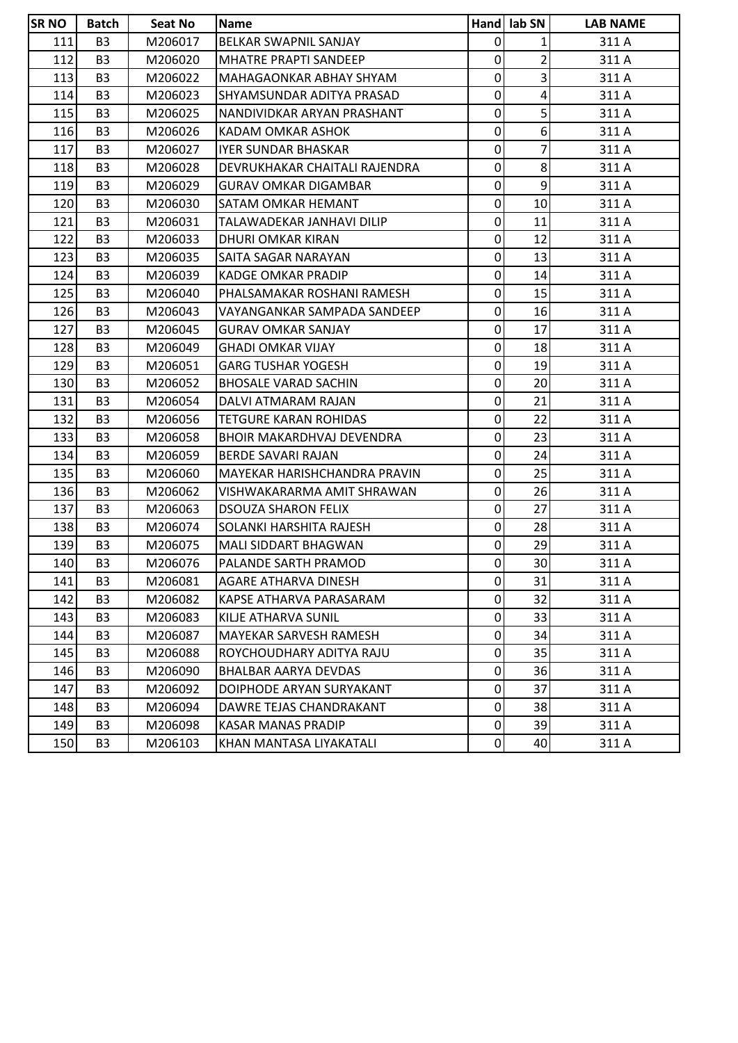| SR NO | Batch | Seat No | Name | Hand | lab SN | LAB NAME |
|---|---|---|---|---|---|---|
| 111 | B3 | M206017 | BELKAR SWAPNIL SANJAY | 0 | 1 | 311 A |
| 112 | B3 | M206020 | MHATRE PRAPTI SANDEEP | 0 | 2 | 311 A |
| 113 | B3 | M206022 | MAHAGAONKAR ABHAY SHYAM | 0 | 3 | 311 A |
| 114 | B3 | M206023 | SHYAMSUNDAR ADITYA PRASAD | 0 | 4 | 311 A |
| 115 | B3 | M206025 | NANDIVIDKAR ARYAN PRASHANT | 0 | 5 | 311 A |
| 116 | B3 | M206026 | KADAM OMKAR ASHOK | 0 | 6 | 311 A |
| 117 | B3 | M206027 | IYER SUNDAR BHASKAR | 0 | 7 | 311 A |
| 118 | B3 | M206028 | DEVRUKHAKAR CHAITALI RAJENDRA | 0 | 8 | 311 A |
| 119 | B3 | M206029 | GURAV OMKAR DIGAMBAR | 0 | 9 | 311 A |
| 120 | B3 | M206030 | SATAM OMKAR HEMANT | 0 | 10 | 311 A |
| 121 | B3 | M206031 | TALAWADEKAR JANHAVI DILIP | 0 | 11 | 311 A |
| 122 | B3 | M206033 | DHURI OMKAR KIRAN | 0 | 12 | 311 A |
| 123 | B3 | M206035 | SAITA SAGAR NARAYAN | 0 | 13 | 311 A |
| 124 | B3 | M206039 | KADGE OMKAR PRADIP | 0 | 14 | 311 A |
| 125 | B3 | M206040 | PHALSAMAKAR ROSHANI RAMESH | 0 | 15 | 311 A |
| 126 | B3 | M206043 | VAYANGANKAR SAMPADA SANDEEP | 0 | 16 | 311 A |
| 127 | B3 | M206045 | GURAV OMKAR SANJAY | 0 | 17 | 311 A |
| 128 | B3 | M206049 | GHADI OMKAR VIJAY | 0 | 18 | 311 A |
| 129 | B3 | M206051 | GARG TUSHAR YOGESH | 0 | 19 | 311 A |
| 130 | B3 | M206052 | BHOSALE VARAD SACHIN | 0 | 20 | 311 A |
| 131 | B3 | M206054 | DALVI ATMARAM RAJAN | 0 | 21 | 311 A |
| 132 | B3 | M206056 | TETGURE KARAN ROHIDAS | 0 | 22 | 311 A |
| 133 | B3 | M206058 | BHOIR MAKARDHVAJ DEVENDRA | 0 | 23 | 311 A |
| 134 | B3 | M206059 | BERDE SAVARI RAJAN | 0 | 24 | 311 A |
| 135 | B3 | M206060 | MAYEKAR HARISHCHANDRA PRAVIN | 0 | 25 | 311 A |
| 136 | B3 | M206062 | VISHWAKARARMA AMIT SHRAWAN | 0 | 26 | 311 A |
| 137 | B3 | M206063 | DSOUZA SHARON FELIX | 0 | 27 | 311 A |
| 138 | B3 | M206074 | SOLANKI HARSHITA RAJESH | 0 | 28 | 311 A |
| 139 | B3 | M206075 | MALI SIDDART BHAGWAN | 0 | 29 | 311 A |
| 140 | B3 | M206076 | PALANDE SARTH PRAMOD | 0 | 30 | 311 A |
| 141 | B3 | M206081 | AGARE ATHARVA DINESH | 0 | 31 | 311 A |
| 142 | B3 | M206082 | KAPSE ATHARVA PARASARAM | 0 | 32 | 311 A |
| 143 | B3 | M206083 | KILJE ATHARVA SUNIL | 0 | 33 | 311 A |
| 144 | B3 | M206087 | MAYEKAR SARVESH RAMESH | 0 | 34 | 311 A |
| 145 | B3 | M206088 | ROYCHOUDHARY ADITYA RAJU | 0 | 35 | 311 A |
| 146 | B3 | M206090 | BHALBAR AARYA DEVDAS | 0 | 36 | 311 A |
| 147 | B3 | M206092 | DOIPHODE ARYAN SURYAKANT | 0 | 37 | 311 A |
| 148 | B3 | M206094 | DAWRE TEJAS CHANDRAKANT | 0 | 38 | 311 A |
| 149 | B3 | M206098 | KASAR MANAS PRADIP | 0 | 39 | 311 A |
| 150 | B3 | M206103 | KHAN MANTASA LIYAKATALI | 0 | 40 | 311 A |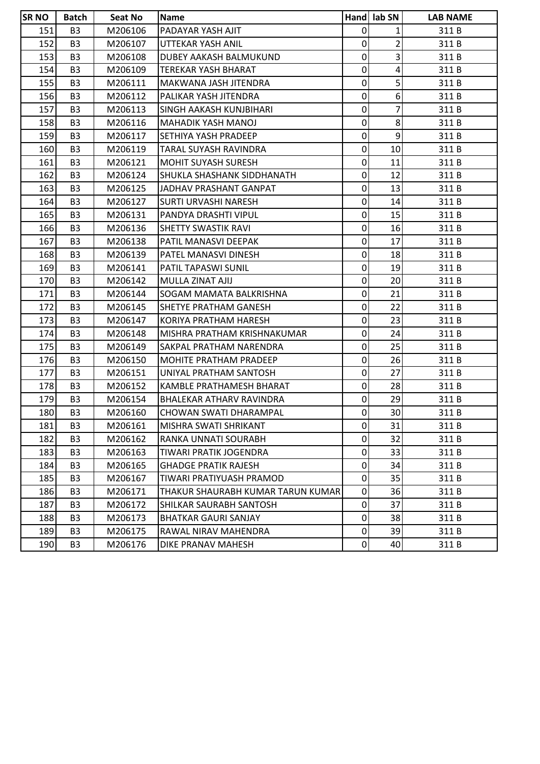| SR NO | Batch | Seat No | Name | Hand | lab SN | LAB NAME |
|---|---|---|---|---|---|---|
| 151 | B3 | M206106 | PADAYAR YASH AJIT | 0 | 1 | 311 B |
| 152 | B3 | M206107 | UTTEKAR YASH ANIL | 0 | 2 | 311 B |
| 153 | B3 | M206108 | DUBEY AAKASH BALMUKUND | 0 | 3 | 311 B |
| 154 | B3 | M206109 | TEREKAR YASH BHARAT | 0 | 4 | 311 B |
| 155 | B3 | M206111 | MAKWANA JASH JITENDRA | 0 | 5 | 311 B |
| 156 | B3 | M206112 | PALIKAR YASH JITENDRA | 0 | 6 | 311 B |
| 157 | B3 | M206113 | SINGH AAKASH KUNJBIHARI | 0 | 7 | 311 B |
| 158 | B3 | M206116 | MAHADIK YASH MANOJ | 0 | 8 | 311 B |
| 159 | B3 | M206117 | SETHIYA YASH PRADEEP | 0 | 9 | 311 B |
| 160 | B3 | M206119 | TARAL SUYASH RAVINDRA | 0 | 10 | 311 B |
| 161 | B3 | M206121 | MOHIT SUYASH SURESH | 0 | 11 | 311 B |
| 162 | B3 | M206124 | SHUKLA SHASHANK SIDDHANATH | 0 | 12 | 311 B |
| 163 | B3 | M206125 | JADHAV PRASHANT GANPAT | 0 | 13 | 311 B |
| 164 | B3 | M206127 | SURTI URVASHI NARESH | 0 | 14 | 311 B |
| 165 | B3 | M206131 | PANDYA DRASHTI VIPUL | 0 | 15 | 311 B |
| 166 | B3 | M206136 | SHETTY SWASTIK RAVI | 0 | 16 | 311 B |
| 167 | B3 | M206138 | PATIL MANASVI DEEPAK | 0 | 17 | 311 B |
| 168 | B3 | M206139 | PATEL MANASVI DINESH | 0 | 18 | 311 B |
| 169 | B3 | M206141 | PATIL TAPASWI SUNIL | 0 | 19 | 311 B |
| 170 | B3 | M206142 | MULLA ZINAT AJIJ | 0 | 20 | 311 B |
| 171 | B3 | M206144 | SOGAM MAMATA BALKRISHNA | 0 | 21 | 311 B |
| 172 | B3 | M206145 | SHETYE PRATHAM GANESH | 0 | 22 | 311 B |
| 173 | B3 | M206147 | KORIYA PRATHAM HARESH | 0 | 23 | 311 B |
| 174 | B3 | M206148 | MISHRA PRATHAM KRISHNAKUMAR | 0 | 24 | 311 B |
| 175 | B3 | M206149 | SAKPAL PRATHAM NARENDRA | 0 | 25 | 311 B |
| 176 | B3 | M206150 | MOHITE PRATHAM PRADEEP | 0 | 26 | 311 B |
| 177 | B3 | M206151 | UNIYAL PRATHAM SANTOSH | 0 | 27 | 311 B |
| 178 | B3 | M206152 | KAMBLE PRATHAMESH BHARAT | 0 | 28 | 311 B |
| 179 | B3 | M206154 | BHALEKAR ATHARV RAVINDRA | 0 | 29 | 311 B |
| 180 | B3 | M206160 | CHOWAN SWATI DHARAMPAL | 0 | 30 | 311 B |
| 181 | B3 | M206161 | MISHRA SWATI SHRIKANT | 0 | 31 | 311 B |
| 182 | B3 | M206162 | RANKA UNNATI SOURABH | 0 | 32 | 311 B |
| 183 | B3 | M206163 | TIWARI PRATIK JOGENDRA | 0 | 33 | 311 B |
| 184 | B3 | M206165 | GHADGE PRATIK RAJESH | 0 | 34 | 311 B |
| 185 | B3 | M206167 | TIWARI PRATIYUASH PRAMOD | 0 | 35 | 311 B |
| 186 | B3 | M206171 | THAKUR SHAURABH KUMAR TARUN KUMAR | 0 | 36 | 311 B |
| 187 | B3 | M206172 | SHILKAR SAURABH SANTOSH | 0 | 37 | 311 B |
| 188 | B3 | M206173 | BHATKAR GAURI SANJAY | 0 | 38 | 311 B |
| 189 | B3 | M206175 | RAWAL NIRAV MAHENDRA | 0 | 39 | 311 B |
| 190 | B3 | M206176 | DIKE PRANAV MAHESH | 0 | 40 | 311 B |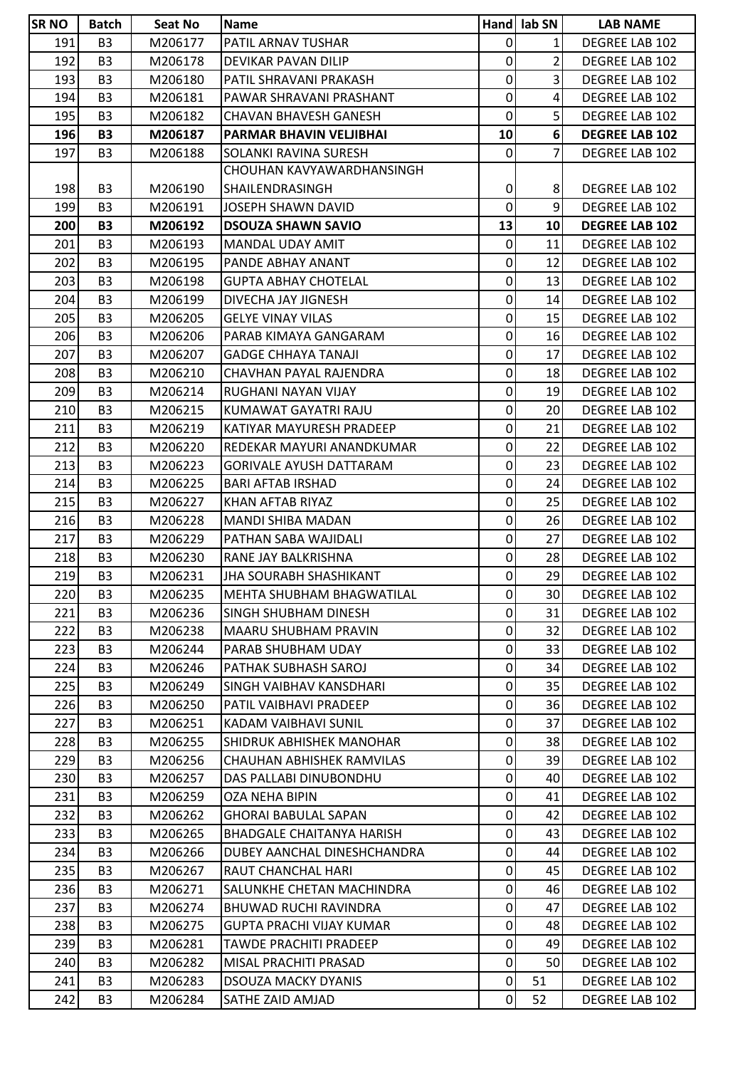| SR NO | Batch | Seat No | Name | Hand | lab SN | LAB NAME |
|---|---|---|---|---|---|---|
| 191 | B3 | M206177 | PATIL ARNAV TUSHAR | 0 | 1 | DEGREE LAB 102 |
| 192 | B3 | M206178 | DEVIKAR PAVAN DILIP | 0 | 2 | DEGREE LAB 102 |
| 193 | B3 | M206180 | PATIL SHRAVANI PRAKASH | 0 | 3 | DEGREE LAB 102 |
| 194 | B3 | M206181 | PAWAR SHRAVANI PRASHANT | 0 | 4 | DEGREE LAB 102 |
| 195 | B3 | M206182 | CHAVAN BHAVESH GANESH | 0 | 5 | DEGREE LAB 102 |
| **196** | **B3** | **M206187** | **PARMAR BHAVIN VELJIBHAI** | **10** | **6** | **DEGREE LAB 102** |
| 197 | B3 | M206188 | SOLANKI RAVINA SURESH | 0 | 7 | DEGREE LAB 102 |
| 198 | B3 | M206190 | CHOUHAN KAVYAWARDHANSINGH SHAILENDRASINGH | 0 | 8 | DEGREE LAB 102 |
| 199 | B3 | M206191 | JOSEPH SHAWN DAVID | 0 | 9 | DEGREE LAB 102 |
| **200** | **B3** | **M206192** | **DSOUZA SHAWN SAVIO** | **13** | **10** | **DEGREE LAB 102** |
| 201 | B3 | M206193 | MANDAL UDAY AMIT | 0 | 11 | DEGREE LAB 102 |
| 202 | B3 | M206195 | PANDE ABHAY ANANT | 0 | 12 | DEGREE LAB 102 |
| 203 | B3 | M206198 | GUPTA ABHAY CHOTELAL | 0 | 13 | DEGREE LAB 102 |
| 204 | B3 | M206199 | DIVECHA JAY JIGNESH | 0 | 14 | DEGREE LAB 102 |
| 205 | B3 | M206205 | GELYE VINAY VILAS | 0 | 15 | DEGREE LAB 102 |
| 206 | B3 | M206206 | PARAB KIMAYA GANGARAM | 0 | 16 | DEGREE LAB 102 |
| 207 | B3 | M206207 | GADGE CHHAYA TANAJI | 0 | 17 | DEGREE LAB 102 |
| 208 | B3 | M206210 | CHAVHAN PAYAL RAJENDRA | 0 | 18 | DEGREE LAB 102 |
| 209 | B3 | M206214 | RUGHANI NAYAN VIJAY | 0 | 19 | DEGREE LAB 102 |
| 210 | B3 | M206215 | KUMAWAT GAYATRI RAJU | 0 | 20 | DEGREE LAB 102 |
| 211 | B3 | M206219 | KATIYAR MAYURESH PRADEEP | 0 | 21 | DEGREE LAB 102 |
| 212 | B3 | M206220 | REDEKAR MAYURI ANANDKUMAR | 0 | 22 | DEGREE LAB 102 |
| 213 | B3 | M206223 | GORIVALE AYUSH DATTARAM | 0 | 23 | DEGREE LAB 102 |
| 214 | B3 | M206225 | BARI AFTAB IRSHAD | 0 | 24 | DEGREE LAB 102 |
| 215 | B3 | M206227 | KHAN AFTAB RIYAZ | 0 | 25 | DEGREE LAB 102 |
| 216 | B3 | M206228 | MANDI SHIBA MADAN | 0 | 26 | DEGREE LAB 102 |
| 217 | B3 | M206229 | PATHAN SABA WAJIDALI | 0 | 27 | DEGREE LAB 102 |
| 218 | B3 | M206230 | RANE JAY BALKRISHNA | 0 | 28 | DEGREE LAB 102 |
| 219 | B3 | M206231 | JHA SOURABH SHASHIKANT | 0 | 29 | DEGREE LAB 102 |
| 220 | B3 | M206235 | MEHTA SHUBHAM BHAGWATILAL | 0 | 30 | DEGREE LAB 102 |
| 221 | B3 | M206236 | SINGH SHUBHAM DINESH | 0 | 31 | DEGREE LAB 102 |
| 222 | B3 | M206238 | MAARU SHUBHAM PRAVIN | 0 | 32 | DEGREE LAB 102 |
| 223 | B3 | M206244 | PARAB SHUBHAM UDAY | 0 | 33 | DEGREE LAB 102 |
| 224 | B3 | M206246 | PATHAK SUBHASH SAROJ | 0 | 34 | DEGREE LAB 102 |
| 225 | B3 | M206249 | SINGH VAIBHAV KANSDHARI | 0 | 35 | DEGREE LAB 102 |
| 226 | B3 | M206250 | PATIL VAIBHAVI PRADEEP | 0 | 36 | DEGREE LAB 102 |
| 227 | B3 | M206251 | KADAM VAIBHAVI SUNIL | 0 | 37 | DEGREE LAB 102 |
| 228 | B3 | M206255 | SHIDRUK ABHISHEK MANOHAR | 0 | 38 | DEGREE LAB 102 |
| 229 | B3 | M206256 | CHAUHAN ABHISHEK RAMVILAS | 0 | 39 | DEGREE LAB 102 |
| 230 | B3 | M206257 | DAS PALLABI DINUBONDHU | 0 | 40 | DEGREE LAB 102 |
| 231 | B3 | M206259 | OZA NEHA BIPIN | 0 | 41 | DEGREE LAB 102 |
| 232 | B3 | M206262 | GHORAI BABULAL SAPAN | 0 | 42 | DEGREE LAB 102 |
| 233 | B3 | M206265 | BHADGALE CHAITANYA HARISH | 0 | 43 | DEGREE LAB 102 |
| 234 | B3 | M206266 | DUBEY AANCHAL DINESHCHANDRA | 0 | 44 | DEGREE LAB 102 |
| 235 | B3 | M206267 | RAUT CHANCHAL HARI | 0 | 45 | DEGREE LAB 102 |
| 236 | B3 | M206271 | SALUNKHE CHETAN MACHINDRA | 0 | 46 | DEGREE LAB 102 |
| 237 | B3 | M206274 | BHUWAD RUCHI RAVINDRA | 0 | 47 | DEGREE LAB 102 |
| 238 | B3 | M206275 | GUPTA PRACHI VIJAY KUMAR | 0 | 48 | DEGREE LAB 102 |
| 239 | B3 | M206281 | TAWDE PRACHITI PRADEEP | 0 | 49 | DEGREE LAB 102 |
| 240 | B3 | M206282 | MISAL PRACHITI PRASAD | 0 | 50 | DEGREE LAB 102 |
| 241 | B3 | M206283 | DSOUZA MACKY DYANIS | 0 | 51 | DEGREE LAB 102 |
| 242 | B3 | M206284 | SATHE ZAID AMJAD | 0 | 52 | DEGREE LAB 102 |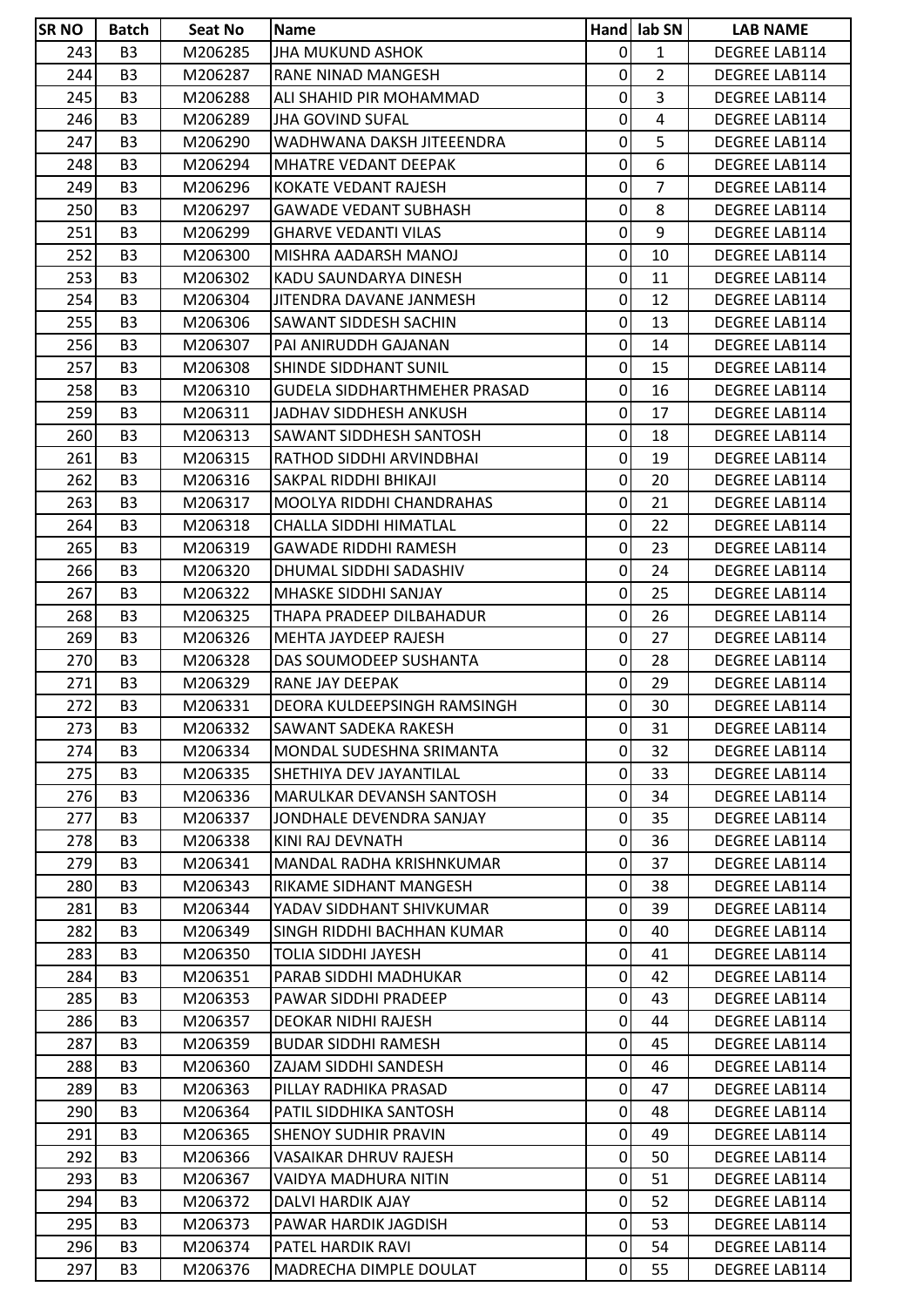| SR NO | Batch | Seat No | Name | Hand | lab SN | LAB NAME |
|---|---|---|---|---|---|---|
| 243 | B3 | M206285 | JHA MUKUND ASHOK | 0 | 1 | DEGREE LAB114 |
| 244 | B3 | M206287 | RANE NINAD MANGESH | 0 | 2 | DEGREE LAB114 |
| 245 | B3 | M206288 | ALI SHAHID PIR MOHAMMAD | 0 | 3 | DEGREE LAB114 |
| 246 | B3 | M206289 | JHA GOVIND SUFAL | 0 | 4 | DEGREE LAB114 |
| 247 | B3 | M206290 | WADHWANA DAKSH JITEEENDRA | 0 | 5 | DEGREE LAB114 |
| 248 | B3 | M206294 | MHATRE VEDANT DEEPAK | 0 | 6 | DEGREE LAB114 |
| 249 | B3 | M206296 | KOKATE VEDANT RAJESH | 0 | 7 | DEGREE LAB114 |
| 250 | B3 | M206297 | GAWADE VEDANT SUBHASH | 0 | 8 | DEGREE LAB114 |
| 251 | B3 | M206299 | GHARVE VEDANTI VILAS | 0 | 9 | DEGREE LAB114 |
| 252 | B3 | M206300 | MISHRA AADARSH MANOJ | 0 | 10 | DEGREE LAB114 |
| 253 | B3 | M206302 | KADU SAUNDARYA DINESH | 0 | 11 | DEGREE LAB114 |
| 254 | B3 | M206304 | JITENDRA DAVANE JANMESH | 0 | 12 | DEGREE LAB114 |
| 255 | B3 | M206306 | SAWANT SIDDESH SACHIN | 0 | 13 | DEGREE LAB114 |
| 256 | B3 | M206307 | PAI ANIRUDDH GAJANAN | 0 | 14 | DEGREE LAB114 |
| 257 | B3 | M206308 | SHINDE SIDDHANT SUNIL | 0 | 15 | DEGREE LAB114 |
| 258 | B3 | M206310 | GUDELA SIDDHARTHMEHER PRASAD | 0 | 16 | DEGREE LAB114 |
| 259 | B3 | M206311 | JADHAV SIDDHESH ANKUSH | 0 | 17 | DEGREE LAB114 |
| 260 | B3 | M206313 | SAWANT SIDDHESH SANTOSH | 0 | 18 | DEGREE LAB114 |
| 261 | B3 | M206315 | RATHOD SIDDHI ARVINDBHAI | 0 | 19 | DEGREE LAB114 |
| 262 | B3 | M206316 | SAKPAL RIDDHI BHIKAJI | 0 | 20 | DEGREE LAB114 |
| 263 | B3 | M206317 | MOOLYA RIDDHI CHANDRAHAS | 0 | 21 | DEGREE LAB114 |
| 264 | B3 | M206318 | CHALLA SIDDHI HIMATLAL | 0 | 22 | DEGREE LAB114 |
| 265 | B3 | M206319 | GAWADE RIDDHI RAMESH | 0 | 23 | DEGREE LAB114 |
| 266 | B3 | M206320 | DHUMAL SIDDHI SADASHIV | 0 | 24 | DEGREE LAB114 |
| 267 | B3 | M206322 | MHASKE SIDDHI SANJAY | 0 | 25 | DEGREE LAB114 |
| 268 | B3 | M206325 | THAPA PRADEEP DILBAHADUR | 0 | 26 | DEGREE LAB114 |
| 269 | B3 | M206326 | MEHTA JAYDEEP RAJESH | 0 | 27 | DEGREE LAB114 |
| 270 | B3 | M206328 | DAS SOUMODEEP SUSHANTA | 0 | 28 | DEGREE LAB114 |
| 271 | B3 | M206329 | RANE JAY DEEPAK | 0 | 29 | DEGREE LAB114 |
| 272 | B3 | M206331 | DEORA KULDEEPSINGH RAMSINGH | 0 | 30 | DEGREE LAB114 |
| 273 | B3 | M206332 | SAWANT SADEKA RAKESH | 0 | 31 | DEGREE LAB114 |
| 274 | B3 | M206334 | MONDAL SUDESHNA SRIMANTA | 0 | 32 | DEGREE LAB114 |
| 275 | B3 | M206335 | SHETHIYA DEV JAYANTILAL | 0 | 33 | DEGREE LAB114 |
| 276 | B3 | M206336 | MARULKAR DEVANSH SANTOSH | 0 | 34 | DEGREE LAB114 |
| 277 | B3 | M206337 | JONDHALE DEVENDRA SANJAY | 0 | 35 | DEGREE LAB114 |
| 278 | B3 | M206338 | KINI RAJ DEVNATH | 0 | 36 | DEGREE LAB114 |
| 279 | B3 | M206341 | MANDAL RADHA KRISHNKUMAR | 0 | 37 | DEGREE LAB114 |
| 280 | B3 | M206343 | RIKAME SIDHANT MANGESH | 0 | 38 | DEGREE LAB114 |
| 281 | B3 | M206344 | YADAV SIDDHANT SHIVKUMAR | 0 | 39 | DEGREE LAB114 |
| 282 | B3 | M206349 | SINGH RIDDHI BACHHAN KUMAR | 0 | 40 | DEGREE LAB114 |
| 283 | B3 | M206350 | TOLIA SIDDHI JAYESH | 0 | 41 | DEGREE LAB114 |
| 284 | B3 | M206351 | PARAB SIDDHI MADHUKAR | 0 | 42 | DEGREE LAB114 |
| 285 | B3 | M206353 | PAWAR SIDDHI PRADEEP | 0 | 43 | DEGREE LAB114 |
| 286 | B3 | M206357 | DEOKAR NIDHI RAJESH | 0 | 44 | DEGREE LAB114 |
| 287 | B3 | M206359 | BUDAR SIDDHI RAMESH | 0 | 45 | DEGREE LAB114 |
| 288 | B3 | M206360 | ZAJAM SIDDHI SANDESH | 0 | 46 | DEGREE LAB114 |
| 289 | B3 | M206363 | PILLAY RADHIKA PRASAD | 0 | 47 | DEGREE LAB114 |
| 290 | B3 | M206364 | PATIL SIDDHIKA SANTOSH | 0 | 48 | DEGREE LAB114 |
| 291 | B3 | M206365 | SHENOY SUDHIR PRAVIN | 0 | 49 | DEGREE LAB114 |
| 292 | B3 | M206366 | VASAIKAR DHRUV RAJESH | 0 | 50 | DEGREE LAB114 |
| 293 | B3 | M206367 | VAIDYA MADHURA NITIN | 0 | 51 | DEGREE LAB114 |
| 294 | B3 | M206372 | DALVI HARDIK AJAY | 0 | 52 | DEGREE LAB114 |
| 295 | B3 | M206373 | PAWAR HARDIK JAGDISH | 0 | 53 | DEGREE LAB114 |
| 296 | B3 | M206374 | PATEL HARDIK RAVI | 0 | 54 | DEGREE LAB114 |
| 297 | B3 | M206376 | MADRECHA DIMPLE DOULAT | 0 | 55 | DEGREE LAB114 |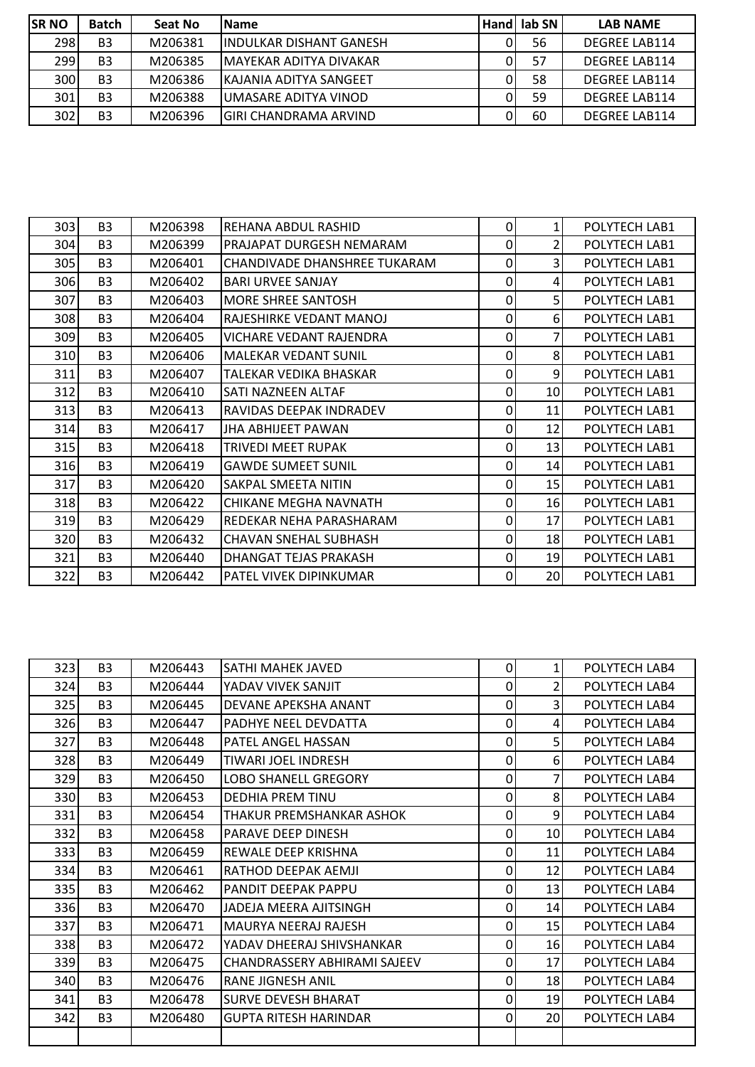| SR NO | Batch | Seat No | Name | Hand | lab SN | LAB NAME |
|---|---|---|---|---|---|---|
| 298 | B3 | M206381 | INDULKAR DISHANT GANESH | 0 | 56 | DEGREE LAB114 |
| 299 | B3 | M206385 | MAYEKAR ADITYA DIVAKAR | 0 | 57 | DEGREE LAB114 |
| 300 | B3 | M206386 | KAJANIA ADITYA SANGEET | 0 | 58 | DEGREE LAB114 |
| 301 | B3 | M206388 | UMASARE ADITYA VINOD | 0 | 59 | DEGREE LAB114 |
| 302 | B3 | M206396 | GIRI CHANDRAMA ARVIND | 0 | 60 | DEGREE LAB114 |

| SR NO | Batch | Seat No | Name | Hand | lab SN | LAB NAME |
|---|---|---|---|---|---|---|
| 303 | B3 | M206398 | REHANA ABDUL RASHID | 0 | 1 | POLYTECH LAB1 |
| 304 | B3 | M206399 | PRAJAPAT DURGESH NEMARAM | 0 | 2 | POLYTECH LAB1 |
| 305 | B3 | M206401 | CHANDIVADE DHANSHREE TUKARAM | 0 | 3 | POLYTECH LAB1 |
| 306 | B3 | M206402 | BARI URVEE SANJAY | 0 | 4 | POLYTECH LAB1 |
| 307 | B3 | M206403 | MORE SHREE SANTOSH | 0 | 5 | POLYTECH LAB1 |
| 308 | B3 | M206404 | RAJESHIRKE VEDANT MANOJ | 0 | 6 | POLYTECH LAB1 |
| 309 | B3 | M206405 | VICHARE VEDANT RAJENDRA | 0 | 7 | POLYTECH LAB1 |
| 310 | B3 | M206406 | MALEKAR VEDANT SUNIL | 0 | 8 | POLYTECH LAB1 |
| 311 | B3 | M206407 | TALEKAR VEDIKA BHASKAR | 0 | 9 | POLYTECH LAB1 |
| 312 | B3 | M206410 | SATI NAZNEEN ALTAF | 0 | 10 | POLYTECH LAB1 |
| 313 | B3 | M206413 | RAVIDAS DEEPAK INDRADEV | 0 | 11 | POLYTECH LAB1 |
| 314 | B3 | M206417 | JHA ABHIJEET PAWAN | 0 | 12 | POLYTECH LAB1 |
| 315 | B3 | M206418 | TRIVEDI MEET RUPAK | 0 | 13 | POLYTECH LAB1 |
| 316 | B3 | M206419 | GAWDE SUMEET SUNIL | 0 | 14 | POLYTECH LAB1 |
| 317 | B3 | M206420 | SAKPAL SMEETA NITIN | 0 | 15 | POLYTECH LAB1 |
| 318 | B3 | M206422 | CHIKANE MEGHA NAVNATH | 0 | 16 | POLYTECH LAB1 |
| 319 | B3 | M206429 | REDEKAR NEHA PARASHARAM | 0 | 17 | POLYTECH LAB1 |
| 320 | B3 | M206432 | CHAVAN SNEHAL SUBHASH | 0 | 18 | POLYTECH LAB1 |
| 321 | B3 | M206440 | DHANGAT TEJAS PRAKASH | 0 | 19 | POLYTECH LAB1 |
| 322 | B3 | M206442 | PATEL VIVEK DIPINKUMAR | 0 | 20 | POLYTECH LAB1 |

| SR NO | Batch | Seat No | Name | Hand | lab SN | LAB NAME |
|---|---|---|---|---|---|---|
| 323 | B3 | M206443 | SATHI MAHEK JAVED | 0 | 1 | POLYTECH LAB4 |
| 324 | B3 | M206444 | YADAV VIVEK SANJIT | 0 | 2 | POLYTECH LAB4 |
| 325 | B3 | M206445 | DEVANE APEKSHA ANANT | 0 | 3 | POLYTECH LAB4 |
| 326 | B3 | M206447 | PADHYE NEEL DEVDATTA | 0 | 4 | POLYTECH LAB4 |
| 327 | B3 | M206448 | PATEL ANGEL HASSAN | 0 | 5 | POLYTECH LAB4 |
| 328 | B3 | M206449 | TIWARI JOEL INDRESH | 0 | 6 | POLYTECH LAB4 |
| 329 | B3 | M206450 | LOBO SHANELL GREGORY | 0 | 7 | POLYTECH LAB4 |
| 330 | B3 | M206453 | DEDHIA PREM TINU | 0 | 8 | POLYTECH LAB4 |
| 331 | B3 | M206454 | THAKUR PREMSHANKAR ASHOK | 0 | 9 | POLYTECH LAB4 |
| 332 | B3 | M206458 | PARAVE DEEP DINESH | 0 | 10 | POLYTECH LAB4 |
| 333 | B3 | M206459 | REWALE DEEP KRISHNA | 0 | 11 | POLYTECH LAB4 |
| 334 | B3 | M206461 | RATHOD DEEPAK AEMJI | 0 | 12 | POLYTECH LAB4 |
| 335 | B3 | M206462 | PANDIT DEEPAK PAPPU | 0 | 13 | POLYTECH LAB4 |
| 336 | B3 | M206470 | JADEJA MEERA AJITSINGH | 0 | 14 | POLYTECH LAB4 |
| 337 | B3 | M206471 | MAURYA NEERAJ RAJESH | 0 | 15 | POLYTECH LAB4 |
| 338 | B3 | M206472 | YADAV DHEERAJ SHIVSHANKAR | 0 | 16 | POLYTECH LAB4 |
| 339 | B3 | M206475 | CHANDRASSERY ABHIRAMI SAJEEV | 0 | 17 | POLYTECH LAB4 |
| 340 | B3 | M206476 | RANE JIGNESH ANIL | 0 | 18 | POLYTECH LAB4 |
| 341 | B3 | M206478 | SURVE DEVESH BHARAT | 0 | 19 | POLYTECH LAB4 |
| 342 | B3 | M206480 | GUPTA RITESH HARINDAR | 0 | 20 | POLYTECH LAB4 |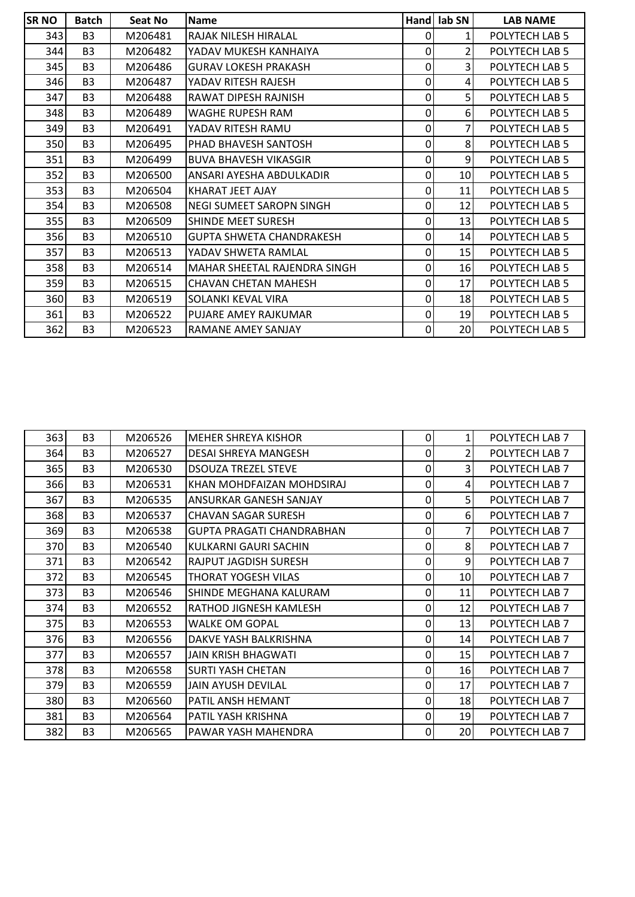| SR NO | Batch | Seat No | Name | Hand | lab SN | LAB NAME |
|---|---|---|---|---|---|---|
| 343 | B3 | M206481 | RAJAK NILESH HIRALAL | 0 | 1 | POLYTECH LAB 5 |
| 344 | B3 | M206482 | YADAV MUKESH KANHAIYA | 0 | 2 | POLYTECH LAB 5 |
| 345 | B3 | M206486 | GURAV LOKESH PRAKASH | 0 | 3 | POLYTECH LAB 5 |
| 346 | B3 | M206487 | YADAV RITESH RAJESH | 0 | 4 | POLYTECH LAB 5 |
| 347 | B3 | M206488 | RAWAT DIPESH RAJNISH | 0 | 5 | POLYTECH LAB 5 |
| 348 | B3 | M206489 | WAGHE RUPESH RAM | 0 | 6 | POLYTECH LAB 5 |
| 349 | B3 | M206491 | YADAV RITESH RAMU | 0 | 7 | POLYTECH LAB 5 |
| 350 | B3 | M206495 | PHAD BHAVESH SANTOSH | 0 | 8 | POLYTECH LAB 5 |
| 351 | B3 | M206499 | BUVA BHAVESH VIKASGIR | 0 | 9 | POLYTECH LAB 5 |
| 352 | B3 | M206500 | ANSARI AYESHA ABDULKADIR | 0 | 10 | POLYTECH LAB 5 |
| 353 | B3 | M206504 | KHARAT JEET AJAY | 0 | 11 | POLYTECH LAB 5 |
| 354 | B3 | M206508 | NEGI SUMEET SAROPN SINGH | 0 | 12 | POLYTECH LAB 5 |
| 355 | B3 | M206509 | SHINDE MEET SURESH | 0 | 13 | POLYTECH LAB 5 |
| 356 | B3 | M206510 | GUPTA SHWETA CHANDRAKESH | 0 | 14 | POLYTECH LAB 5 |
| 357 | B3 | M206513 | YADAV SHWETA RAMLAL | 0 | 15 | POLYTECH LAB 5 |
| 358 | B3 | M206514 | MAHAR SHEETAL RAJENDRA SINGH | 0 | 16 | POLYTECH LAB 5 |
| 359 | B3 | M206515 | CHAVAN CHETAN MAHESH | 0 | 17 | POLYTECH LAB 5 |
| 360 | B3 | M206519 | SOLANKI KEVAL VIRA | 0 | 18 | POLYTECH LAB 5 |
| 361 | B3 | M206522 | PUJARE AMEY RAJKUMAR | 0 | 19 | POLYTECH LAB 5 |
| 362 | B3 | M206523 | RAMANE AMEY SANJAY | 0 | 20 | POLYTECH LAB 5 |

| SR NO | Batch | Seat No | Name | Hand | lab SN | LAB NAME |
|---|---|---|---|---|---|---|
| 363 | B3 | M206526 | MEHER SHREYA KISHOR | 0 | 1 | POLYTECH LAB 7 |
| 364 | B3 | M206527 | DESAI SHREYA MANGESH | 0 | 2 | POLYTECH LAB 7 |
| 365 | B3 | M206530 | DSOUZA TREZEL STEVE | 0 | 3 | POLYTECH LAB 7 |
| 366 | B3 | M206531 | KHAN MOHDFAIZAN MOHDSIRAJ | 0 | 4 | POLYTECH LAB 7 |
| 367 | B3 | M206535 | ANSURKAR GANESH SANJAY | 0 | 5 | POLYTECH LAB 7 |
| 368 | B3 | M206537 | CHAVAN SAGAR SURESH | 0 | 6 | POLYTECH LAB 7 |
| 369 | B3 | M206538 | GUPTA PRAGATI CHANDRABHAN | 0 | 7 | POLYTECH LAB 7 |
| 370 | B3 | M206540 | KULKARNI GAURI SACHIN | 0 | 8 | POLYTECH LAB 7 |
| 371 | B3 | M206542 | RAJPUT JAGDISH SURESH | 0 | 9 | POLYTECH LAB 7 |
| 372 | B3 | M206545 | THORAT YOGESH VILAS | 0 | 10 | POLYTECH LAB 7 |
| 373 | B3 | M206546 | SHINDE MEGHANA KALURAM | 0 | 11 | POLYTECH LAB 7 |
| 374 | B3 | M206552 | RATHOD JIGNESH KAMLESH | 0 | 12 | POLYTECH LAB 7 |
| 375 | B3 | M206553 | WALKE OM GOPAL | 0 | 13 | POLYTECH LAB 7 |
| 376 | B3 | M206556 | DAKVE YASH BALKRISHNA | 0 | 14 | POLYTECH LAB 7 |
| 377 | B3 | M206557 | JAIN KRISH BHAGWATI | 0 | 15 | POLYTECH LAB 7 |
| 378 | B3 | M206558 | SURTI YASH CHETAN | 0 | 16 | POLYTECH LAB 7 |
| 379 | B3 | M206559 | JAIN AYUSH DEVILAL | 0 | 17 | POLYTECH LAB 7 |
| 380 | B3 | M206560 | PATIL ANSH HEMANT | 0 | 18 | POLYTECH LAB 7 |
| 381 | B3 | M206564 | PATIL YASH KRISHNA | 0 | 19 | POLYTECH LAB 7 |
| 382 | B3 | M206565 | PAWAR YASH MAHENDRA | 0 | 20 | POLYTECH LAB 7 |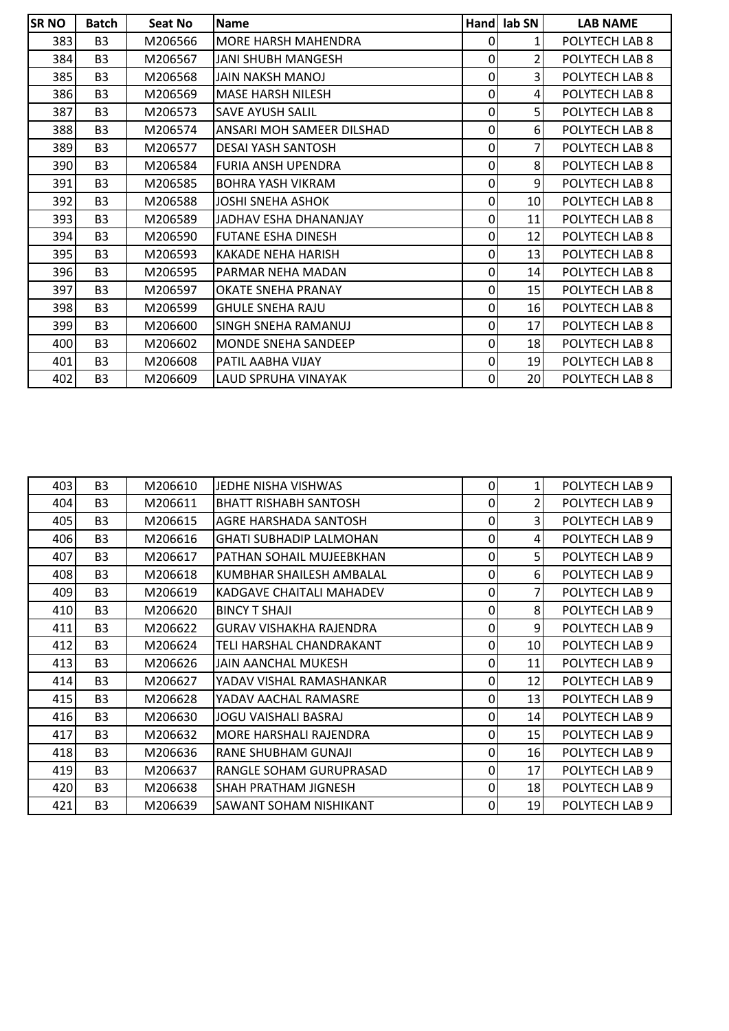| SR NO | Batch | Seat No | Name | Hand | lab SN | LAB NAME |
|---|---|---|---|---|---|---|
| 383 | B3 | M206566 | MORE HARSH MAHENDRA | 0 | 1 | POLYTECH LAB 8 |
| 384 | B3 | M206567 | JANI SHUBH MANGESH | 0 | 2 | POLYTECH LAB 8 |
| 385 | B3 | M206568 | JAIN NAKSH MANOJ | 0 | 3 | POLYTECH LAB 8 |
| 386 | B3 | M206569 | MASE HARSH NILESH | 0 | 4 | POLYTECH LAB 8 |
| 387 | B3 | M206573 | SAVE AYUSH SALIL | 0 | 5 | POLYTECH LAB 8 |
| 388 | B3 | M206574 | ANSARI MOH SAMEER DILSHAD | 0 | 6 | POLYTECH LAB 8 |
| 389 | B3 | M206577 | DESAI YASH SANTOSH | 0 | 7 | POLYTECH LAB 8 |
| 390 | B3 | M206584 | FURIA ANSH UPENDRA | 0 | 8 | POLYTECH LAB 8 |
| 391 | B3 | M206585 | BOHRA YASH VIKRAM | 0 | 9 | POLYTECH LAB 8 |
| 392 | B3 | M206588 | JOSHI SNEHA ASHOK | 0 | 10 | POLYTECH LAB 8 |
| 393 | B3 | M206589 | JADHAV ESHA DHANANJAY | 0 | 11 | POLYTECH LAB 8 |
| 394 | B3 | M206590 | FUTANE ESHA DINESH | 0 | 12 | POLYTECH LAB 8 |
| 395 | B3 | M206593 | KAKADE NEHA HARISH | 0 | 13 | POLYTECH LAB 8 |
| 396 | B3 | M206595 | PARMAR NEHA MADAN | 0 | 14 | POLYTECH LAB 8 |
| 397 | B3 | M206597 | OKATE SNEHA PRANAY | 0 | 15 | POLYTECH LAB 8 |
| 398 | B3 | M206599 | GHULE SNEHA RAJU | 0 | 16 | POLYTECH LAB 8 |
| 399 | B3 | M206600 | SINGH SNEHA RAMANUJ | 0 | 17 | POLYTECH LAB 8 |
| 400 | B3 | M206602 | MONDE SNEHA SANDEEP | 0 | 18 | POLYTECH LAB 8 |
| 401 | B3 | M206608 | PATIL AABHA VIJAY | 0 | 19 | POLYTECH LAB 8 |
| 402 | B3 | M206609 | LAUD SPRUHA VINAYAK | 0 | 20 | POLYTECH LAB 8 |

| SR NO | Batch | Seat No | Name | Hand | lab SN | LAB NAME |
|---|---|---|---|---|---|---|
| 403 | B3 | M206610 | JEDHE NISHA VISHWAS | 0 | 1 | POLYTECH LAB 9 |
| 404 | B3 | M206611 | BHATT RISHABH SANTOSH | 0 | 2 | POLYTECH LAB 9 |
| 405 | B3 | M206615 | AGRE HARSHADA SANTOSH | 0 | 3 | POLYTECH LAB 9 |
| 406 | B3 | M206616 | GHATI SUBHADIP LALMOHAN | 0 | 4 | POLYTECH LAB 9 |
| 407 | B3 | M206617 | PATHAN SOHAIL MUJEEBKHAN | 0 | 5 | POLYTECH LAB 9 |
| 408 | B3 | M206618 | KUMBHAR SHAILESH AMBALAL | 0 | 6 | POLYTECH LAB 9 |
| 409 | B3 | M206619 | KADGAVE CHAITALI MAHADEV | 0 | 7 | POLYTECH LAB 9 |
| 410 | B3 | M206620 | BINCY T SHAJI | 0 | 8 | POLYTECH LAB 9 |
| 411 | B3 | M206622 | GURAV VISHAKHA RAJENDRA | 0 | 9 | POLYTECH LAB 9 |
| 412 | B3 | M206624 | TELI HARSHAL CHANDRAKANT | 0 | 10 | POLYTECH LAB 9 |
| 413 | B3 | M206626 | JAIN AANCHAL MUKESH | 0 | 11 | POLYTECH LAB 9 |
| 414 | B3 | M206627 | YADAV VISHAL RAMASHANKAR | 0 | 12 | POLYTECH LAB 9 |
| 415 | B3 | M206628 | YADAV AACHAL RAMASRE | 0 | 13 | POLYTECH LAB 9 |
| 416 | B3 | M206630 | JOGU VAISHALI BASRAJ | 0 | 14 | POLYTECH LAB 9 |
| 417 | B3 | M206632 | MORE HARSHALI RAJENDRA | 0 | 15 | POLYTECH LAB 9 |
| 418 | B3 | M206636 | RANE SHUBHAM GUNAJI | 0 | 16 | POLYTECH LAB 9 |
| 419 | B3 | M206637 | RANGLE SOHAM GURUPRASAD | 0 | 17 | POLYTECH LAB 9 |
| 420 | B3 | M206638 | SHAH PRATHAM JIGNESH | 0 | 18 | POLYTECH LAB 9 |
| 421 | B3 | M206639 | SAWANT SOHAM NISHIKANT | 0 | 19 | POLYTECH LAB 9 |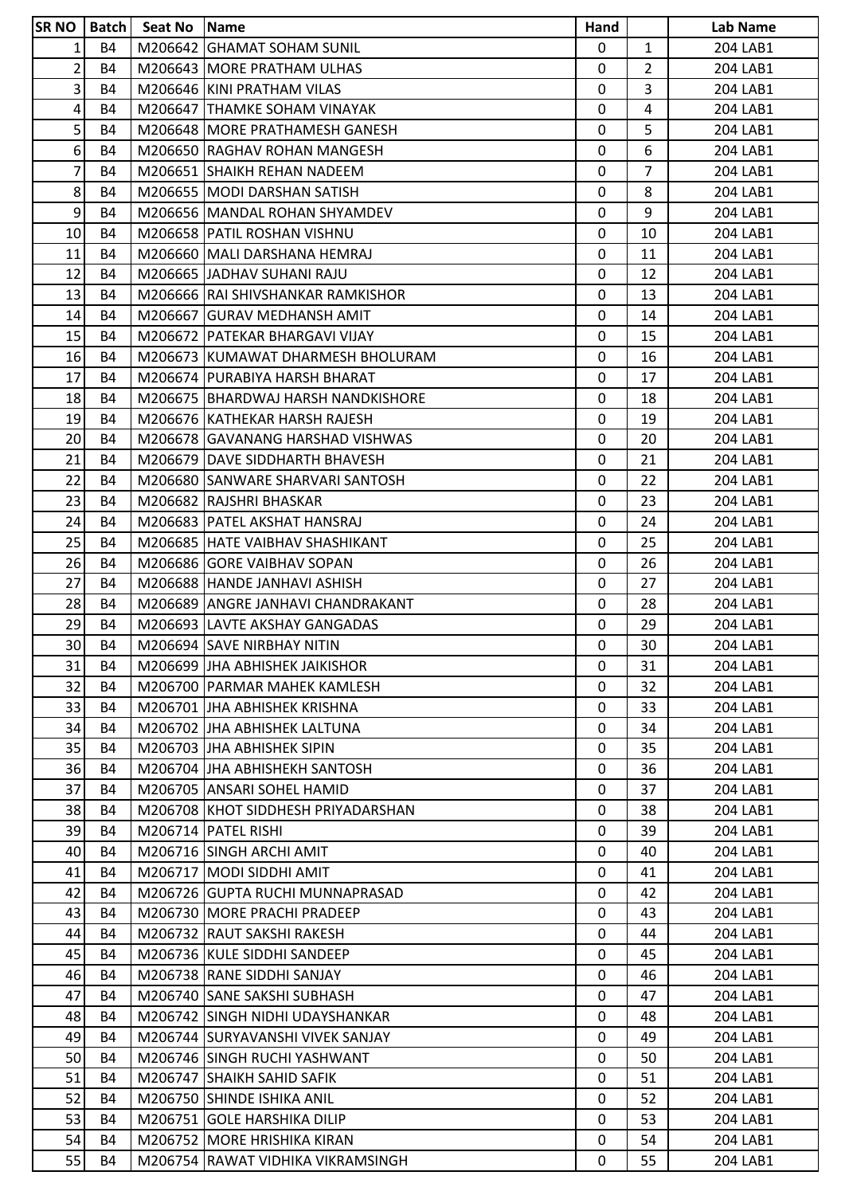| SR NO | Batch | Seat No | Name | Hand | | Lab Name |
|---|---|---|---|---|---|---|
| 1 | B4 | M206642 | GHAMAT SOHAM SUNIL | 0 | 1 | 204 LAB1 |
| 2 | B4 | M206643 | MORE PRATHAM ULHAS | 0 | 2 | 204 LAB1 |
| 3 | B4 | M206646 | KINI PRATHAM VILAS | 0 | 3 | 204 LAB1 |
| 4 | B4 | M206647 | THAMKE SOHAM VINAYAK | 0 | 4 | 204 LAB1 |
| 5 | B4 | M206648 | MORE PRATHAMESH GANESH | 0 | 5 | 204 LAB1 |
| 6 | B4 | M206650 | RAGHAV ROHAN MANGESH | 0 | 6 | 204 LAB1 |
| 7 | B4 | M206651 | SHAIKH REHAN NADEEM | 0 | 7 | 204 LAB1 |
| 8 | B4 | M206655 | MODI DARSHAN SATISH | 0 | 8 | 204 LAB1 |
| 9 | B4 | M206656 | MANDAL ROHAN SHYAMDEV | 0 | 9 | 204 LAB1 |
| 10 | B4 | M206658 | PATIL ROSHAN VISHNU | 0 | 10 | 204 LAB1 |
| 11 | B4 | M206660 | MALI DARSHANA HEMRAJ | 0 | 11 | 204 LAB1 |
| 12 | B4 | M206665 | JADHAV SUHANI RAJU | 0 | 12 | 204 LAB1 |
| 13 | B4 | M206666 | RAI SHIVSHANKAR RAMKISHOR | 0 | 13 | 204 LAB1 |
| 14 | B4 | M206667 | GURAV MEDHANSH AMIT | 0 | 14 | 204 LAB1 |
| 15 | B4 | M206672 | PATEKAR BHARGAVI VIJAY | 0 | 15 | 204 LAB1 |
| 16 | B4 | M206673 | KUMAWAT DHARMESH BHOLURAM | 0 | 16 | 204 LAB1 |
| 17 | B4 | M206674 | PURABIYA HARSH BHARAT | 0 | 17 | 204 LAB1 |
| 18 | B4 | M206675 | BHARDWAJ HARSH NANDKISHORE | 0 | 18 | 204 LAB1 |
| 19 | B4 | M206676 | KATHEKAR HARSH RAJESH | 0 | 19 | 204 LAB1 |
| 20 | B4 | M206678 | GAVANANG HARSHAD VISHWAS | 0 | 20 | 204 LAB1 |
| 21 | B4 | M206679 | DAVE SIDDHARTH BHAVESH | 0 | 21 | 204 LAB1 |
| 22 | B4 | M206680 | SANWARE SHARVARI SANTOSH | 0 | 22 | 204 LAB1 |
| 23 | B4 | M206682 | RAJSHRI BHASKAR | 0 | 23 | 204 LAB1 |
| 24 | B4 | M206683 | PATEL AKSHAT HANSRAJ | 0 | 24 | 204 LAB1 |
| 25 | B4 | M206685 | HATE VAIBHAV SHASHIKANT | 0 | 25 | 204 LAB1 |
| 26 | B4 | M206686 | GORE VAIBHAV SOPAN | 0 | 26 | 204 LAB1 |
| 27 | B4 | M206688 | HANDE JANHAVI ASHISH | 0 | 27 | 204 LAB1 |
| 28 | B4 | M206689 | ANGRE JANHAVI CHANDRAKANT | 0 | 28 | 204 LAB1 |
| 29 | B4 | M206693 | LAVTE AKSHAY GANGADAS | 0 | 29 | 204 LAB1 |
| 30 | B4 | M206694 | SAVE NIRBHAY NITIN | 0 | 30 | 204 LAB1 |
| 31 | B4 | M206699 | JHA ABHISHEK JAIKISHOR | 0 | 31 | 204 LAB1 |
| 32 | B4 | M206700 | PARMAR MAHEK KAMLESH | 0 | 32 | 204 LAB1 |
| 33 | B4 | M206701 | JHA ABHISHEK KRISHNA | 0 | 33 | 204 LAB1 |
| 34 | B4 | M206702 | JHA ABHISHEK LALTUNA | 0 | 34 | 204 LAB1 |
| 35 | B4 | M206703 | JHA ABHISHEK SIPIN | 0 | 35 | 204 LAB1 |
| 36 | B4 | M206704 | JHA ABHISHEKH SANTOSH | 0 | 36 | 204 LAB1 |
| 37 | B4 | M206705 | ANSARI SOHEL HAMID | 0 | 37 | 204 LAB1 |
| 38 | B4 | M206708 | KHOT SIDDHESH PRIYADARSHAN | 0 | 38 | 204 LAB1 |
| 39 | B4 | M206714 | PATEL RISHI | 0 | 39 | 204 LAB1 |
| 40 | B4 | M206716 | SINGH ARCHI AMIT | 0 | 40 | 204 LAB1 |
| 41 | B4 | M206717 | MODI SIDDHI AMIT | 0 | 41 | 204 LAB1 |
| 42 | B4 | M206726 | GUPTA RUCHI MUNNAPRASAD | 0 | 42 | 204 LAB1 |
| 43 | B4 | M206730 | MORE PRACHI PRADEEP | 0 | 43 | 204 LAB1 |
| 44 | B4 | M206732 | RAUT SAKSHI RAKESH | 0 | 44 | 204 LAB1 |
| 45 | B4 | M206736 | KULE SIDDHI SANDEEP | 0 | 45 | 204 LAB1 |
| 46 | B4 | M206738 | RANE SIDDHI SANJAY | 0 | 46 | 204 LAB1 |
| 47 | B4 | M206740 | SANE SAKSHI SUBHASH | 0 | 47 | 204 LAB1 |
| 48 | B4 | M206742 | SINGH NIDHI UDAYSHANKAR | 0 | 48 | 204 LAB1 |
| 49 | B4 | M206744 | SURYAVANSHI VIVEK SANJAY | 0 | 49 | 204 LAB1 |
| 50 | B4 | M206746 | SINGH RUCHI YASHWANT | 0 | 50 | 204 LAB1 |
| 51 | B4 | M206747 | SHAIKH SAHID SAFIK | 0 | 51 | 204 LAB1 |
| 52 | B4 | M206750 | SHINDE ISHIKA ANIL | 0 | 52 | 204 LAB1 |
| 53 | B4 | M206751 | GOLE HARSHIKA DILIP | 0 | 53 | 204 LAB1 |
| 54 | B4 | M206752 | MORE HRISHIKA KIRAN | 0 | 54 | 204 LAB1 |
| 55 | B4 | M206754 | RAWAT VIDHIKA VIKRAMSINGH | 0 | 55 | 204 LAB1 |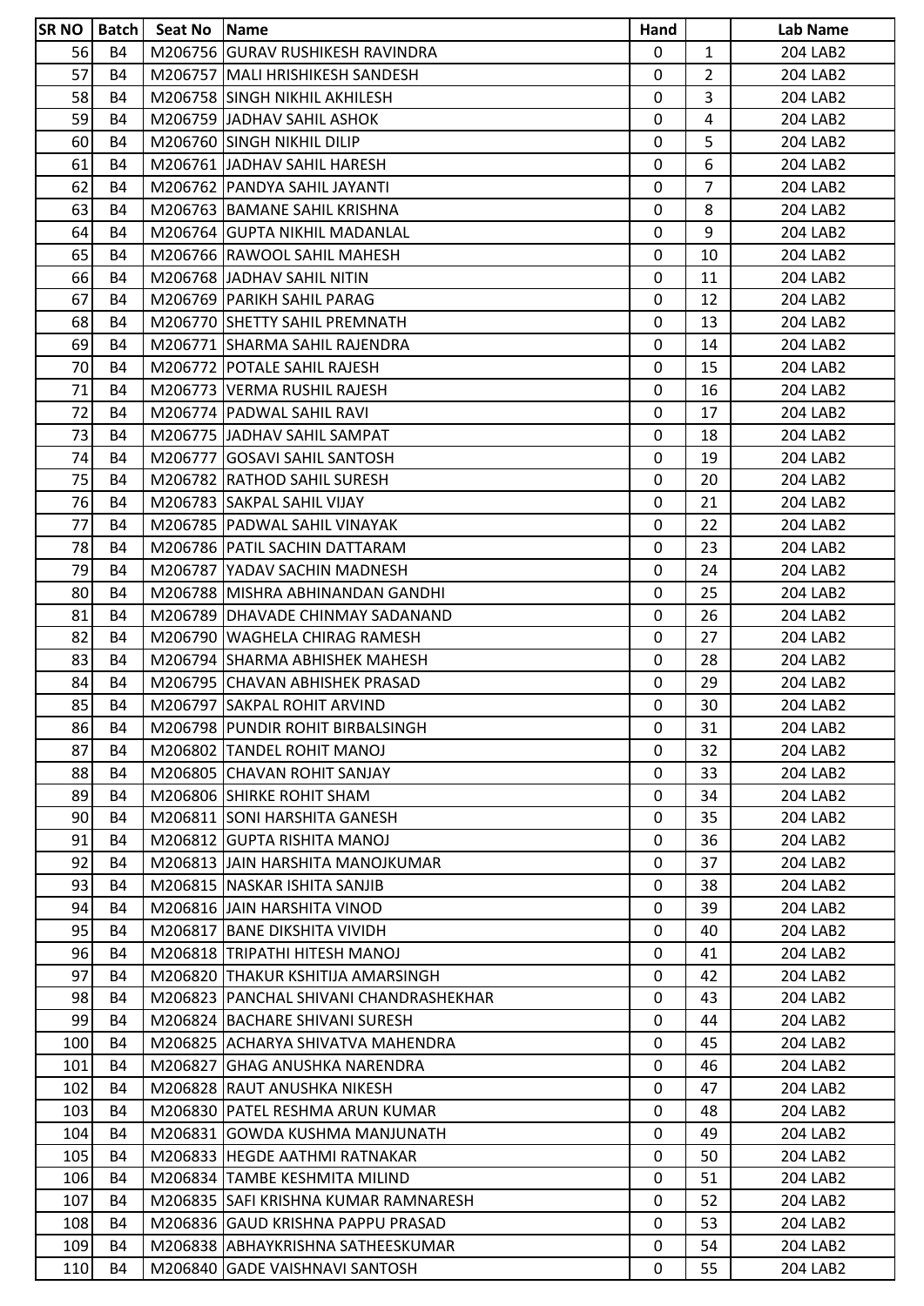| SR NO | Batch | Seat No | Name | Hand | | Lab Name |
|---|---|---|---|---|---|---|
| 56 | B4 | M206756 | GURAV RUSHIKESH RAVINDRA | 0 | 1 | 204 LAB2 |
| 57 | B4 | M206757 | MALI HRISHIKESH SANDESH | 0 | 2 | 204 LAB2 |
| 58 | B4 | M206758 | SINGH NIKHIL AKHILESH | 0 | 3 | 204 LAB2 |
| 59 | B4 | M206759 | JADHAV SAHIL ASHOK | 0 | 4 | 204 LAB2 |
| 60 | B4 | M206760 | SINGH NIKHIL DILIP | 0 | 5 | 204 LAB2 |
| 61 | B4 | M206761 | JADHAV SAHIL HARESH | 0 | 6 | 204 LAB2 |
| 62 | B4 | M206762 | PANDYA SAHIL JAYANTI | 0 | 7 | 204 LAB2 |
| 63 | B4 | M206763 | BAMANE SAHIL KRISHNA | 0 | 8 | 204 LAB2 |
| 64 | B4 | M206764 | GUPTA NIKHIL MADANLAL | 0 | 9 | 204 LAB2 |
| 65 | B4 | M206766 | RAWOOL SAHIL MAHESH | 0 | 10 | 204 LAB2 |
| 66 | B4 | M206768 | JADHAV SAHIL NITIN | 0 | 11 | 204 LAB2 |
| 67 | B4 | M206769 | PARIKH SAHIL PARAG | 0 | 12 | 204 LAB2 |
| 68 | B4 | M206770 | SHETTY SAHIL PREMNATH | 0 | 13 | 204 LAB2 |
| 69 | B4 | M206771 | SHARMA SAHIL RAJENDRA | 0 | 14 | 204 LAB2 |
| 70 | B4 | M206772 | POTALE SAHIL RAJESH | 0 | 15 | 204 LAB2 |
| 71 | B4 | M206773 | VERMA RUSHIL RAJESH | 0 | 16 | 204 LAB2 |
| 72 | B4 | M206774 | PADWAL SAHIL RAVI | 0 | 17 | 204 LAB2 |
| 73 | B4 | M206775 | JADHAV SAHIL SAMPAT | 0 | 18 | 204 LAB2 |
| 74 | B4 | M206777 | GOSAVI SAHIL SANTOSH | 0 | 19 | 204 LAB2 |
| 75 | B4 | M206782 | RATHOD SAHIL SURESH | 0 | 20 | 204 LAB2 |
| 76 | B4 | M206783 | SAKPAL SAHIL VIJAY | 0 | 21 | 204 LAB2 |
| 77 | B4 | M206785 | PADWAL SAHIL VINAYAK | 0 | 22 | 204 LAB2 |
| 78 | B4 | M206786 | PATIL SACHIN DATTARAM | 0 | 23 | 204 LAB2 |
| 79 | B4 | M206787 | YADAV SACHIN MADNESH | 0 | 24 | 204 LAB2 |
| 80 | B4 | M206788 | MISHRA ABHINANDAN GANDHI | 0 | 25 | 204 LAB2 |
| 81 | B4 | M206789 | DHAVADE CHINMAY SADANAND | 0 | 26 | 204 LAB2 |
| 82 | B4 | M206790 | WAGHELA CHIRAG RAMESH | 0 | 27 | 204 LAB2 |
| 83 | B4 | M206794 | SHARMA ABHISHEK MAHESH | 0 | 28 | 204 LAB2 |
| 84 | B4 | M206795 | CHAVAN ABHISHEK PRASAD | 0 | 29 | 204 LAB2 |
| 85 | B4 | M206797 | SAKPAL ROHIT ARVIND | 0 | 30 | 204 LAB2 |
| 86 | B4 | M206798 | PUNDIR ROHIT BIRBALSINGH | 0 | 31 | 204 LAB2 |
| 87 | B4 | M206802 | TANDEL ROHIT MANOJ | 0 | 32 | 204 LAB2 |
| 88 | B4 | M206805 | CHAVAN ROHIT SANJAY | 0 | 33 | 204 LAB2 |
| 89 | B4 | M206806 | SHIRKE ROHIT SHAM | 0 | 34 | 204 LAB2 |
| 90 | B4 | M206811 | SONI HARSHITA GANESH | 0 | 35 | 204 LAB2 |
| 91 | B4 | M206812 | GUPTA RISHITA MANOJ | 0 | 36 | 204 LAB2 |
| 92 | B4 | M206813 | JAIN HARSHITA MANOJKUMAR | 0 | 37 | 204 LAB2 |
| 93 | B4 | M206815 | NASKAR ISHITA SANJIB | 0 | 38 | 204 LAB2 |
| 94 | B4 | M206816 | JAIN HARSHITA VINOD | 0 | 39 | 204 LAB2 |
| 95 | B4 | M206817 | BANE DIKSHITA VIVIDH | 0 | 40 | 204 LAB2 |
| 96 | B4 | M206818 | TRIPATHI HITESH MANOJ | 0 | 41 | 204 LAB2 |
| 97 | B4 | M206820 | THAKUR KSHITIJA AMARSINGH | 0 | 42 | 204 LAB2 |
| 98 | B4 | M206823 | PANCHAL SHIVANI CHANDRASHEKHAR | 0 | 43 | 204 LAB2 |
| 99 | B4 | M206824 | BACHARE SHIVANI SURESH | 0 | 44 | 204 LAB2 |
| 100 | B4 | M206825 | ACHARYA SHIVATVA MAHENDRA | 0 | 45 | 204 LAB2 |
| 101 | B4 | M206827 | GHAG ANUSHKA NARENDRA | 0 | 46 | 204 LAB2 |
| 102 | B4 | M206828 | RAUT ANUSHKA NIKESH | 0 | 47 | 204 LAB2 |
| 103 | B4 | M206830 | PATEL RESHMA ARUN KUMAR | 0 | 48 | 204 LAB2 |
| 104 | B4 | M206831 | GOWDA KUSHMA MANJUNATH | 0 | 49 | 204 LAB2 |
| 105 | B4 | M206833 | HEGDE AATHMI RATNAKAR | 0 | 50 | 204 LAB2 |
| 106 | B4 | M206834 | TAMBE KESHMITA MILIND | 0 | 51 | 204 LAB2 |
| 107 | B4 | M206835 | SAFI KRISHNA KUMAR RAMNARESH | 0 | 52 | 204 LAB2 |
| 108 | B4 | M206836 | GAUD KRISHNA PAPPU PRASAD | 0 | 53 | 204 LAB2 |
| 109 | B4 | M206838 | ABHAYKRISHNA SATHEESKUMAR | 0 | 54 | 204 LAB2 |
| 110 | B4 | M206840 | GADE VAISHNAVI SANTOSH | 0 | 55 | 204 LAB2 |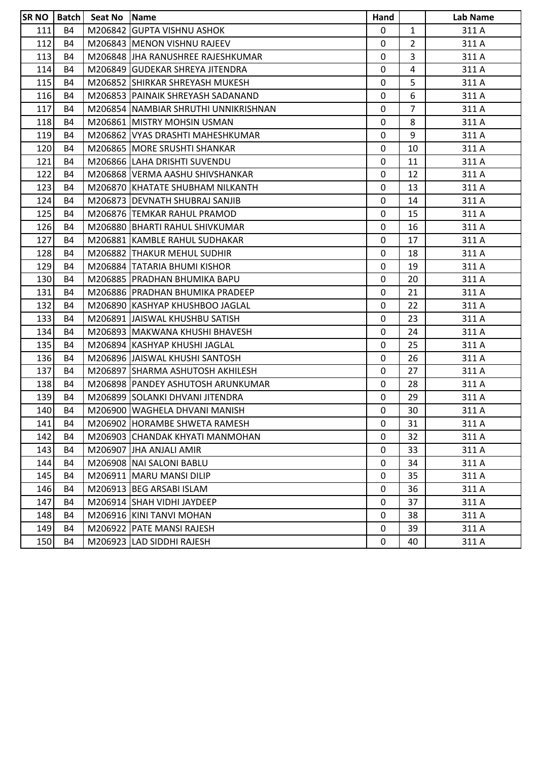| SR NO | Batch | Seat No | Name | Hand | | Lab Name |
|---|---|---|---|---|---|---|
| 111 | B4 | M206842 | GUPTA VISHNU ASHOK | 0 | 1 | 311 A |
| 112 | B4 | M206843 | MENON VISHNU RAJEEV | 0 | 2 | 311 A |
| 113 | B4 | M206848 | JHA RANUSHREE RAJESHKUMAR | 0 | 3 | 311 A |
| 114 | B4 | M206849 | GUDEKAR SHREYA JITENDRA | 0 | 4 | 311 A |
| 115 | B4 | M206852 | SHIRKAR SHREYASH MUKESH | 0 | 5 | 311 A |
| 116 | B4 | M206853 | PAINAIK SHREYASH SADANAND | 0 | 6 | 311 A |
| 117 | B4 | M206854 | NAMBIAR SHRUTHI UNNIKRISHNAN | 0 | 7 | 311 A |
| 118 | B4 | M206861 | MISTRY MOHSIN USMAN | 0 | 8 | 311 A |
| 119 | B4 | M206862 | VYAS DRASHTI MAHESHKUMAR | 0 | 9 | 311 A |
| 120 | B4 | M206865 | MORE SRUSHTI SHANKAR | 0 | 10 | 311 A |
| 121 | B4 | M206866 | LAHA DRISHTI SUVENDU | 0 | 11 | 311 A |
| 122 | B4 | M206868 | VERMA AASHU SHIVSHANKAR | 0 | 12 | 311 A |
| 123 | B4 | M206870 | KHATATE SHUBHAM NILKANTH | 0 | 13 | 311 A |
| 124 | B4 | M206873 | DEVNATH SHUBRAJ SANJIB | 0 | 14 | 311 A |
| 125 | B4 | M206876 | TEMKAR RAHUL PRAMOD | 0 | 15 | 311 A |
| 126 | B4 | M206880 | BHARTI RAHUL SHIVKUMAR | 0 | 16 | 311 A |
| 127 | B4 | M206881 | KAMBLE RAHUL SUDHAKAR | 0 | 17 | 311 A |
| 128 | B4 | M206882 | THAKUR MEHUL SUDHIR | 0 | 18 | 311 A |
| 129 | B4 | M206884 | TATARIA BHUMI KISHOR | 0 | 19 | 311 A |
| 130 | B4 | M206885 | PRADHAN BHUMIKA BAPU | 0 | 20 | 311 A |
| 131 | B4 | M206886 | PRADHAN BHUMIKA PRADEEP | 0 | 21 | 311 A |
| 132 | B4 | M206890 | KASHYAP KHUSHBOO JAGLAL | 0 | 22 | 311 A |
| 133 | B4 | M206891 | JAISWAL KHUSHBU SATISH | 0 | 23 | 311 A |
| 134 | B4 | M206893 | MAKWANA KHUSHI BHAVESH | 0 | 24 | 311 A |
| 135 | B4 | M206894 | KASHYAP KHUSHI JAGLAL | 0 | 25 | 311 A |
| 136 | B4 | M206896 | JAISWAL KHUSHI SANTOSH | 0 | 26 | 311 A |
| 137 | B4 | M206897 | SHARMA ASHUTOSH AKHILESH | 0 | 27 | 311 A |
| 138 | B4 | M206898 | PANDEY ASHUTOSH ARUNKUMAR | 0 | 28 | 311 A |
| 139 | B4 | M206899 | SOLANKI DHVANI JITENDRA | 0 | 29 | 311 A |
| 140 | B4 | M206900 | WAGHELA DHVANI MANISH | 0 | 30 | 311 A |
| 141 | B4 | M206902 | HORAMBE SHWETA RAMESH | 0 | 31 | 311 A |
| 142 | B4 | M206903 | CHANDAK KHYATI MANMOHAN | 0 | 32 | 311 A |
| 143 | B4 | M206907 | JHA ANJALI AMIR | 0 | 33 | 311 A |
| 144 | B4 | M206908 | NAI SALONI BABLU | 0 | 34 | 311 A |
| 145 | B4 | M206911 | MARU MANSI DILIP | 0 | 35 | 311 A |
| 146 | B4 | M206913 | BEG ARSABI ISLAM | 0 | 36 | 311 A |
| 147 | B4 | M206914 | SHAH VIDHI JAYDEEP | 0 | 37 | 311 A |
| 148 | B4 | M206916 | KINI TANVI MOHAN | 0 | 38 | 311 A |
| 149 | B4 | M206922 | PATE MANSI RAJESH | 0 | 39 | 311 A |
| 150 | B4 | M206923 | LAD SIDDHI RAJESH | 0 | 40 | 311 A |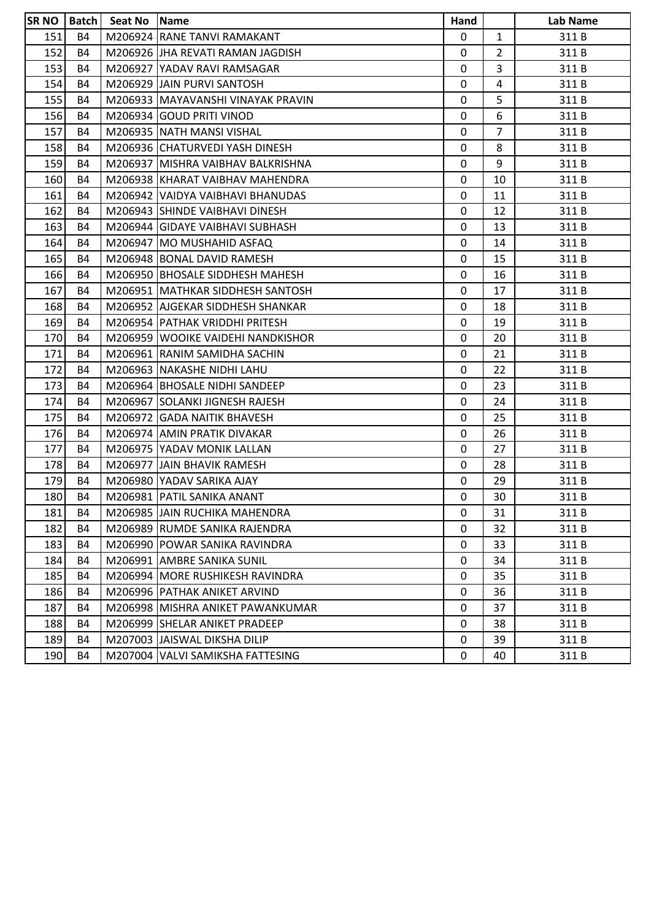| SR NO | Batch | Seat No | Name | Hand | | Lab Name |
|---|---|---|---|---|---|---|
| 151 | B4 | M206924 | RANE TANVI RAMAKANT | 0 | 1 | 311 B |
| 152 | B4 | M206926 | JHA REVATI RAMAN JAGDISH | 0 | 2 | 311 B |
| 153 | B4 | M206927 | YADAV RAVI RAMSAGAR | 0 | 3 | 311 B |
| 154 | B4 | M206929 | JAIN PURVI SANTOSH | 0 | 4 | 311 B |
| 155 | B4 | M206933 | MAYAVANSHI VINAYAK PRAVIN | 0 | 5 | 311 B |
| 156 | B4 | M206934 | GOUD PRITI VINOD | 0 | 6 | 311 B |
| 157 | B4 | M206935 | NATH MANSI VISHAL | 0 | 7 | 311 B |
| 158 | B4 | M206936 | CHATURVEDI YASH DINESH | 0 | 8 | 311 B |
| 159 | B4 | M206937 | MISHRA VAIBHAV BALKRISHNA | 0 | 9 | 311 B |
| 160 | B4 | M206938 | KHARAT VAIBHAV MAHENDRA | 0 | 10 | 311 B |
| 161 | B4 | M206942 | VAIDYA VAIBHAVI BHANUDAS | 0 | 11 | 311 B |
| 162 | B4 | M206943 | SHINDE VAIBHAVI DINESH | 0 | 12 | 311 B |
| 163 | B4 | M206944 | GIDAYE VAIBHAVI SUBHASH | 0 | 13 | 311 B |
| 164 | B4 | M206947 | MO MUSHAHID ASFAQ | 0 | 14 | 311 B |
| 165 | B4 | M206948 | BONAL DAVID RAMESH | 0 | 15 | 311 B |
| 166 | B4 | M206950 | BHOSALE SIDDHESH MAHESH | 0 | 16 | 311 B |
| 167 | B4 | M206951 | MATHKAR SIDDHESH SANTOSH | 0 | 17 | 311 B |
| 168 | B4 | M206952 | AJGEKAR SIDDHESH SHANKAR | 0 | 18 | 311 B |
| 169 | B4 | M206954 | PATHAK VRIDDHI PRITESH | 0 | 19 | 311 B |
| 170 | B4 | M206959 | WOOIKE VAIDEHI NANDKISHOR | 0 | 20 | 311 B |
| 171 | B4 | M206961 | RANIM SAMIDHA SACHIN | 0 | 21 | 311 B |
| 172 | B4 | M206963 | NAKASHE NIDHI LAHU | 0 | 22 | 311 B |
| 173 | B4 | M206964 | BHOSALE NIDHI SANDEEP | 0 | 23 | 311 B |
| 174 | B4 | M206967 | SOLANKI JIGNESH RAJESH | 0 | 24 | 311 B |
| 175 | B4 | M206972 | GADA NAITIK BHAVESH | 0 | 25 | 311 B |
| 176 | B4 | M206974 | AMIN PRATIK DIVAKAR | 0 | 26 | 311 B |
| 177 | B4 | M206975 | YADAV MONIK LALLAN | 0 | 27 | 311 B |
| 178 | B4 | M206977 | JAIN BHAVIK RAMESH | 0 | 28 | 311 B |
| 179 | B4 | M206980 | YADAV SARIKA AJAY | 0 | 29 | 311 B |
| 180 | B4 | M206981 | PATIL SANIKA ANANT | 0 | 30 | 311 B |
| 181 | B4 | M206985 | JAIN RUCHIKA MAHENDRA | 0 | 31 | 311 B |
| 182 | B4 | M206989 | RUMDE SANIKA RAJENDRA | 0 | 32 | 311 B |
| 183 | B4 | M206990 | POWAR SANIKA RAVINDRA | 0 | 33 | 311 B |
| 184 | B4 | M206991 | AMBRE SANIKA SUNIL | 0 | 34 | 311 B |
| 185 | B4 | M206994 | MORE RUSHIKESH RAVINDRA | 0 | 35 | 311 B |
| 186 | B4 | M206996 | PATHAK ANIKET ARVIND | 0 | 36 | 311 B |
| 187 | B4 | M206998 | MISHRA ANIKET PAWANKUMAR | 0 | 37 | 311 B |
| 188 | B4 | M206999 | SHELAR ANIKET PRADEEP | 0 | 38 | 311 B |
| 189 | B4 | M207003 | JAISWAL DIKSHA DILIP | 0 | 39 | 311 B |
| 190 | B4 | M207004 | VALVI SAMIKSHA FATTESING | 0 | 40 | 311 B |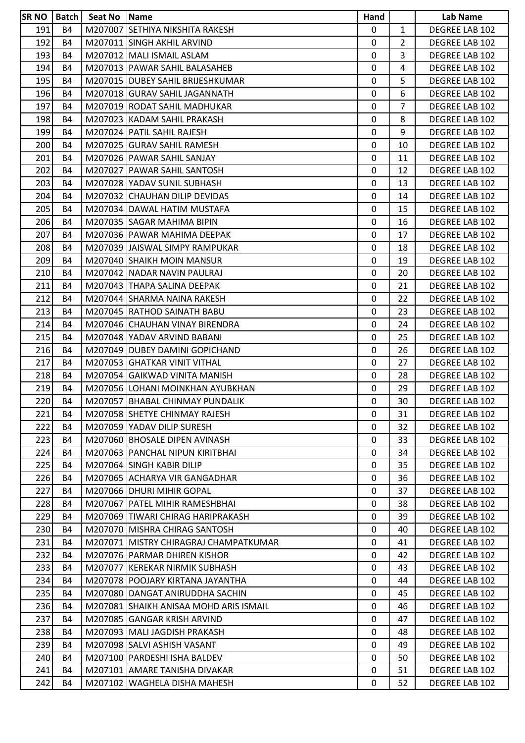| SR NO | Batch | Seat No | Name | Hand | | Lab Name |
|---|---|---|---|---|---|---|
| 191 | B4 | M207007 | SETHIYA NIKSHITA RAKESH | 0 | 1 | DEGREE LAB 102 |
| 192 | B4 | M207011 | SINGH AKHIL ARVIND | 0 | 2 | DEGREE LAB 102 |
| 193 | B4 | M207012 | MALI ISMAIL ASLAM | 0 | 3 | DEGREE LAB 102 |
| 194 | B4 | M207013 | PAWAR SAHIL BALASAHEB | 0 | 4 | DEGREE LAB 102 |
| 195 | B4 | M207015 | DUBEY SAHIL BRIJESHKUMAR | 0 | 5 | DEGREE LAB 102 |
| 196 | B4 | M207018 | GURAV SAHIL JAGANNATH | 0 | 6 | DEGREE LAB 102 |
| 197 | B4 | M207019 | RODAT SAHIL MADHUKAR | 0 | 7 | DEGREE LAB 102 |
| 198 | B4 | M207023 | KADAM SAHIL PRAKASH | 0 | 8 | DEGREE LAB 102 |
| 199 | B4 | M207024 | PATIL SAHIL RAJESH | 0 | 9 | DEGREE LAB 102 |
| 200 | B4 | M207025 | GURAV SAHIL RAMESH | 0 | 10 | DEGREE LAB 102 |
| 201 | B4 | M207026 | PAWAR SAHIL SANJAY | 0 | 11 | DEGREE LAB 102 |
| 202 | B4 | M207027 | PAWAR SAHIL SANTOSH | 0 | 12 | DEGREE LAB 102 |
| 203 | B4 | M207028 | YADAV SUNIL SUBHASH | 0 | 13 | DEGREE LAB 102 |
| 204 | B4 | M207032 | CHAUHAN DILIP DEVIDAS | 0 | 14 | DEGREE LAB 102 |
| 205 | B4 | M207034 | DAWAL HATIM MUSTAFA | 0 | 15 | DEGREE LAB 102 |
| 206 | B4 | M207035 | SAGAR MAHIMA BIPIN | 0 | 16 | DEGREE LAB 102 |
| 207 | B4 | M207036 | PAWAR MAHIMA DEEPAK | 0 | 17 | DEGREE LAB 102 |
| 208 | B4 | M207039 | JAISWAL SIMPY RAMPUKAR | 0 | 18 | DEGREE LAB 102 |
| 209 | B4 | M207040 | SHAIKH MOIN MANSUR | 0 | 19 | DEGREE LAB 102 |
| 210 | B4 | M207042 | NADAR NAVIN PAULRAJ | 0 | 20 | DEGREE LAB 102 |
| 211 | B4 | M207043 | THAPA SALINA DEEPAK | 0 | 21 | DEGREE LAB 102 |
| 212 | B4 | M207044 | SHARMA NAINA RAKESH | 0 | 22 | DEGREE LAB 102 |
| 213 | B4 | M207045 | RATHOD SAINATH BABU | 0 | 23 | DEGREE LAB 102 |
| 214 | B4 | M207046 | CHAUHAN VINAY BIRENDRA | 0 | 24 | DEGREE LAB 102 |
| 215 | B4 | M207048 | YADAV ARVIND BABANI | 0 | 25 | DEGREE LAB 102 |
| 216 | B4 | M207049 | DUBEY DAMINI GOPICHAND | 0 | 26 | DEGREE LAB 102 |
| 217 | B4 | M207053 | GHATKAR VINIT VITHAL | 0 | 27 | DEGREE LAB 102 |
| 218 | B4 | M207054 | GAIKWAD VINITA MANISH | 0 | 28 | DEGREE LAB 102 |
| 219 | B4 | M207056 | LOHANI MOINKHAN AYUBKHAN | 0 | 29 | DEGREE LAB 102 |
| 220 | B4 | M207057 | BHABAL CHINMAY PUNDALIK | 0 | 30 | DEGREE LAB 102 |
| 221 | B4 | M207058 | SHETYE CHINMAY RAJESH | 0 | 31 | DEGREE LAB 102 |
| 222 | B4 | M207059 | YADAV DILIP SURESH | 0 | 32 | DEGREE LAB 102 |
| 223 | B4 | M207060 | BHOSALE DIPEN AVINASH | 0 | 33 | DEGREE LAB 102 |
| 224 | B4 | M207063 | PANCHAL NIPUN KIRITBHAI | 0 | 34 | DEGREE LAB 102 |
| 225 | B4 | M207064 | SINGH KABIR DILIP | 0 | 35 | DEGREE LAB 102 |
| 226 | B4 | M207065 | ACHARYA VIR GANGADHAR | 0 | 36 | DEGREE LAB 102 |
| 227 | B4 | M207066 | DHURI MIHIR GOPAL | 0 | 37 | DEGREE LAB 102 |
| 228 | B4 | M207067 | PATEL MIHIR RAMESHBHAI | 0 | 38 | DEGREE LAB 102 |
| 229 | B4 | M207069 | TIWARI CHIRAG HARIPRAKASH | 0 | 39 | DEGREE LAB 102 |
| 230 | B4 | M207070 | MISHRA CHIRAG SANTOSH | 0 | 40 | DEGREE LAB 102 |
| 231 | B4 | M207071 | MISTRY CHIRAGRAJ CHAMPATKUMAR | 0 | 41 | DEGREE LAB 102 |
| 232 | B4 | M207076 | PARMAR DHIREN KISHOR | 0 | 42 | DEGREE LAB 102 |
| 233 | B4 | M207077 | KEREKAR NIRMIK SUBHASH | 0 | 43 | DEGREE LAB 102 |
| 234 | B4 | M207078 | POOJARY KIRTANA JAYANTHA | 0 | 44 | DEGREE LAB 102 |
| 235 | B4 | M207080 | DANGAT ANIRUDDHA SACHIN | 0 | 45 | DEGREE LAB 102 |
| 236 | B4 | M207081 | SHAIKH ANISAA MOHD ARIS ISMAIL | 0 | 46 | DEGREE LAB 102 |
| 237 | B4 | M207085 | GANGAR KRISH ARVIND | 0 | 47 | DEGREE LAB 102 |
| 238 | B4 | M207093 | MALI JAGDISH PRAKASH | 0 | 48 | DEGREE LAB 102 |
| 239 | B4 | M207098 | SALVI ASHISH VASANT | 0 | 49 | DEGREE LAB 102 |
| 240 | B4 | M207100 | PARDESHI ISHA BALDEV | 0 | 50 | DEGREE LAB 102 |
| 241 | B4 | M207101 | AMARE TANISHA DIVAKAR | 0 | 51 | DEGREE LAB 102 |
| 242 | B4 | M207102 | WAGHELA DISHA MAHESH | 0 | 52 | DEGREE LAB 102 |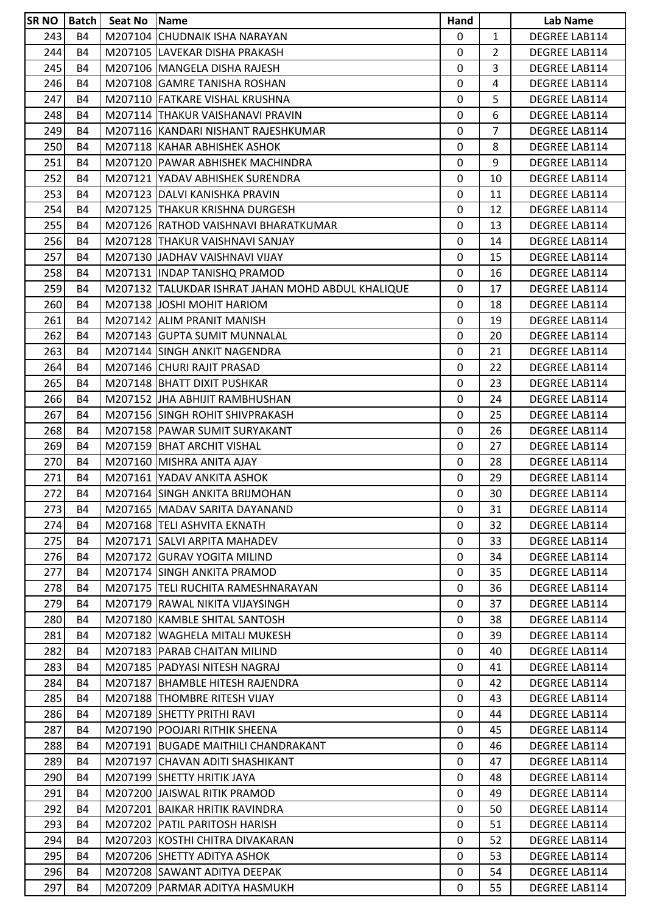| SR NO | Batch | Seat No | Name | Hand | | Lab Name |
|---|---|---|---|---|---|---|
| 243 | B4 | M207104 | CHUDNAIK ISHA NARAYAN | 0 | 1 | DEGREE LAB114 |
| 244 | B4 | M207105 | LAVEKAR DISHA PRAKASH | 0 | 2 | DEGREE LAB114 |
| 245 | B4 | M207106 | MANGELA DISHA RAJESH | 0 | 3 | DEGREE LAB114 |
| 246 | B4 | M207108 | GAMRE TANISHA ROSHAN | 0 | 4 | DEGREE LAB114 |
| 247 | B4 | M207110 | FATKARE VISHAL KRUSHNA | 0 | 5 | DEGREE LAB114 |
| 248 | B4 | M207114 | THAKUR VAISHANAVI PRAVIN | 0 | 6 | DEGREE LAB114 |
| 249 | B4 | M207116 | KANDARI NISHANT RAJESHKUMAR | 0 | 7 | DEGREE LAB114 |
| 250 | B4 | M207118 | KAHAR ABHISHEK ASHOK | 0 | 8 | DEGREE LAB114 |
| 251 | B4 | M207120 | PAWAR ABHISHEK MACHINDRA | 0 | 9 | DEGREE LAB114 |
| 252 | B4 | M207121 | YADAV ABHISHEK SURENDRA | 0 | 10 | DEGREE LAB114 |
| 253 | B4 | M207123 | DALVI KANISHKA PRAVIN | 0 | 11 | DEGREE LAB114 |
| 254 | B4 | M207125 | THAKUR KRISHNA DURGESH | 0 | 12 | DEGREE LAB114 |
| 255 | B4 | M207126 | RATHOD VAISHNAVI BHARATKUMAR | 0 | 13 | DEGREE LAB114 |
| 256 | B4 | M207128 | THAKUR VAISHNAVI SANJAY | 0 | 14 | DEGREE LAB114 |
| 257 | B4 | M207130 | JADHAV VAISHNAVI VIJAY | 0 | 15 | DEGREE LAB114 |
| 258 | B4 | M207131 | INDAP TANISHQ PRAMOD | 0 | 16 | DEGREE LAB114 |
| 259 | B4 | M207132 | TALUKDAR ISHRAT JAHAN MOHD ABDUL KHALIQUE | 0 | 17 | DEGREE LAB114 |
| 260 | B4 | M207138 | JOSHI MOHIT HARIOM | 0 | 18 | DEGREE LAB114 |
| 261 | B4 | M207142 | ALIM PRANIT MANISH | 0 | 19 | DEGREE LAB114 |
| 262 | B4 | M207143 | GUPTA SUMIT MUNNALAL | 0 | 20 | DEGREE LAB114 |
| 263 | B4 | M207144 | SINGH ANKIT NAGENDRA | 0 | 21 | DEGREE LAB114 |
| 264 | B4 | M207146 | CHURI RAJIT PRASAD | 0 | 22 | DEGREE LAB114 |
| 265 | B4 | M207148 | BHATT DIXIT PUSHKAR | 0 | 23 | DEGREE LAB114 |
| 266 | B4 | M207152 | JHA ABHIJIT RAMBHUSHAN | 0 | 24 | DEGREE LAB114 |
| 267 | B4 | M207156 | SINGH ROHIT SHIVPRAKASH | 0 | 25 | DEGREE LAB114 |
| 268 | B4 | M207158 | PAWAR SUMIT SURYAKANT | 0 | 26 | DEGREE LAB114 |
| 269 | B4 | M207159 | BHAT ARCHIT VISHAL | 0 | 27 | DEGREE LAB114 |
| 270 | B4 | M207160 | MISHRA ANITA AJAY | 0 | 28 | DEGREE LAB114 |
| 271 | B4 | M207161 | YADAV ANKITA ASHOK | 0 | 29 | DEGREE LAB114 |
| 272 | B4 | M207164 | SINGH ANKITA BRIJMOHAN | 0 | 30 | DEGREE LAB114 |
| 273 | B4 | M207165 | MADAV SARITA DAYANAND | 0 | 31 | DEGREE LAB114 |
| 274 | B4 | M207168 | TELI ASHVITA EKNATH | 0 | 32 | DEGREE LAB114 |
| 275 | B4 | M207171 | SALVI ARPITA MAHADEV | 0 | 33 | DEGREE LAB114 |
| 276 | B4 | M207172 | GURAV YOGITA MILIND | 0 | 34 | DEGREE LAB114 |
| 277 | B4 | M207174 | SINGH ANKITA PRAMOD | 0 | 35 | DEGREE LAB114 |
| 278 | B4 | M207175 | TELI RUCHITA RAMESHNARAYAN | 0 | 36 | DEGREE LAB114 |
| 279 | B4 | M207179 | RAWAL NIKITA VIJAYSINGH | 0 | 37 | DEGREE LAB114 |
| 280 | B4 | M207180 | KAMBLE SHITAL SANTOSH | 0 | 38 | DEGREE LAB114 |
| 281 | B4 | M207182 | WAGHELA MITALI MUKESH | 0 | 39 | DEGREE LAB114 |
| 282 | B4 | M207183 | PARAB CHAITAN MILIND | 0 | 40 | DEGREE LAB114 |
| 283 | B4 | M207185 | PADYASI NITESH NAGRAJ | 0 | 41 | DEGREE LAB114 |
| 284 | B4 | M207187 | BHAMBLE HITESH RAJENDRA | 0 | 42 | DEGREE LAB114 |
| 285 | B4 | M207188 | THOMBRE RITESH VIJAY | 0 | 43 | DEGREE LAB114 |
| 286 | B4 | M207189 | SHETTY PRITHI RAVI | 0 | 44 | DEGREE LAB114 |
| 287 | B4 | M207190 | POOJARI RITHIK SHEENA | 0 | 45 | DEGREE LAB114 |
| 288 | B4 | M207191 | BUGADE MAITHILI CHANDRAKANT | 0 | 46 | DEGREE LAB114 |
| 289 | B4 | M207197 | CHAVAN ADITI SHASHIKANT | 0 | 47 | DEGREE LAB114 |
| 290 | B4 | M207199 | SHETTY HRITIK JAYA | 0 | 48 | DEGREE LAB114 |
| 291 | B4 | M207200 | JAISWAL RITIK PRAMOD | 0 | 49 | DEGREE LAB114 |
| 292 | B4 | M207201 | BAIKAR HRITIK RAVINDRA | 0 | 50 | DEGREE LAB114 |
| 293 | B4 | M207202 | PATIL PARITOSH HARISH | 0 | 51 | DEGREE LAB114 |
| 294 | B4 | M207203 | KOSTHI CHITRA DIVAKARAN | 0 | 52 | DEGREE LAB114 |
| 295 | B4 | M207206 | SHETTY ADITYA ASHOK | 0 | 53 | DEGREE LAB114 |
| 296 | B4 | M207208 | SAWANT ADITYA DEEPAK | 0 | 54 | DEGREE LAB114 |
| 297 | B4 | M207209 | PARMAR ADITYA HASMUKH | 0 | 55 | DEGREE LAB114 |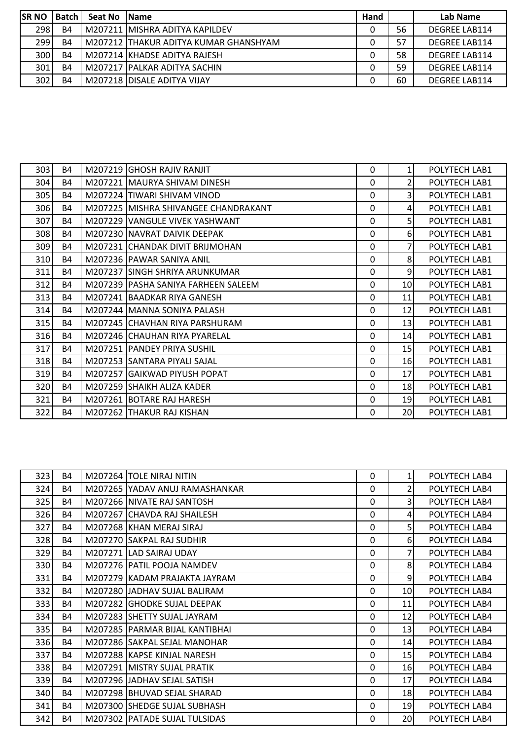| SR NO | Batch | Seat No | Name | Hand | | Lab Name |
|---|---|---|---|---|---|---|
| 298 | B4 | M207211 | MISHRA ADITYA KAPILDEV | 0 | 56 | DEGREE LAB114 |
| 299 | B4 | M207212 | THAKUR ADITYA KUMAR GHANSHYAM | 0 | 57 | DEGREE LAB114 |
| 300 | B4 | M207214 | KHADSE ADITYA RAJESH | 0 | 58 | DEGREE LAB114 |
| 301 | B4 | M207217 | PALKAR ADITYA SACHIN | 0 | 59 | DEGREE LAB114 |
| 302 | B4 | M207218 | DISALE ADITYA VIJAY | 0 | 60 | DEGREE LAB114 |

| SR NO | Batch | Seat No | Name | Hand | | Lab Name |
|---|---|---|---|---|---|---|
| 303 | B4 | M207219 | GHOSH RAJIV RANJIT | 0 | 1 | POLYTECH LAB1 |
| 304 | B4 | M207221 | MAURYA SHIVAM DINESH | 0 | 2 | POLYTECH LAB1 |
| 305 | B4 | M207224 | TIWARI SHIVAM VINOD | 0 | 3 | POLYTECH LAB1 |
| 306 | B4 | M207225 | MISHRA SHIVANGEE CHANDRAKANT | 0 | 4 | POLYTECH LAB1 |
| 307 | B4 | M207229 | VANGULE VIVEK YASHWANT | 0 | 5 | POLYTECH LAB1 |
| 308 | B4 | M207230 | NAVRAT DAIVIK DEEPAK | 0 | 6 | POLYTECH LAB1 |
| 309 | B4 | M207231 | CHANDAK DIVIT BRIJMOHAN | 0 | 7 | POLYTECH LAB1 |
| 310 | B4 | M207236 | PAWAR SANIYA ANIL | 0 | 8 | POLYTECH LAB1 |
| 311 | B4 | M207237 | SINGH SHRIYA ARUNKUMAR | 0 | 9 | POLYTECH LAB1 |
| 312 | B4 | M207239 | PASHA SANIYA FARHEEN SALEEM | 0 | 10 | POLYTECH LAB1 |
| 313 | B4 | M207241 | BAADKAR RIYA GANESH | 0 | 11 | POLYTECH LAB1 |
| 314 | B4 | M207244 | MANNA SONIYA PALASH | 0 | 12 | POLYTECH LAB1 |
| 315 | B4 | M207245 | CHAVHAN RIYA PARSHURAM | 0 | 13 | POLYTECH LAB1 |
| 316 | B4 | M207246 | CHAUHAN RIYA PYARELAL | 0 | 14 | POLYTECH LAB1 |
| 317 | B4 | M207251 | PANDEY PRIYA SUSHIL | 0 | 15 | POLYTECH LAB1 |
| 318 | B4 | M207253 | SANTARA PIYALI SAJAL | 0 | 16 | POLYTECH LAB1 |
| 319 | B4 | M207257 | GAIKWAD PIYUSH POPAT | 0 | 17 | POLYTECH LAB1 |
| 320 | B4 | M207259 | SHAIKH ALIZA KADER | 0 | 18 | POLYTECH LAB1 |
| 321 | B4 | M207261 | BOTARE RAJ HARESH | 0 | 19 | POLYTECH LAB1 |
| 322 | B4 | M207262 | THAKUR RAJ KISHAN | 0 | 20 | POLYTECH LAB1 |

| SR NO | Batch | Seat No | Name | Hand | | Lab Name |
|---|---|---|---|---|---|---|
| 323 | B4 | M207264 | TOLE NIRAJ NITIN | 0 | 1 | POLYTECH LAB4 |
| 324 | B4 | M207265 | YADAV ANUJ RAMASHANKAR | 0 | 2 | POLYTECH LAB4 |
| 325 | B4 | M207266 | NIVATE RAJ SANTOSH | 0 | 3 | POLYTECH LAB4 |
| 326 | B4 | M207267 | CHAVDA RAJ SHAILESH | 0 | 4 | POLYTECH LAB4 |
| 327 | B4 | M207268 | KHAN MERAJ SIRAJ | 0 | 5 | POLYTECH LAB4 |
| 328 | B4 | M207270 | SAKPAL RAJ SUDHIR | 0 | 6 | POLYTECH LAB4 |
| 329 | B4 | M207271 | LAD SAIRAJ UDAY | 0 | 7 | POLYTECH LAB4 |
| 330 | B4 | M207276 | PATIL POOJA NAMDEV | 0 | 8 | POLYTECH LAB4 |
| 331 | B4 | M207279 | KADAM PRAJAKTA JAYRAM | 0 | 9 | POLYTECH LAB4 |
| 332 | B4 | M207280 | JADHAV SUJAL BALIRAM | 0 | 10 | POLYTECH LAB4 |
| 333 | B4 | M207282 | GHODKE SUJAL DEEPAK | 0 | 11 | POLYTECH LAB4 |
| 334 | B4 | M207283 | SHETTY SUJAL JAYRAM | 0 | 12 | POLYTECH LAB4 |
| 335 | B4 | M207285 | PARMAR BIJAL KANTIBHAI | 0 | 13 | POLYTECH LAB4 |
| 336 | B4 | M207286 | SAKPAL SEJAL MANOHAR | 0 | 14 | POLYTECH LAB4 |
| 337 | B4 | M207288 | KAPSE KINJAL NARESH | 0 | 15 | POLYTECH LAB4 |
| 338 | B4 | M207291 | MISTRY SUJAL PRATIK | 0 | 16 | POLYTECH LAB4 |
| 339 | B4 | M207296 | JADHAV SEJAL SATISH | 0 | 17 | POLYTECH LAB4 |
| 340 | B4 | M207298 | BHUVAD SEJAL SHARAD | 0 | 18 | POLYTECH LAB4 |
| 341 | B4 | M207300 | SHEDGE SUJAL SUBHASH | 0 | 19 | POLYTECH LAB4 |
| 342 | B4 | M207302 | PATADE SUJAL TULSIDAS | 0 | 20 | POLYTECH LAB4 |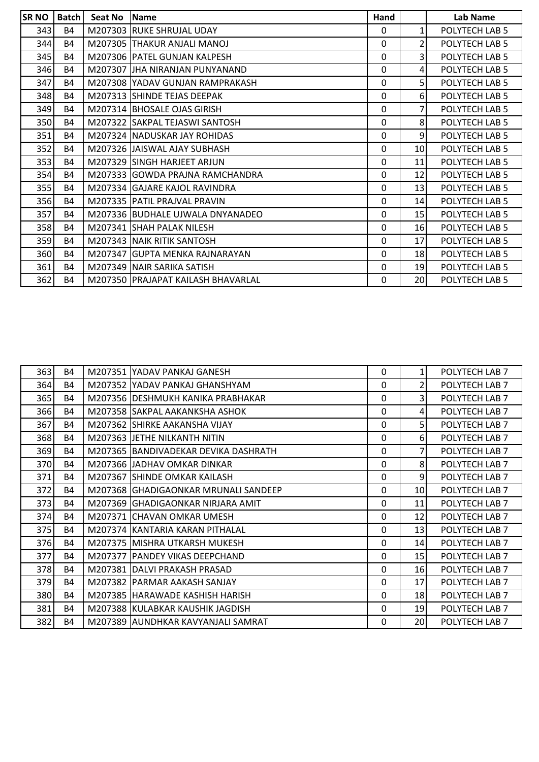| SR NO | Batch | Seat No | Name | Hand | | Lab Name |
|---|---|---|---|---|---|---|
| 343 | B4 | M207303 | RUKE SHRUJAL UDAY | 0 | 1 | POLYTECH LAB 5 |
| 344 | B4 | M207305 | THAKUR ANJALI MANOJ | 0 | 2 | POLYTECH LAB 5 |
| 345 | B4 | M207306 | PATEL GUNJAN KALPESH | 0 | 3 | POLYTECH LAB 5 |
| 346 | B4 | M207307 | JHA NIRANJAN PUNYANAND | 0 | 4 | POLYTECH LAB 5 |
| 347 | B4 | M207308 | YADAV GUNJAN RAMPRAKASH | 0 | 5 | POLYTECH LAB 5 |
| 348 | B4 | M207313 | SHINDE TEJAS DEEPAK | 0 | 6 | POLYTECH LAB 5 |
| 349 | B4 | M207314 | BHOSALE OJAS GIRISH | 0 | 7 | POLYTECH LAB 5 |
| 350 | B4 | M207322 | SAKPAL TEJASWI SANTOSH | 0 | 8 | POLYTECH LAB 5 |
| 351 | B4 | M207324 | NADUSKAR JAY ROHIDAS | 0 | 9 | POLYTECH LAB 5 |
| 352 | B4 | M207326 | JAISWAL AJAY SUBHASH | 0 | 10 | POLYTECH LAB 5 |
| 353 | B4 | M207329 | SINGH HARJEET ARJUN | 0 | 11 | POLYTECH LAB 5 |
| 354 | B4 | M207333 | GOWDA PRAJNA RAMCHANDRA | 0 | 12 | POLYTECH LAB 5 |
| 355 | B4 | M207334 | GAJARE KAJOL RAVINDRA | 0 | 13 | POLYTECH LAB 5 |
| 356 | B4 | M207335 | PATIL PRAJVAL PRAVIN | 0 | 14 | POLYTECH LAB 5 |
| 357 | B4 | M207336 | BUDHALE UJWALA DNYANADEO | 0 | 15 | POLYTECH LAB 5 |
| 358 | B4 | M207341 | SHAH PALAK NILESH | 0 | 16 | POLYTECH LAB 5 |
| 359 | B4 | M207343 | NAIK RITIK SANTOSH | 0 | 17 | POLYTECH LAB 5 |
| 360 | B4 | M207347 | GUPTA MENKA RAJNARAYAN | 0 | 18 | POLYTECH LAB 5 |
| 361 | B4 | M207349 | NAIR SARIKA SATISH | 0 | 19 | POLYTECH LAB 5 |
| 362 | B4 | M207350 | PRAJAPAT KAILASH BHAVARLAL | 0 | 20 | POLYTECH LAB 5 |

| | | | | | | |
|---|---|---|---|---|---|---|
| 363 | B4 | M207351 | YADAV PANKAJ GANESH | 0 | 1 | POLYTECH LAB 7 |
| 364 | B4 | M207352 | YADAV PANKAJ GHANSHYAM | 0 | 2 | POLYTECH LAB 7 |
| 365 | B4 | M207356 | DESHMUKH KANIKA PRABHAKAR | 0 | 3 | POLYTECH LAB 7 |
| 366 | B4 | M207358 | SAKPAL AAKANKSHA ASHOK | 0 | 4 | POLYTECH LAB 7 |
| 367 | B4 | M207362 | SHIRKE AAKANSHA VIJAY | 0 | 5 | POLYTECH LAB 7 |
| 368 | B4 | M207363 | JETHE NILKANTH NITIN | 0 | 6 | POLYTECH LAB 7 |
| 369 | B4 | M207365 | BANDIVADEKAR DEVIKA DASHRATH | 0 | 7 | POLYTECH LAB 7 |
| 370 | B4 | M207366 | JADHAV OMKAR DINKAR | 0 | 8 | POLYTECH LAB 7 |
| 371 | B4 | M207367 | SHINDE OMKAR KAILASH | 0 | 9 | POLYTECH LAB 7 |
| 372 | B4 | M207368 | GHADIGAONKAR MRUNALI SANDEEP | 0 | 10 | POLYTECH LAB 7 |
| 373 | B4 | M207369 | GHADIGAONKAR NIRJARA AMIT | 0 | 11 | POLYTECH LAB 7 |
| 374 | B4 | M207371 | CHAVAN OMKAR UMESH | 0 | 12 | POLYTECH LAB 7 |
| 375 | B4 | M207374 | KANTARIA KARAN PITHALAL | 0 | 13 | POLYTECH LAB 7 |
| 376 | B4 | M207375 | MISHRA UTKARSH MUKESH | 0 | 14 | POLYTECH LAB 7 |
| 377 | B4 | M207377 | PANDEY VIKAS DEEPCHAND | 0 | 15 | POLYTECH LAB 7 |
| 378 | B4 | M207381 | DALVI PRAKASH PRASAD | 0 | 16 | POLYTECH LAB 7 |
| 379 | B4 | M207382 | PARMAR AAKASH SANJAY | 0 | 17 | POLYTECH LAB 7 |
| 380 | B4 | M207385 | HARAWADE KASHISH HARISH | 0 | 18 | POLYTECH LAB 7 |
| 381 | B4 | M207388 | KULABKAR KAUSHIK JAGDISH | 0 | 19 | POLYTECH LAB 7 |
| 382 | B4 | M207389 | AUNDHKAR KAVYANJALI SAMRAT | 0 | 20 | POLYTECH LAB 7 |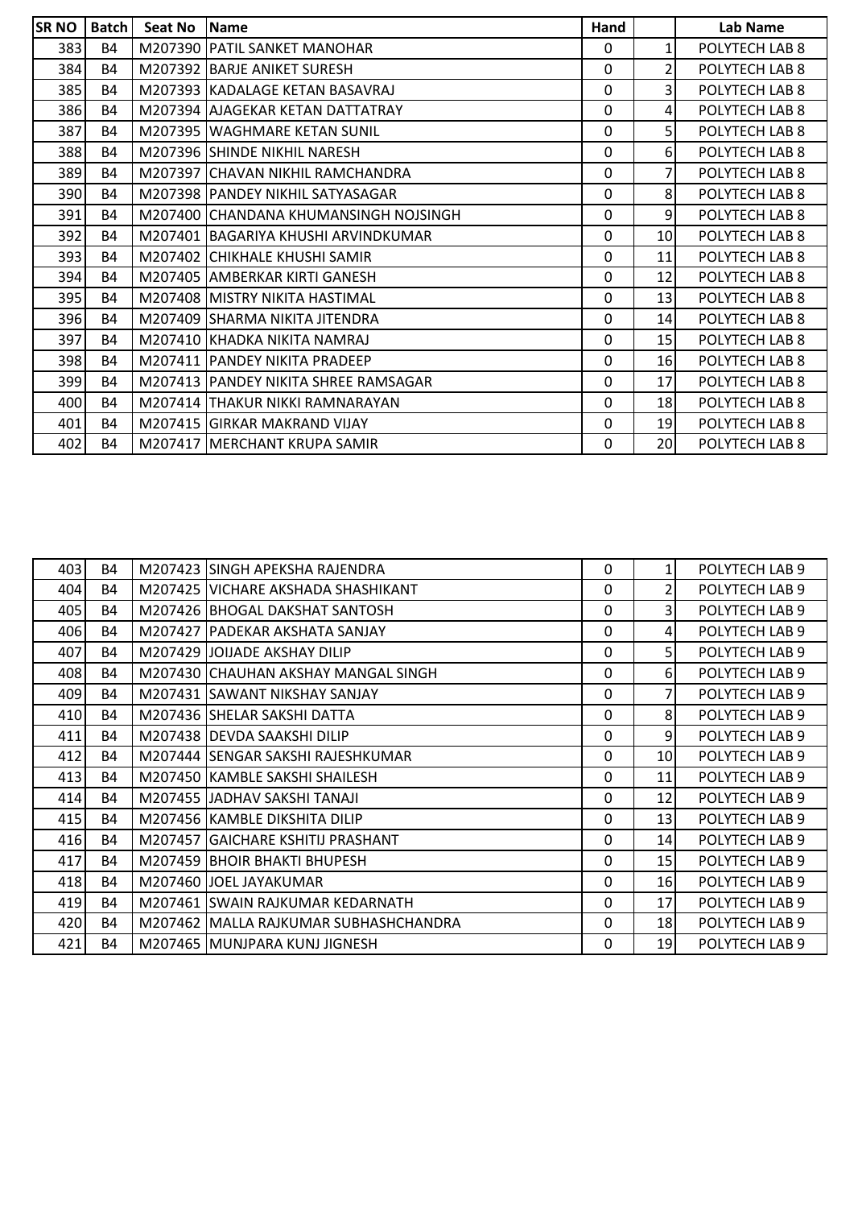| SR NO | Batch | Seat No | Name | Hand | | Lab Name |
|---|---|---|---|---|---|---|
| 383 | B4 | M207390 | PATIL SANKET MANOHAR | 0 | 1 | POLYTECH LAB 8 |
| 384 | B4 | M207392 | BARJE ANIKET SURESH | 0 | 2 | POLYTECH LAB 8 |
| 385 | B4 | M207393 | KADALAGE KETAN BASAVRAJ | 0 | 3 | POLYTECH LAB 8 |
| 386 | B4 | M207394 | AJAGEKAR KETAN DATTATRAY | 0 | 4 | POLYTECH LAB 8 |
| 387 | B4 | M207395 | WAGHMARE KETAN SUNIL | 0 | 5 | POLYTECH LAB 8 |
| 388 | B4 | M207396 | SHINDE NIKHIL NARESH | 0 | 6 | POLYTECH LAB 8 |
| 389 | B4 | M207397 | CHAVAN NIKHIL RAMCHANDRA | 0 | 7 | POLYTECH LAB 8 |
| 390 | B4 | M207398 | PANDEY NIKHIL SATYASAGAR | 0 | 8 | POLYTECH LAB 8 |
| 391 | B4 | M207400 | CHANDANA KHUMANSINGH NOJSINGH | 0 | 9 | POLYTECH LAB 8 |
| 392 | B4 | M207401 | BAGARIYA KHUSHI ARVINDKUMAR | 0 | 10 | POLYTECH LAB 8 |
| 393 | B4 | M207402 | CHIKHALE KHUSHI SAMIR | 0 | 11 | POLYTECH LAB 8 |
| 394 | B4 | M207405 | AMBERKAR KIRTI GANESH | 0 | 12 | POLYTECH LAB 8 |
| 395 | B4 | M207408 | MISTRY NIKITA HASTIMAL | 0 | 13 | POLYTECH LAB 8 |
| 396 | B4 | M207409 | SHARMA NIKITA JITENDRA | 0 | 14 | POLYTECH LAB 8 |
| 397 | B4 | M207410 | KHADKA NIKITA NAMRAJ | 0 | 15 | POLYTECH LAB 8 |
| 398 | B4 | M207411 | PANDEY NIKITA PRADEEP | 0 | 16 | POLYTECH LAB 8 |
| 399 | B4 | M207413 | PANDEY NIKITA SHREE RAMSAGAR | 0 | 17 | POLYTECH LAB 8 |
| 400 | B4 | M207414 | THAKUR NIKKI RAMNARAYAN | 0 | 18 | POLYTECH LAB 8 |
| 401 | B4 | M207415 | GIRKAR MAKRAND VIJAY | 0 | 19 | POLYTECH LAB 8 |
| 402 | B4 | M207417 | MERCHANT KRUPA SAMIR | 0 | 20 | POLYTECH LAB 8 |

| SR NO | Batch | Seat No | Name | Hand | | Lab Name |
|---|---|---|---|---|---|---|
| 403 | B4 | M207423 | SINGH APEKSHA RAJENDRA | 0 | 1 | POLYTECH LAB 9 |
| 404 | B4 | M207425 | VICHARE AKSHADA SHASHIKANT | 0 | 2 | POLYTECH LAB 9 |
| 405 | B4 | M207426 | BHOGAL DAKSHAT SANTOSH | 0 | 3 | POLYTECH LAB 9 |
| 406 | B4 | M207427 | PADEKAR AKSHATA SANJAY | 0 | 4 | POLYTECH LAB 9 |
| 407 | B4 | M207429 | JOIJADE AKSHAY DILIP | 0 | 5 | POLYTECH LAB 9 |
| 408 | B4 | M207430 | CHAUHAN AKSHAY MANGAL SINGH | 0 | 6 | POLYTECH LAB 9 |
| 409 | B4 | M207431 | SAWANT NIKSHAY SANJAY | 0 | 7 | POLYTECH LAB 9 |
| 410 | B4 | M207436 | SHELAR SAKSHI DATTA | 0 | 8 | POLYTECH LAB 9 |
| 411 | B4 | M207438 | DEVDA SAAKSHI DILIP | 0 | 9 | POLYTECH LAB 9 |
| 412 | B4 | M207444 | SENGAR SAKSHI RAJESHKUMAR | 0 | 10 | POLYTECH LAB 9 |
| 413 | B4 | M207450 | KAMBLE SAKSHI SHAILESH | 0 | 11 | POLYTECH LAB 9 |
| 414 | B4 | M207455 | JADHAV SAKSHI TANAJI | 0 | 12 | POLYTECH LAB 9 |
| 415 | B4 | M207456 | KAMBLE DIKSHITA DILIP | 0 | 13 | POLYTECH LAB 9 |
| 416 | B4 | M207457 | GAICHARE KSHITIJ PRASHANT | 0 | 14 | POLYTECH LAB 9 |
| 417 | B4 | M207459 | BHOIR BHAKTI BHUPESH | 0 | 15 | POLYTECH LAB 9 |
| 418 | B4 | M207460 | JOEL JAYAKUMAR | 0 | 16 | POLYTECH LAB 9 |
| 419 | B4 | M207461 | SWAIN RAJKUMAR KEDARNATH | 0 | 17 | POLYTECH LAB 9 |
| 420 | B4 | M207462 | MALLA RAJKUMAR SUBHASHCHANDRA | 0 | 18 | POLYTECH LAB 9 |
| 421 | B4 | M207465 | MUNJPARA KUNJ JIGNESH | 0 | 19 | POLYTECH LAB 9 |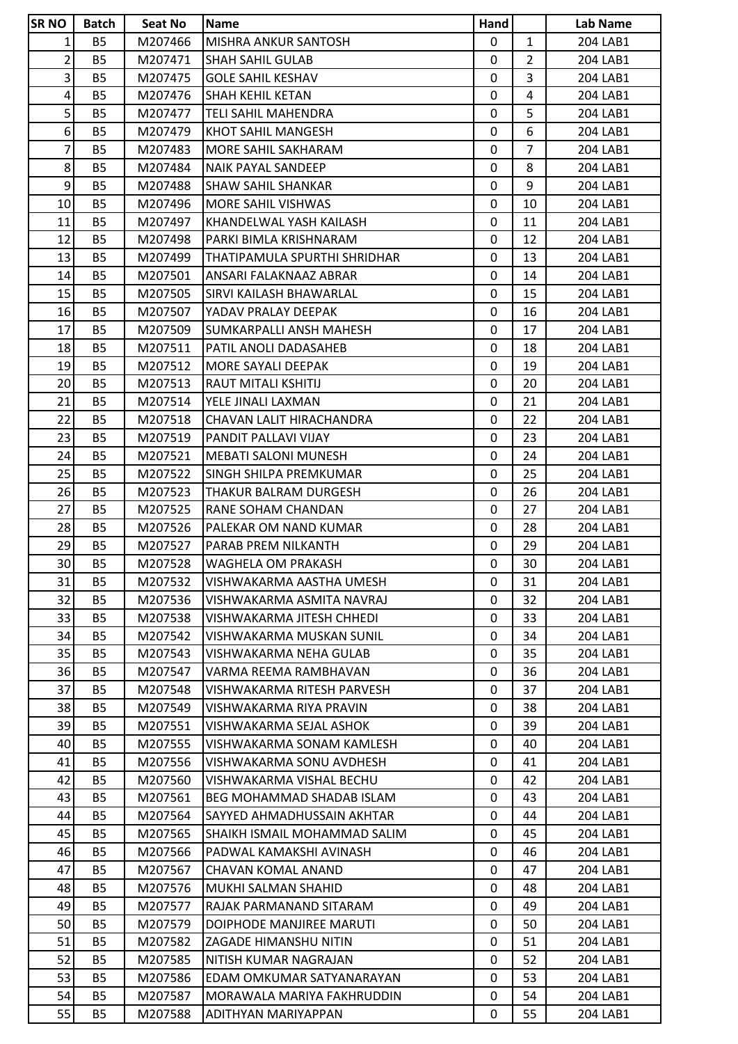| SR NO | Batch | Seat No | Name | Hand | | Lab Name |
|---|---|---|---|---|---|---|
| 1 | B5 | M207466 | MISHRA ANKUR SANTOSH | 0 | 1 | 204 LAB1 |
| 2 | B5 | M207471 | SHAH SAHIL GULAB | 0 | 2 | 204 LAB1 |
| 3 | B5 | M207475 | GOLE SAHIL KESHAV | 0 | 3 | 204 LAB1 |
| 4 | B5 | M207476 | SHAH KEHIL KETAN | 0 | 4 | 204 LAB1 |
| 5 | B5 | M207477 | TELI SAHIL MAHENDRA | 0 | 5 | 204 LAB1 |
| 6 | B5 | M207479 | KHOT SAHIL MANGESH | 0 | 6 | 204 LAB1 |
| 7 | B5 | M207483 | MORE SAHIL SAKHARAM | 0 | 7 | 204 LAB1 |
| 8 | B5 | M207484 | NAIK PAYAL SANDEEP | 0 | 8 | 204 LAB1 |
| 9 | B5 | M207488 | SHAW SAHIL SHANKAR | 0 | 9 | 204 LAB1 |
| 10 | B5 | M207496 | MORE SAHIL VISHWAS | 0 | 10 | 204 LAB1 |
| 11 | B5 | M207497 | KHANDELWAL YASH KAILASH | 0 | 11 | 204 LAB1 |
| 12 | B5 | M207498 | PARKI BIMLA KRISHNARAM | 0 | 12 | 204 LAB1 |
| 13 | B5 | M207499 | THATIPAMULA SPURTHI SHRIDHAR | 0 | 13 | 204 LAB1 |
| 14 | B5 | M207501 | ANSARI FALAKNAAZ ABRAR | 0 | 14 | 204 LAB1 |
| 15 | B5 | M207505 | SIRVI KAILASH BHAWARLAL | 0 | 15 | 204 LAB1 |
| 16 | B5 | M207507 | YADAV PRALAY DEEPAK | 0 | 16 | 204 LAB1 |
| 17 | B5 | M207509 | SUMKARPALLI ANSH MAHESH | 0 | 17 | 204 LAB1 |
| 18 | B5 | M207511 | PATIL ANOLI DADASAHEB | 0 | 18 | 204 LAB1 |
| 19 | B5 | M207512 | MORE SAYALI DEEPAK | 0 | 19 | 204 LAB1 |
| 20 | B5 | M207513 | RAUT MITALI KSHITIJ | 0 | 20 | 204 LAB1 |
| 21 | B5 | M207514 | YELE JINALI LAXMAN | 0 | 21 | 204 LAB1 |
| 22 | B5 | M207518 | CHAVAN LALIT HIRACHANDRA | 0 | 22 | 204 LAB1 |
| 23 | B5 | M207519 | PANDIT PALLAVI VIJAY | 0 | 23 | 204 LAB1 |
| 24 | B5 | M207521 | MEBATI SALONI MUNESH | 0 | 24 | 204 LAB1 |
| 25 | B5 | M207522 | SINGH SHILPA PREMKUMAR | 0 | 25 | 204 LAB1 |
| 26 | B5 | M207523 | THAKUR BALRAM DURGESH | 0 | 26 | 204 LAB1 |
| 27 | B5 | M207525 | RANE SOHAM CHANDAN | 0 | 27 | 204 LAB1 |
| 28 | B5 | M207526 | PALEKAR OM NAND KUMAR | 0 | 28 | 204 LAB1 |
| 29 | B5 | M207527 | PARAB PREM NILKANTH | 0 | 29 | 204 LAB1 |
| 30 | B5 | M207528 | WAGHELA OM PRAKASH | 0 | 30 | 204 LAB1 |
| 31 | B5 | M207532 | VISHWAKARMA AASTHA UMESH | 0 | 31 | 204 LAB1 |
| 32 | B5 | M207536 | VISHWAKARMA ASMITA NAVRAJ | 0 | 32 | 204 LAB1 |
| 33 | B5 | M207538 | VISHWAKARMA JITESH CHHEDI | 0 | 33 | 204 LAB1 |
| 34 | B5 | M207542 | VISHWAKARMA MUSKAN SUNIL | 0 | 34 | 204 LAB1 |
| 35 | B5 | M207543 | VISHWAKARMA NEHA GULAB | 0 | 35 | 204 LAB1 |
| 36 | B5 | M207547 | VARMA REEMA RAMBHAVAN | 0 | 36 | 204 LAB1 |
| 37 | B5 | M207548 | VISHWAKARMA RITESH PARVESH | 0 | 37 | 204 LAB1 |
| 38 | B5 | M207549 | VISHWAKARMA RIYA PRAVIN | 0 | 38 | 204 LAB1 |
| 39 | B5 | M207551 | VISHWAKARMA SEJAL ASHOK | 0 | 39 | 204 LAB1 |
| 40 | B5 | M207555 | VISHWAKARMA SONAM KAMLESH | 0 | 40 | 204 LAB1 |
| 41 | B5 | M207556 | VISHWAKARMA SONU AVDHESH | 0 | 41 | 204 LAB1 |
| 42 | B5 | M207560 | VISHWAKARMA VISHAL BECHU | 0 | 42 | 204 LAB1 |
| 43 | B5 | M207561 | BEG MOHAMMAD SHADAB ISLAM | 0 | 43 | 204 LAB1 |
| 44 | B5 | M207564 | SAYYED AHMADHUSSAIN AKHTAR | 0 | 44 | 204 LAB1 |
| 45 | B5 | M207565 | SHAIKH ISMAIL MOHAMMAD SALIM | 0 | 45 | 204 LAB1 |
| 46 | B5 | M207566 | PADWAL KAMAKSHI AVINASH | 0 | 46 | 204 LAB1 |
| 47 | B5 | M207567 | CHAVAN KOMAL ANAND | 0 | 47 | 204 LAB1 |
| 48 | B5 | M207576 | MUKHI SALMAN SHAHID | 0 | 48 | 204 LAB1 |
| 49 | B5 | M207577 | RAJAK PARMANAND SITARAM | 0 | 49 | 204 LAB1 |
| 50 | B5 | M207579 | DOIPHODE MANJIREE MARUTI | 0 | 50 | 204 LAB1 |
| 51 | B5 | M207582 | ZAGADE HIMANSHU NITIN | 0 | 51 | 204 LAB1 |
| 52 | B5 | M207585 | NITISH KUMAR NAGRAJAN | 0 | 52 | 204 LAB1 |
| 53 | B5 | M207586 | EDAM OMKUMAR SATYANARAYAN | 0 | 53 | 204 LAB1 |
| 54 | B5 | M207587 | MORAWALA MARIYA FAKHRUDDIN | 0 | 54 | 204 LAB1 |
| 55 | B5 | M207588 | ADITHYAN MARIYAPPAN | 0 | 55 | 204 LAB1 |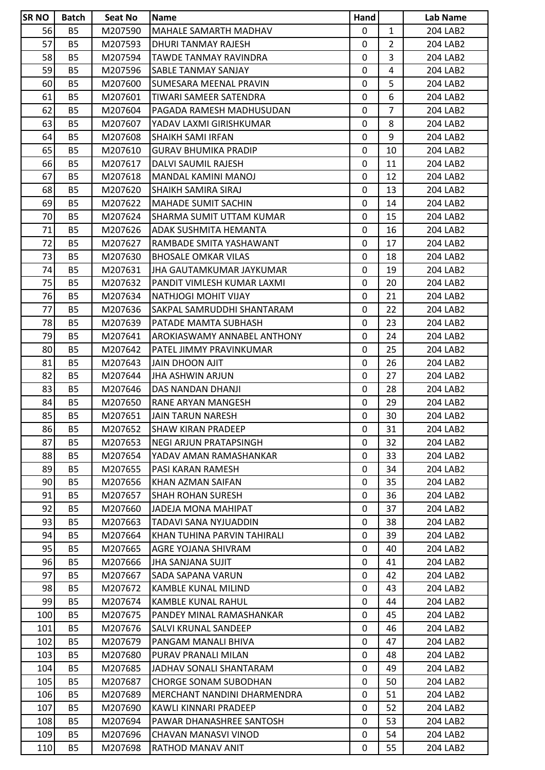| SR NO | Batch | Seat No | Name | Hand | | Lab Name |
|---|---|---|---|---|---|---|
| 56 | B5 | M207590 | MAHALE SAMARTH MADHAV | 0 | 1 | 204 LAB2 |
| 57 | B5 | M207593 | DHURI TANMAY RAJESH | 0 | 2 | 204 LAB2 |
| 58 | B5 | M207594 | TAWDE TANMAY RAVINDRA | 0 | 3 | 204 LAB2 |
| 59 | B5 | M207596 | SABLE TANMAY SANJAY | 0 | 4 | 204 LAB2 |
| 60 | B5 | M207600 | SUMESARA MEENAL PRAVIN | 0 | 5 | 204 LAB2 |
| 61 | B5 | M207601 | TIWARI SAMEER SATENDRA | 0 | 6 | 204 LAB2 |
| 62 | B5 | M207604 | PAGADA RAMESH MADHUSUDAN | 0 | 7 | 204 LAB2 |
| 63 | B5 | M207607 | YADAV LAXMI GIRISHKUMAR | 0 | 8 | 204 LAB2 |
| 64 | B5 | M207608 | SHAIKH SAMI IRFAN | 0 | 9 | 204 LAB2 |
| 65 | B5 | M207610 | GURAV BHUMIKA PRADIP | 0 | 10 | 204 LAB2 |
| 66 | B5 | M207617 | DALVI SAUMIL RAJESH | 0 | 11 | 204 LAB2 |
| 67 | B5 | M207618 | MANDAL KAMINI MANOJ | 0 | 12 | 204 LAB2 |
| 68 | B5 | M207620 | SHAIKH SAMIRA SIRAJ | 0 | 13 | 204 LAB2 |
| 69 | B5 | M207622 | MAHADE SUMIT SACHIN | 0 | 14 | 204 LAB2 |
| 70 | B5 | M207624 | SHARMA SUMIT UTTAM KUMAR | 0 | 15 | 204 LAB2 |
| 71 | B5 | M207626 | ADAK SUSHMITA HEMANTA | 0 | 16 | 204 LAB2 |
| 72 | B5 | M207627 | RAMBADE SMITA YASHAWANT | 0 | 17 | 204 LAB2 |
| 73 | B5 | M207630 | BHOSALE OMKAR VILAS | 0 | 18 | 204 LAB2 |
| 74 | B5 | M207631 | JHA GAUTAMKUMAR JAYKUMAR | 0 | 19 | 204 LAB2 |
| 75 | B5 | M207632 | PANDIT VIMLESH KUMAR LAXMI | 0 | 20 | 204 LAB2 |
| 76 | B5 | M207634 | NATHJOGI MOHIT VIJAY | 0 | 21 | 204 LAB2 |
| 77 | B5 | M207636 | SAKPAL SAMRUDDHI SHANTARAM | 0 | 22 | 204 LAB2 |
| 78 | B5 | M207639 | PATADE MAMTA SUBHASH | 0 | 23 | 204 LAB2 |
| 79 | B5 | M207641 | AROKIASWAMY ANNABEL ANTHONY | 0 | 24 | 204 LAB2 |
| 80 | B5 | M207642 | PATEL JIMMY PRAVINKUMAR | 0 | 25 | 204 LAB2 |
| 81 | B5 | M207643 | JAIN DHOON AJIT | 0 | 26 | 204 LAB2 |
| 82 | B5 | M207644 | JHA ASHWIN ARJUN | 0 | 27 | 204 LAB2 |
| 83 | B5 | M207646 | DAS NANDAN DHANJI | 0 | 28 | 204 LAB2 |
| 84 | B5 | M207650 | RANE ARYAN MANGESH | 0 | 29 | 204 LAB2 |
| 85 | B5 | M207651 | JAIN TARUN NARESH | 0 | 30 | 204 LAB2 |
| 86 | B5 | M207652 | SHAW KIRAN PRADEEP | 0 | 31 | 204 LAB2 |
| 87 | B5 | M207653 | NEGI ARJUN PRATAPSINGH | 0 | 32 | 204 LAB2 |
| 88 | B5 | M207654 | YADAV AMAN RAMASHANKAR | 0 | 33 | 204 LAB2 |
| 89 | B5 | M207655 | PASI KARAN RAMESH | 0 | 34 | 204 LAB2 |
| 90 | B5 | M207656 | KHAN AZMAN SAIFAN | 0 | 35 | 204 LAB2 |
| 91 | B5 | M207657 | SHAH ROHAN SURESH | 0 | 36 | 204 LAB2 |
| 92 | B5 | M207660 | JADEJA MONA MAHIPAT | 0 | 37 | 204 LAB2 |
| 93 | B5 | M207663 | TADAVI SANA NYJUADDIN | 0 | 38 | 204 LAB2 |
| 94 | B5 | M207664 | KHAN TUHINA PARVIN TAHIRALI | 0 | 39 | 204 LAB2 |
| 95 | B5 | M207665 | AGRE YOJANA SHIVRAM | 0 | 40 | 204 LAB2 |
| 96 | B5 | M207666 | JHA SANJANA SUJIT | 0 | 41 | 204 LAB2 |
| 97 | B5 | M207667 | SADA SAPANA VARUN | 0 | 42 | 204 LAB2 |
| 98 | B5 | M207672 | KAMBLE KUNAL MILIND | 0 | 43 | 204 LAB2 |
| 99 | B5 | M207674 | KAMBLE KUNAL RAHUL | 0 | 44 | 204 LAB2 |
| 100 | B5 | M207675 | PANDEY MINAL RAMASHANKAR | 0 | 45 | 204 LAB2 |
| 101 | B5 | M207676 | SALVI KRUNAL SANDEEP | 0 | 46 | 204 LAB2 |
| 102 | B5 | M207679 | PANGAM MANALI BHIVA | 0 | 47 | 204 LAB2 |
| 103 | B5 | M207680 | PURAV PRANALI MILAN | 0 | 48 | 204 LAB2 |
| 104 | B5 | M207685 | JADHAV SONALI SHANTARAM | 0 | 49 | 204 LAB2 |
| 105 | B5 | M207687 | CHORGE SONAM SUBODHAN | 0 | 50 | 204 LAB2 |
| 106 | B5 | M207689 | MERCHANT NANDINI DHARMENDRA | 0 | 51 | 204 LAB2 |
| 107 | B5 | M207690 | KAWLI KINNARI PRADEEP | 0 | 52 | 204 LAB2 |
| 108 | B5 | M207694 | PAWAR DHANASHREE SANTOSH | 0 | 53 | 204 LAB2 |
| 109 | B5 | M207696 | CHAVAN MANASVI VINOD | 0 | 54 | 204 LAB2 |
| 110 | B5 | M207698 | RATHOD MANAV ANIT | 0 | 55 | 204 LAB2 |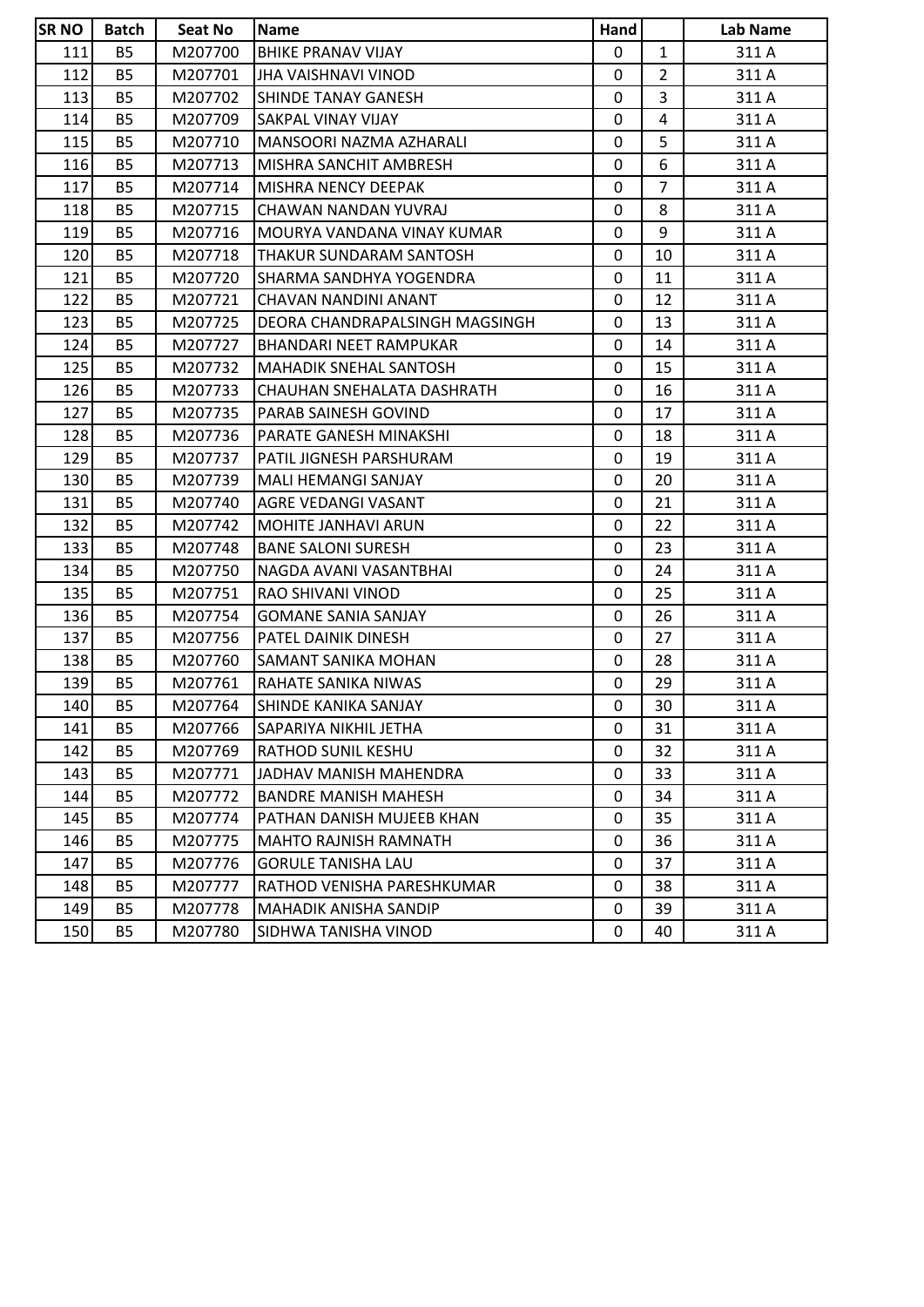| SR NO | Batch | Seat No | Name | Hand | | Lab Name |
|---|---|---|---|---|---|---|
| 111 | B5 | M207700 | BHIKE PRANAV VIJAY | 0 | 1 | 311 A |
| 112 | B5 | M207701 | JHA VAISHNAVI VINOD | 0 | 2 | 311 A |
| 113 | B5 | M207702 | SHINDE TANAY GANESH | 0 | 3 | 311 A |
| 114 | B5 | M207709 | SAKPAL VINAY VIJAY | 0 | 4 | 311 A |
| 115 | B5 | M207710 | MANSOORI NAZMA AZHARALI | 0 | 5 | 311 A |
| 116 | B5 | M207713 | MISHRA SANCHIT AMBRESH | 0 | 6 | 311 A |
| 117 | B5 | M207714 | MISHRA NENCY DEEPAK | 0 | 7 | 311 A |
| 118 | B5 | M207715 | CHAWAN NANDAN YUVRAJ | 0 | 8 | 311 A |
| 119 | B5 | M207716 | MOURYA VANDANA VINAY KUMAR | 0 | 9 | 311 A |
| 120 | B5 | M207718 | THAKUR SUNDARAM SANTOSH | 0 | 10 | 311 A |
| 121 | B5 | M207720 | SHARMA SANDHYA YOGENDRA | 0 | 11 | 311 A |
| 122 | B5 | M207721 | CHAVAN NANDINI ANANT | 0 | 12 | 311 A |
| 123 | B5 | M207725 | DEORA CHANDRAPALSINGH MAGSINGH | 0 | 13 | 311 A |
| 124 | B5 | M207727 | BHANDARI NEET RAMPUKAR | 0 | 14 | 311 A |
| 125 | B5 | M207732 | MAHADIK SNEHAL SANTOSH | 0 | 15 | 311 A |
| 126 | B5 | M207733 | CHAUHAN SNEHALATA DASHRATH | 0 | 16 | 311 A |
| 127 | B5 | M207735 | PARAB SAINESH GOVIND | 0 | 17 | 311 A |
| 128 | B5 | M207736 | PARATE GANESH MINAKSHI | 0 | 18 | 311 A |
| 129 | B5 | M207737 | PATIL JIGNESH PARSHURAM | 0 | 19 | 311 A |
| 130 | B5 | M207739 | MALI HEMANGI SANJAY | 0 | 20 | 311 A |
| 131 | B5 | M207740 | AGRE VEDANGI VASANT | 0 | 21 | 311 A |
| 132 | B5 | M207742 | MOHITE JANHAVI ARUN | 0 | 22 | 311 A |
| 133 | B5 | M207748 | BANE SALONI SURESH | 0 | 23 | 311 A |
| 134 | B5 | M207750 | NAGDA AVANI VASANTBHAI | 0 | 24 | 311 A |
| 135 | B5 | M207751 | RAO SHIVANI VINOD | 0 | 25 | 311 A |
| 136 | B5 | M207754 | GOMANE SANIA SANJAY | 0 | 26 | 311 A |
| 137 | B5 | M207756 | PATEL DAINIK DINESH | 0 | 27 | 311 A |
| 138 | B5 | M207760 | SAMANT SANIKA MOHAN | 0 | 28 | 311 A |
| 139 | B5 | M207761 | RAHATE SANIKA NIWAS | 0 | 29 | 311 A |
| 140 | B5 | M207764 | SHINDE KANIKA SANJAY | 0 | 30 | 311 A |
| 141 | B5 | M207766 | SAPARIYA NIKHIL JETHA | 0 | 31 | 311 A |
| 142 | B5 | M207769 | RATHOD SUNIL KESHU | 0 | 32 | 311 A |
| 143 | B5 | M207771 | JADHAV MANISH MAHENDRA | 0 | 33 | 311 A |
| 144 | B5 | M207772 | BANDRE MANISH MAHESH | 0 | 34 | 311 A |
| 145 | B5 | M207774 | PATHAN DANISH MUJEEB KHAN | 0 | 35 | 311 A |
| 146 | B5 | M207775 | MAHTO RAJNISH RAMNATH | 0 | 36 | 311 A |
| 147 | B5 | M207776 | GORULE TANISHA LAU | 0 | 37 | 311 A |
| 148 | B5 | M207777 | RATHOD VENISHA PARESHKUMAR | 0 | 38 | 311 A |
| 149 | B5 | M207778 | MAHADIK ANISHA SANDIP | 0 | 39 | 311 A |
| 150 | B5 | M207780 | SIDHWA TANISHA VINOD | 0 | 40 | 311 A |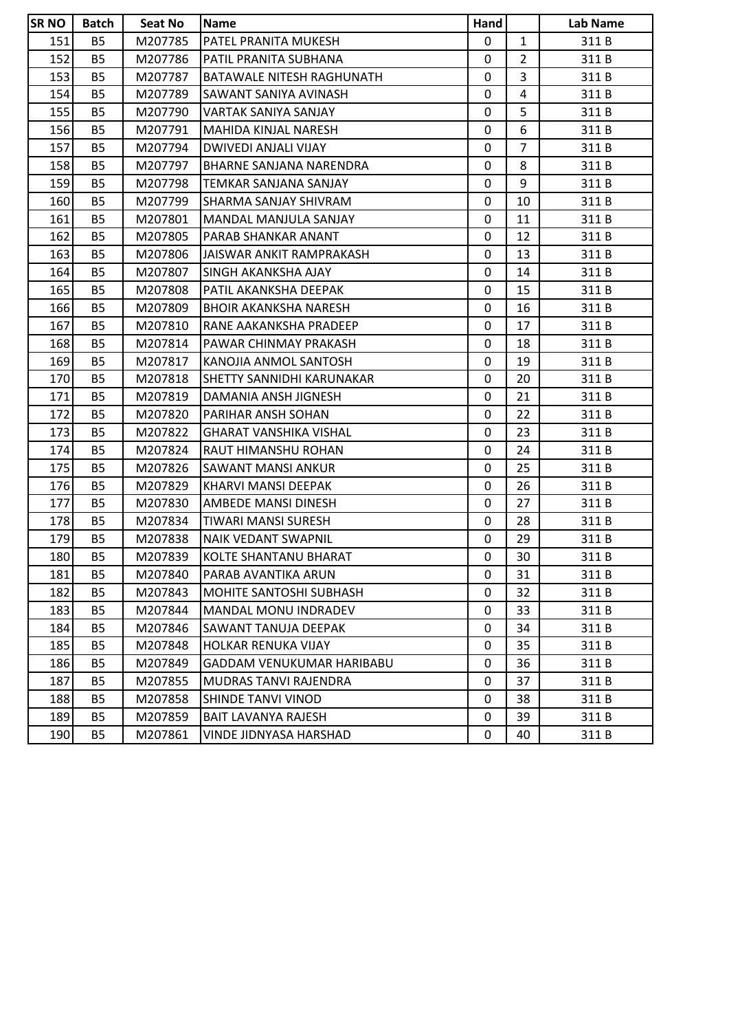| SR NO | Batch | Seat No | Name | Hand | | Lab Name |
|---|---|---|---|---|---|---|
| 151 | B5 | M207785 | PATEL PRANITA MUKESH | 0 | 1 | 311 B |
| 152 | B5 | M207786 | PATIL PRANITA SUBHANA | 0 | 2 | 311 B |
| 153 | B5 | M207787 | BATAWALE NITESH RAGHUNATH | 0 | 3 | 311 B |
| 154 | B5 | M207789 | SAWANT SANIYA AVINASH | 0 | 4 | 311 B |
| 155 | B5 | M207790 | VARTAK SANIYA SANJAY | 0 | 5 | 311 B |
| 156 | B5 | M207791 | MAHIDA KINJAL NARESH | 0 | 6 | 311 B |
| 157 | B5 | M207794 | DWIVEDI ANJALI VIJAY | 0 | 7 | 311 B |
| 158 | B5 | M207797 | BHARNE SANJANA NARENDRA | 0 | 8 | 311 B |
| 159 | B5 | M207798 | TEMKAR SANJANA SANJAY | 0 | 9 | 311 B |
| 160 | B5 | M207799 | SHARMA SANJAY SHIVRAM | 0 | 10 | 311 B |
| 161 | B5 | M207801 | MANDAL MANJULA SANJAY | 0 | 11 | 311 B |
| 162 | B5 | M207805 | PARAB SHANKAR ANANT | 0 | 12 | 311 B |
| 163 | B5 | M207806 | JAISWAR ANKIT RAMPRAKASH | 0 | 13 | 311 B |
| 164 | B5 | M207807 | SINGH AKANKSHA AJAY | 0 | 14 | 311 B |
| 165 | B5 | M207808 | PATIL AKANKSHA DEEPAK | 0 | 15 | 311 B |
| 166 | B5 | M207809 | BHOIR AKANKSHA NARESH | 0 | 16 | 311 B |
| 167 | B5 | M207810 | RANE AAKANKSHA PRADEEP | 0 | 17 | 311 B |
| 168 | B5 | M207814 | PAWAR CHINMAY PRAKASH | 0 | 18 | 311 B |
| 169 | B5 | M207817 | KANOJIA ANMOL SANTOSH | 0 | 19 | 311 B |
| 170 | B5 | M207818 | SHETTY SANNIDHI KARUNAKAR | 0 | 20 | 311 B |
| 171 | B5 | M207819 | DAMANIA ANSH JIGNESH | 0 | 21 | 311 B |
| 172 | B5 | M207820 | PARIHAR ANSH SOHAN | 0 | 22 | 311 B |
| 173 | B5 | M207822 | GHARAT VANSHIKA VISHAL | 0 | 23 | 311 B |
| 174 | B5 | M207824 | RAUT HIMANSHU ROHAN | 0 | 24 | 311 B |
| 175 | B5 | M207826 | SAWANT MANSI ANKUR | 0 | 25 | 311 B |
| 176 | B5 | M207829 | KHARVI MANSI DEEPAK | 0 | 26 | 311 B |
| 177 | B5 | M207830 | AMBEDE MANSI DINESH | 0 | 27 | 311 B |
| 178 | B5 | M207834 | TIWARI MANSI SURESH | 0 | 28 | 311 B |
| 179 | B5 | M207838 | NAIK VEDANT SWAPNIL | 0 | 29 | 311 B |
| 180 | B5 | M207839 | KOLTE SHANTANU BHARAT | 0 | 30 | 311 B |
| 181 | B5 | M207840 | PARAB AVANTIKA ARUN | 0 | 31 | 311 B |
| 182 | B5 | M207843 | MOHITE SANTOSHI SUBHASH | 0 | 32 | 311 B |
| 183 | B5 | M207844 | MANDAL MONU INDRADEV | 0 | 33 | 311 B |
| 184 | B5 | M207846 | SAWANT TANUJA DEEPAK | 0 | 34 | 311 B |
| 185 | B5 | M207848 | HOLKAR RENUKA VIJAY | 0 | 35 | 311 B |
| 186 | B5 | M207849 | GADDAM VENUKUMAR HARIBABU | 0 | 36 | 311 B |
| 187 | B5 | M207855 | MUDRAS TANVI RAJENDRA | 0 | 37 | 311 B |
| 188 | B5 | M207858 | SHINDE TANVI VINOD | 0 | 38 | 311 B |
| 189 | B5 | M207859 | BAIT LAVANYA RAJESH | 0 | 39 | 311 B |
| 190 | B5 | M207861 | VINDE JIDNYASA HARSHAD | 0 | 40 | 311 B |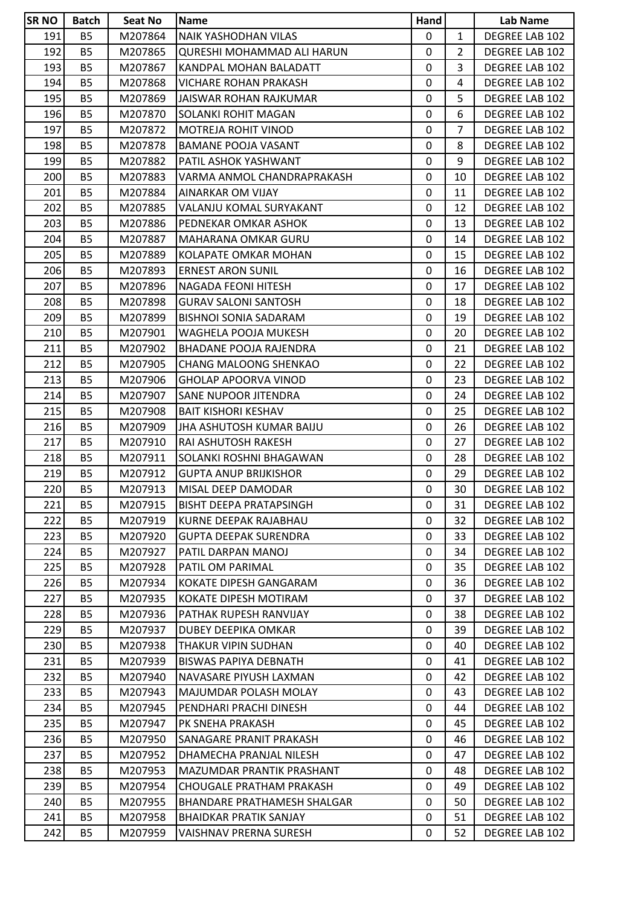| SR NO | Batch | Seat No | Name | Hand | | Lab Name |
|---|---|---|---|---|---|---|
| 191 | B5 | M207864 | NAIK YASHODHAN VILAS | 0 | 1 | DEGREE LAB 102 |
| 192 | B5 | M207865 | QURESHI MOHAMMAD ALI HARUN | 0 | 2 | DEGREE LAB 102 |
| 193 | B5 | M207867 | KANDPAL MOHAN BALADATT | 0 | 3 | DEGREE LAB 102 |
| 194 | B5 | M207868 | VICHARE ROHAN PRAKASH | 0 | 4 | DEGREE LAB 102 |
| 195 | B5 | M207869 | JAISWAR ROHAN RAJKUMAR | 0 | 5 | DEGREE LAB 102 |
| 196 | B5 | M207870 | SOLANKI ROHIT MAGAN | 0 | 6 | DEGREE LAB 102 |
| 197 | B5 | M207872 | MOTREJA ROHIT VINOD | 0 | 7 | DEGREE LAB 102 |
| 198 | B5 | M207878 | BAMANE POOJA VASANT | 0 | 8 | DEGREE LAB 102 |
| 199 | B5 | M207882 | PATIL ASHOK YASHWANT | 0 | 9 | DEGREE LAB 102 |
| 200 | B5 | M207883 | VARMA ANMOL CHANDRAPRAKASH | 0 | 10 | DEGREE LAB 102 |
| 201 | B5 | M207884 | AINARKAR OM VIJAY | 0 | 11 | DEGREE LAB 102 |
| 202 | B5 | M207885 | VALANJU KOMAL SURYAKANT | 0 | 12 | DEGREE LAB 102 |
| 203 | B5 | M207886 | PEDNEKAR OMKAR ASHOK | 0 | 13 | DEGREE LAB 102 |
| 204 | B5 | M207887 | MAHARANA OMKAR GURU | 0 | 14 | DEGREE LAB 102 |
| 205 | B5 | M207889 | KOLAPATE OMKAR MOHAN | 0 | 15 | DEGREE LAB 102 |
| 206 | B5 | M207893 | ERNEST ARON SUNIL | 0 | 16 | DEGREE LAB 102 |
| 207 | B5 | M207896 | NAGADA FEONI HITESH | 0 | 17 | DEGREE LAB 102 |
| 208 | B5 | M207898 | GURAV SALONI SANTOSH | 0 | 18 | DEGREE LAB 102 |
| 209 | B5 | M207899 | BISHNOI SONIA SADARAM | 0 | 19 | DEGREE LAB 102 |
| 210 | B5 | M207901 | WAGHELA POOJA MUKESH | 0 | 20 | DEGREE LAB 102 |
| 211 | B5 | M207902 | BHADANE POOJA RAJENDRA | 0 | 21 | DEGREE LAB 102 |
| 212 | B5 | M207905 | CHANG MALOONG SHENKAO | 0 | 22 | DEGREE LAB 102 |
| 213 | B5 | M207906 | GHOLAP APOORVA VINOD | 0 | 23 | DEGREE LAB 102 |
| 214 | B5 | M207907 | SANE NUPOOR JITENDRA | 0 | 24 | DEGREE LAB 102 |
| 215 | B5 | M207908 | BAIT KISHORI KESHAV | 0 | 25 | DEGREE LAB 102 |
| 216 | B5 | M207909 | JHA ASHUTOSH KUMAR BAIJU | 0 | 26 | DEGREE LAB 102 |
| 217 | B5 | M207910 | RAI ASHUTOSH RAKESH | 0 | 27 | DEGREE LAB 102 |
| 218 | B5 | M207911 | SOLANKI ROSHNI BHAGAWAN | 0 | 28 | DEGREE LAB 102 |
| 219 | B5 | M207912 | GUPTA ANUP BRIJKISHOR | 0 | 29 | DEGREE LAB 102 |
| 220 | B5 | M207913 | MISAL DEEP DAMODAR | 0 | 30 | DEGREE LAB 102 |
| 221 | B5 | M207915 | BISHT DEEPA PRATAPSINGH | 0 | 31 | DEGREE LAB 102 |
| 222 | B5 | M207919 | KURNE DEEPAK RAJABHAU | 0 | 32 | DEGREE LAB 102 |
| 223 | B5 | M207920 | GUPTA DEEPAK SURENDRA | 0 | 33 | DEGREE LAB 102 |
| 224 | B5 | M207927 | PATIL DARPAN MANOJ | 0 | 34 | DEGREE LAB 102 |
| 225 | B5 | M207928 | PATIL OM PARIMAL | 0 | 35 | DEGREE LAB 102 |
| 226 | B5 | M207934 | KOKATE DIPESH GANGARAM | 0 | 36 | DEGREE LAB 102 |
| 227 | B5 | M207935 | KOKATE DIPESH MOTIRAM | 0 | 37 | DEGREE LAB 102 |
| 228 | B5 | M207936 | PATHAK RUPESH RANVIJAY | 0 | 38 | DEGREE LAB 102 |
| 229 | B5 | M207937 | DUBEY DEEPIKA OMKAR | 0 | 39 | DEGREE LAB 102 |
| 230 | B5 | M207938 | THAKUR VIPIN SUDHAN | 0 | 40 | DEGREE LAB 102 |
| 231 | B5 | M207939 | BISWAS PAPIYA DEBNATH | 0 | 41 | DEGREE LAB 102 |
| 232 | B5 | M207940 | NAVASARE PIYUSH LAXMAN | 0 | 42 | DEGREE LAB 102 |
| 233 | B5 | M207943 | MAJUMDAR POLASH MOLAY | 0 | 43 | DEGREE LAB 102 |
| 234 | B5 | M207945 | PENDHARI PRACHI DINESH | 0 | 44 | DEGREE LAB 102 |
| 235 | B5 | M207947 | PK SNEHA PRAKASH | 0 | 45 | DEGREE LAB 102 |
| 236 | B5 | M207950 | SANAGARE PRANIT PRAKASH | 0 | 46 | DEGREE LAB 102 |
| 237 | B5 | M207952 | DHAMECHA PRANJAL NILESH | 0 | 47 | DEGREE LAB 102 |
| 238 | B5 | M207953 | MAZUMDAR PRANTIK PRASHANT | 0 | 48 | DEGREE LAB 102 |
| 239 | B5 | M207954 | CHOUGALE PRATHAM PRAKASH | 0 | 49 | DEGREE LAB 102 |
| 240 | B5 | M207955 | BHANDARE PRATHAMESH SHALGAR | 0 | 50 | DEGREE LAB 102 |
| 241 | B5 | M207958 | BHAIDKAR PRATIK SANJAY | 0 | 51 | DEGREE LAB 102 |
| 242 | B5 | M207959 | VAISHNAV PRERNA SURESH | 0 | 52 | DEGREE LAB 102 |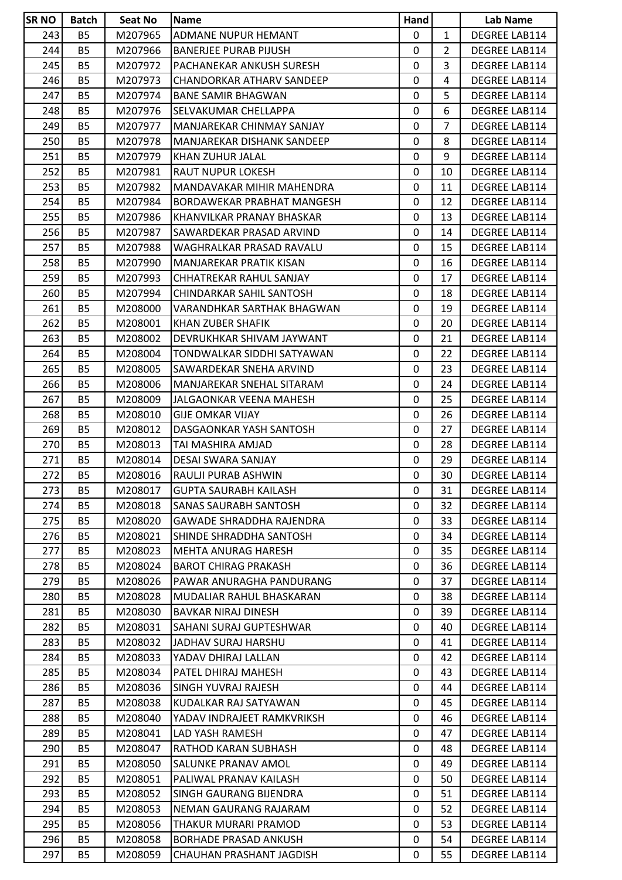| SR NO | Batch | Seat No | Name | Hand | | Lab Name |
|---|---|---|---|---|---|---|
| 243 | B5 | M207965 | ADMANE NUPUR HEMANT | 0 | 1 | DEGREE LAB114 |
| 244 | B5 | M207966 | BANERJEE PURAB PIJUSH | 0 | 2 | DEGREE LAB114 |
| 245 | B5 | M207972 | PACHANEKAR ANKUSH SURESH | 0 | 3 | DEGREE LAB114 |
| 246 | B5 | M207973 | CHANDORKAR ATHARV SANDEEP | 0 | 4 | DEGREE LAB114 |
| 247 | B5 | M207974 | BANE SAMIR BHAGWAN | 0 | 5 | DEGREE LAB114 |
| 248 | B5 | M207976 | SELVAKUMAR CHELLAPPA | 0 | 6 | DEGREE LAB114 |
| 249 | B5 | M207977 | MANJAREKAR CHINMAY SANJAY | 0 | 7 | DEGREE LAB114 |
| 250 | B5 | M207978 | MANJAREKAR DISHANK SANDEEP | 0 | 8 | DEGREE LAB114 |
| 251 | B5 | M207979 | KHAN ZUHUR JALAL | 0 | 9 | DEGREE LAB114 |
| 252 | B5 | M207981 | RAUT NUPUR LOKESH | 0 | 10 | DEGREE LAB114 |
| 253 | B5 | M207982 | MANDAVAKAR MIHIR MAHENDRA | 0 | 11 | DEGREE LAB114 |
| 254 | B5 | M207984 | BORDAWEKAR PRABHAT MANGESH | 0 | 12 | DEGREE LAB114 |
| 255 | B5 | M207986 | KHANVILKAR PRANAY BHASKAR | 0 | 13 | DEGREE LAB114 |
| 256 | B5 | M207987 | SAWARDEKAR PRASAD ARVIND | 0 | 14 | DEGREE LAB114 |
| 257 | B5 | M207988 | WAGHRALKAR PRASAD RAVALU | 0 | 15 | DEGREE LAB114 |
| 258 | B5 | M207990 | MANJAREKAR PRATIK KISAN | 0 | 16 | DEGREE LAB114 |
| 259 | B5 | M207993 | CHHATREKAR RAHUL SANJAY | 0 | 17 | DEGREE LAB114 |
| 260 | B5 | M207994 | CHINDARKAR SAHIL SANTOSH | 0 | 18 | DEGREE LAB114 |
| 261 | B5 | M208000 | VARANDHKAR SARTHAK BHAGWAN | 0 | 19 | DEGREE LAB114 |
| 262 | B5 | M208001 | KHAN ZUBER SHAFIK | 0 | 20 | DEGREE LAB114 |
| 263 | B5 | M208002 | DEVRUKHKAR SHIVAM JAYWANT | 0 | 21 | DEGREE LAB114 |
| 264 | B5 | M208004 | TONDWALKAR SIDDHI SATYAWAN | 0 | 22 | DEGREE LAB114 |
| 265 | B5 | M208005 | SAWARDEKAR SNEHA ARVIND | 0 | 23 | DEGREE LAB114 |
| 266 | B5 | M208006 | MANJAREKAR SNEHAL SITARAM | 0 | 24 | DEGREE LAB114 |
| 267 | B5 | M208009 | JALGAONKAR VEENA MAHESH | 0 | 25 | DEGREE LAB114 |
| 268 | B5 | M208010 | GIJE OMKAR VIJAY | 0 | 26 | DEGREE LAB114 |
| 269 | B5 | M208012 | DASGAONKAR YASH SANTOSH | 0 | 27 | DEGREE LAB114 |
| 270 | B5 | M208013 | TAI MASHIRA AMJAD | 0 | 28 | DEGREE LAB114 |
| 271 | B5 | M208014 | DESAI SWARA SANJAY | 0 | 29 | DEGREE LAB114 |
| 272 | B5 | M208016 | RAULJI PURAB ASHWIN | 0 | 30 | DEGREE LAB114 |
| 273 | B5 | M208017 | GUPTA SAURABH KAILASH | 0 | 31 | DEGREE LAB114 |
| 274 | B5 | M208018 | SANAS SAURABH SANTOSH | 0 | 32 | DEGREE LAB114 |
| 275 | B5 | M208020 | GAWADE SHRADDHA RAJENDRA | 0 | 33 | DEGREE LAB114 |
| 276 | B5 | M208021 | SHINDE SHRADDHA SANTOSH | 0 | 34 | DEGREE LAB114 |
| 277 | B5 | M208023 | MEHTA ANURAG HARESH | 0 | 35 | DEGREE LAB114 |
| 278 | B5 | M208024 | BAROT CHIRAG PRAKASH | 0 | 36 | DEGREE LAB114 |
| 279 | B5 | M208026 | PAWAR ANURAGHA PANDURANG | 0 | 37 | DEGREE LAB114 |
| 280 | B5 | M208028 | MUDALIAR RAHUL BHASKARAN | 0 | 38 | DEGREE LAB114 |
| 281 | B5 | M208030 | BAVKAR NIRAJ DINESH | 0 | 39 | DEGREE LAB114 |
| 282 | B5 | M208031 | SAHANI SURAJ GUPTESHWAR | 0 | 40 | DEGREE LAB114 |
| 283 | B5 | M208032 | JADHAV SURAJ HARSHU | 0 | 41 | DEGREE LAB114 |
| 284 | B5 | M208033 | YADAV DHIRAJ LALLAN | 0 | 42 | DEGREE LAB114 |
| 285 | B5 | M208034 | PATEL DHIRAJ MAHESH | 0 | 43 | DEGREE LAB114 |
| 286 | B5 | M208036 | SINGH YUVRAJ RAJESH | 0 | 44 | DEGREE LAB114 |
| 287 | B5 | M208038 | KUDALKAR RAJ SATYAWAN | 0 | 45 | DEGREE LAB114 |
| 288 | B5 | M208040 | YADAV INDRAJEET RAMKVRIKSH | 0 | 46 | DEGREE LAB114 |
| 289 | B5 | M208041 | LAD YASH RAMESH | 0 | 47 | DEGREE LAB114 |
| 290 | B5 | M208047 | RATHOD KARAN SUBHASH | 0 | 48 | DEGREE LAB114 |
| 291 | B5 | M208050 | SALUNKE PRANAV AMOL | 0 | 49 | DEGREE LAB114 |
| 292 | B5 | M208051 | PALIWAL PRANAV KAILASH | 0 | 50 | DEGREE LAB114 |
| 293 | B5 | M208052 | SINGH GAURANG BIJENDRA | 0 | 51 | DEGREE LAB114 |
| 294 | B5 | M208053 | NEMAN GAURANG RAJARAM | 0 | 52 | DEGREE LAB114 |
| 295 | B5 | M208056 | THAKUR MURARI PRAMOD | 0 | 53 | DEGREE LAB114 |
| 296 | B5 | M208058 | BORHADE PRASAD ANKUSH | 0 | 54 | DEGREE LAB114 |
| 297 | B5 | M208059 | CHAUHAN PRASHANT JAGDISH | 0 | 55 | DEGREE LAB114 |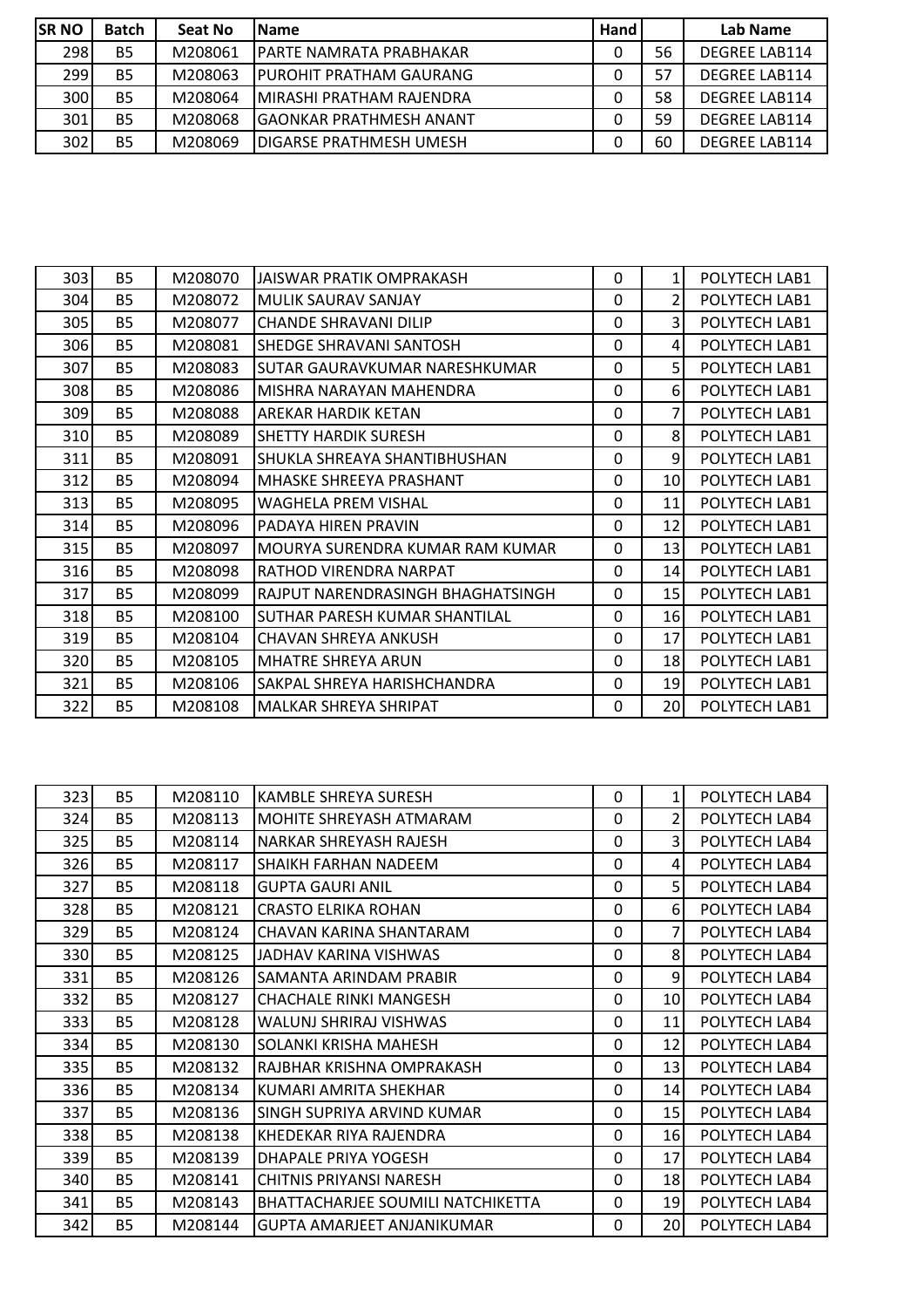| SR NO | Batch | Seat No | Name | Hand | | Lab Name |
|---|---|---|---|---|---|---|
| 298 | B5 | M208061 | PARTE NAMRATA PRABHAKAR | 0 | 56 | DEGREE LAB114 |
| 299 | B5 | M208063 | PUROHIT PRATHAM GAURANG | 0 | 57 | DEGREE LAB114 |
| 300 | B5 | M208064 | MIRASHI PRATHAM RAJENDRA | 0 | 58 | DEGREE LAB114 |
| 301 | B5 | M208068 | GAONKAR PRATHMESH ANANT | 0 | 59 | DEGREE LAB114 |
| 302 | B5 | M208069 | DIGARSE PRATHMESH UMESH | 0 | 60 | DEGREE LAB114 |

| | | | | | | |
|---|---|---|---|---|---|---|
| 303 | B5 | M208070 | JAISWAR PRATIK OMPRAKASH | 0 | 1 | POLYTECH LAB1 |
| 304 | B5 | M208072 | MULIK SAURAV SANJAY | 0 | 2 | POLYTECH LAB1 |
| 305 | B5 | M208077 | CHANDE SHRAVANI DILIP | 0 | 3 | POLYTECH LAB1 |
| 306 | B5 | M208081 | SHEDGE SHRAVANI SANTOSH | 0 | 4 | POLYTECH LAB1 |
| 307 | B5 | M208083 | SUTAR GAURAVKUMAR NARESHKUMAR | 0 | 5 | POLYTECH LAB1 |
| 308 | B5 | M208086 | MISHRA NARAYAN MAHENDRA | 0 | 6 | POLYTECH LAB1 |
| 309 | B5 | M208088 | AREKAR HARDIK KETAN | 0 | 7 | POLYTECH LAB1 |
| 310 | B5 | M208089 | SHETTY HARDIK SURESH | 0 | 8 | POLYTECH LAB1 |
| 311 | B5 | M208091 | SHUKLA SHREAYA SHANTIBHUSHAN | 0 | 9 | POLYTECH LAB1 |
| 312 | B5 | M208094 | MHASKE SHREEYA PRASHANT | 0 | 10 | POLYTECH LAB1 |
| 313 | B5 | M208095 | WAGHELA PREM VISHAL | 0 | 11 | POLYTECH LAB1 |
| 314 | B5 | M208096 | PADAYA HIREN PRAVIN | 0 | 12 | POLYTECH LAB1 |
| 315 | B5 | M208097 | MOURYA SURENDRA KUMAR RAM KUMAR | 0 | 13 | POLYTECH LAB1 |
| 316 | B5 | M208098 | RATHOD VIRENDRA NARPAT | 0 | 14 | POLYTECH LAB1 |
| 317 | B5 | M208099 | RAJPUT NARENDRASINGH BHAGHATSINGH | 0 | 15 | POLYTECH LAB1 |
| 318 | B5 | M208100 | SUTHAR PARESH KUMAR SHANTILAL | 0 | 16 | POLYTECH LAB1 |
| 319 | B5 | M208104 | CHAVAN SHREYA ANKUSH | 0 | 17 | POLYTECH LAB1 |
| 320 | B5 | M208105 | MHATRE SHREYA ARUN | 0 | 18 | POLYTECH LAB1 |
| 321 | B5 | M208106 | SAKPAL SHREYA HARISHCHANDRA | 0 | 19 | POLYTECH LAB1 |
| 322 | B5 | M208108 | MALKAR SHREYA SHRIPAT | 0 | 20 | POLYTECH LAB1 |

| | | | | | | |
|---|---|---|---|---|---|---|
| 323 | B5 | M208110 | KAMBLE SHREYA SURESH | 0 | 1 | POLYTECH LAB4 |
| 324 | B5 | M208113 | MOHITE SHREYASH ATMARAM | 0 | 2 | POLYTECH LAB4 |
| 325 | B5 | M208114 | NARKAR SHREYASH RAJESH | 0 | 3 | POLYTECH LAB4 |
| 326 | B5 | M208117 | SHAIKH FARHAN NADEEM | 0 | 4 | POLYTECH LAB4 |
| 327 | B5 | M208118 | GUPTA GAURI ANIL | 0 | 5 | POLYTECH LAB4 |
| 328 | B5 | M208121 | CRASTO ELRIKA ROHAN | 0 | 6 | POLYTECH LAB4 |
| 329 | B5 | M208124 | CHAVAN KARINA SHANTARAM | 0 | 7 | POLYTECH LAB4 |
| 330 | B5 | M208125 | JADHAV KARINA VISHWAS | 0 | 8 | POLYTECH LAB4 |
| 331 | B5 | M208126 | SAMANTA ARINDAM PRABIR | 0 | 9 | POLYTECH LAB4 |
| 332 | B5 | M208127 | CHACHALE RINKI MANGESH | 0 | 10 | POLYTECH LAB4 |
| 333 | B5 | M208128 | WALUNJ SHRIRAJ VISHWAS | 0 | 11 | POLYTECH LAB4 |
| 334 | B5 | M208130 | SOLANKI KRISHA MAHESH | 0 | 12 | POLYTECH LAB4 |
| 335 | B5 | M208132 | RAJBHAR KRISHNA OMPRAKASH | 0 | 13 | POLYTECH LAB4 |
| 336 | B5 | M208134 | KUMARI AMRITA SHEKHAR | 0 | 14 | POLYTECH LAB4 |
| 337 | B5 | M208136 | SINGH SUPRIYA ARVIND KUMAR | 0 | 15 | POLYTECH LAB4 |
| 338 | B5 | M208138 | KHEDEKAR RIYA RAJENDRA | 0 | 16 | POLYTECH LAB4 |
| 339 | B5 | M208139 | DHAPALE PRIYA YOGESH | 0 | 17 | POLYTECH LAB4 |
| 340 | B5 | M208141 | CHITNIS PRIYANSI NARESH | 0 | 18 | POLYTECH LAB4 |
| 341 | B5 | M208143 | BHATTACHARJEE SOUMILI NATCHIKETTA | 0 | 19 | POLYTECH LAB4 |
| 342 | B5 | M208144 | GUPTA AMARJEET ANJANIKUMAR | 0 | 20 | POLYTECH LAB4 |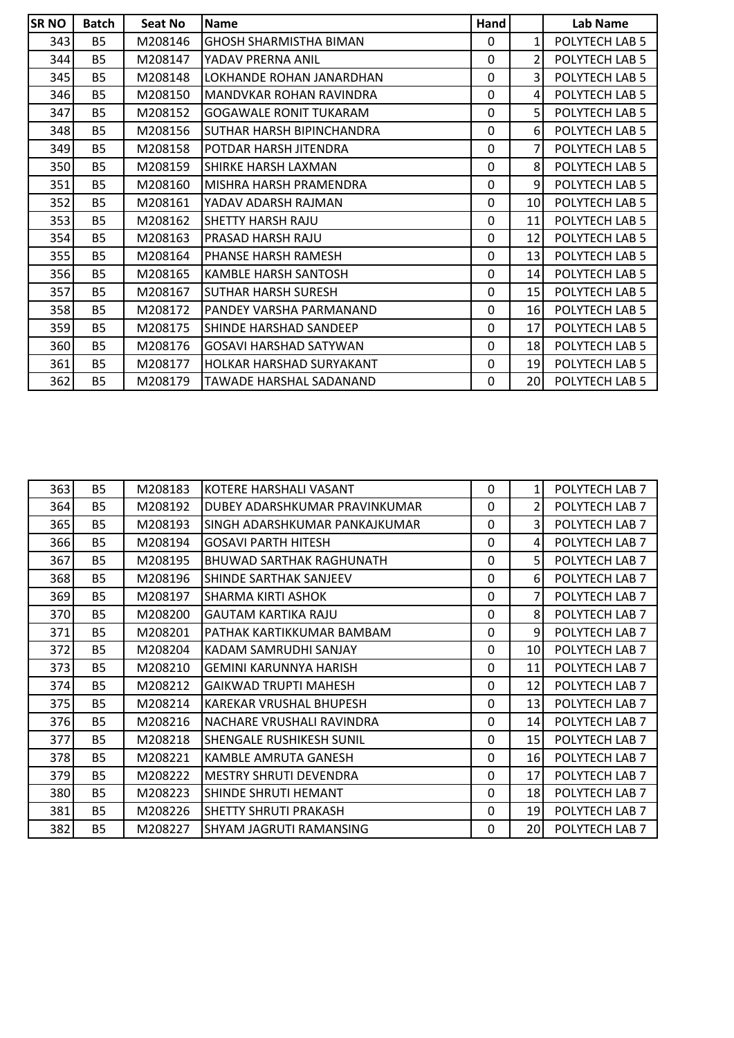| SR NO | Batch | Seat No | Name | Hand | | Lab Name |
|---|---|---|---|---|---|---|
| 343 | B5 | M208146 | GHOSH SHARMISTHA BIMAN | 0 | 1 | POLYTECH LAB 5 |
| 344 | B5 | M208147 | YADAV PRERNA ANIL | 0 | 2 | POLYTECH LAB 5 |
| 345 | B5 | M208148 | LOKHANDE ROHAN JANARDHAN | 0 | 3 | POLYTECH LAB 5 |
| 346 | B5 | M208150 | MANDVKAR ROHAN RAVINDRA | 0 | 4 | POLYTECH LAB 5 |
| 347 | B5 | M208152 | GOGAWALE RONIT TUKARAM | 0 | 5 | POLYTECH LAB 5 |
| 348 | B5 | M208156 | SUTHAR HARSH BIPINCHANDRA | 0 | 6 | POLYTECH LAB 5 |
| 349 | B5 | M208158 | POTDAR HARSH JITENDRA | 0 | 7 | POLYTECH LAB 5 |
| 350 | B5 | M208159 | SHIRKE HARSH LAXMAN | 0 | 8 | POLYTECH LAB 5 |
| 351 | B5 | M208160 | MISHRA HARSH PRAMENDRA | 0 | 9 | POLYTECH LAB 5 |
| 352 | B5 | M208161 | YADAV ADARSH RAJMAN | 0 | 10 | POLYTECH LAB 5 |
| 353 | B5 | M208162 | SHETTY HARSH RAJU | 0 | 11 | POLYTECH LAB 5 |
| 354 | B5 | M208163 | PRASAD HARSH RAJU | 0 | 12 | POLYTECH LAB 5 |
| 355 | B5 | M208164 | PHANSE HARSH RAMESH | 0 | 13 | POLYTECH LAB 5 |
| 356 | B5 | M208165 | KAMBLE HARSH SANTOSH | 0 | 14 | POLYTECH LAB 5 |
| 357 | B5 | M208167 | SUTHAR HARSH SURESH | 0 | 15 | POLYTECH LAB 5 |
| 358 | B5 | M208172 | PANDEY VARSHA PARMANAND | 0 | 16 | POLYTECH LAB 5 |
| 359 | B5 | M208175 | SHINDE HARSHAD SANDEEP | 0 | 17 | POLYTECH LAB 5 |
| 360 | B5 | M208176 | GOSAVI HARSHAD SATYWAN | 0 | 18 | POLYTECH LAB 5 |
| 361 | B5 | M208177 | HOLKAR HARSHAD SURYAKANT | 0 | 19 | POLYTECH LAB 5 |
| 362 | B5 | M208179 | TAWADE HARSHAL SADANAND | 0 | 20 | POLYTECH LAB 5 |

| | | | | | | |
|---|---|---|---|---|---|---|
| 363 | B5 | M208183 | KOTERE HARSHALI VASANT | 0 | 1 | POLYTECH LAB 7 |
| 364 | B5 | M208192 | DUBEY ADARSHKUMAR PRAVINKUMAR | 0 | 2 | POLYTECH LAB 7 |
| 365 | B5 | M208193 | SINGH ADARSHKUMAR PANKAJKUMAR | 0 | 3 | POLYTECH LAB 7 |
| 366 | B5 | M208194 | GOSAVI PARTH HITESH | 0 | 4 | POLYTECH LAB 7 |
| 367 | B5 | M208195 | BHUWAD SARTHAK RAGHUNATH | 0 | 5 | POLYTECH LAB 7 |
| 368 | B5 | M208196 | SHINDE SARTHAK SANJEEV | 0 | 6 | POLYTECH LAB 7 |
| 369 | B5 | M208197 | SHARMA KIRTI ASHOK | 0 | 7 | POLYTECH LAB 7 |
| 370 | B5 | M208200 | GAUTAM KARTIKA RAJU | 0 | 8 | POLYTECH LAB 7 |
| 371 | B5 | M208201 | PATHAK KARTIKKUMAR BAMBAM | 0 | 9 | POLYTECH LAB 7 |
| 372 | B5 | M208204 | KADAM SAMRUDHI SANJAY | 0 | 10 | POLYTECH LAB 7 |
| 373 | B5 | M208210 | GEMINI KARUNNYA HARISH | 0 | 11 | POLYTECH LAB 7 |
| 374 | B5 | M208212 | GAIKWAD TRUPTI MAHESH | 0 | 12 | POLYTECH LAB 7 |
| 375 | B5 | M208214 | KAREKAR VRUSHAL BHUPESH | 0 | 13 | POLYTECH LAB 7 |
| 376 | B5 | M208216 | NACHARE VRUSHALI RAVINDRA | 0 | 14 | POLYTECH LAB 7 |
| 377 | B5 | M208218 | SHENGALE RUSHIKESH SUNIL | 0 | 15 | POLYTECH LAB 7 |
| 378 | B5 | M208221 | KAMBLE AMRUTA GANESH | 0 | 16 | POLYTECH LAB 7 |
| 379 | B5 | M208222 | MESTRY SHRUTI DEVENDRA | 0 | 17 | POLYTECH LAB 7 |
| 380 | B5 | M208223 | SHINDE SHRUTI HEMANT | 0 | 18 | POLYTECH LAB 7 |
| 381 | B5 | M208226 | SHETTY SHRUTI PRAKASH | 0 | 19 | POLYTECH LAB 7 |
| 382 | B5 | M208227 | SHYAM JAGRUTI RAMANSING | 0 | 20 | POLYTECH LAB 7 |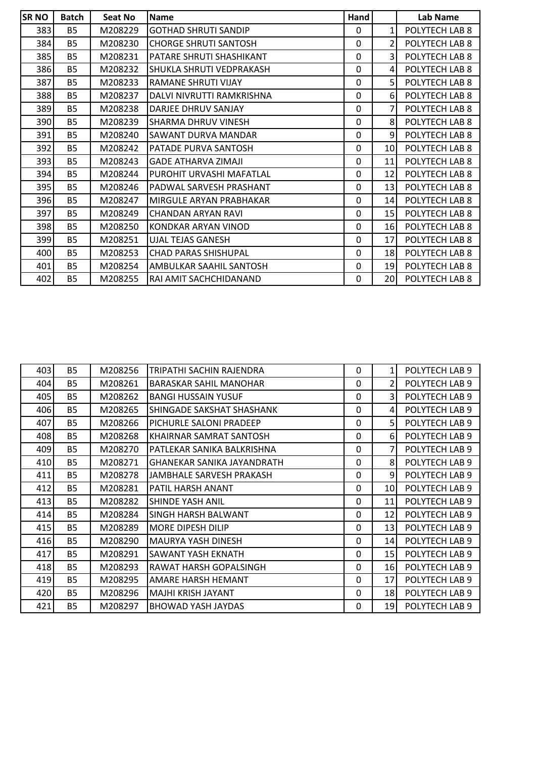| SR NO | Batch | Seat No | Name | Hand | | Lab Name |
|---|---|---|---|---|---|---|
| 383 | B5 | M208229 | GOTHAD SHRUTI SANDIP | 0 | 1 | POLYTECH LAB 8 |
| 384 | B5 | M208230 | CHORGE SHRUTI SANTOSH | 0 | 2 | POLYTECH LAB 8 |
| 385 | B5 | M208231 | PATARE SHRUTI SHASHIKANT | 0 | 3 | POLYTECH LAB 8 |
| 386 | B5 | M208232 | SHUKLA SHRUTI VEDPRAKASH | 0 | 4 | POLYTECH LAB 8 |
| 387 | B5 | M208233 | RAMANE SHRUTI VIJAY | 0 | 5 | POLYTECH LAB 8 |
| 388 | B5 | M208237 | DALVI NIVRUTTI RAMKRISHNA | 0 | 6 | POLYTECH LAB 8 |
| 389 | B5 | M208238 | DARJEE DHRUV SANJAY | 0 | 7 | POLYTECH LAB 8 |
| 390 | B5 | M208239 | SHARMA DHRUV VINESH | 0 | 8 | POLYTECH LAB 8 |
| 391 | B5 | M208240 | SAWANT DURVA MANDAR | 0 | 9 | POLYTECH LAB 8 |
| 392 | B5 | M208242 | PATADE PURVA SANTOSH | 0 | 10 | POLYTECH LAB 8 |
| 393 | B5 | M208243 | GADE ATHARVA ZIMAJI | 0 | 11 | POLYTECH LAB 8 |
| 394 | B5 | M208244 | PUROHIT URVASHI MAFATLAL | 0 | 12 | POLYTECH LAB 8 |
| 395 | B5 | M208246 | PADWAL SARVESH PRASHANT | 0 | 13 | POLYTECH LAB 8 |
| 396 | B5 | M208247 | MIRGULE ARYAN PRABHAKAR | 0 | 14 | POLYTECH LAB 8 |
| 397 | B5 | M208249 | CHANDAN ARYAN RAVI | 0 | 15 | POLYTECH LAB 8 |
| 398 | B5 | M208250 | KONDKAR ARYAN VINOD | 0 | 16 | POLYTECH LAB 8 |
| 399 | B5 | M208251 | UJAL TEJAS GANESH | 0 | 17 | POLYTECH LAB 8 |
| 400 | B5 | M208253 | CHAD PARAS SHISHUPAL | 0 | 18 | POLYTECH LAB 8 |
| 401 | B5 | M208254 | AMBULKAR SAAHIL SANTOSH | 0 | 19 | POLYTECH LAB 8 |
| 402 | B5 | M208255 | RAI AMIT SACHCHIDANAND | 0 | 20 | POLYTECH LAB 8 |

| SR NO | Batch | Seat No | Name | Hand | | Lab Name |
|---|---|---|---|---|---|---|
| 403 | B5 | M208256 | TRIPATHI SACHIN RAJENDRA | 0 | 1 | POLYTECH LAB 9 |
| 404 | B5 | M208261 | BARASKAR SAHIL MANOHAR | 0 | 2 | POLYTECH LAB 9 |
| 405 | B5 | M208262 | BANGI HUSSAIN YUSUF | 0 | 3 | POLYTECH LAB 9 |
| 406 | B5 | M208265 | SHINGADE SAKSHAT SHASHANK | 0 | 4 | POLYTECH LAB 9 |
| 407 | B5 | M208266 | PICHURLE SALONI PRADEEP | 0 | 5 | POLYTECH LAB 9 |
| 408 | B5 | M208268 | KHAIRNAR SAMRAT SANTOSH | 0 | 6 | POLYTECH LAB 9 |
| 409 | B5 | M208270 | PATLEKAR SANIKA BALKRISHNA | 0 | 7 | POLYTECH LAB 9 |
| 410 | B5 | M208271 | GHANEKAR SANIKA JAYANDRATH | 0 | 8 | POLYTECH LAB 9 |
| 411 | B5 | M208278 | JAMBHALE SARVESH PRAKASH | 0 | 9 | POLYTECH LAB 9 |
| 412 | B5 | M208281 | PATIL HARSH ANANT | 0 | 10 | POLYTECH LAB 9 |
| 413 | B5 | M208282 | SHINDE YASH ANIL | 0 | 11 | POLYTECH LAB 9 |
| 414 | B5 | M208284 | SINGH HARSH BALWANT | 0 | 12 | POLYTECH LAB 9 |
| 415 | B5 | M208289 | MORE DIPESH DILIP | 0 | 13 | POLYTECH LAB 9 |
| 416 | B5 | M208290 | MAURYA YASH DINESH | 0 | 14 | POLYTECH LAB 9 |
| 417 | B5 | M208291 | SAWANT YASH EKNATH | 0 | 15 | POLYTECH LAB 9 |
| 418 | B5 | M208293 | RAWAT HARSH GOPALSINGH | 0 | 16 | POLYTECH LAB 9 |
| 419 | B5 | M208295 | AMARE HARSH HEMANT | 0 | 17 | POLYTECH LAB 9 |
| 420 | B5 | M208296 | MAJHI KRISH JAYANT | 0 | 18 | POLYTECH LAB 9 |
| 421 | B5 | M208297 | BHOWAD YASH JAYDAS | 0 | 19 | POLYTECH LAB 9 |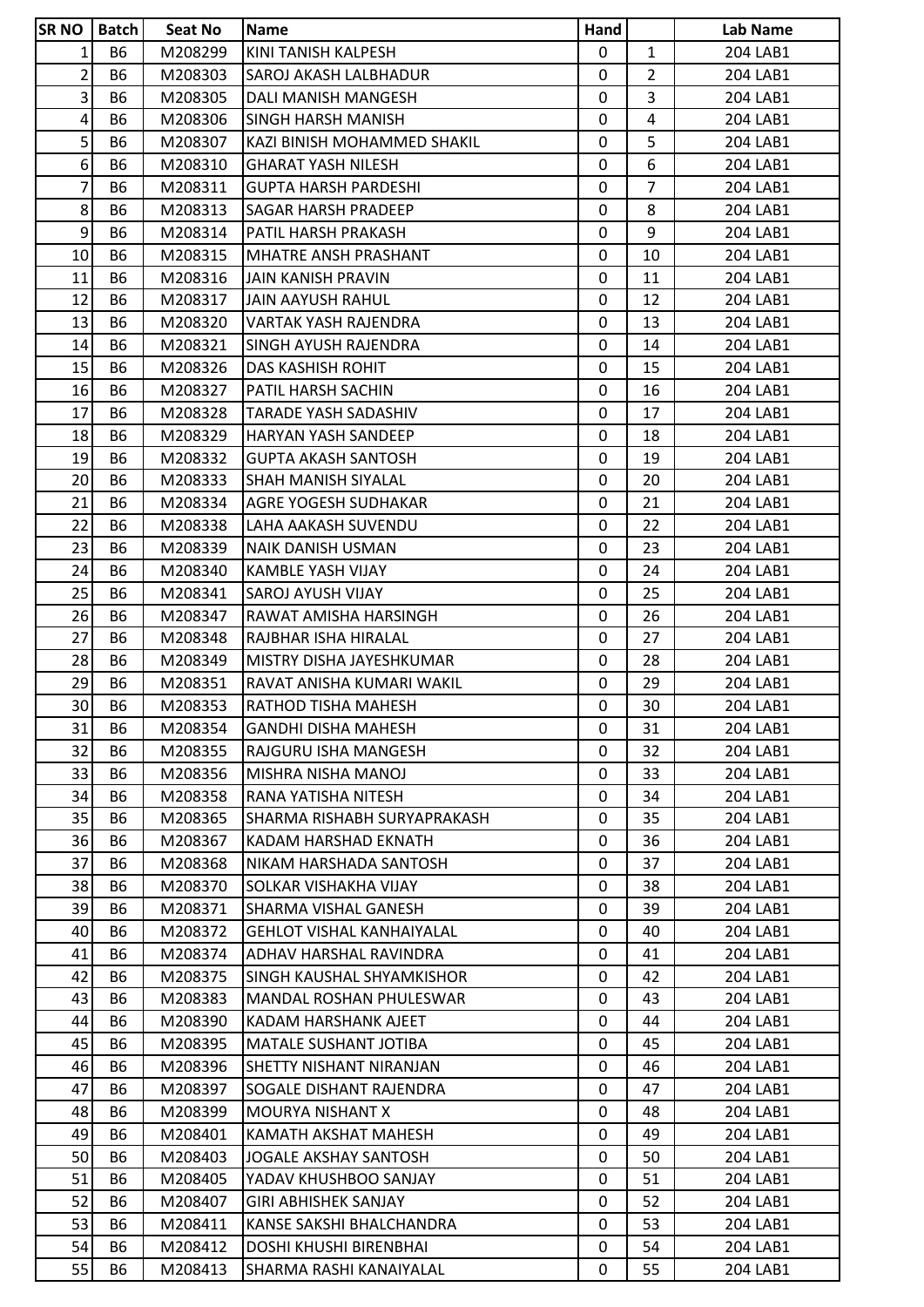| SR NO | Batch | Seat No | Name | Hand | | Lab Name |
|---|---|---|---|---|---|---|
| 1 | B6 | M208299 | KINI TANISH KALPESH | 0 | 1 | 204 LAB1 |
| 2 | B6 | M208303 | SAROJ AKASH LALBHADUR | 0 | 2 | 204 LAB1 |
| 3 | B6 | M208305 | DALI MANISH MANGESH | 0 | 3 | 204 LAB1 |
| 4 | B6 | M208306 | SINGH HARSH MANISH | 0 | 4 | 204 LAB1 |
| 5 | B6 | M208307 | KAZI BINISH MOHAMMED SHAKIL | 0 | 5 | 204 LAB1 |
| 6 | B6 | M208310 | GHARAT YASH NILESH | 0 | 6 | 204 LAB1 |
| 7 | B6 | M208311 | GUPTA HARSH PARDESHI | 0 | 7 | 204 LAB1 |
| 8 | B6 | M208313 | SAGAR HARSH PRADEEP | 0 | 8 | 204 LAB1 |
| 9 | B6 | M208314 | PATIL HARSH PRAKASH | 0 | 9 | 204 LAB1 |
| 10 | B6 | M208315 | MHATRE ANSH PRASHANT | 0 | 10 | 204 LAB1 |
| 11 | B6 | M208316 | JAIN KANISH PRAVIN | 0 | 11 | 204 LAB1 |
| 12 | B6 | M208317 | JAIN AAYUSH RAHUL | 0 | 12 | 204 LAB1 |
| 13 | B6 | M208320 | VARTAK YASH RAJENDRA | 0 | 13 | 204 LAB1 |
| 14 | B6 | M208321 | SINGH AYUSH RAJENDRA | 0 | 14 | 204 LAB1 |
| 15 | B6 | M208326 | DAS KASHISH ROHIT | 0 | 15 | 204 LAB1 |
| 16 | B6 | M208327 | PATIL HARSH SACHIN | 0 | 16 | 204 LAB1 |
| 17 | B6 | M208328 | TARADE YASH SADASHIV | 0 | 17 | 204 LAB1 |
| 18 | B6 | M208329 | HARYAN YASH SANDEEP | 0 | 18 | 204 LAB1 |
| 19 | B6 | M208332 | GUPTA AKASH SANTOSH | 0 | 19 | 204 LAB1 |
| 20 | B6 | M208333 | SHAH MANISH SIYALAL | 0 | 20 | 204 LAB1 |
| 21 | B6 | M208334 | AGRE YOGESH SUDHAKAR | 0 | 21 | 204 LAB1 |
| 22 | B6 | M208338 | LAHA AAKASH SUVENDU | 0 | 22 | 204 LAB1 |
| 23 | B6 | M208339 | NAIK DANISH USMAN | 0 | 23 | 204 LAB1 |
| 24 | B6 | M208340 | KAMBLE YASH VIJAY | 0 | 24 | 204 LAB1 |
| 25 | B6 | M208341 | SAROJ AYUSH VIJAY | 0 | 25 | 204 LAB1 |
| 26 | B6 | M208347 | RAWAT AMISHA HARSINGH | 0 | 26 | 204 LAB1 |
| 27 | B6 | M208348 | RAJBHAR ISHA HIRALAL | 0 | 27 | 204 LAB1 |
| 28 | B6 | M208349 | MISTRY DISHA JAYESHKUMAR | 0 | 28 | 204 LAB1 |
| 29 | B6 | M208351 | RAVAT ANISHA KUMARI WAKIL | 0 | 29 | 204 LAB1 |
| 30 | B6 | M208353 | RATHOD TISHA MAHESH | 0 | 30 | 204 LAB1 |
| 31 | B6 | M208354 | GANDHI DISHA MAHESH | 0 | 31 | 204 LAB1 |
| 32 | B6 | M208355 | RAJGURU ISHA MANGESH | 0 | 32 | 204 LAB1 |
| 33 | B6 | M208356 | MISHRA NISHA MANOJ | 0 | 33 | 204 LAB1 |
| 34 | B6 | M208358 | RANA YATISHA NITESH | 0 | 34 | 204 LAB1 |
| 35 | B6 | M208365 | SHARMA RISHABH SURYAPRAKASH | 0 | 35 | 204 LAB1 |
| 36 | B6 | M208367 | KADAM HARSHAD EKNATH | 0 | 36 | 204 LAB1 |
| 37 | B6 | M208368 | NIKAM HARSHADA SANTOSH | 0 | 37 | 204 LAB1 |
| 38 | B6 | M208370 | SOLKAR VISHAKHA VIJAY | 0 | 38 | 204 LAB1 |
| 39 | B6 | M208371 | SHARMA VISHAL GANESH | 0 | 39 | 204 LAB1 |
| 40 | B6 | M208372 | GEHLOT VISHAL KANHAIYALAL | 0 | 40 | 204 LAB1 |
| 41 | B6 | M208374 | ADHAV HARSHAL RAVINDRA | 0 | 41 | 204 LAB1 |
| 42 | B6 | M208375 | SINGH KAUSHAL SHYAMKISHOR | 0 | 42 | 204 LAB1 |
| 43 | B6 | M208383 | MANDAL ROSHAN PHULESWAR | 0 | 43 | 204 LAB1 |
| 44 | B6 | M208390 | KADAM HARSHANK AJEET | 0 | 44 | 204 LAB1 |
| 45 | B6 | M208395 | MATALE SUSHANT JOTIBA | 0 | 45 | 204 LAB1 |
| 46 | B6 | M208396 | SHETTY NISHANT NIRANJAN | 0 | 46 | 204 LAB1 |
| 47 | B6 | M208397 | SOGALE DISHANT RAJENDRA | 0 | 47 | 204 LAB1 |
| 48 | B6 | M208399 | MOURYA NISHANT X | 0 | 48 | 204 LAB1 |
| 49 | B6 | M208401 | KAMATH AKSHAT MAHESH | 0 | 49 | 204 LAB1 |
| 50 | B6 | M208403 | JOGALE AKSHAY SANTOSH | 0 | 50 | 204 LAB1 |
| 51 | B6 | M208405 | YADAV KHUSHBOO SANJAY | 0 | 51 | 204 LAB1 |
| 52 | B6 | M208407 | GIRI ABHISHEK SANJAY | 0 | 52 | 204 LAB1 |
| 53 | B6 | M208411 | KANSE SAKSHI BHALCHANDRA | 0 | 53 | 204 LAB1 |
| 54 | B6 | M208412 | DOSHI KHUSHI BIRENBHAI | 0 | 54 | 204 LAB1 |
| 55 | B6 | M208413 | SHARMA RASHI KANAIYALAL | 0 | 55 | 204 LAB1 |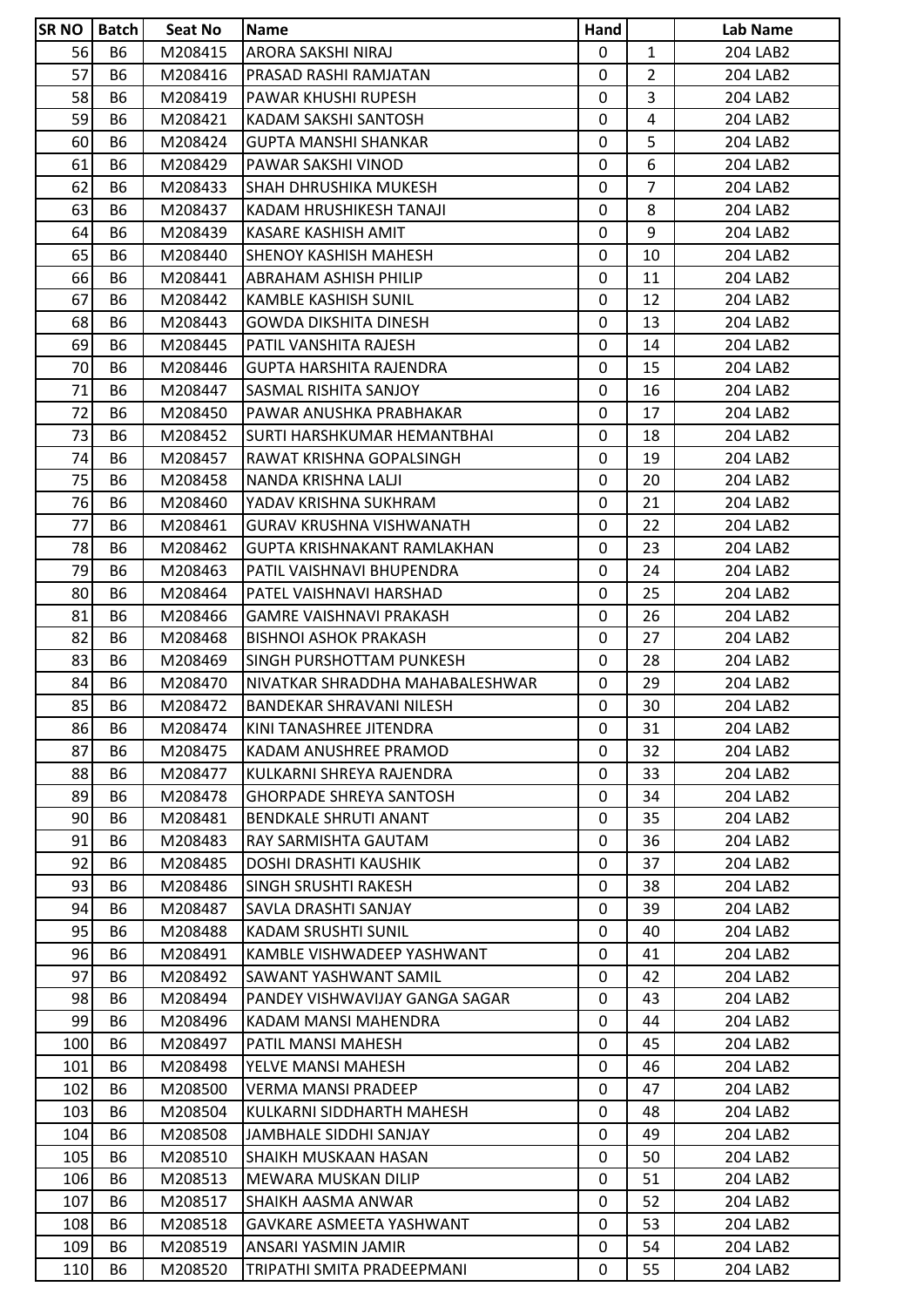| SR NO | Batch | Seat No | Name | Hand | | Lab Name |
|---|---|---|---|---|---|---|
| 56 | B6 | M208415 | ARORA SAKSHI NIRAJ | 0 | 1 | 204 LAB2 |
| 57 | B6 | M208416 | PRASAD RASHI RAMJATAN | 0 | 2 | 204 LAB2 |
| 58 | B6 | M208419 | PAWAR KHUSHI RUPESH | 0 | 3 | 204 LAB2 |
| 59 | B6 | M208421 | KADAM SAKSHI SANTOSH | 0 | 4 | 204 LAB2 |
| 60 | B6 | M208424 | GUPTA MANSHI SHANKAR | 0 | 5 | 204 LAB2 |
| 61 | B6 | M208429 | PAWAR SAKSHI VINOD | 0 | 6 | 204 LAB2 |
| 62 | B6 | M208433 | SHAH DHRUSHIKA MUKESH | 0 | 7 | 204 LAB2 |
| 63 | B6 | M208437 | KADAM HRUSHIKESH TANAJI | 0 | 8 | 204 LAB2 |
| 64 | B6 | M208439 | KASARE KASHISH AMIT | 0 | 9 | 204 LAB2 |
| 65 | B6 | M208440 | SHENOY KASHISH MAHESH | 0 | 10 | 204 LAB2 |
| 66 | B6 | M208441 | ABRAHAM ASHISH PHILIP | 0 | 11 | 204 LAB2 |
| 67 | B6 | M208442 | KAMBLE KASHISH SUNIL | 0 | 12 | 204 LAB2 |
| 68 | B6 | M208443 | GOWDA DIKSHITA DINESH | 0 | 13 | 204 LAB2 |
| 69 | B6 | M208445 | PATIL VANSHITA RAJESH | 0 | 14 | 204 LAB2 |
| 70 | B6 | M208446 | GUPTA HARSHITA RAJENDRA | 0 | 15 | 204 LAB2 |
| 71 | B6 | M208447 | SASMAL RISHITA SANJOY | 0 | 16 | 204 LAB2 |
| 72 | B6 | M208450 | PAWAR ANUSHKA PRABHAKAR | 0 | 17 | 204 LAB2 |
| 73 | B6 | M208452 | SURTI HARSHKUMAR HEMANTBHAI | 0 | 18 | 204 LAB2 |
| 74 | B6 | M208457 | RAWAT KRISHNA GOPALSINGH | 0 | 19 | 204 LAB2 |
| 75 | B6 | M208458 | NANDA KRISHNA LALJI | 0 | 20 | 204 LAB2 |
| 76 | B6 | M208460 | YADAV KRISHNA SUKHRAM | 0 | 21 | 204 LAB2 |
| 77 | B6 | M208461 | GURAV KRUSHNA VISHWANATH | 0 | 22 | 204 LAB2 |
| 78 | B6 | M208462 | GUPTA KRISHNAKANT RAMLAKHAN | 0 | 23 | 204 LAB2 |
| 79 | B6 | M208463 | PATIL VAISHNAVI BHUPENDRA | 0 | 24 | 204 LAB2 |
| 80 | B6 | M208464 | PATEL VAISHNAVI HARSHAD | 0 | 25 | 204 LAB2 |
| 81 | B6 | M208466 | GAMRE VAISHNAVI PRAKASH | 0 | 26 | 204 LAB2 |
| 82 | B6 | M208468 | BISHNOI ASHOK PRAKASH | 0 | 27 | 204 LAB2 |
| 83 | B6 | M208469 | SINGH PURSHOTTAM PUNKESH | 0 | 28 | 204 LAB2 |
| 84 | B6 | M208470 | NIVATKAR SHRADDHA MAHABALESHWAR | 0 | 29 | 204 LAB2 |
| 85 | B6 | M208472 | BANDEKAR SHRAVANI NILESH | 0 | 30 | 204 LAB2 |
| 86 | B6 | M208474 | KINI TANASHREE JITENDRA | 0 | 31 | 204 LAB2 |
| 87 | B6 | M208475 | KADAM ANUSHREE PRAMOD | 0 | 32 | 204 LAB2 |
| 88 | B6 | M208477 | KULKARNI SHREYA RAJENDRA | 0 | 33 | 204 LAB2 |
| 89 | B6 | M208478 | GHORPADE SHREYA SANTOSH | 0 | 34 | 204 LAB2 |
| 90 | B6 | M208481 | BENDKALE SHRUTI ANANT | 0 | 35 | 204 LAB2 |
| 91 | B6 | M208483 | RAY SARMISHTA GAUTAM | 0 | 36 | 204 LAB2 |
| 92 | B6 | M208485 | DOSHI DRASHTI KAUSHIK | 0 | 37 | 204 LAB2 |
| 93 | B6 | M208486 | SINGH SRUSHTI RAKESH | 0 | 38 | 204 LAB2 |
| 94 | B6 | M208487 | SAVLA DRASHTI SANJAY | 0 | 39 | 204 LAB2 |
| 95 | B6 | M208488 | KADAM SRUSHTI SUNIL | 0 | 40 | 204 LAB2 |
| 96 | B6 | M208491 | KAMBLE VISHWADEEP YASHWANT | 0 | 41 | 204 LAB2 |
| 97 | B6 | M208492 | SAWANT YASHWANT SAMIL | 0 | 42 | 204 LAB2 |
| 98 | B6 | M208494 | PANDEY VISHWAVIJAY GANGA SAGAR | 0 | 43 | 204 LAB2 |
| 99 | B6 | M208496 | KADAM MANSI MAHENDRA | 0 | 44 | 204 LAB2 |
| 100 | B6 | M208497 | PATIL MANSI MAHESH | 0 | 45 | 204 LAB2 |
| 101 | B6 | M208498 | YELVE MANSI MAHESH | 0 | 46 | 204 LAB2 |
| 102 | B6 | M208500 | VERMA MANSI PRADEEP | 0 | 47 | 204 LAB2 |
| 103 | B6 | M208504 | KULKARNI SIDDHARTH MAHESH | 0 | 48 | 204 LAB2 |
| 104 | B6 | M208508 | JAMBHALE SIDDHI SANJAY | 0 | 49 | 204 LAB2 |
| 105 | B6 | M208510 | SHAIKH MUSKAAN HASAN | 0 | 50 | 204 LAB2 |
| 106 | B6 | M208513 | MEWARA MUSKAN DILIP | 0 | 51 | 204 LAB2 |
| 107 | B6 | M208517 | SHAIKH AASMA ANWAR | 0 | 52 | 204 LAB2 |
| 108 | B6 | M208518 | GAVKARE ASMEETA YASHWANT | 0 | 53 | 204 LAB2 |
| 109 | B6 | M208519 | ANSARI YASMIN JAMIR | 0 | 54 | 204 LAB2 |
| 110 | B6 | M208520 | TRIPATHI SMITA PRADEEPMANI | 0 | 55 | 204 LAB2 |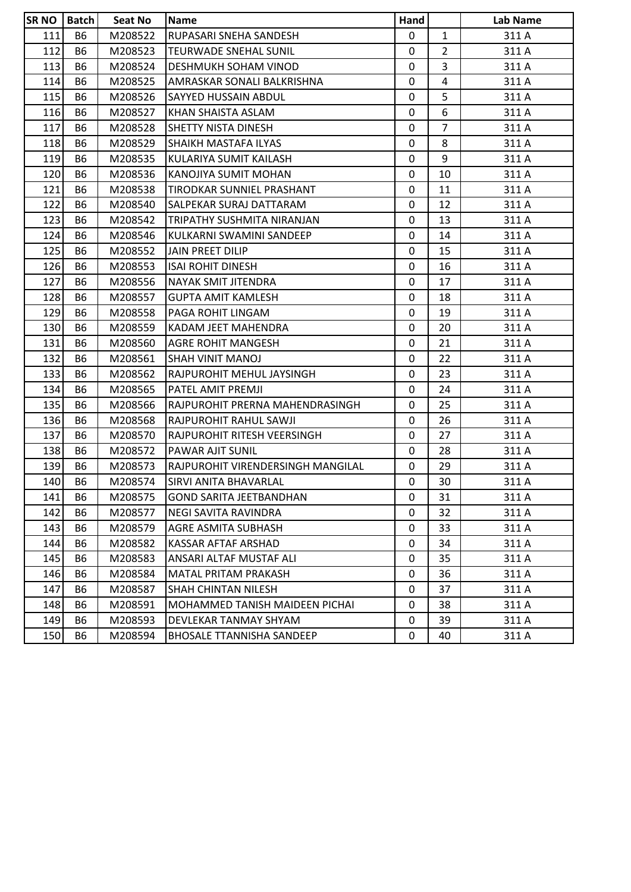| SR NO | Batch | Seat No | Name | Hand | | Lab Name |
|---|---|---|---|---|---|---|
| 111 | B6 | M208522 | RUPASARI SNEHA SANDESH | 0 | 1 | 311 A |
| 112 | B6 | M208523 | TEURWADE SNEHAL SUNIL | 0 | 2 | 311 A |
| 113 | B6 | M208524 | DESHMUKH SOHAM VINOD | 0 | 3 | 311 A |
| 114 | B6 | M208525 | AMRASKAR SONALI BALKRISHNA | 0 | 4 | 311 A |
| 115 | B6 | M208526 | SAYYED HUSSAIN ABDUL | 0 | 5 | 311 A |
| 116 | B6 | M208527 | KHAN SHAISTA ASLAM | 0 | 6 | 311 A |
| 117 | B6 | M208528 | SHETTY NISTA DINESH | 0 | 7 | 311 A |
| 118 | B6 | M208529 | SHAIKH MASTAFA ILYAS | 0 | 8 | 311 A |
| 119 | B6 | M208535 | KULARIYA SUMIT KAILASH | 0 | 9 | 311 A |
| 120 | B6 | M208536 | KANOJIYA SUMIT MOHAN | 0 | 10 | 311 A |
| 121 | B6 | M208538 | TIRODKAR SUNNIEL PRASHANT | 0 | 11 | 311 A |
| 122 | B6 | M208540 | SALPEKAR SURAJ DATTARAM | 0 | 12 | 311 A |
| 123 | B6 | M208542 | TRIPATHY SUSHMITA NIRANJAN | 0 | 13 | 311 A |
| 124 | B6 | M208546 | KULKARNI SWAMINI SANDEEP | 0 | 14 | 311 A |
| 125 | B6 | M208552 | JAIN PREET DILIP | 0 | 15 | 311 A |
| 126 | B6 | M208553 | ISAI ROHIT DINESH | 0 | 16 | 311 A |
| 127 | B6 | M208556 | NAYAK SMIT JITENDRA | 0 | 17 | 311 A |
| 128 | B6 | M208557 | GUPTA AMIT KAMLESH | 0 | 18 | 311 A |
| 129 | B6 | M208558 | PAGA ROHIT LINGAM | 0 | 19 | 311 A |
| 130 | B6 | M208559 | KADAM JEET MAHENDRA | 0 | 20 | 311 A |
| 131 | B6 | M208560 | AGRE ROHIT MANGESH | 0 | 21 | 311 A |
| 132 | B6 | M208561 | SHAH VINIT MANOJ | 0 | 22 | 311 A |
| 133 | B6 | M208562 | RAJPUROHIT MEHUL JAYSINGH | 0 | 23 | 311 A |
| 134 | B6 | M208565 | PATEL AMIT PREMJI | 0 | 24 | 311 A |
| 135 | B6 | M208566 | RAJPUROHIT PRERNA MAHENDRASINGH | 0 | 25 | 311 A |
| 136 | B6 | M208568 | RAJPUROHIT RAHUL SAWJI | 0 | 26 | 311 A |
| 137 | B6 | M208570 | RAJPUROHIT RITESH VEERSINGH | 0 | 27 | 311 A |
| 138 | B6 | M208572 | PAWAR AJIT SUNIL | 0 | 28 | 311 A |
| 139 | B6 | M208573 | RAJPUROHIT VIRENDERSINGH MANGILAL | 0 | 29 | 311 A |
| 140 | B6 | M208574 | SIRVI ANITA BHAVARLAL | 0 | 30 | 311 A |
| 141 | B6 | M208575 | GOND SARITA JEETBANDHAN | 0 | 31 | 311 A |
| 142 | B6 | M208577 | NEGI SAVITA RAVINDRA | 0 | 32 | 311 A |
| 143 | B6 | M208579 | AGRE ASMITA SUBHASH | 0 | 33 | 311 A |
| 144 | B6 | M208582 | KASSAR AFTAF ARSHAD | 0 | 34 | 311 A |
| 145 | B6 | M208583 | ANSARI ALTAF MUSTAF ALI | 0 | 35 | 311 A |
| 146 | B6 | M208584 | MATAL PRITAM PRAKASH | 0 | 36 | 311 A |
| 147 | B6 | M208587 | SHAH CHINTAN NILESH | 0 | 37 | 311 A |
| 148 | B6 | M208591 | MOHAMMED TANISH MAIDEEN PICHAI | 0 | 38 | 311 A |
| 149 | B6 | M208593 | DEVLEKAR TANMAY SHYAM | 0 | 39 | 311 A |
| 150 | B6 | M208594 | BHOSALE TTANNISHA SANDEEP | 0 | 40 | 311 A |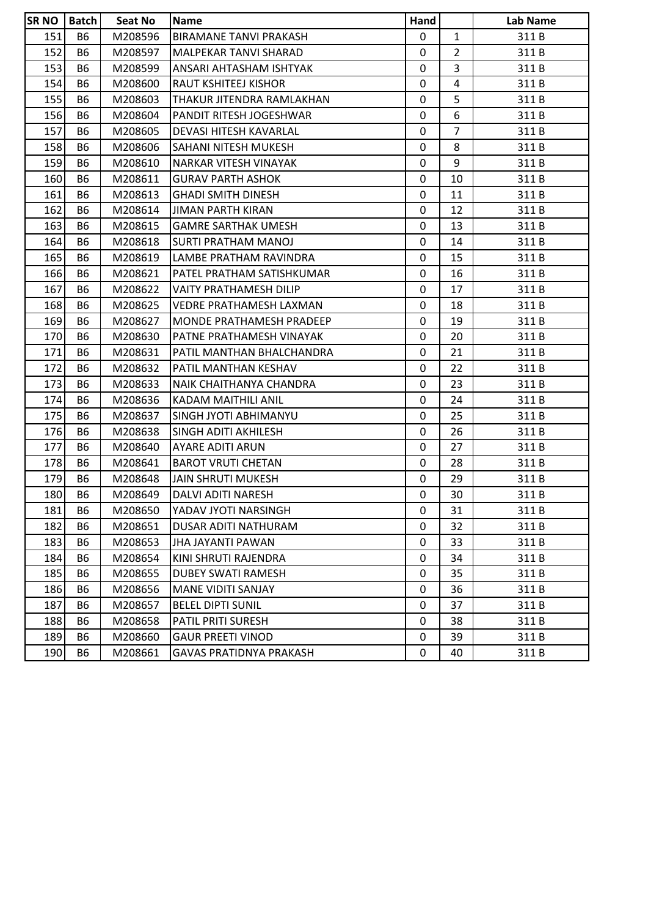| SR NO | Batch | Seat No | Name | Hand | | Lab Name |
|---|---|---|---|---|---|---|
| 151 | B6 | M208596 | BIRAMANE TANVI PRAKASH | 0 | 1 | 311 B |
| 152 | B6 | M208597 | MALPEKAR TANVI SHARAD | 0 | 2 | 311 B |
| 153 | B6 | M208599 | ANSARI AHTASHAM ISHTYAK | 0 | 3 | 311 B |
| 154 | B6 | M208600 | RAUT KSHITEEJ KISHOR | 0 | 4 | 311 B |
| 155 | B6 | M208603 | THAKUR JITENDRA RAMLAKHAN | 0 | 5 | 311 B |
| 156 | B6 | M208604 | PANDIT RITESH JOGESHWAR | 0 | 6 | 311 B |
| 157 | B6 | M208605 | DEVASI HITESH KAVARLAL | 0 | 7 | 311 B |
| 158 | B6 | M208606 | SAHANI NITESH MUKESH | 0 | 8 | 311 B |
| 159 | B6 | M208610 | NARKAR VITESH VINAYAK | 0 | 9 | 311 B |
| 160 | B6 | M208611 | GURAV PARTH ASHOK | 0 | 10 | 311 B |
| 161 | B6 | M208613 | GHADI SMITH DINESH | 0 | 11 | 311 B |
| 162 | B6 | M208614 | JIMAN PARTH KIRAN | 0 | 12 | 311 B |
| 163 | B6 | M208615 | GAMRE SARTHAK UMESH | 0 | 13 | 311 B |
| 164 | B6 | M208618 | SURTI PRATHAM MANOJ | 0 | 14 | 311 B |
| 165 | B6 | M208619 | LAMBE PRATHAM RAVINDRA | 0 | 15 | 311 B |
| 166 | B6 | M208621 | PATEL PRATHAM SATISHKUMAR | 0 | 16 | 311 B |
| 167 | B6 | M208622 | VAITY PRATHAMESH DILIP | 0 | 17 | 311 B |
| 168 | B6 | M208625 | VEDRE PRATHAMESH LAXMAN | 0 | 18 | 311 B |
| 169 | B6 | M208627 | MONDE PRATHAMESH PRADEEP | 0 | 19 | 311 B |
| 170 | B6 | M208630 | PATNE PRATHAMESH VINAYAK | 0 | 20 | 311 B |
| 171 | B6 | M208631 | PATIL MANTHAN BHALCHANDRA | 0 | 21 | 311 B |
| 172 | B6 | M208632 | PATIL MANTHAN KESHAV | 0 | 22 | 311 B |
| 173 | B6 | M208633 | NAIK CHAITHANYA CHANDRA | 0 | 23 | 311 B |
| 174 | B6 | M208636 | KADAM MAITHILI ANIL | 0 | 24 | 311 B |
| 175 | B6 | M208637 | SINGH JYOTI ABHIMANYU | 0 | 25 | 311 B |
| 176 | B6 | M208638 | SINGH ADITI AKHILESH | 0 | 26 | 311 B |
| 177 | B6 | M208640 | AYARE ADITI ARUN | 0 | 27 | 311 B |
| 178 | B6 | M208641 | BAROT VRUTI CHETAN | 0 | 28 | 311 B |
| 179 | B6 | M208648 | JAIN SHRUTI MUKESH | 0 | 29 | 311 B |
| 180 | B6 | M208649 | DALVI ADITI NARESH | 0 | 30 | 311 B |
| 181 | B6 | M208650 | YADAV JYOTI NARSINGH | 0 | 31 | 311 B |
| 182 | B6 | M208651 | DUSAR ADITI NATHURAM | 0 | 32 | 311 B |
| 183 | B6 | M208653 | JHA JAYANTI PAWAN | 0 | 33 | 311 B |
| 184 | B6 | M208654 | KINI SHRUTI RAJENDRA | 0 | 34 | 311 B |
| 185 | B6 | M208655 | DUBEY SWATI RAMESH | 0 | 35 | 311 B |
| 186 | B6 | M208656 | MANE VIDITI SANJAY | 0 | 36 | 311 B |
| 187 | B6 | M208657 | BELEL DIPTI SUNIL | 0 | 37 | 311 B |
| 188 | B6 | M208658 | PATIL PRITI SURESH | 0 | 38 | 311 B |
| 189 | B6 | M208660 | GAUR PREETI VINOD | 0 | 39 | 311 B |
| 190 | B6 | M208661 | GAVAS PRATIDNYA PRAKASH | 0 | 40 | 311 B |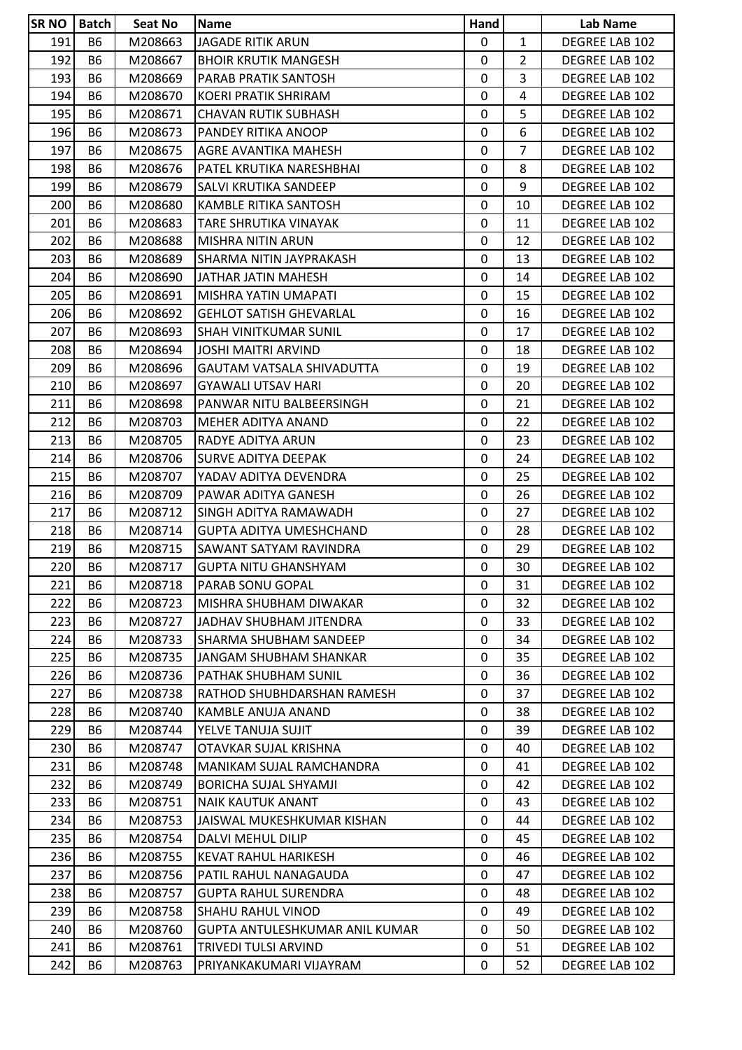| SR NO | Batch | Seat No | Name | Hand | | Lab Name |
|---|---|---|---|---|---|---|
| 191 | B6 | M208663 | JAGADE RITIK ARUN | 0 | 1 | DEGREE LAB 102 |
| 192 | B6 | M208667 | BHOIR KRUTIK MANGESH | 0 | 2 | DEGREE LAB 102 |
| 193 | B6 | M208669 | PARAB PRATIK SANTOSH | 0 | 3 | DEGREE LAB 102 |
| 194 | B6 | M208670 | KOERI PRATIK SHRIRAM | 0 | 4 | DEGREE LAB 102 |
| 195 | B6 | M208671 | CHAVAN RUTIK SUBHASH | 0 | 5 | DEGREE LAB 102 |
| 196 | B6 | M208673 | PANDEY RITIKA ANOOP | 0 | 6 | DEGREE LAB 102 |
| 197 | B6 | M208675 | AGRE AVANTIKA MAHESH | 0 | 7 | DEGREE LAB 102 |
| 198 | B6 | M208676 | PATEL KRUTIKA NARESHBHAI | 0 | 8 | DEGREE LAB 102 |
| 199 | B6 | M208679 | SALVI KRUTIKA SANDEEP | 0 | 9 | DEGREE LAB 102 |
| 200 | B6 | M208680 | KAMBLE RITIKA SANTOSH | 0 | 10 | DEGREE LAB 102 |
| 201 | B6 | M208683 | TARE SHRUTIKA VINAYAK | 0 | 11 | DEGREE LAB 102 |
| 202 | B6 | M208688 | MISHRA NITIN ARUN | 0 | 12 | DEGREE LAB 102 |
| 203 | B6 | M208689 | SHARMA NITIN JAYPRAKASH | 0 | 13 | DEGREE LAB 102 |
| 204 | B6 | M208690 | JATHAR JATIN MAHESH | 0 | 14 | DEGREE LAB 102 |
| 205 | B6 | M208691 | MISHRA YATIN UMAPATI | 0 | 15 | DEGREE LAB 102 |
| 206 | B6 | M208692 | GEHLOT SATISH GHEVARLAL | 0 | 16 | DEGREE LAB 102 |
| 207 | B6 | M208693 | SHAH VINITKUMAR SUNIL | 0 | 17 | DEGREE LAB 102 |
| 208 | B6 | M208694 | JOSHI MAITRI ARVIND | 0 | 18 | DEGREE LAB 102 |
| 209 | B6 | M208696 | GAUTAM VATSALA SHIVADUTTA | 0 | 19 | DEGREE LAB 102 |
| 210 | B6 | M208697 | GYAWALI UTSAV HARI | 0 | 20 | DEGREE LAB 102 |
| 211 | B6 | M208698 | PANWAR NITU BALBEERSINGH | 0 | 21 | DEGREE LAB 102 |
| 212 | B6 | M208703 | MEHER ADITYA ANAND | 0 | 22 | DEGREE LAB 102 |
| 213 | B6 | M208705 | RADYE ADITYA ARUN | 0 | 23 | DEGREE LAB 102 |
| 214 | B6 | M208706 | SURVE ADITYA DEEPAK | 0 | 24 | DEGREE LAB 102 |
| 215 | B6 | M208707 | YADAV ADITYA DEVENDRA | 0 | 25 | DEGREE LAB 102 |
| 216 | B6 | M208709 | PAWAR ADITYA GANESH | 0 | 26 | DEGREE LAB 102 |
| 217 | B6 | M208712 | SINGH ADITYA RAMAWADH | 0 | 27 | DEGREE LAB 102 |
| 218 | B6 | M208714 | GUPTA ADITYA UMESHCHAND | 0 | 28 | DEGREE LAB 102 |
| 219 | B6 | M208715 | SAWANT SATYAM RAVINDRA | 0 | 29 | DEGREE LAB 102 |
| 220 | B6 | M208717 | GUPTA NITU GHANSHYAM | 0 | 30 | DEGREE LAB 102 |
| 221 | B6 | M208718 | PARAB SONU GOPAL | 0 | 31 | DEGREE LAB 102 |
| 222 | B6 | M208723 | MISHRA SHUBHAM DIWAKAR | 0 | 32 | DEGREE LAB 102 |
| 223 | B6 | M208727 | JADHAV SHUBHAM JITENDRA | 0 | 33 | DEGREE LAB 102 |
| 224 | B6 | M208733 | SHARMA SHUBHAM SANDEEP | 0 | 34 | DEGREE LAB 102 |
| 225 | B6 | M208735 | JANGAM SHUBHAM SHANKAR | 0 | 35 | DEGREE LAB 102 |
| 226 | B6 | M208736 | PATHAK SHUBHAM SUNIL | 0 | 36 | DEGREE LAB 102 |
| 227 | B6 | M208738 | RATHOD SHUBHDARSHAN RAMESH | 0 | 37 | DEGREE LAB 102 |
| 228 | B6 | M208740 | KAMBLE ANUJA ANAND | 0 | 38 | DEGREE LAB 102 |
| 229 | B6 | M208744 | YELVE TANUJA SUJIT | 0 | 39 | DEGREE LAB 102 |
| 230 | B6 | M208747 | OTAVKAR SUJAL KRISHNA | 0 | 40 | DEGREE LAB 102 |
| 231 | B6 | M208748 | MANIKAM SUJAL RAMCHANDRA | 0 | 41 | DEGREE LAB 102 |
| 232 | B6 | M208749 | BORICHA SUJAL SHYAMJI | 0 | 42 | DEGREE LAB 102 |
| 233 | B6 | M208751 | NAIK KAUTUK ANANT | 0 | 43 | DEGREE LAB 102 |
| 234 | B6 | M208753 | JAISWAL MUKESHKUMAR KISHAN | 0 | 44 | DEGREE LAB 102 |
| 235 | B6 | M208754 | DALVI MEHUL DILIP | 0 | 45 | DEGREE LAB 102 |
| 236 | B6 | M208755 | KEVAT RAHUL HARIKESH | 0 | 46 | DEGREE LAB 102 |
| 237 | B6 | M208756 | PATIL RAHUL NANAGAUDA | 0 | 47 | DEGREE LAB 102 |
| 238 | B6 | M208757 | GUPTA RAHUL SURENDRA | 0 | 48 | DEGREE LAB 102 |
| 239 | B6 | M208758 | SHAHU RAHUL VINOD | 0 | 49 | DEGREE LAB 102 |
| 240 | B6 | M208760 | GUPTA ANTULESHKUMAR ANIL KUMAR | 0 | 50 | DEGREE LAB 102 |
| 241 | B6 | M208761 | TRIVEDI TULSI ARVIND | 0 | 51 | DEGREE LAB 102 |
| 242 | B6 | M208763 | PRIYANKAKUMARI VIJAYRAM | 0 | 52 | DEGREE LAB 102 |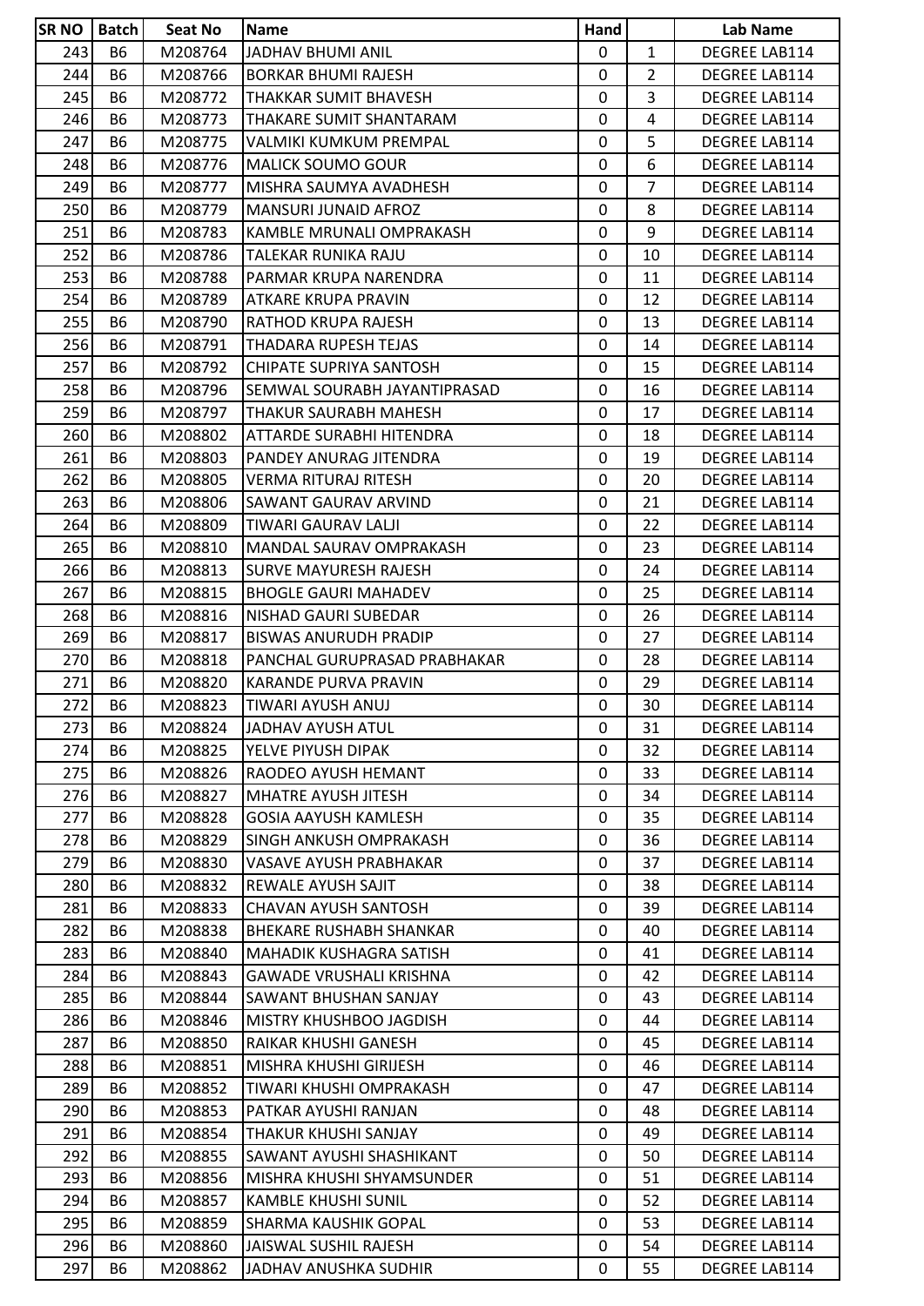| SR NO | Batch | Seat No | Name | Hand | | Lab Name |
|---|---|---|---|---|---|---|
| 243 | B6 | M208764 | JADHAV BHUMI ANIL | 0 | 1 | DEGREE LAB114 |
| 244 | B6 | M208766 | BORKAR BHUMI RAJESH | 0 | 2 | DEGREE LAB114 |
| 245 | B6 | M208772 | THAKKAR SUMIT BHAVESH | 0 | 3 | DEGREE LAB114 |
| 246 | B6 | M208773 | THAKARE SUMIT SHANTARAM | 0 | 4 | DEGREE LAB114 |
| 247 | B6 | M208775 | VALMIKI KUMKUM PREMPAL | 0 | 5 | DEGREE LAB114 |
| 248 | B6 | M208776 | MALICK SOUMO GOUR | 0 | 6 | DEGREE LAB114 |
| 249 | B6 | M208777 | MISHRA SAUMYA AVADHESH | 0 | 7 | DEGREE LAB114 |
| 250 | B6 | M208779 | MANSURI JUNAID AFROZ | 0 | 8 | DEGREE LAB114 |
| 251 | B6 | M208783 | KAMBLE MRUNALI OMPRAKASH | 0 | 9 | DEGREE LAB114 |
| 252 | B6 | M208786 | TALEKAR RUNIKA RAJU | 0 | 10 | DEGREE LAB114 |
| 253 | B6 | M208788 | PARMAR KRUPA NARENDRA | 0 | 11 | DEGREE LAB114 |
| 254 | B6 | M208789 | ATKARE KRUPA PRAVIN | 0 | 12 | DEGREE LAB114 |
| 255 | B6 | M208790 | RATHOD KRUPA RAJESH | 0 | 13 | DEGREE LAB114 |
| 256 | B6 | M208791 | THADARA RUPESH TEJAS | 0 | 14 | DEGREE LAB114 |
| 257 | B6 | M208792 | CHIPATE SUPRIYA SANTOSH | 0 | 15 | DEGREE LAB114 |
| 258 | B6 | M208796 | SEMWAL SOURABH JAYANTIPRASAD | 0 | 16 | DEGREE LAB114 |
| 259 | B6 | M208797 | THAKUR SAURABH MAHESH | 0 | 17 | DEGREE LAB114 |
| 260 | B6 | M208802 | ATTARDE SURABHI HITENDRA | 0 | 18 | DEGREE LAB114 |
| 261 | B6 | M208803 | PANDEY ANURAG JITENDRA | 0 | 19 | DEGREE LAB114 |
| 262 | B6 | M208805 | VERMA RITURAJ RITESH | 0 | 20 | DEGREE LAB114 |
| 263 | B6 | M208806 | SAWANT GAURAV ARVIND | 0 | 21 | DEGREE LAB114 |
| 264 | B6 | M208809 | TIWARI GAURAV LALJI | 0 | 22 | DEGREE LAB114 |
| 265 | B6 | M208810 | MANDAL SAURAV OMPRAKASH | 0 | 23 | DEGREE LAB114 |
| 266 | B6 | M208813 | SURVE MAYURESH RAJESH | 0 | 24 | DEGREE LAB114 |
| 267 | B6 | M208815 | BHOGLE GAURI MAHADEV | 0 | 25 | DEGREE LAB114 |
| 268 | B6 | M208816 | NISHAD GAURI SUBEDAR | 0 | 26 | DEGREE LAB114 |
| 269 | B6 | M208817 | BISWAS ANURUDH PRADIP | 0 | 27 | DEGREE LAB114 |
| 270 | B6 | M208818 | PANCHAL GURUPRASAD PRABHAKAR | 0 | 28 | DEGREE LAB114 |
| 271 | B6 | M208820 | KARANDE PURVA PRAVIN | 0 | 29 | DEGREE LAB114 |
| 272 | B6 | M208823 | TIWARI AYUSH ANUJ | 0 | 30 | DEGREE LAB114 |
| 273 | B6 | M208824 | JADHAV AYUSH ATUL | 0 | 31 | DEGREE LAB114 |
| 274 | B6 | M208825 | YELVE PIYUSH DIPAK | 0 | 32 | DEGREE LAB114 |
| 275 | B6 | M208826 | RAODEO AYUSH HEMANT | 0 | 33 | DEGREE LAB114 |
| 276 | B6 | M208827 | MHATRE AYUSH JITESH | 0 | 34 | DEGREE LAB114 |
| 277 | B6 | M208828 | GOSIA AAYUSH KAMLESH | 0 | 35 | DEGREE LAB114 |
| 278 | B6 | M208829 | SINGH ANKUSH OMPRAKASH | 0 | 36 | DEGREE LAB114 |
| 279 | B6 | M208830 | VASAVE AYUSH PRABHAKAR | 0 | 37 | DEGREE LAB114 |
| 280 | B6 | M208832 | REWALE AYUSH SAJIT | 0 | 38 | DEGREE LAB114 |
| 281 | B6 | M208833 | CHAVAN AYUSH SANTOSH | 0 | 39 | DEGREE LAB114 |
| 282 | B6 | M208838 | BHEKARE RUSHABH SHANKAR | 0 | 40 | DEGREE LAB114 |
| 283 | B6 | M208840 | MAHADIK KUSHAGRA SATISH | 0 | 41 | DEGREE LAB114 |
| 284 | B6 | M208843 | GAWADE VRUSHALI KRISHNA | 0 | 42 | DEGREE LAB114 |
| 285 | B6 | M208844 | SAWANT BHUSHAN SANJAY | 0 | 43 | DEGREE LAB114 |
| 286 | B6 | M208846 | MISTRY KHUSHBOO JAGDISH | 0 | 44 | DEGREE LAB114 |
| 287 | B6 | M208850 | RAIKAR KHUSHI GANESH | 0 | 45 | DEGREE LAB114 |
| 288 | B6 | M208851 | MISHRA KHUSHI GIRIJESH | 0 | 46 | DEGREE LAB114 |
| 289 | B6 | M208852 | TIWARI KHUSHI OMPRAKASH | 0 | 47 | DEGREE LAB114 |
| 290 | B6 | M208853 | PATKAR AYUSHI RANJAN | 0 | 48 | DEGREE LAB114 |
| 291 | B6 | M208854 | THAKUR KHUSHI SANJAY | 0 | 49 | DEGREE LAB114 |
| 292 | B6 | M208855 | SAWANT AYUSHI SHASHIKANT | 0 | 50 | DEGREE LAB114 |
| 293 | B6 | M208856 | MISHRA KHUSHI SHYAMSUNDER | 0 | 51 | DEGREE LAB114 |
| 294 | B6 | M208857 | KAMBLE KHUSHI SUNIL | 0 | 52 | DEGREE LAB114 |
| 295 | B6 | M208859 | SHARMA KAUSHIK GOPAL | 0 | 53 | DEGREE LAB114 |
| 296 | B6 | M208860 | JAISWAL SUSHIL RAJESH | 0 | 54 | DEGREE LAB114 |
| 297 | B6 | M208862 | JADHAV ANUSHKA SUDHIR | 0 | 55 | DEGREE LAB114 |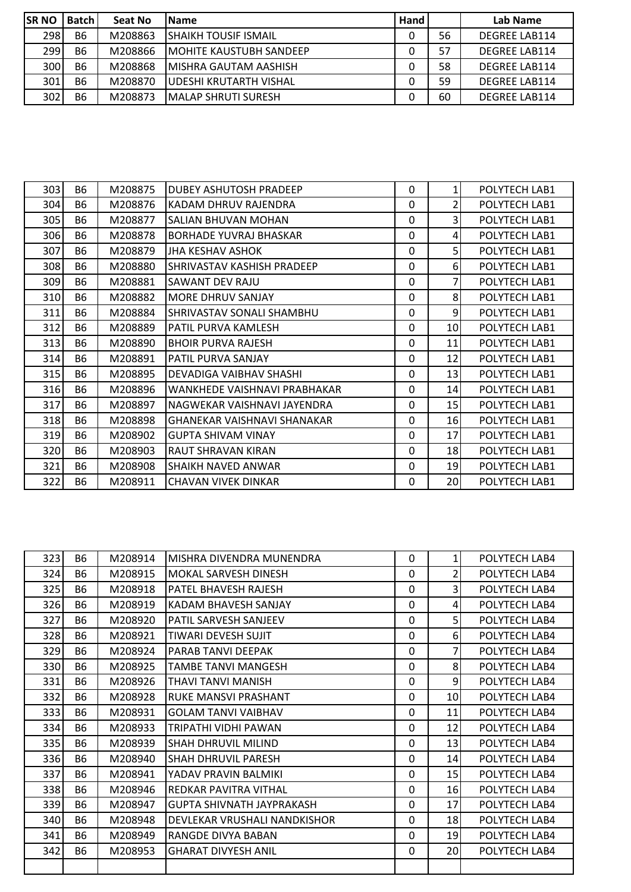| SR NO | Batch | Seat No | Name | Hand | | Lab Name |
|---|---|---|---|---|---|---|
| 298 | B6 | M208863 | SHAIKH TOUSIF ISMAIL | 0 | 56 | DEGREE LAB114 |
| 299 | B6 | M208866 | MOHITE KAUSTUBH SANDEEP | 0 | 57 | DEGREE LAB114 |
| 300 | B6 | M208868 | MISHRA GAUTAM AASHISH | 0 | 58 | DEGREE LAB114 |
| 301 | B6 | M208870 | UDESHI KRUTARTH VISHAL | 0 | 59 | DEGREE LAB114 |
| 302 | B6 | M208873 | MALAP SHRUTI SURESH | 0 | 60 | DEGREE LAB114 |

| | | | | | | |
|---|---|---|---|---|---|---|
| 303 | B6 | M208875 | DUBEY ASHUTOSH PRADEEP | 0 | 1 | POLYTECH LAB1 |
| 304 | B6 | M208876 | KADAM DHRUV RAJENDRA | 0 | 2 | POLYTECH LAB1 |
| 305 | B6 | M208877 | SALIAN BHUVAN MOHAN | 0 | 3 | POLYTECH LAB1 |
| 306 | B6 | M208878 | BORHADE YUVRAJ BHASKAR | 0 | 4 | POLYTECH LAB1 |
| 307 | B6 | M208879 | JHA KESHAV ASHOK | 0 | 5 | POLYTECH LAB1 |
| 308 | B6 | M208880 | SHRIVASTAV KASHISH PRADEEP | 0 | 6 | POLYTECH LAB1 |
| 309 | B6 | M208881 | SAWANT DEV RAJU | 0 | 7 | POLYTECH LAB1 |
| 310 | B6 | M208882 | MORE DHRUV SANJAY | 0 | 8 | POLYTECH LAB1 |
| 311 | B6 | M208884 | SHRIVASTAV SONALI SHAMBHU | 0 | 9 | POLYTECH LAB1 |
| 312 | B6 | M208889 | PATIL PURVA KAMLESH | 0 | 10 | POLYTECH LAB1 |
| 313 | B6 | M208890 | BHOIR PURVA RAJESH | 0 | 11 | POLYTECH LAB1 |
| 314 | B6 | M208891 | PATIL PURVA SANJAY | 0 | 12 | POLYTECH LAB1 |
| 315 | B6 | M208895 | DEVADIGA VAIBHAV SHASHI | 0 | 13 | POLYTECH LAB1 |
| 316 | B6 | M208896 | WANKHEDE VAISHNAVI PRABHAKAR | 0 | 14 | POLYTECH LAB1 |
| 317 | B6 | M208897 | NAGWEKAR VAISHNAVI JAYENDRA | 0 | 15 | POLYTECH LAB1 |
| 318 | B6 | M208898 | GHANEKAR VAISHNAVI SHANAKAR | 0 | 16 | POLYTECH LAB1 |
| 319 | B6 | M208902 | GUPTA SHIVAM VINAY | 0 | 17 | POLYTECH LAB1 |
| 320 | B6 | M208903 | RAUT SHRAVAN KIRAN | 0 | 18 | POLYTECH LAB1 |
| 321 | B6 | M208908 | SHAIKH NAVED ANWAR | 0 | 19 | POLYTECH LAB1 |
| 322 | B6 | M208911 | CHAVAN VIVEK DINKAR | 0 | 20 | POLYTECH LAB1 |

| | | | | | | |
|---|---|---|---|---|---|---|
| 323 | B6 | M208914 | MISHRA DIVENDRA MUNENDRA | 0 | 1 | POLYTECH LAB4 |
| 324 | B6 | M208915 | MOKAL SARVESH DINESH | 0 | 2 | POLYTECH LAB4 |
| 325 | B6 | M208918 | PATEL BHAVESH RAJESH | 0 | 3 | POLYTECH LAB4 |
| 326 | B6 | M208919 | KADAM BHAVESH SANJAY | 0 | 4 | POLYTECH LAB4 |
| 327 | B6 | M208920 | PATIL SARVESH SANJEEV | 0 | 5 | POLYTECH LAB4 |
| 328 | B6 | M208921 | TIWARI DEVESH SUJIT | 0 | 6 | POLYTECH LAB4 |
| 329 | B6 | M208924 | PARAB TANVI DEEPAK | 0 | 7 | POLYTECH LAB4 |
| 330 | B6 | M208925 | TAMBE TANVI MANGESH | 0 | 8 | POLYTECH LAB4 |
| 331 | B6 | M208926 | THAVI TANVI MANISH | 0 | 9 | POLYTECH LAB4 |
| 332 | B6 | M208928 | RUKE MANSVI PRASHANT | 0 | 10 | POLYTECH LAB4 |
| 333 | B6 | M208931 | GOLAM TANVI VAIBHAV | 0 | 11 | POLYTECH LAB4 |
| 334 | B6 | M208933 | TRIPATHI VIDHI PAWAN | 0 | 12 | POLYTECH LAB4 |
| 335 | B6 | M208939 | SHAH DHRUVIL MILIND | 0 | 13 | POLYTECH LAB4 |
| 336 | B6 | M208940 | SHAH DHRUVIL PARESH | 0 | 14 | POLYTECH LAB4 |
| 337 | B6 | M208941 | YADAV PRAVIN BALMIKI | 0 | 15 | POLYTECH LAB4 |
| 338 | B6 | M208946 | REDKAR PAVITRA VITHAL | 0 | 16 | POLYTECH LAB4 |
| 339 | B6 | M208947 | GUPTA SHIVNATH JAYPRAKASH | 0 | 17 | POLYTECH LAB4 |
| 340 | B6 | M208948 | DEVLEKAR VRUSHALI NANDKISHOR | 0 | 18 | POLYTECH LAB4 |
| 341 | B6 | M208949 | RANGDE DIVYA BABAN | 0 | 19 | POLYTECH LAB4 |
| 342 | B6 | M208953 | GHARAT DIVYESH ANIL | 0 | 20 | POLYTECH LAB4 |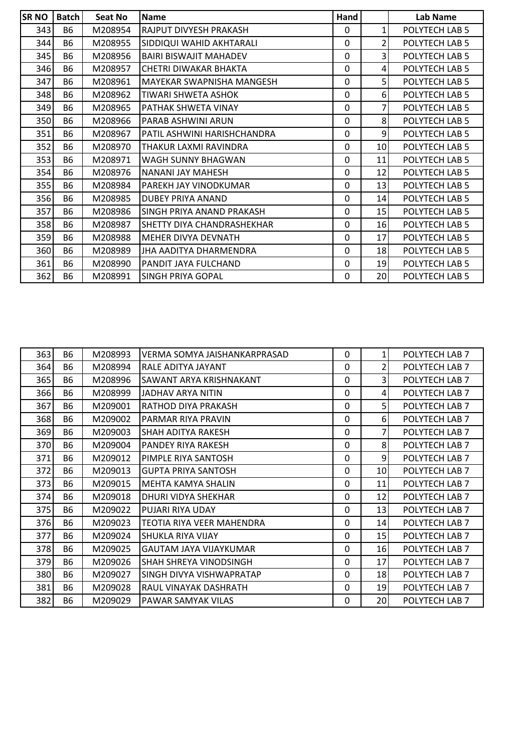| SR NO | Batch | Seat No | Name | Hand | | Lab Name |
|---|---|---|---|---|---|---|
| 343 | B6 | M208954 | RAJPUT DIVYESH PRAKASH | 0 | 1 | POLYTECH LAB 5 |
| 344 | B6 | M208955 | SIDDIQUI WAHID AKHTARALI | 0 | 2 | POLYTECH LAB 5 |
| 345 | B6 | M208956 | BAIRI BISWAJIT MAHADEV | 0 | 3 | POLYTECH LAB 5 |
| 346 | B6 | M208957 | CHETRI DIWAKAR BHAKTA | 0 | 4 | POLYTECH LAB 5 |
| 347 | B6 | M208961 | MAYEKAR SWAPNISHA MANGESH | 0 | 5 | POLYTECH LAB 5 |
| 348 | B6 | M208962 | TIWARI SHWETA ASHOK | 0 | 6 | POLYTECH LAB 5 |
| 349 | B6 | M208965 | PATHAK SHWETA VINAY | 0 | 7 | POLYTECH LAB 5 |
| 350 | B6 | M208966 | PARAB ASHWINI ARUN | 0 | 8 | POLYTECH LAB 5 |
| 351 | B6 | M208967 | PATIL ASHWINI HARISHCHANDRA | 0 | 9 | POLYTECH LAB 5 |
| 352 | B6 | M208970 | THAKUR LAXMI RAVINDRA | 0 | 10 | POLYTECH LAB 5 |
| 353 | B6 | M208971 | WAGH SUNNY BHAGWAN | 0 | 11 | POLYTECH LAB 5 |
| 354 | B6 | M208976 | NANANI JAY MAHESH | 0 | 12 | POLYTECH LAB 5 |
| 355 | B6 | M208984 | PAREKH JAY VINODKUMAR | 0 | 13 | POLYTECH LAB 5 |
| 356 | B6 | M208985 | DUBEY PRIYA ANAND | 0 | 14 | POLYTECH LAB 5 |
| 357 | B6 | M208986 | SINGH PRIYA ANAND PRAKASH | 0 | 15 | POLYTECH LAB 5 |
| 358 | B6 | M208987 | SHETTY DIYA CHANDRASHEKHAR | 0 | 16 | POLYTECH LAB 5 |
| 359 | B6 | M208988 | MEHER DIVYA DEVNATH | 0 | 17 | POLYTECH LAB 5 |
| 360 | B6 | M208989 | JHA AADITYA DHARMENDRA | 0 | 18 | POLYTECH LAB 5 |
| 361 | B6 | M208990 | PANDIT JAYA FULCHAND | 0 | 19 | POLYTECH LAB 5 |
| 362 | B6 | M208991 | SINGH PRIYA GOPAL | 0 | 20 | POLYTECH LAB 5 |

| SR NO | Batch | Seat No | Name | Hand | | Lab Name |
|---|---|---|---|---|---|---|
| 363 | B6 | M208993 | VERMA SOMYA JAISHANKARPRASAD | 0 | 1 | POLYTECH LAB 7 |
| 364 | B6 | M208994 | RALE ADITYA JAYANT | 0 | 2 | POLYTECH LAB 7 |
| 365 | B6 | M208996 | SAWANT ARYA KRISHNAKANT | 0 | 3 | POLYTECH LAB 7 |
| 366 | B6 | M208999 | JADHAV ARYA NITIN | 0 | 4 | POLYTECH LAB 7 |
| 367 | B6 | M209001 | RATHOD DIYA PRAKASH | 0 | 5 | POLYTECH LAB 7 |
| 368 | B6 | M209002 | PARMAR RIYA PRAVIN | 0 | 6 | POLYTECH LAB 7 |
| 369 | B6 | M209003 | SHAH ADITYA RAKESH | 0 | 7 | POLYTECH LAB 7 |
| 370 | B6 | M209004 | PANDEY RIYA RAKESH | 0 | 8 | POLYTECH LAB 7 |
| 371 | B6 | M209012 | PIMPLE RIYA SANTOSH | 0 | 9 | POLYTECH LAB 7 |
| 372 | B6 | M209013 | GUPTA PRIYA SANTOSH | 0 | 10 | POLYTECH LAB 7 |
| 373 | B6 | M209015 | MEHTA KAMYA SHALIN | 0 | 11 | POLYTECH LAB 7 |
| 374 | B6 | M209018 | DHURI VIDYA SHEKHAR | 0 | 12 | POLYTECH LAB 7 |
| 375 | B6 | M209022 | PUJARI RIYA UDAY | 0 | 13 | POLYTECH LAB 7 |
| 376 | B6 | M209023 | TEOTIA RIYA VEER MAHENDRA | 0 | 14 | POLYTECH LAB 7 |
| 377 | B6 | M209024 | SHUKLA RIYA VIJAY | 0 | 15 | POLYTECH LAB 7 |
| 378 | B6 | M209025 | GAUTAM JAYA VIJAYKUMAR | 0 | 16 | POLYTECH LAB 7 |
| 379 | B6 | M209026 | SHAH SHREYA VINODSINGH | 0 | 17 | POLYTECH LAB 7 |
| 380 | B6 | M209027 | SINGH DIVYA VISHWAPRATAP | 0 | 18 | POLYTECH LAB 7 |
| 381 | B6 | M209028 | RAUL VINAYAK DASHRATH | 0 | 19 | POLYTECH LAB 7 |
| 382 | B6 | M209029 | PAWAR SAMYAK VILAS | 0 | 20 | POLYTECH LAB 7 |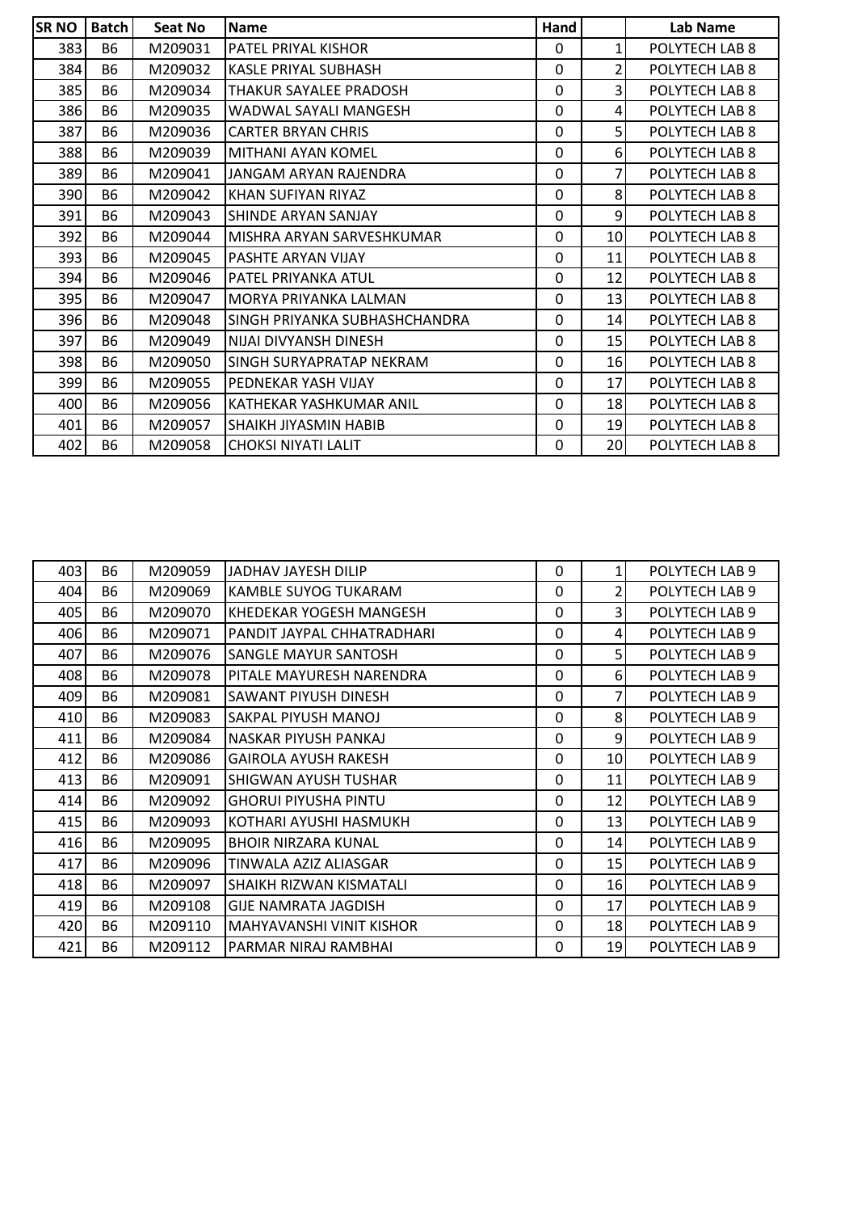| SR NO | Batch | Seat No | Name | Hand | | Lab Name |
|---|---|---|---|---|---|---|
| 383 | B6 | M209031 | PATEL PRIYAL KISHOR | 0 | 1 | POLYTECH LAB 8 |
| 384 | B6 | M209032 | KASLE PRIYAL SUBHASH | 0 | 2 | POLYTECH LAB 8 |
| 385 | B6 | M209034 | THAKUR SAYALEE PRADOSH | 0 | 3 | POLYTECH LAB 8 |
| 386 | B6 | M209035 | WADWAL SAYALI MANGESH | 0 | 4 | POLYTECH LAB 8 |
| 387 | B6 | M209036 | CARTER BRYAN CHRIS | 0 | 5 | POLYTECH LAB 8 |
| 388 | B6 | M209039 | MITHANI AYAN KOMEL | 0 | 6 | POLYTECH LAB 8 |
| 389 | B6 | M209041 | JANGAM ARYAN RAJENDRA | 0 | 7 | POLYTECH LAB 8 |
| 390 | B6 | M209042 | KHAN SUFIYAN RIYAZ | 0 | 8 | POLYTECH LAB 8 |
| 391 | B6 | M209043 | SHINDE ARYAN SANJAY | 0 | 9 | POLYTECH LAB 8 |
| 392 | B6 | M209044 | MISHRA ARYAN SARVESHKUMAR | 0 | 10 | POLYTECH LAB 8 |
| 393 | B6 | M209045 | PASHTE ARYAN VIJAY | 0 | 11 | POLYTECH LAB 8 |
| 394 | B6 | M209046 | PATEL PRIYANKA ATUL | 0 | 12 | POLYTECH LAB 8 |
| 395 | B6 | M209047 | MORYA PRIYANKA LALMAN | 0 | 13 | POLYTECH LAB 8 |
| 396 | B6 | M209048 | SINGH PRIYANKA SUBHASHCHANDRA | 0 | 14 | POLYTECH LAB 8 |
| 397 | B6 | M209049 | NIJAI DIVYANSH DINESH | 0 | 15 | POLYTECH LAB 8 |
| 398 | B6 | M209050 | SINGH SURYAPRATAP NEKRAM | 0 | 16 | POLYTECH LAB 8 |
| 399 | B6 | M209055 | PEDNEKAR YASH VIJAY | 0 | 17 | POLYTECH LAB 8 |
| 400 | B6 | M209056 | KATHEKAR YASHKUMAR ANIL | 0 | 18 | POLYTECH LAB 8 |
| 401 | B6 | M209057 | SHAIKH JIYASMIN HABIB | 0 | 19 | POLYTECH LAB 8 |
| 402 | B6 | M209058 | CHOKSI NIYATI LALIT | 0 | 20 | POLYTECH LAB 8 |

| | | | | | | |
|---|---|---|---|---|---|---|
| 403 | B6 | M209059 | JADHAV JAYESH DILIP | 0 | 1 | POLYTECH LAB 9 |
| 404 | B6 | M209069 | KAMBLE SUYOG TUKARAM | 0 | 2 | POLYTECH LAB 9 |
| 405 | B6 | M209070 | KHEDEKAR YOGESH MANGESH | 0 | 3 | POLYTECH LAB 9 |
| 406 | B6 | M209071 | PANDIT JAYPAL CHHATRADHARI | 0 | 4 | POLYTECH LAB 9 |
| 407 | B6 | M209076 | SANGLE MAYUR SANTOSH | 0 | 5 | POLYTECH LAB 9 |
| 408 | B6 | M209078 | PITALE MAYURESH NARENDRA | 0 | 6 | POLYTECH LAB 9 |
| 409 | B6 | M209081 | SAWANT PIYUSH DINESH | 0 | 7 | POLYTECH LAB 9 |
| 410 | B6 | M209083 | SAKPAL PIYUSH MANOJ | 0 | 8 | POLYTECH LAB 9 |
| 411 | B6 | M209084 | NASKAR PIYUSH PANKAJ | 0 | 9 | POLYTECH LAB 9 |
| 412 | B6 | M209086 | GAIROLA AYUSH RAKESH | 0 | 10 | POLYTECH LAB 9 |
| 413 | B6 | M209091 | SHIGWAN AYUSH TUSHAR | 0 | 11 | POLYTECH LAB 9 |
| 414 | B6 | M209092 | GHORUI PIYUSHA PINTU | 0 | 12 | POLYTECH LAB 9 |
| 415 | B6 | M209093 | KOTHARI AYUSHI HASMUKH | 0 | 13 | POLYTECH LAB 9 |
| 416 | B6 | M209095 | BHOIR NIRZARA KUNAL | 0 | 14 | POLYTECH LAB 9 |
| 417 | B6 | M209096 | TINWALA AZIZ ALIASGAR | 0 | 15 | POLYTECH LAB 9 |
| 418 | B6 | M209097 | SHAIKH RIZWAN KISMATALI | 0 | 16 | POLYTECH LAB 9 |
| 419 | B6 | M209108 | GIJE NAMRATA JAGDISH | 0 | 17 | POLYTECH LAB 9 |
| 420 | B6 | M209110 | MAHYAVANSHI VINIT KISHOR | 0 | 18 | POLYTECH LAB 9 |
| 421 | B6 | M209112 | PARMAR NIRAJ RAMBHAI | 0 | 19 | POLYTECH LAB 9 |